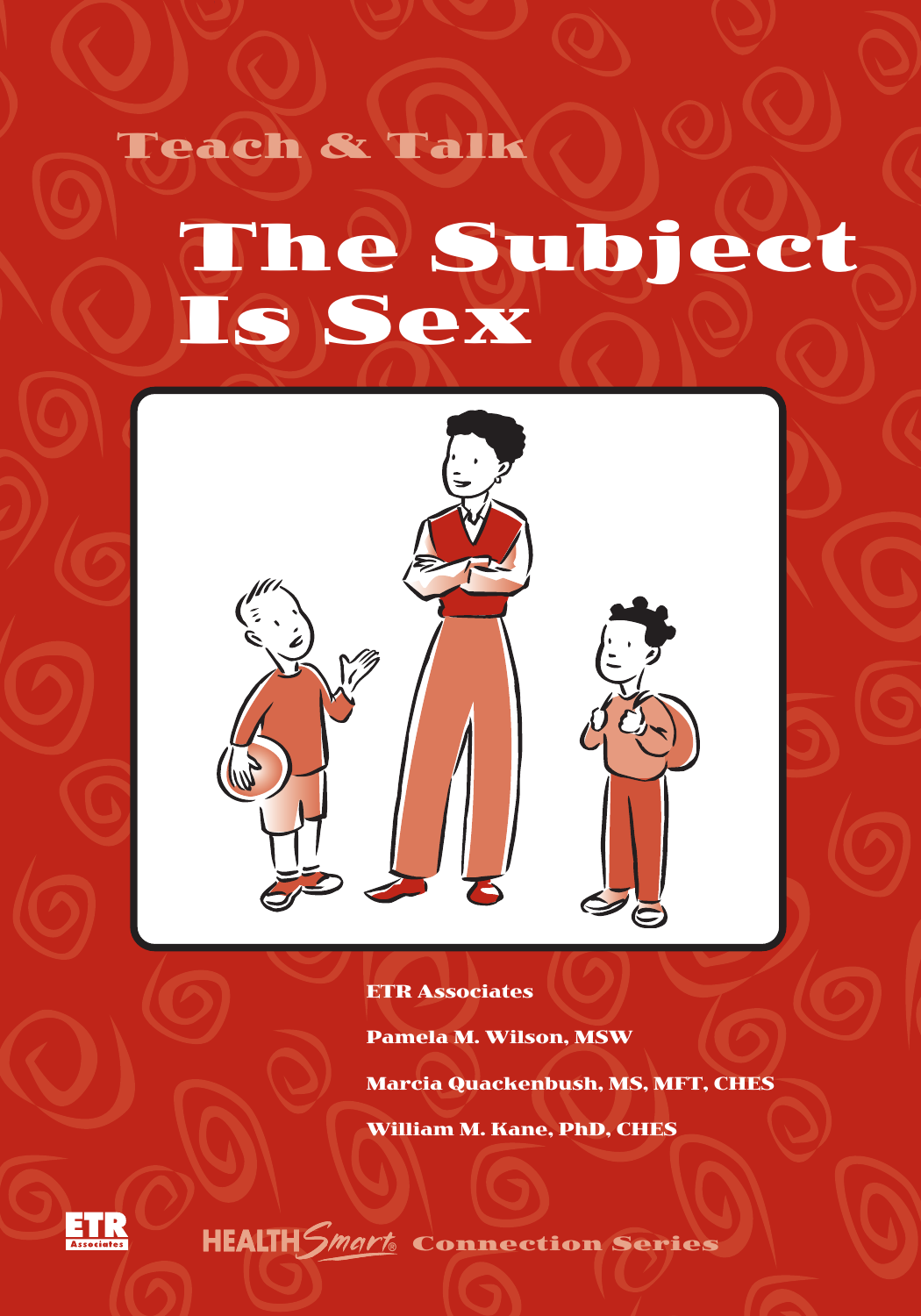Teach & Talk

# The Subject Is Sex

ETR Associates

Pamela M. Wilson, MSW

Marcia Quackenbush, MS, MFT, CHES

William M. Kane, PhD, CHES

ETR Associates

HEALTH Smart® Connection Series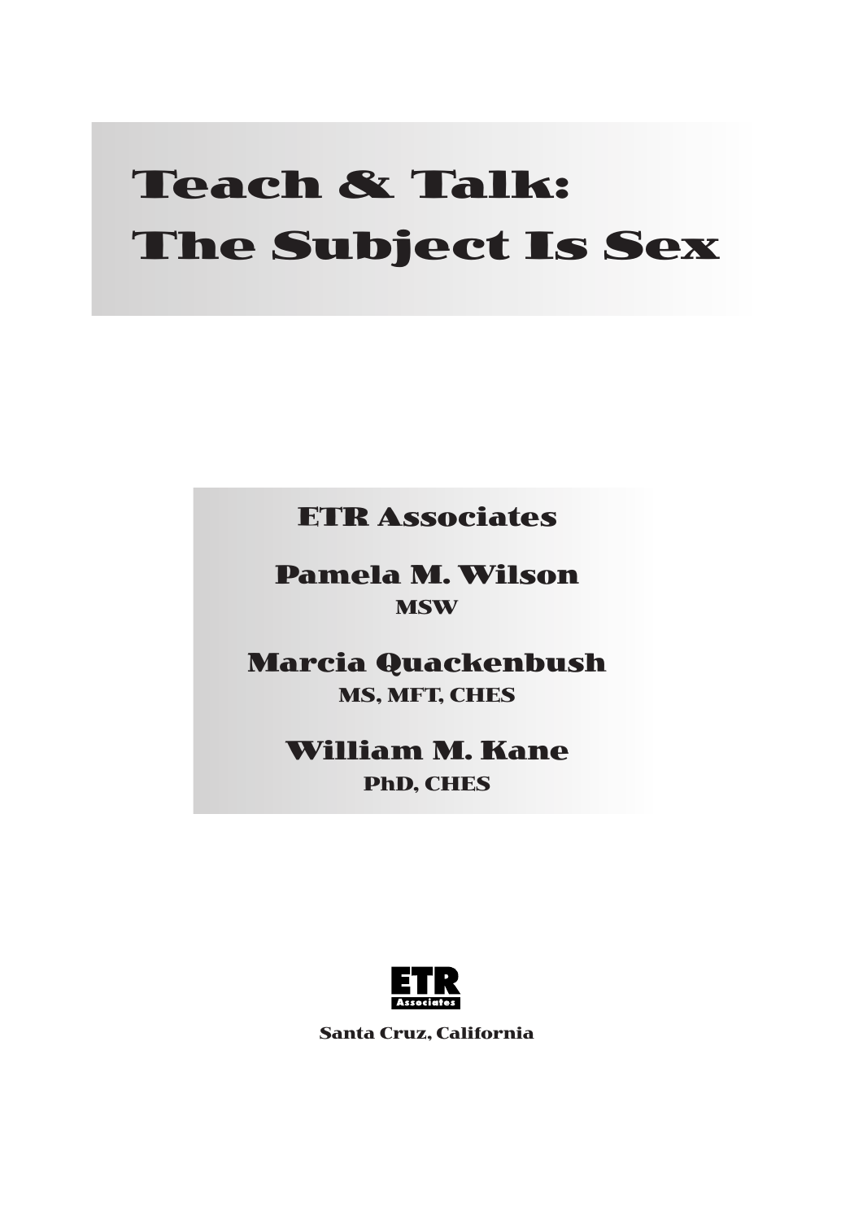# Teach & Talk: The Subject Is Sex

**ETR Associates**

**Pamela M. Wilson**
MSW

**Marcia Quackenbush**
MS, MFT, CHES

**William M. Kane**
PhD, CHES

ETR Associates

Santa Cruz, California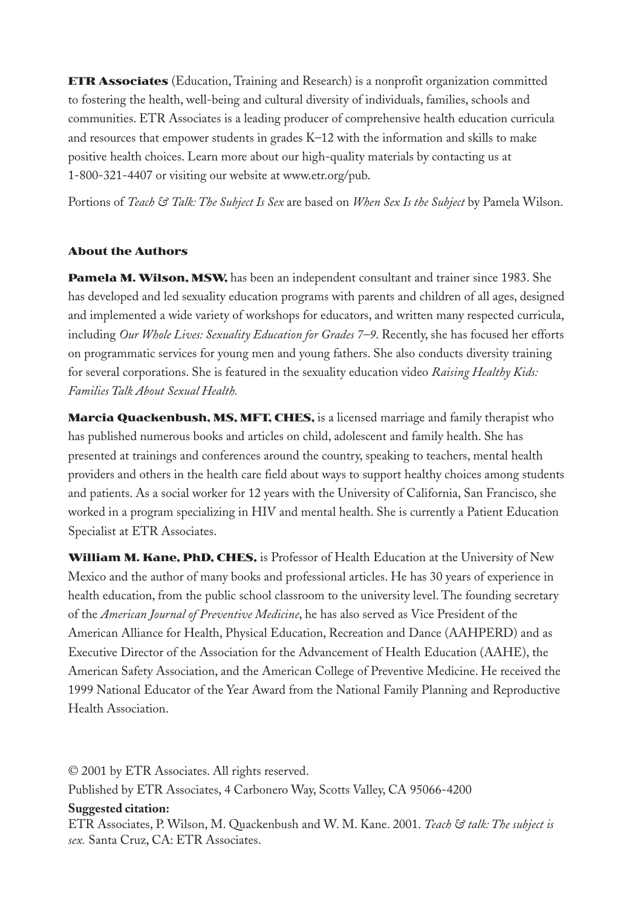**ETR Associates** (Education, Training and Research) is a nonprofit organization committed to fostering the health, well-being and cultural diversity of individuals, families, schools and communities. ETR Associates is a leading producer of comprehensive health education curricula and resources that empower students in grades K–12 with the information and skills to make positive health choices. Learn more about our high-quality materials by contacting us at 1-800-321-4407 or visiting our website at www.etr.org/pub.

Portions of *Teach & Talk: The Subject Is Sex* are based on *When Sex Is the Subject* by Pamela Wilson.

## About the Authors

**Pamela M. Wilson, MSW,** has been an independent consultant and trainer since 1983. She has developed and led sexuality education programs with parents and children of all ages, designed and implemented a wide variety of workshops for educators, and written many respected curricula, including *Our Whole Lives: Sexuality Education for Grades 7–9*. Recently, she has focused her efforts on programmatic services for young men and young fathers. She also conducts diversity training for several corporations. She is featured in the sexuality education video *Raising Healthy Kids: Families Talk About Sexual Health.*

**Marcia Quackenbush, MS, MFT, CHES,** is a licensed marriage and family therapist who has published numerous books and articles on child, adolescent and family health. She has presented at trainings and conferences around the country, speaking to teachers, mental health providers and others in the health care field about ways to support healthy choices among students and patients. As a social worker for 12 years with the University of California, San Francisco, she worked in a program specializing in HIV and mental health. She is currently a Patient Education Specialist at ETR Associates.

**William M. Kane, PhD, CHES,** is Professor of Health Education at the University of New Mexico and the author of many books and professional articles. He has 30 years of experience in health education, from the public school classroom to the university level. The founding secretary of the *American Journal of Preventive Medicine*, he has also served as Vice President of the American Alliance for Health, Physical Education, Recreation and Dance (AAHPERD) and as Executive Director of the Association for the Advancement of Health Education (AAHE), the American Safety Association, and the American College of Preventive Medicine. He received the 1999 National Educator of the Year Award from the National Family Planning and Reproductive Health Association.

© 2001 by ETR Associates. All rights reserved.

Published by ETR Associates, 4 Carbonero Way, Scotts Valley, CA 95066-4200

**Suggested citation:**

ETR Associates, P. Wilson, M. Quackenbush and W. M. Kane. 2001. *Teach & talk: The subject is sex.* Santa Cruz, CA: ETR Associates.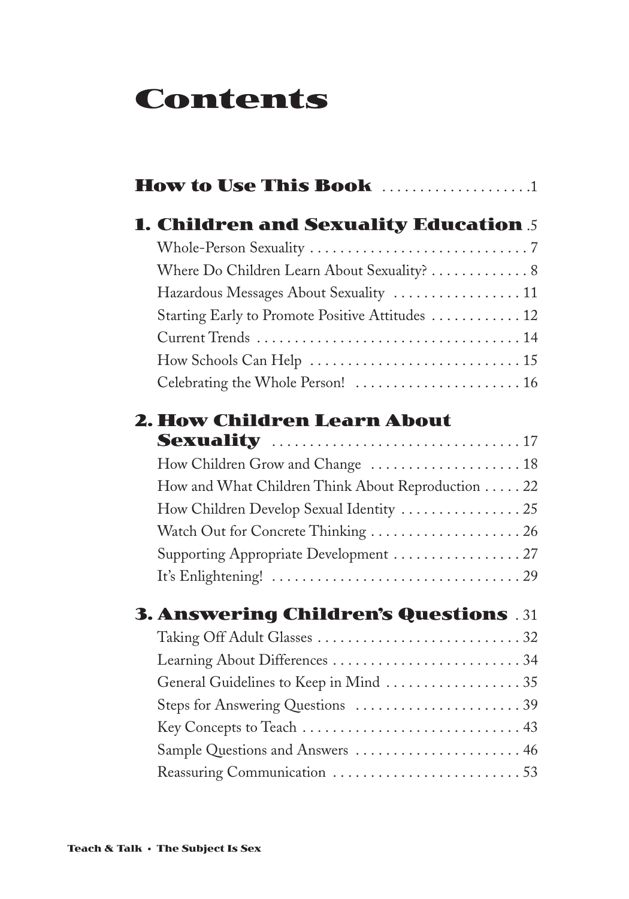# Contents

**How to Use This Book** .................... 1

**1. Children and Sexuality Education** . 5

Whole-Person Sexuality .............................. 7
Where Do Children Learn About Sexuality? ............. 8
Hazardous Messages About Sexuality ................. 11
Starting Early to Promote Positive Attitudes ............ 12
Current Trends .................................... 14
How Schools Can Help ............................ 15
Celebrating the Whole Person! ...................... 16

**2. How Children Learn About Sexuality** ................................ 17

How Children Grow and Change .................... 18
How and What Children Think About Reproduction ..... 22
How Children Develop Sexual Identity ................ 25
Watch Out for Concrete Thinking .................... 26
Supporting Appropriate Development ................. 27
It's Enlightening! ................................. 29

**3. Answering Children's Questions** . 31

Taking Off Adult Glasses ........................... 32
Learning About Differences ......................... 34
General Guidelines to Keep in Mind .................. 35
Steps for Answering Questions ...................... 39
Key Concepts to Teach ............................. 43
Sample Questions and Answers ...................... 46
Reassuring Communication ......................... 53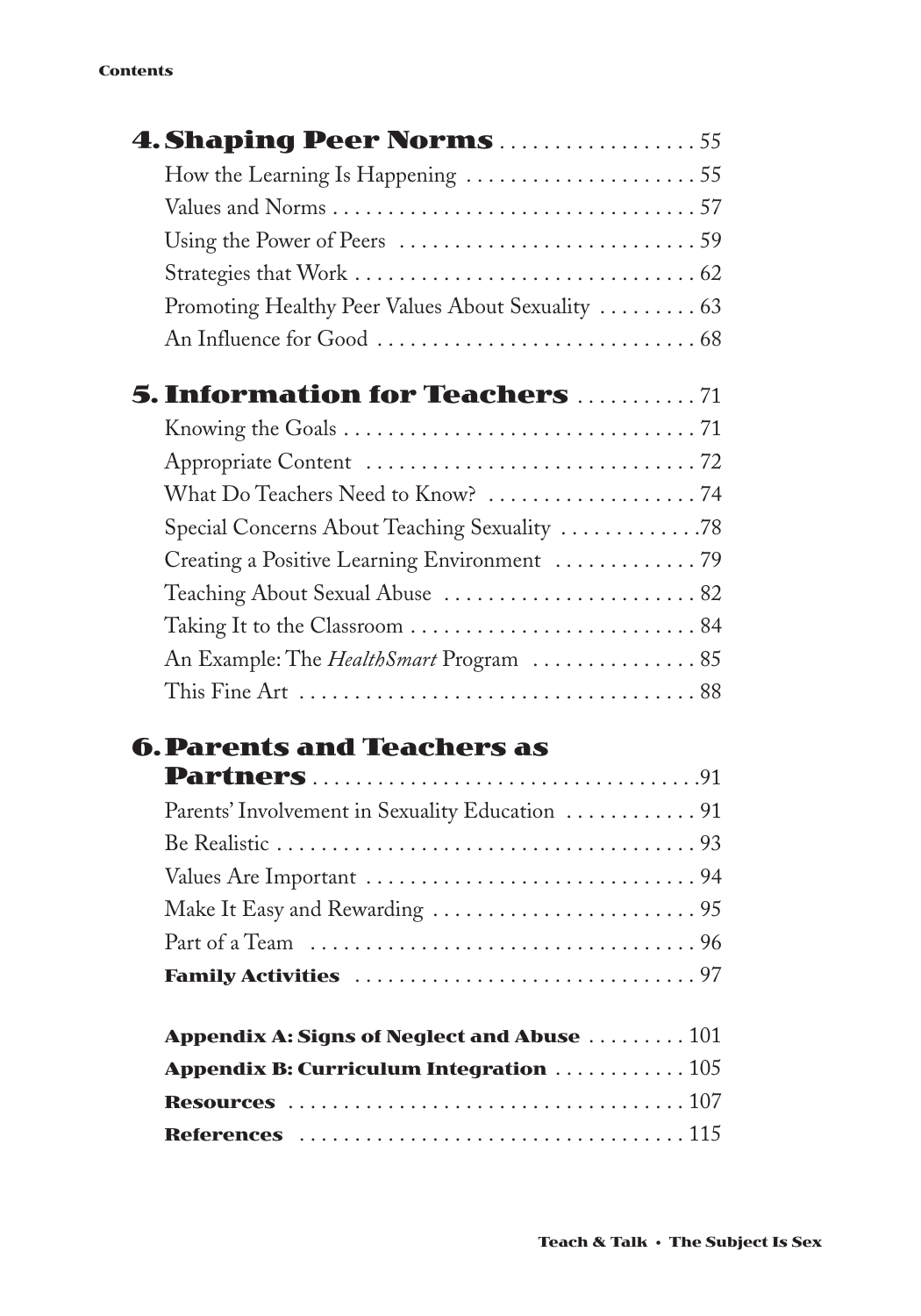## 4. Shaping Peer Norms ..................55

How the Learning Is Happening ....................55
Values and Norms ..................................57
Using the Power of Peers ...........................59
Strategies that Work ...............................62
Promoting Healthy Peer Values About Sexuality .........63
An Influence for Good .............................68

## 5. Information for Teachers ..........71

Knowing the Goals ................................71
Appropriate Content ..............................72
What Do Teachers Need to Know? ...................74
Special Concerns About Teaching Sexuality .............78
Creating a Positive Learning Environment .............79
Teaching About Sexual Abuse .......................82
Taking It to the Classroom ..........................84
An Example: The *HealthSmart* Program ...............85
This Fine Art ....................................88

## 6. Parents and Teachers as Partners ..................................91

Parents' Involvement in Sexuality Education ............91
Be Realistic ......................................93
Values Are Important ..............................94
Make It Easy and Rewarding ........................95
Part of a Team ...................................96
**Family Activities** ...............................97

**Appendix A: Signs of Neglect and Abuse** .........101
**Appendix B: Curriculum Integration** ............105
**Resources** ...................................107
**References** ..................................115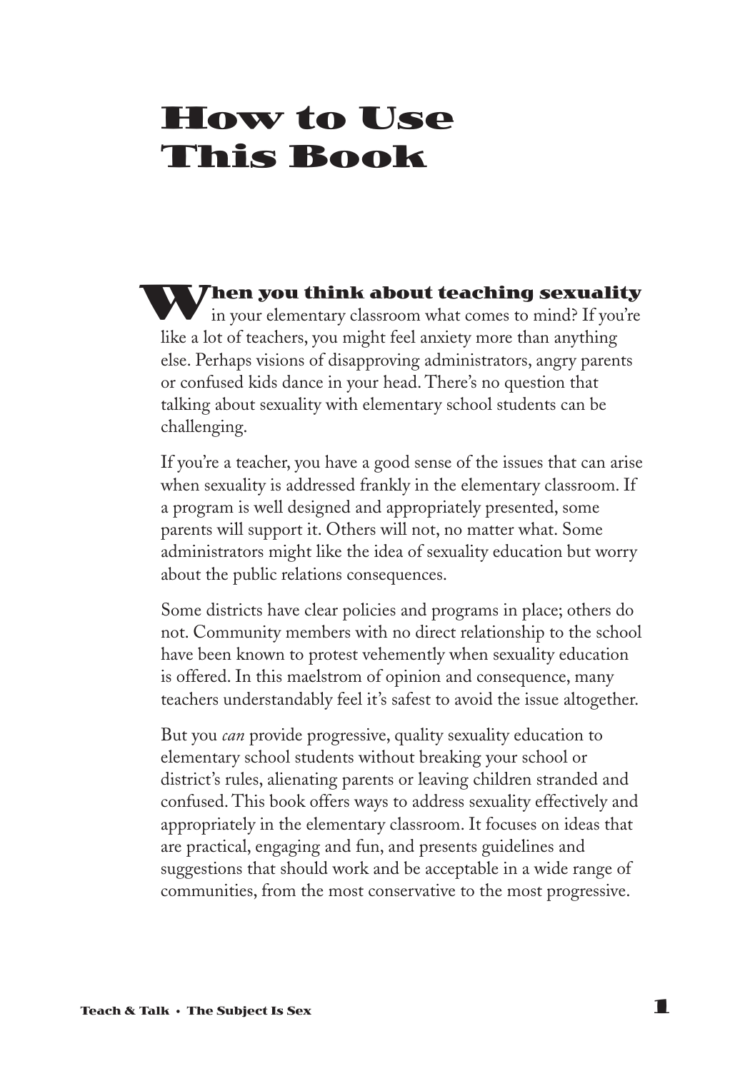# How to Use This Book

**When you think about teaching sexuality** in your elementary classroom what comes to mind? If you're like a lot of teachers, you might feel anxiety more than anything else. Perhaps visions of disapproving administrators, angry parents or confused kids dance in your head. There's no question that talking about sexuality with elementary school students can be challenging.

If you're a teacher, you have a good sense of the issues that can arise when sexuality is addressed frankly in the elementary classroom. If a program is well designed and appropriately presented, some parents will support it. Others will not, no matter what. Some administrators might like the idea of sexuality education but worry about the public relations consequences.

Some districts have clear policies and programs in place; others do not. Community members with no direct relationship to the school have been known to protest vehemently when sexuality education is offered. In this maelstrom of opinion and consequence, many teachers understandably feel it's safest to avoid the issue altogether.

But you *can* provide progressive, quality sexuality education to elementary school students without breaking your school or district's rules, alienating parents or leaving children stranded and confused. This book offers ways to address sexuality effectively and appropriately in the elementary classroom. It focuses on ideas that are practical, engaging and fun, and presents guidelines and suggestions that should work and be acceptable in a wide range of communities, from the most conservative to the most progressive.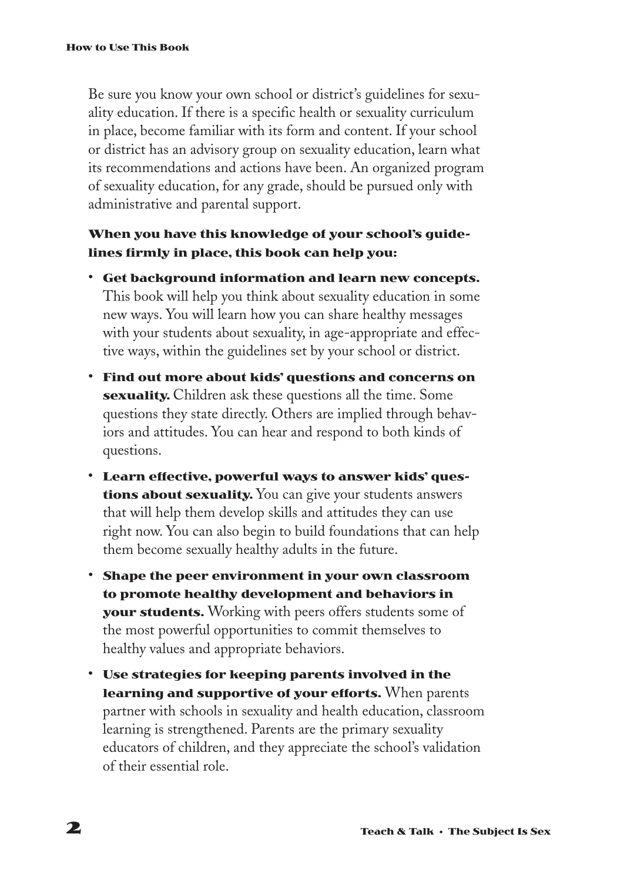Be sure you know your own school or district's guidelines for sexuality education. If there is a specific health or sexuality curriculum in place, become familiar with its form and content. If your school or district has an advisory group on sexuality education, learn what its recommendations and actions have been. An organized program of sexuality education, for any grade, should be pursued only with administrative and parental support.

**When you have this knowledge of your school's guidelines firmly in place, this book can help you:**

- **Get background information and learn new concepts.** This book will help you think about sexuality education in some new ways. You will learn how you can share healthy messages with your students about sexuality, in age-appropriate and effective ways, within the guidelines set by your school or district.
- **Find out more about kids' questions and concerns on sexuality.** Children ask these questions all the time. Some questions they state directly. Others are implied through behaviors and attitudes. You can hear and respond to both kinds of questions.
- **Learn effective, powerful ways to answer kids' questions about sexuality.** You can give your students answers that will help them develop skills and attitudes they can use right now. You can also begin to build foundations that can help them become sexually healthy adults in the future.
- **Shape the peer environment in your own classroom to promote healthy development and behaviors in your students.** Working with peers offers students some of the most powerful opportunities to commit themselves to healthy values and appropriate behaviors.
- **Use strategies for keeping parents involved in the learning and supportive of your efforts.** When parents partner with schools in sexuality and health education, classroom learning is strengthened. Parents are the primary sexuality educators of children, and they appreciate the school's validation of their essential role.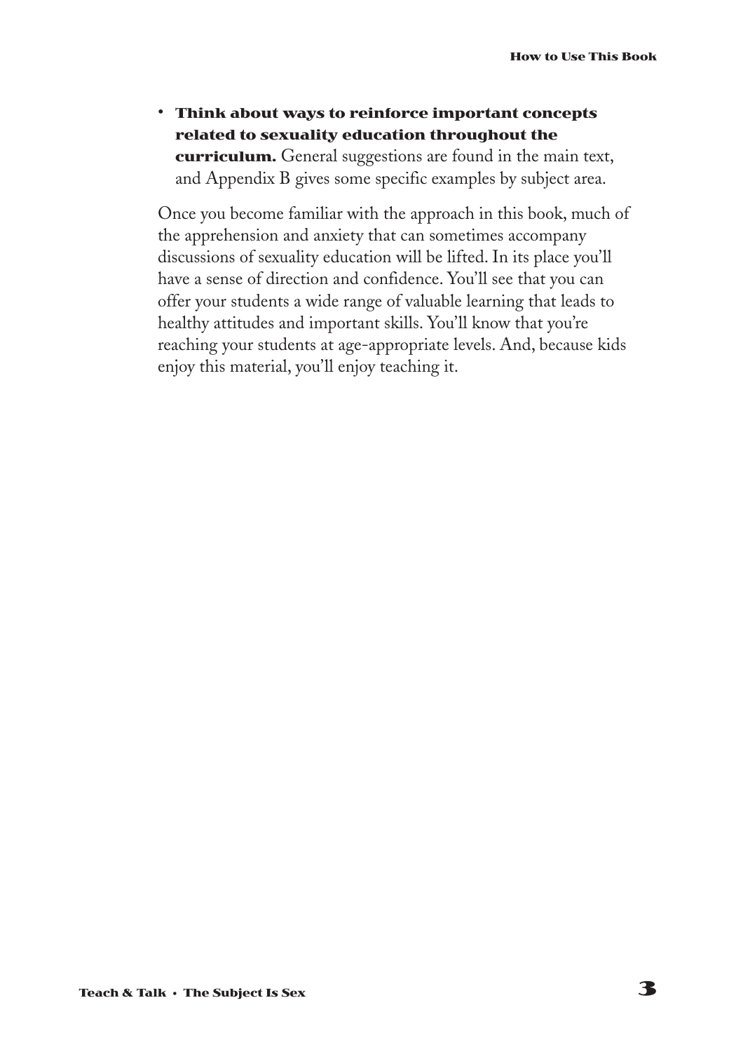- **Think about ways to reinforce important concepts related to sexuality education throughout the curriculum.** General suggestions are found in the main text, and Appendix B gives some specific examples by subject area.

Once you become familiar with the approach in this book, much of the apprehension and anxiety that can sometimes accompany discussions of sexuality education will be lifted. In its place you'll have a sense of direction and confidence. You'll see that you can offer your students a wide range of valuable learning that leads to healthy attitudes and important skills. You'll know that you're reaching your students at age-appropriate levels. And, because kids enjoy this material, you'll enjoy teaching it.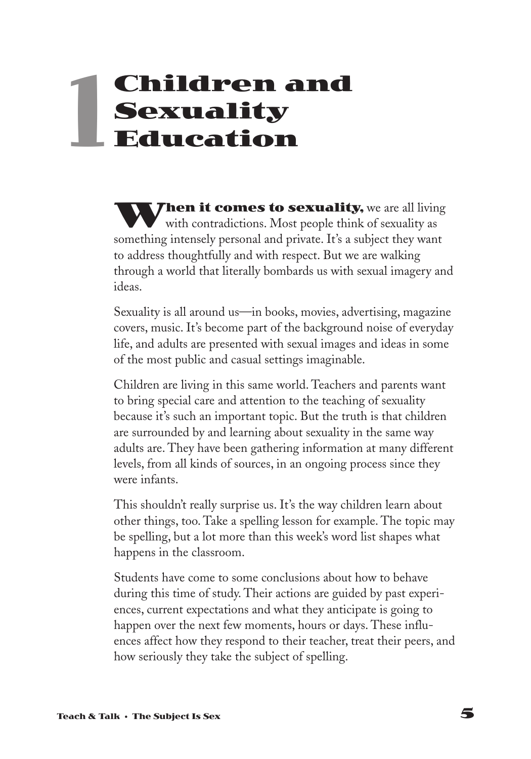# 1 Children and Sexuality Education

**When it comes to sexuality,** we are all living with contradictions. Most people think of sexuality as something intensely personal and private. It's a subject they want to address thoughtfully and with respect. But we are walking through a world that literally bombards us with sexual imagery and ideas.

Sexuality is all around us—in books, movies, advertising, magazine covers, music. It's become part of the background noise of everyday life, and adults are presented with sexual images and ideas in some of the most public and casual settings imaginable.

Children are living in this same world. Teachers and parents want to bring special care and attention to the teaching of sexuality because it's such an important topic. But the truth is that children are surrounded by and learning about sexuality in the same way adults are. They have been gathering information at many different levels, from all kinds of sources, in an ongoing process since they were infants.

This shouldn't really surprise us. It's the way children learn about other things, too. Take a spelling lesson for example. The topic may be spelling, but a lot more than this week's word list shapes what happens in the classroom.

Students have come to some conclusions about how to behave during this time of study. Their actions are guided by past experiences, current expectations and what they anticipate is going to happen over the next few moments, hours or days. These influences affect how they respond to their teacher, treat their peers, and how seriously they take the subject of spelling.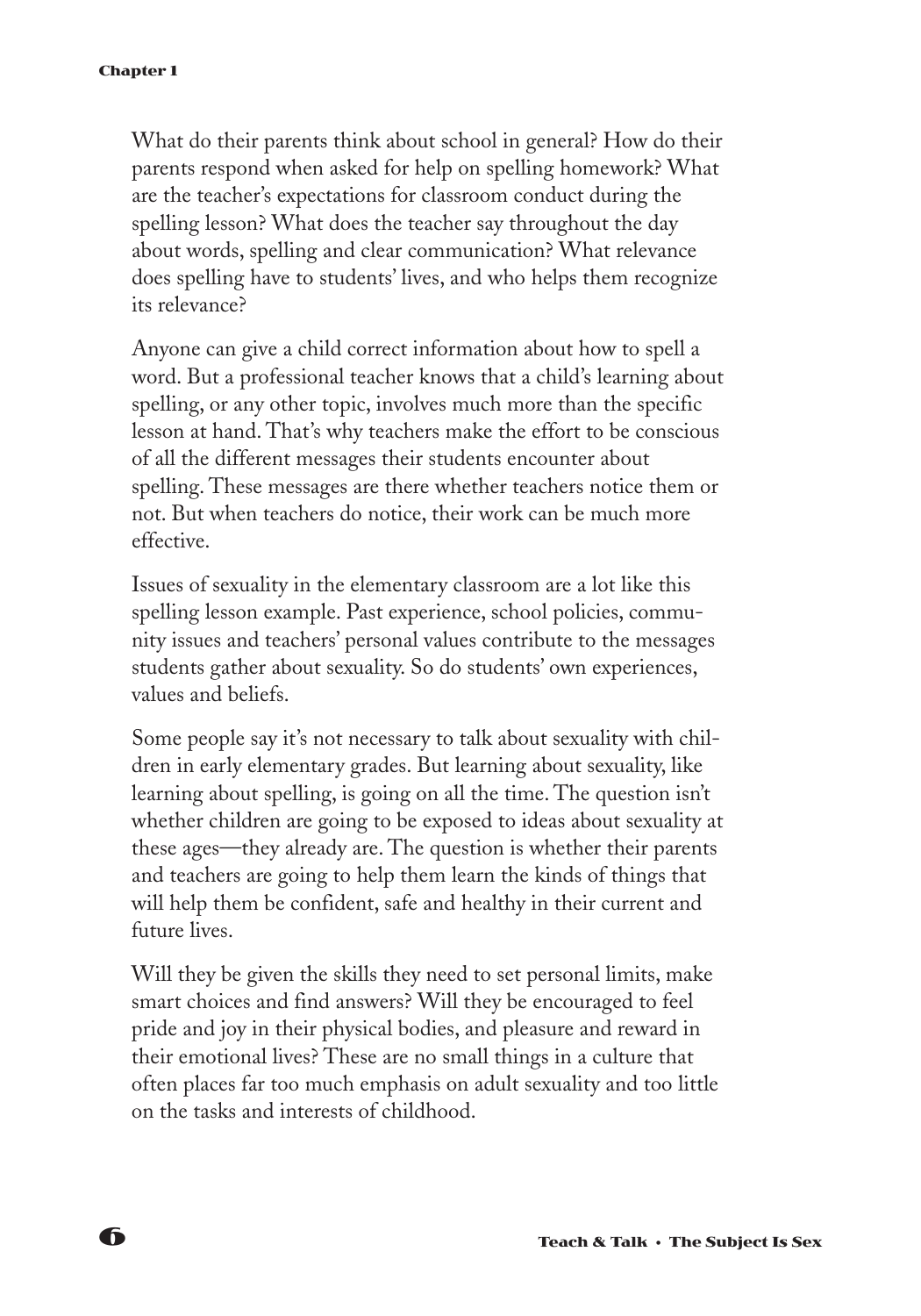What do their parents think about school in general? How do their parents respond when asked for help on spelling homework? What are the teacher's expectations for classroom conduct during the spelling lesson? What does the teacher say throughout the day about words, spelling and clear communication? What relevance does spelling have to students' lives, and who helps them recognize its relevance?

Anyone can give a child correct information about how to spell a word. But a professional teacher knows that a child's learning about spelling, or any other topic, involves much more than the specific lesson at hand. That's why teachers make the effort to be conscious of all the different messages their students encounter about spelling. These messages are there whether teachers notice them or not. But when teachers do notice, their work can be much more effective.

Issues of sexuality in the elementary classroom are a lot like this spelling lesson example. Past experience, school policies, community issues and teachers' personal values contribute to the messages students gather about sexuality. So do students' own experiences, values and beliefs.

Some people say it's not necessary to talk about sexuality with children in early elementary grades. But learning about sexuality, like learning about spelling, is going on all the time. The question isn't whether children are going to be exposed to ideas about sexuality at these ages—they already are. The question is whether their parents and teachers are going to help them learn the kinds of things that will help them be confident, safe and healthy in their current and future lives.

Will they be given the skills they need to set personal limits, make smart choices and find answers? Will they be encouraged to feel pride and joy in their physical bodies, and pleasure and reward in their emotional lives? These are no small things in a culture that often places far too much emphasis on adult sexuality and too little on the tasks and interests of childhood.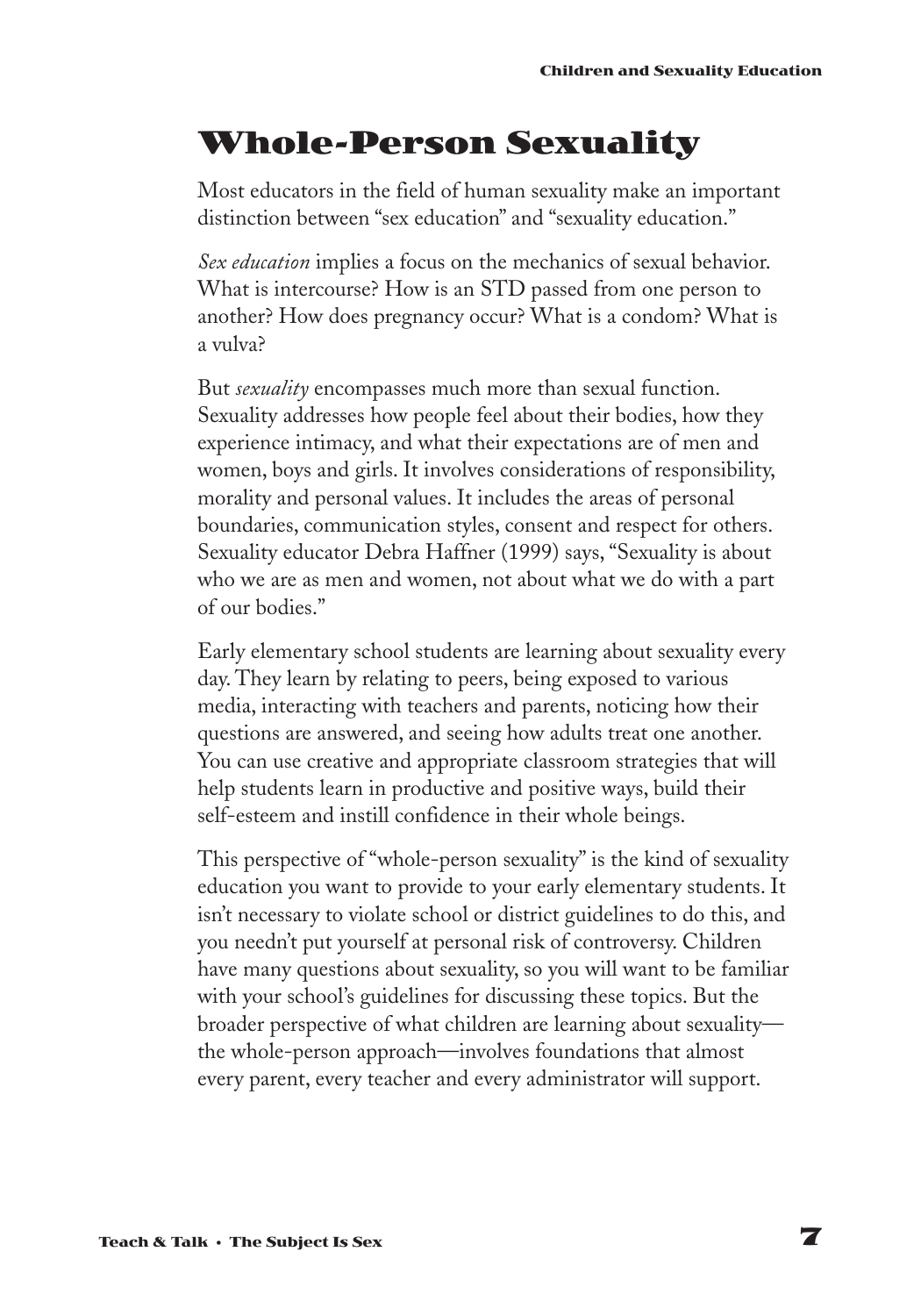# Whole-Person Sexuality

Most educators in the field of human sexuality make an important distinction between "sex education" and "sexuality education."

*Sex education* implies a focus on the mechanics of sexual behavior. What is intercourse? How is an STD passed from one person to another? How does pregnancy occur? What is a condom? What is a vulva?

But *sexuality* encompasses much more than sexual function. Sexuality addresses how people feel about their bodies, how they experience intimacy, and what their expectations are of men and women, boys and girls. It involves considerations of responsibility, morality and personal values. It includes the areas of personal boundaries, communication styles, consent and respect for others. Sexuality educator Debra Haffner (1999) says, "Sexuality is about who we are as men and women, not about what we do with a part of our bodies."

Early elementary school students are learning about sexuality every day. They learn by relating to peers, being exposed to various media, interacting with teachers and parents, noticing how their questions are answered, and seeing how adults treat one another. You can use creative and appropriate classroom strategies that will help students learn in productive and positive ways, build their self-esteem and instill confidence in their whole beings.

This perspective of "whole-person sexuality" is the kind of sexuality education you want to provide to your early elementary students. It isn't necessary to violate school or district guidelines to do this, and you needn't put yourself at personal risk of controversy. Children have many questions about sexuality, so you will want to be familiar with your school's guidelines for discussing these topics. But the broader perspective of what children are learning about sexuality—the whole-person approach—involves foundations that almost every parent, every teacher and every administrator will support.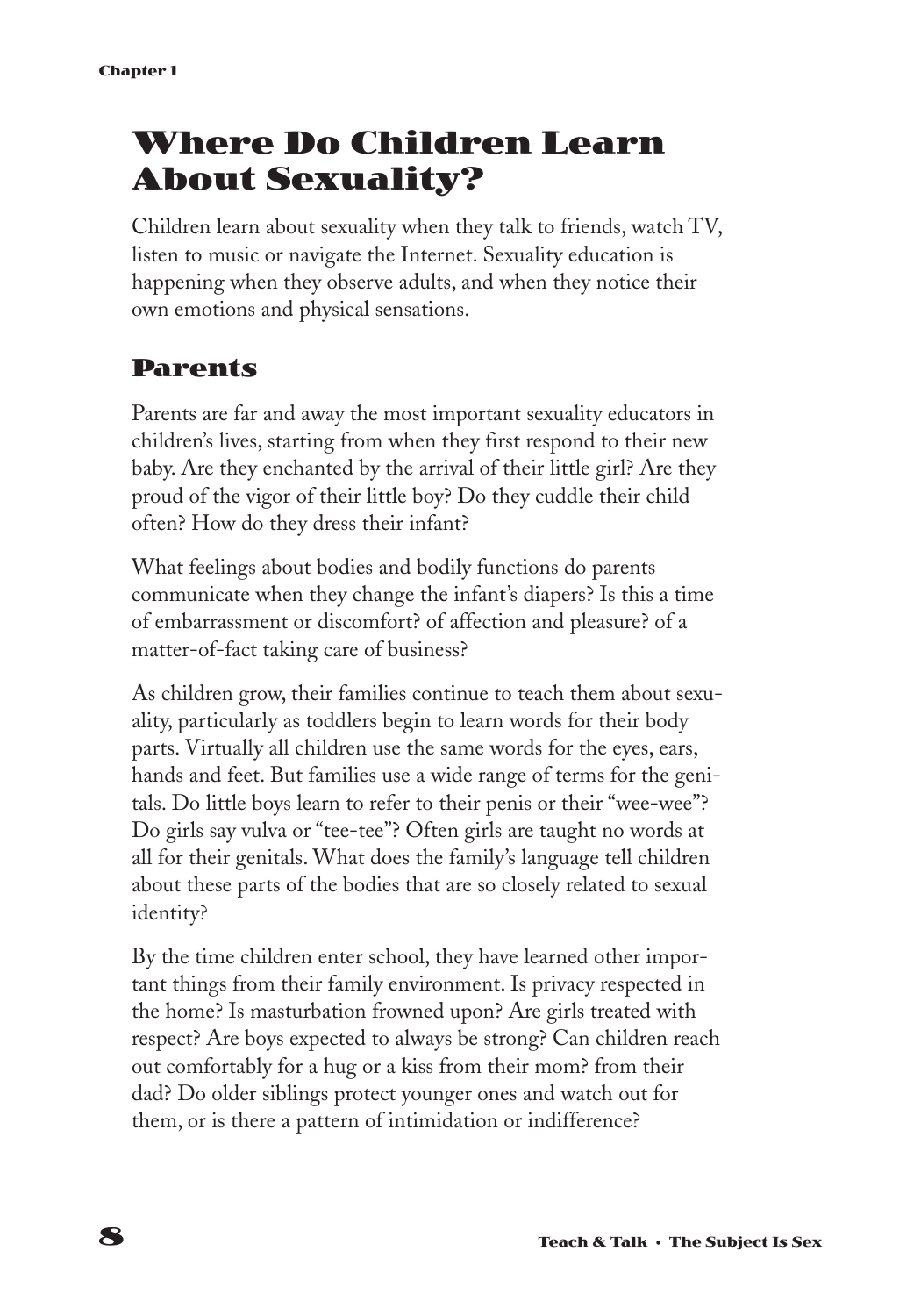# Where Do Children Learn About Sexuality?

Children learn about sexuality when they talk to friends, watch TV, listen to music or navigate the Internet. Sexuality education is happening when they observe adults, and when they notice their own emotions and physical sensations.

## Parents

Parents are far and away the most important sexuality educators in children's lives, starting from when they first respond to their new baby. Are they enchanted by the arrival of their little girl? Are they proud of the vigor of their little boy? Do they cuddle their child often? How do they dress their infant?

What feelings about bodies and bodily functions do parents communicate when they change the infant's diapers? Is this a time of embarrassment or discomfort? of affection and pleasure? of a matter-of-fact taking care of business?

As children grow, their families continue to teach them about sexuality, particularly as toddlers begin to learn words for their body parts. Virtually all children use the same words for the eyes, ears, hands and feet. But families use a wide range of terms for the genitals. Do little boys learn to refer to their penis or their "wee-wee"? Do girls say vulva or "tee-tee"? Often girls are taught no words at all for their genitals. What does the family's language tell children about these parts of the bodies that are so closely related to sexual identity?

By the time children enter school, they have learned other important things from their family environment. Is privacy respected in the home? Is masturbation frowned upon? Are girls treated with respect? Are boys expected to always be strong? Can children reach out comfortably for a hug or a kiss from their mom? from their dad? Do older siblings protect younger ones and watch out for them, or is there a pattern of intimidation or indifference?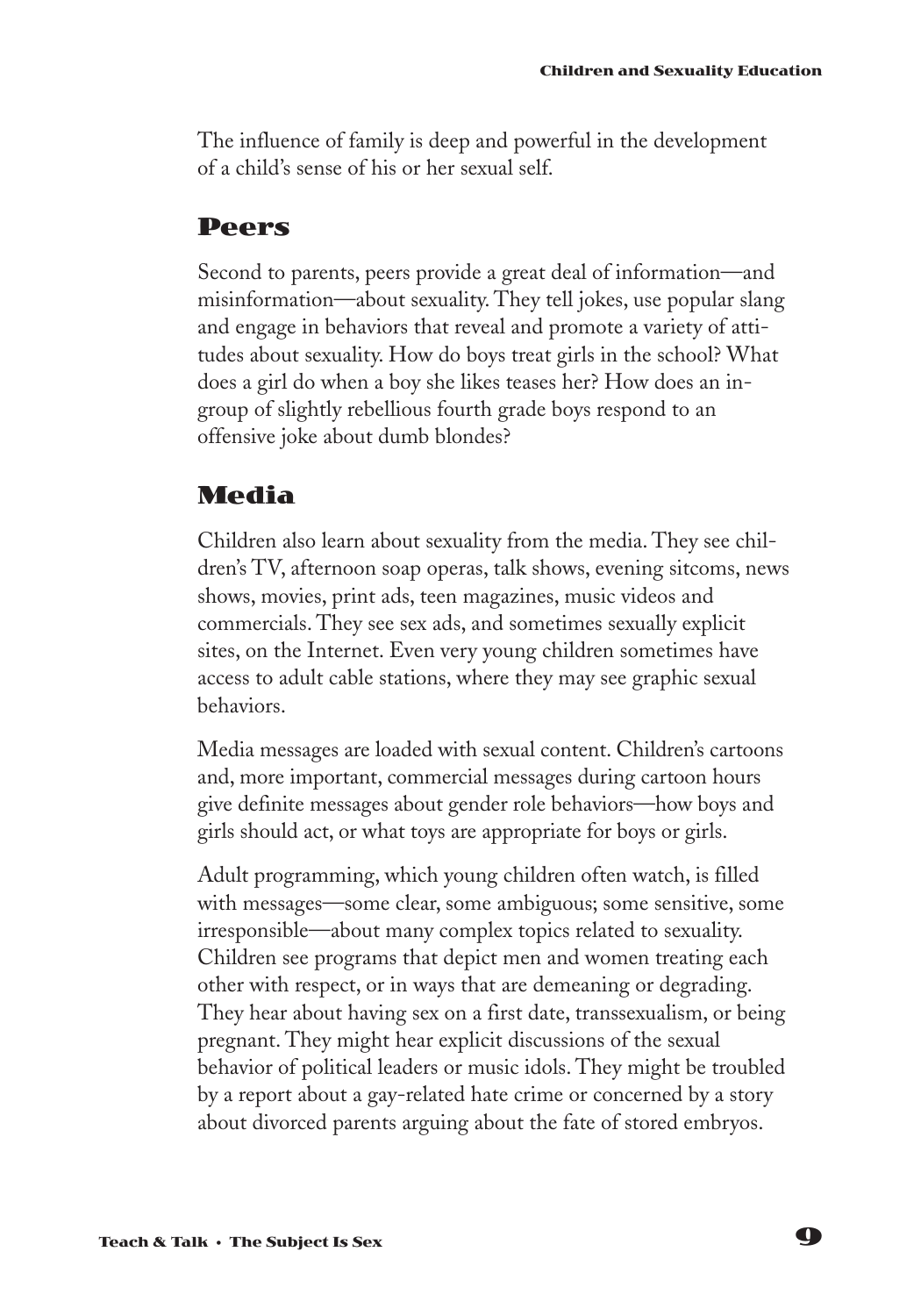The influence of family is deep and powerful in the development of a child's sense of his or her sexual self.

## Peers

Second to parents, peers provide a great deal of information—and misinformation—about sexuality. They tell jokes, use popular slang and engage in behaviors that reveal and promote a variety of attitudes about sexuality. How do boys treat girls in the school? What does a girl do when a boy she likes teases her? How does an in-group of slightly rebellious fourth grade boys respond to an offensive joke about dumb blondes?

## Media

Children also learn about sexuality from the media. They see children's TV, afternoon soap operas, talk shows, evening sitcoms, news shows, movies, print ads, teen magazines, music videos and commercials. They see sex ads, and sometimes sexually explicit sites, on the Internet. Even very young children sometimes have access to adult cable stations, where they may see graphic sexual behaviors.

Media messages are loaded with sexual content. Children's cartoons and, more important, commercial messages during cartoon hours give definite messages about gender role behaviors—how boys and girls should act, or what toys are appropriate for boys or girls.

Adult programming, which young children often watch, is filled with messages—some clear, some ambiguous; some sensitive, some irresponsible—about many complex topics related to sexuality. Children see programs that depict men and women treating each other with respect, or in ways that are demeaning or degrading. They hear about having sex on a first date, transsexualism, or being pregnant. They might hear explicit discussions of the sexual behavior of political leaders or music idols. They might be troubled by a report about a gay-related hate crime or concerned by a story about divorced parents arguing about the fate of stored embryos.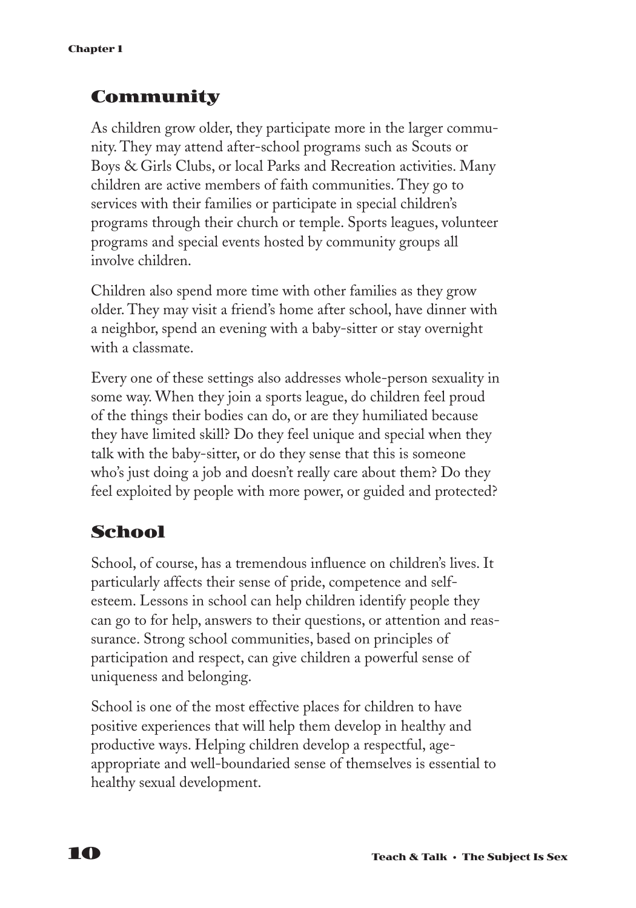## Community

As children grow older, they participate more in the larger community. They may attend after-school programs such as Scouts or Boys & Girls Clubs, or local Parks and Recreation activities. Many children are active members of faith communities. They go to services with their families or participate in special children's programs through their church or temple. Sports leagues, volunteer programs and special events hosted by community groups all involve children.

Children also spend more time with other families as they grow older. They may visit a friend's home after school, have dinner with a neighbor, spend an evening with a baby-sitter or stay overnight with a classmate.

Every one of these settings also addresses whole-person sexuality in some way. When they join a sports league, do children feel proud of the things their bodies can do, or are they humiliated because they have limited skill? Do they feel unique and special when they talk with the baby-sitter, or do they sense that this is someone who's just doing a job and doesn't really care about them? Do they feel exploited by people with more power, or guided and protected?

## School

School, of course, has a tremendous influence on children's lives. It particularly affects their sense of pride, competence and self-esteem. Lessons in school can help children identify people they can go to for help, answers to their questions, or attention and reassurance. Strong school communities, based on principles of participation and respect, can give children a powerful sense of uniqueness and belonging.

School is one of the most effective places for children to have positive experiences that will help them develop in healthy and productive ways. Helping children develop a respectful, age-appropriate and well-boundaried sense of themselves is essential to healthy sexual development.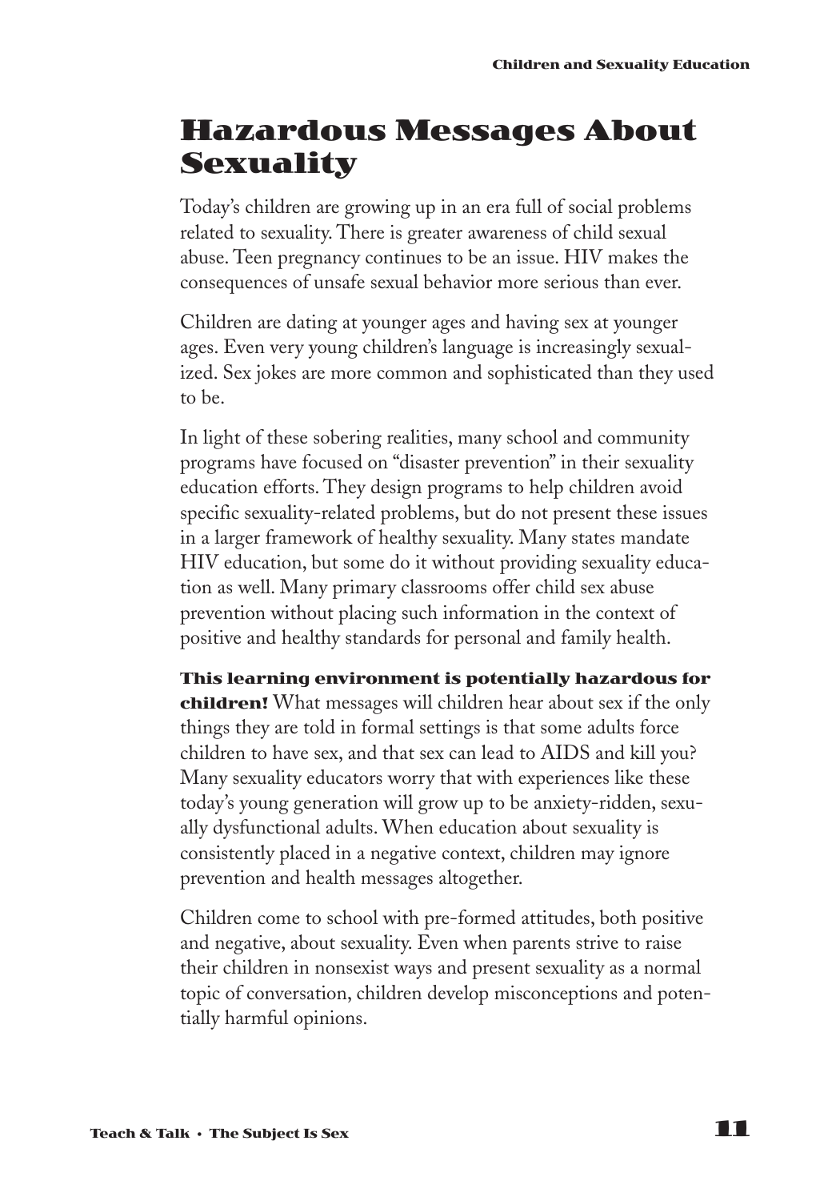# Hazardous Messages About Sexuality

Today's children are growing up in an era full of social problems related to sexuality. There is greater awareness of child sexual abuse. Teen pregnancy continues to be an issue. HIV makes the consequences of unsafe sexual behavior more serious than ever.

Children are dating at younger ages and having sex at younger ages. Even very young children's language is increasingly sexualized. Sex jokes are more common and sophisticated than they used to be.

In light of these sobering realities, many school and community programs have focused on "disaster prevention" in their sexuality education efforts. They design programs to help children avoid specific sexuality-related problems, but do not present these issues in a larger framework of healthy sexuality. Many states mandate HIV education, but some do it without providing sexuality education as well. Many primary classrooms offer child sex abuse prevention without placing such information in the context of positive and healthy standards for personal and family health.

**This learning environment is potentially hazardous for children!** What messages will children hear about sex if the only things they are told in formal settings is that some adults force children to have sex, and that sex can lead to AIDS and kill you? Many sexuality educators worry that with experiences like these today's young generation will grow up to be anxiety-ridden, sexually dysfunctional adults. When education about sexuality is consistently placed in a negative context, children may ignore prevention and health messages altogether.

Children come to school with pre-formed attitudes, both positive and negative, about sexuality. Even when parents strive to raise their children in nonsexist ways and present sexuality as a normal topic of conversation, children develop misconceptions and potentially harmful opinions.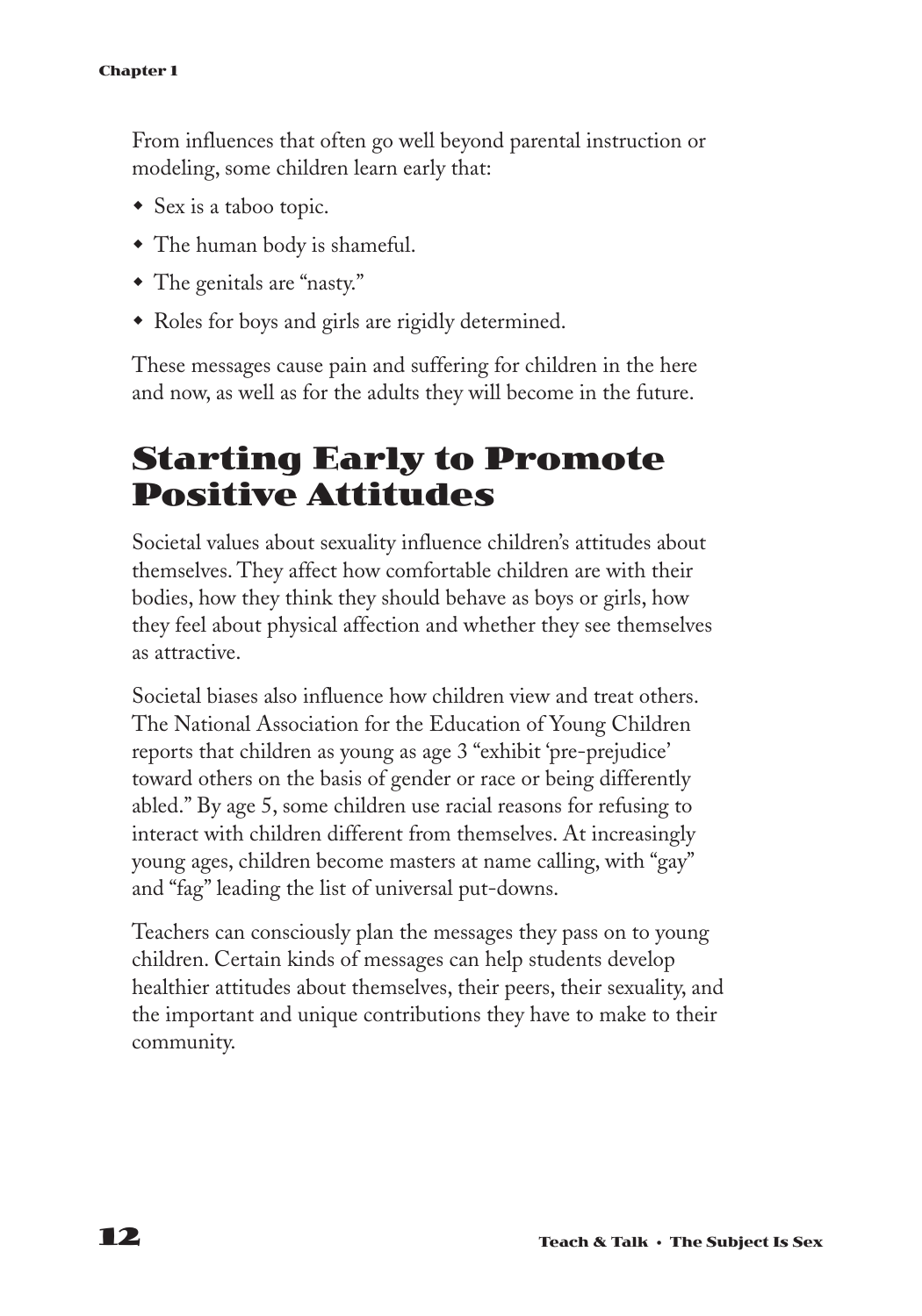From influences that often go well beyond parental instruction or modeling, some children learn early that:

- Sex is a taboo topic.
- The human body is shameful.
- The genitals are "nasty."
- Roles for boys and girls are rigidly determined.

These messages cause pain and suffering for children in the here and now, as well as for the adults they will become in the future.

## Starting Early to Promote Positive Attitudes

Societal values about sexuality influence children's attitudes about themselves. They affect how comfortable children are with their bodies, how they think they should behave as boys or girls, how they feel about physical affection and whether they see themselves as attractive.

Societal biases also influence how children view and treat others. The National Association for the Education of Young Children reports that children as young as age 3 "exhibit 'pre-prejudice' toward others on the basis of gender or race or being differently abled." By age 5, some children use racial reasons for refusing to interact with children different from themselves. At increasingly young ages, children become masters at name calling, with "gay" and "fag" leading the list of universal put-downs.

Teachers can consciously plan the messages they pass on to young children. Certain kinds of messages can help students develop healthier attitudes about themselves, their peers, their sexuality, and the important and unique contributions they have to make to their community.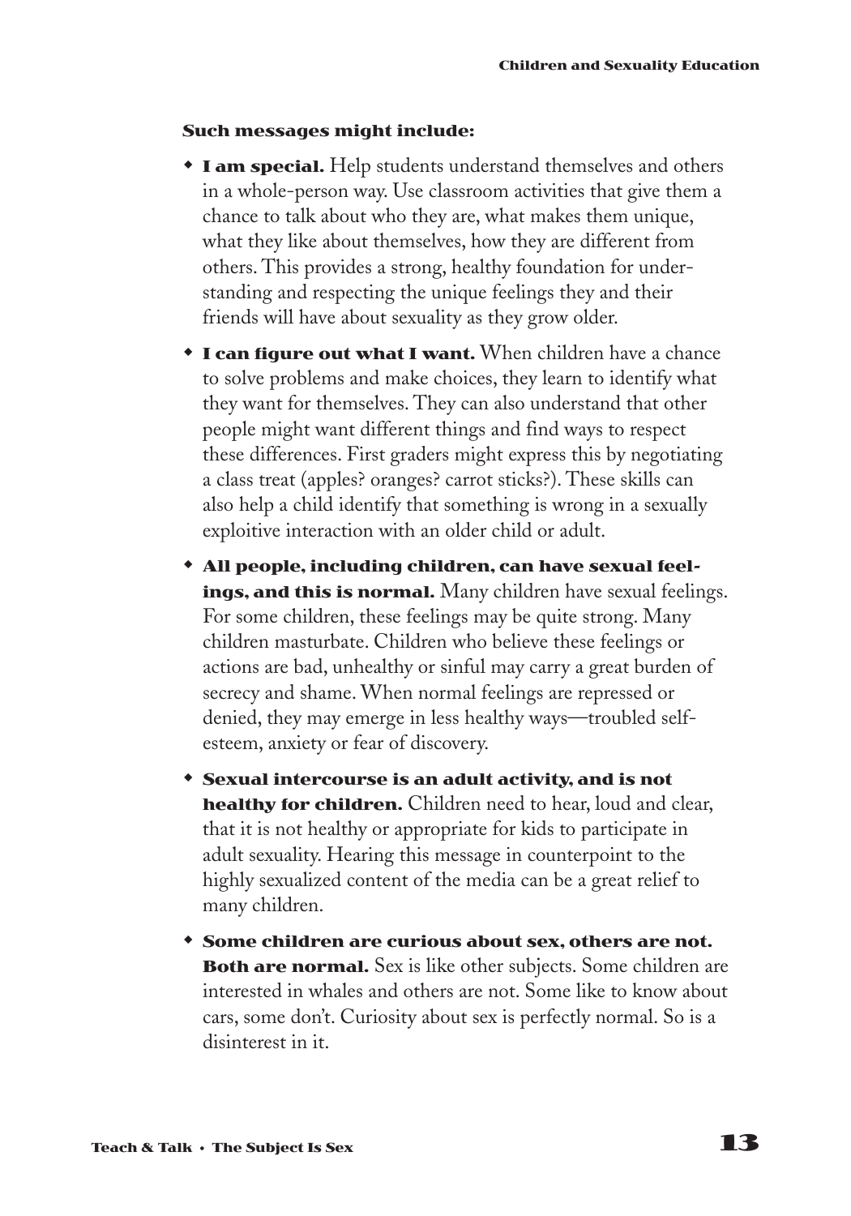**Such messages might include:**

- **I am special.** Help students understand themselves and others in a whole-person way. Use classroom activities that give them a chance to talk about who they are, what makes them unique, what they like about themselves, how they are different from others. This provides a strong, healthy foundation for understanding and respecting the unique feelings they and their friends will have about sexuality as they grow older.
- **I can figure out what I want.** When children have a chance to solve problems and make choices, they learn to identify what they want for themselves. They can also understand that other people might want different things and find ways to respect these differences. First graders might express this by negotiating a class treat (apples? oranges? carrot sticks?). These skills can also help a child identify that something is wrong in a sexually exploitive interaction with an older child or adult.
- **All people, including children, can have sexual feelings, and this is normal.** Many children have sexual feelings. For some children, these feelings may be quite strong. Many children masturbate. Children who believe these feelings or actions are bad, unhealthy or sinful may carry a great burden of secrecy and shame. When normal feelings are repressed or denied, they may emerge in less healthy ways—troubled self-esteem, anxiety or fear of discovery.
- **Sexual intercourse is an adult activity, and is not healthy for children.** Children need to hear, loud and clear, that it is not healthy or appropriate for kids to participate in adult sexuality. Hearing this message in counterpoint to the highly sexualized content of the media can be a great relief to many children.
- **Some children are curious about sex, others are not. Both are normal.** Sex is like other subjects. Some children are interested in whales and others are not. Some like to know about cars, some don't. Curiosity about sex is perfectly normal. So is a disinterest in it.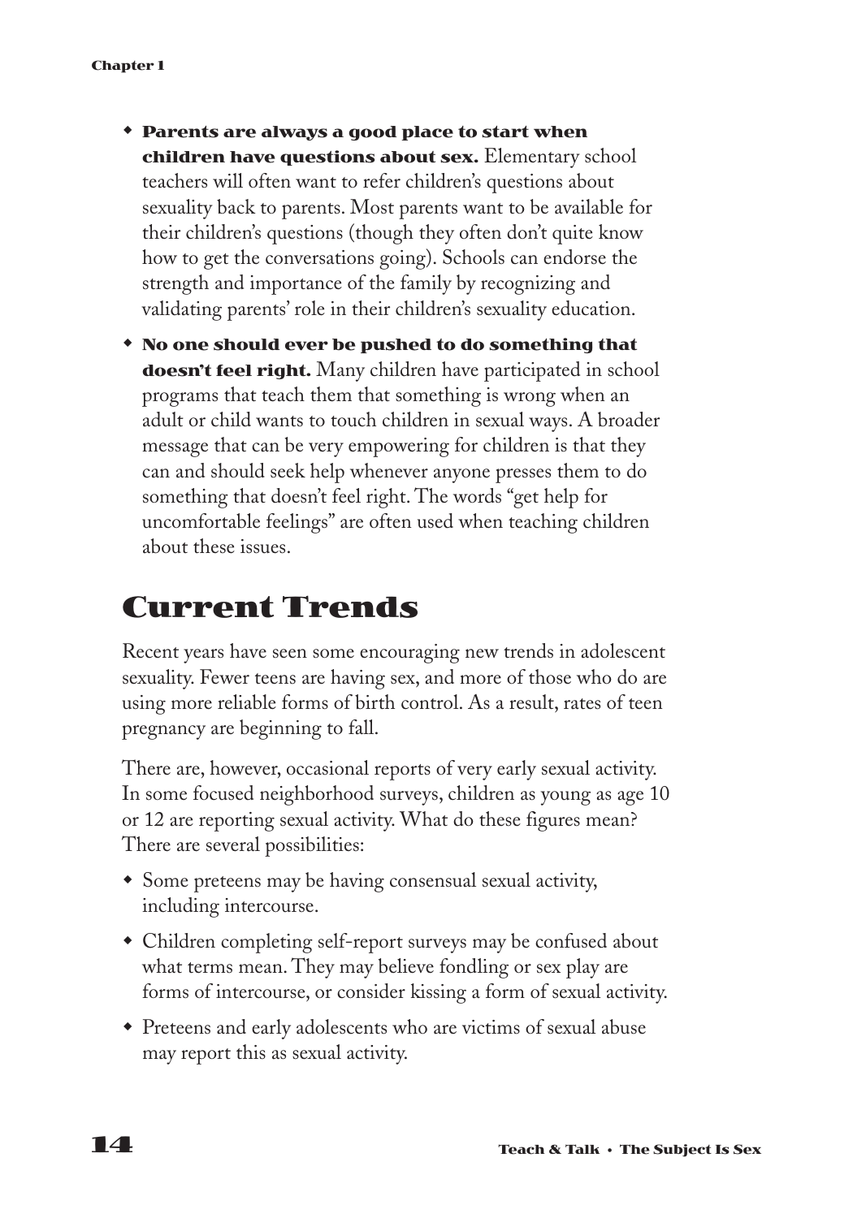- **Parents are always a good place to start when children have questions about sex.** Elementary school teachers will often want to refer children's questions about sexuality back to parents. Most parents want to be available for their children's questions (though they often don't quite know how to get the conversations going). Schools can endorse the strength and importance of the family by recognizing and validating parents' role in their children's sexuality education.
- **No one should ever be pushed to do something that doesn't feel right.** Many children have participated in school programs that teach them that something is wrong when an adult or child wants to touch children in sexual ways. A broader message that can be very empowering for children is that they can and should seek help whenever anyone presses them to do something that doesn't feel right. The words "get help for uncomfortable feelings" are often used when teaching children about these issues.

# Current Trends

Recent years have seen some encouraging new trends in adolescent sexuality. Fewer teens are having sex, and more of those who do are using more reliable forms of birth control. As a result, rates of teen pregnancy are beginning to fall.

There are, however, occasional reports of very early sexual activity. In some focused neighborhood surveys, children as young as age 10 or 12 are reporting sexual activity. What do these figures mean? There are several possibilities:

- Some preteens may be having consensual sexual activity, including intercourse.
- Children completing self-report surveys may be confused about what terms mean. They may believe fondling or sex play are forms of intercourse, or consider kissing a form of sexual activity.
- Preteens and early adolescents who are victims of sexual abuse may report this as sexual activity.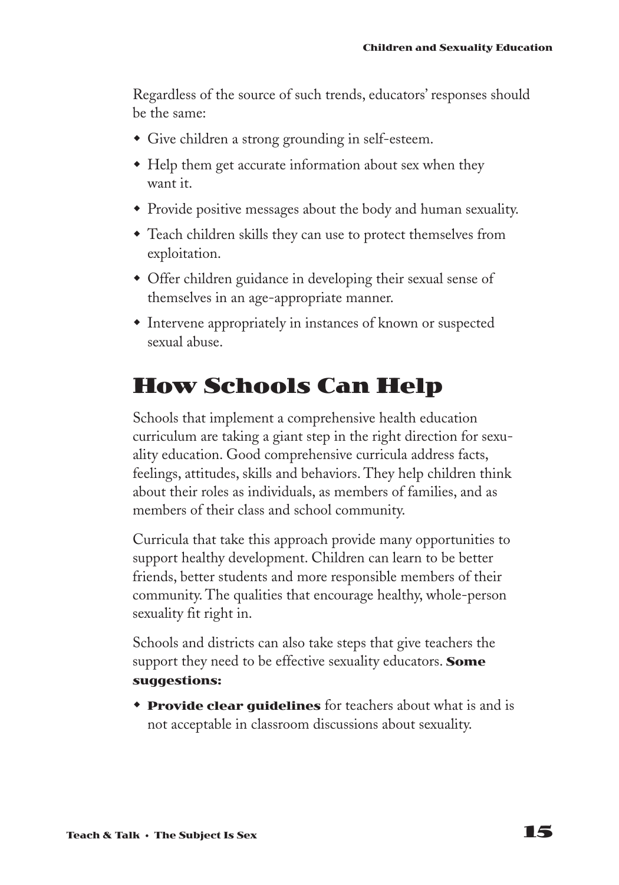Regardless of the source of such trends, educators' responses should be the same:

- Give children a strong grounding in self-esteem.
- Help them get accurate information about sex when they want it.
- Provide positive messages about the body and human sexuality.
- Teach children skills they can use to protect themselves from exploitation.
- Offer children guidance in developing their sexual sense of themselves in an age-appropriate manner.
- Intervene appropriately in instances of known or suspected sexual abuse.

## How Schools Can Help

Schools that implement a comprehensive health education curriculum are taking a giant step in the right direction for sexuality education. Good comprehensive curricula address facts, feelings, attitudes, skills and behaviors. They help children think about their roles as individuals, as members of families, and as members of their class and school community.

Curricula that take this approach provide many opportunities to support healthy development. Children can learn to be better friends, better students and more responsible members of their community. The qualities that encourage healthy, whole-person sexuality fit right in.

Schools and districts can also take steps that give teachers the support they need to be effective sexuality educators. **Some suggestions:**

- **Provide clear guidelines** for teachers about what is and is not acceptable in classroom discussions about sexuality.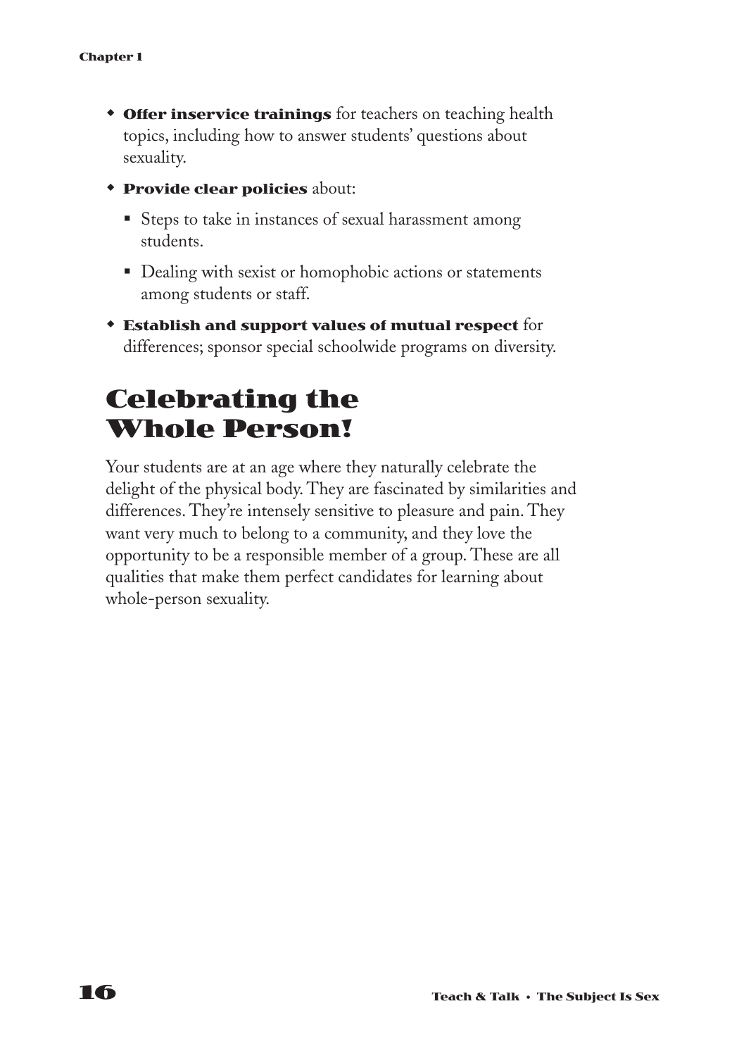- **Offer inservice trainings** for teachers on teaching health topics, including how to answer students' questions about sexuality.
- **Provide clear policies** about:
  - Steps to take in instances of sexual harassment among students.
  - Dealing with sexist or homophobic actions or statements among students or staff.
- **Establish and support values of mutual respect** for differences; sponsor special schoolwide programs on diversity.

## Celebrating the Whole Person!

Your students are at an age where they naturally celebrate the delight of the physical body. They are fascinated by similarities and differences. They're intensely sensitive to pleasure and pain. They want very much to belong to a community, and they love the opportunity to be a responsible member of a group. These are all qualities that make them perfect candidates for learning about whole-person sexuality.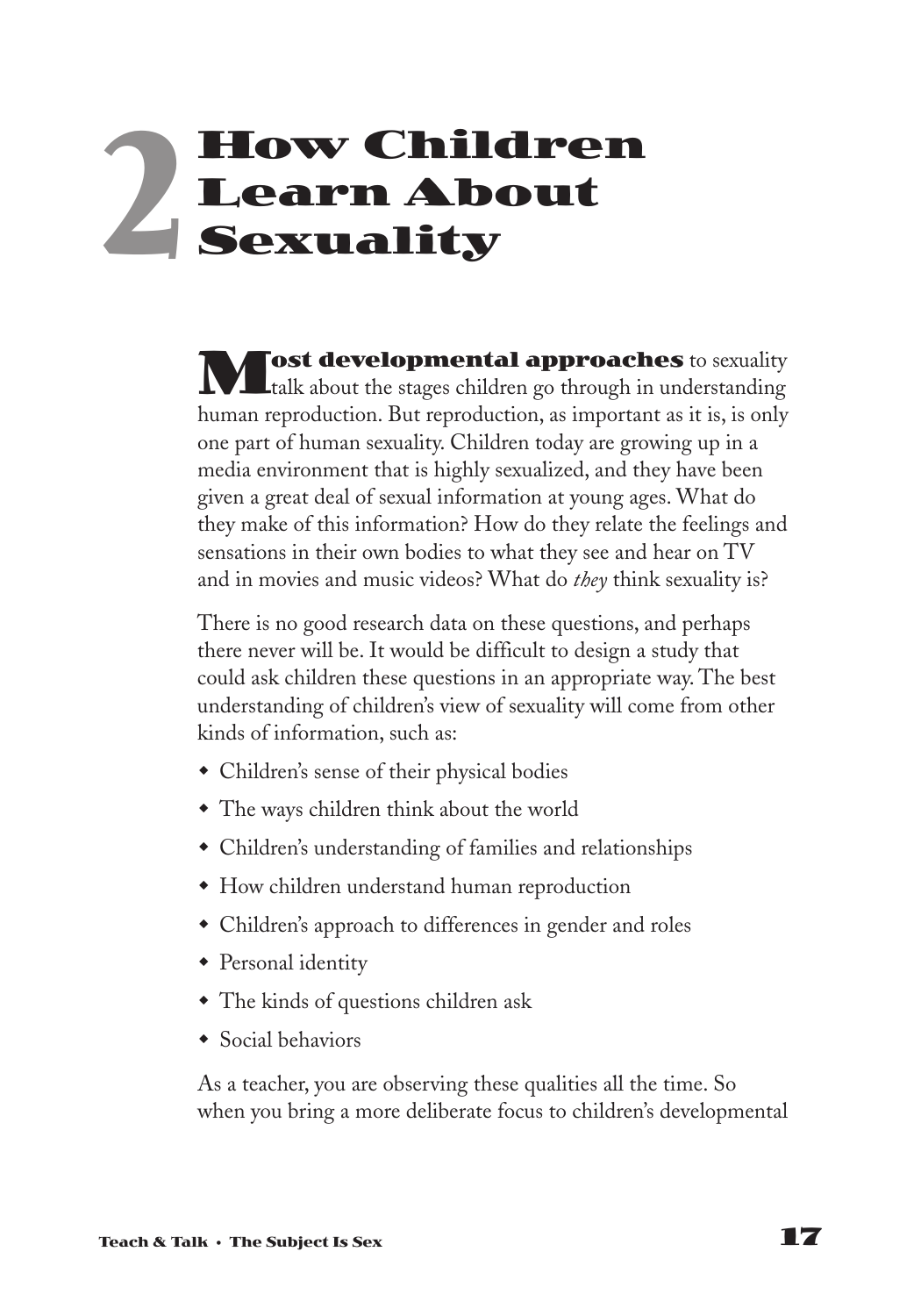# 2 How Children Learn About Sexuality

**Most developmental approaches** to sexuality talk about the stages children go through in understanding human reproduction. But reproduction, as important as it is, is only one part of human sexuality. Children today are growing up in a media environment that is highly sexualized, and they have been given a great deal of sexual information at young ages. What do they make of this information? How do they relate the feelings and sensations in their own bodies to what they see and hear on TV and in movies and music videos? What do *they* think sexuality is?

There is no good research data on these questions, and perhaps there never will be. It would be difficult to design a study that could ask children these questions in an appropriate way. The best understanding of children's view of sexuality will come from other kinds of information, such as:

- Children's sense of their physical bodies
- The ways children think about the world
- Children's understanding of families and relationships
- How children understand human reproduction
- Children's approach to differences in gender and roles
- Personal identity
- The kinds of questions children ask
- Social behaviors

As a teacher, you are observing these qualities all the time. So when you bring a more deliberate focus to children's developmental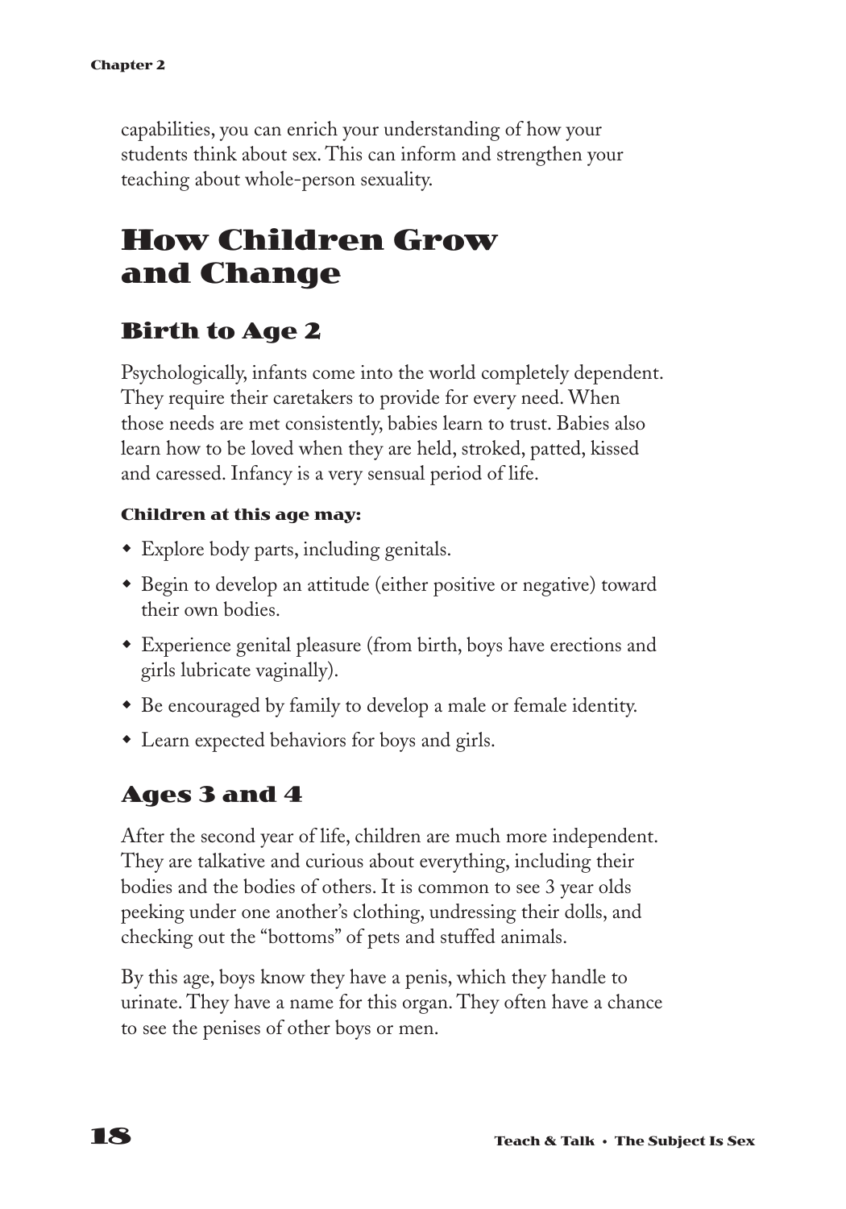capabilities, you can enrich your understanding of how your students think about sex. This can inform and strengthen your teaching about whole-person sexuality.

# How Children Grow and Change

## Birth to Age 2

Psychologically, infants come into the world completely dependent. They require their caretakers to provide for every need. When those needs are met consistently, babies learn to trust. Babies also learn how to be loved when they are held, stroked, patted, kissed and caressed. Infancy is a very sensual period of life.

**Children at this age may:**

- Explore body parts, including genitals.
- Begin to develop an attitude (either positive or negative) toward their own bodies.
- Experience genital pleasure (from birth, boys have erections and girls lubricate vaginally).
- Be encouraged by family to develop a male or female identity.
- Learn expected behaviors for boys and girls.

## Ages 3 and 4

After the second year of life, children are much more independent. They are talkative and curious about everything, including their bodies and the bodies of others. It is common to see 3 year olds peeking under one another's clothing, undressing their dolls, and checking out the "bottoms" of pets and stuffed animals.

By this age, boys know they have a penis, which they handle to urinate. They have a name for this organ. They often have a chance to see the penises of other boys or men.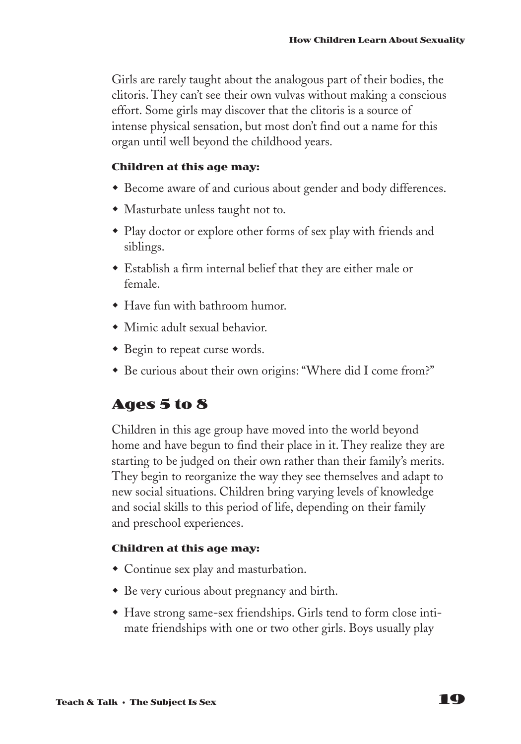Girls are rarely taught about the analogous part of their bodies, the clitoris. They can't see their own vulvas without making a conscious effort. Some girls may discover that the clitoris is a source of intense physical sensation, but most don't find out a name for this organ until well beyond the childhood years.

**Children at this age may:**

- Become aware of and curious about gender and body differences.
- Masturbate unless taught not to.
- Play doctor or explore other forms of sex play with friends and siblings.
- Establish a firm internal belief that they are either male or female.
- Have fun with bathroom humor.
- Mimic adult sexual behavior.
- Begin to repeat curse words.
- Be curious about their own origins: "Where did I come from?"

## Ages 5 to 8

Children in this age group have moved into the world beyond home and have begun to find their place in it. They realize they are starting to be judged on their own rather than their family's merits. They begin to reorganize the way they see themselves and adapt to new social situations. Children bring varying levels of knowledge and social skills to this period of life, depending on their family and preschool experiences.

**Children at this age may:**

- Continue sex play and masturbation.
- Be very curious about pregnancy and birth.
- Have strong same-sex friendships. Girls tend to form close intimate friendships with one or two other girls. Boys usually play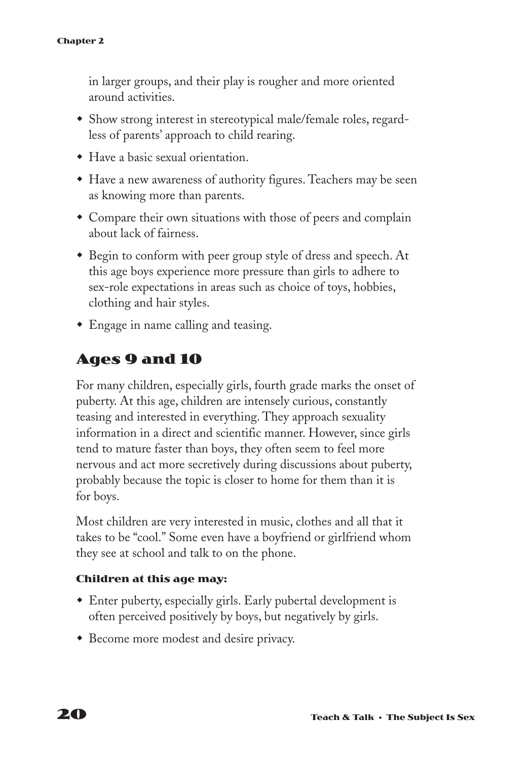in larger groups, and their play is rougher and more oriented around activities.

- Show strong interest in stereotypical male/female roles, regardless of parents' approach to child rearing.
- Have a basic sexual orientation.
- Have a new awareness of authority figures. Teachers may be seen as knowing more than parents.
- Compare their own situations with those of peers and complain about lack of fairness.
- Begin to conform with peer group style of dress and speech. At this age boys experience more pressure than girls to adhere to sex-role expectations in areas such as choice of toys, hobbies, clothing and hair styles.
- Engage in name calling and teasing.

## Ages 9 and 10

For many children, especially girls, fourth grade marks the onset of puberty. At this age, children are intensely curious, constantly teasing and interested in everything. They approach sexuality information in a direct and scientific manner. However, since girls tend to mature faster than boys, they often seem to feel more nervous and act more secretively during discussions about puberty, probably because the topic is closer to home for them than it is for boys.

Most children are very interested in music, clothes and all that it takes to be "cool." Some even have a boyfriend or girlfriend whom they see at school and talk to on the phone.

#### Children at this age may:

- Enter puberty, especially girls. Early pubertal development is often perceived positively by boys, but negatively by girls.
- Become more modest and desire privacy.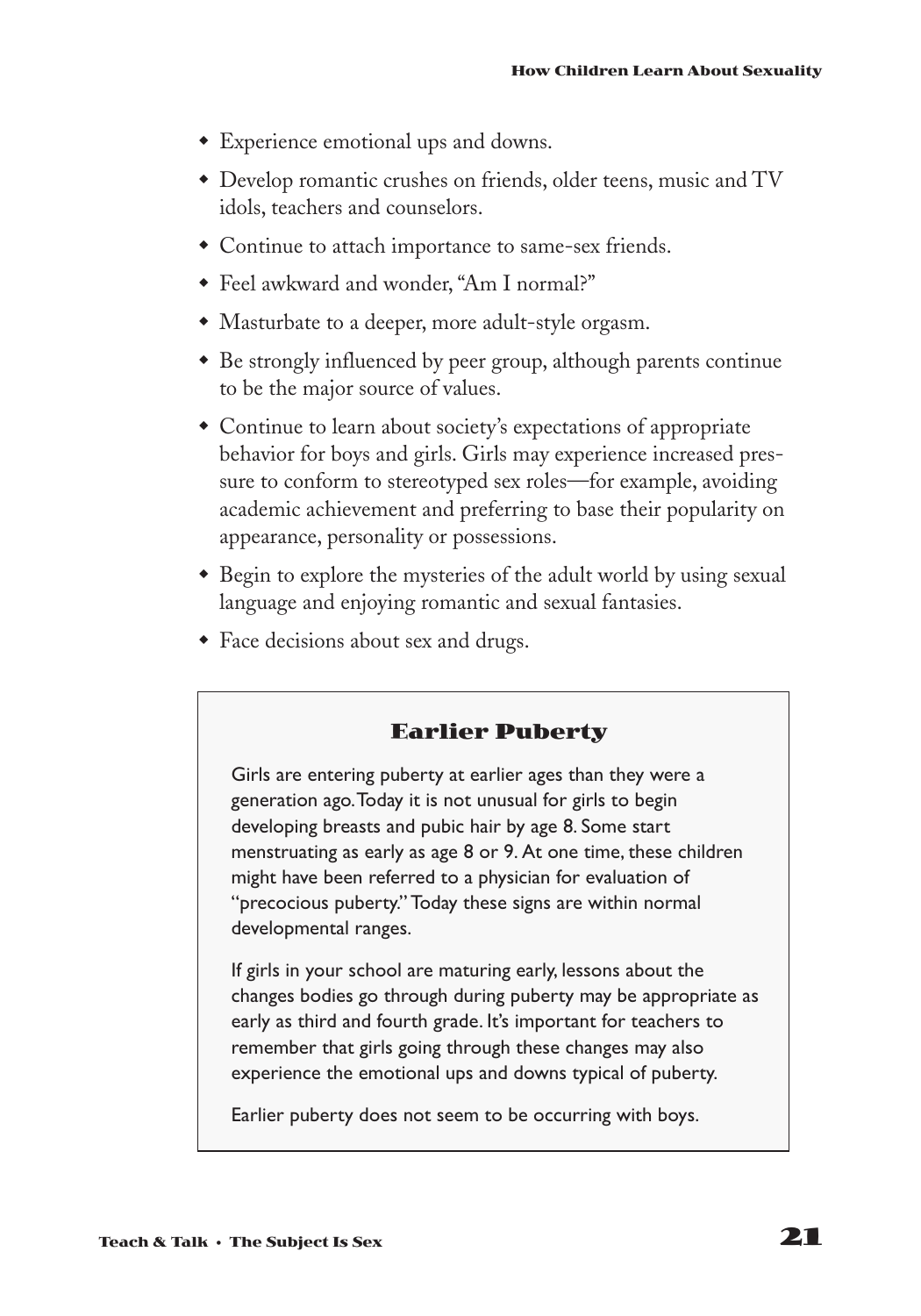- Experience emotional ups and downs.
- Develop romantic crushes on friends, older teens, music and TV idols, teachers and counselors.
- Continue to attach importance to same-sex friends.
- Feel awkward and wonder, "Am I normal?"
- Masturbate to a deeper, more adult-style orgasm.
- Be strongly influenced by peer group, although parents continue to be the major source of values.
- Continue to learn about society's expectations of appropriate behavior for boys and girls. Girls may experience increased pressure to conform to stereotyped sex roles—for example, avoiding academic achievement and preferring to base their popularity on appearance, personality or possessions.
- Begin to explore the mysteries of the adult world by using sexual language and enjoying romantic and sexual fantasies.
- Face decisions about sex and drugs.

### Earlier Puberty

Girls are entering puberty at earlier ages than they were a generation ago. Today it is not unusual for girls to begin developing breasts and pubic hair by age 8. Some start menstruating as early as age 8 or 9. At one time, these children might have been referred to a physician for evaluation of "precocious puberty." Today these signs are within normal developmental ranges.

If girls in your school are maturing early, lessons about the changes bodies go through during puberty may be appropriate as early as third and fourth grade. It's important for teachers to remember that girls going through these changes may also experience the emotional ups and downs typical of puberty.

Earlier puberty does not seem to be occurring with boys.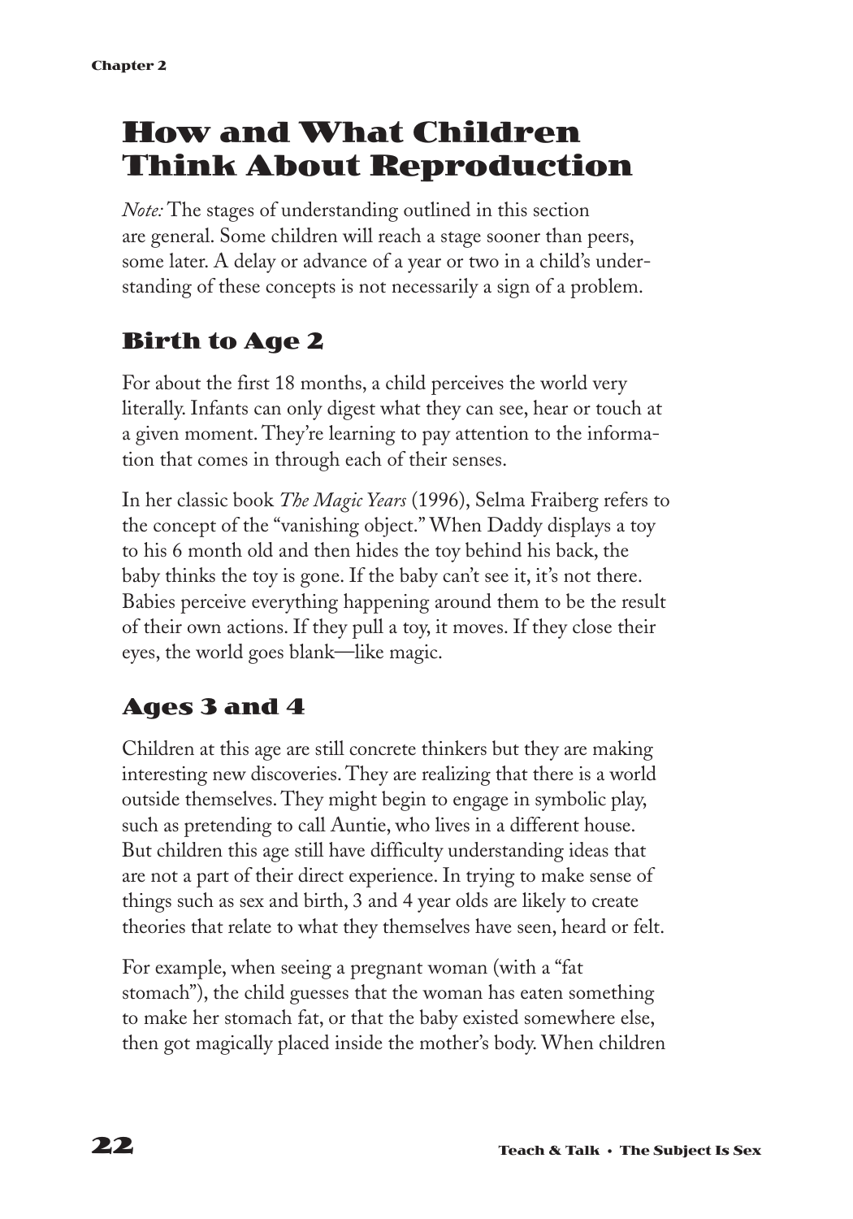# How and What Children Think About Reproduction

*Note:* The stages of understanding outlined in this section are general. Some children will reach a stage sooner than peers, some later. A delay or advance of a year or two in a child's understanding of these concepts is not necessarily a sign of a problem.

## Birth to Age 2

For about the first 18 months, a child perceives the world very literally. Infants can only digest what they can see, hear or touch at a given moment. They're learning to pay attention to the information that comes in through each of their senses.

In her classic book *The Magic Years* (1996), Selma Fraiberg refers to the concept of the "vanishing object." When Daddy displays a toy to his 6 month old and then hides the toy behind his back, the baby thinks the toy is gone. If the baby can't see it, it's not there. Babies perceive everything happening around them to be the result of their own actions. If they pull a toy, it moves. If they close their eyes, the world goes blank—like magic.

## Ages 3 and 4

Children at this age are still concrete thinkers but they are making interesting new discoveries. They are realizing that there is a world outside themselves. They might begin to engage in symbolic play, such as pretending to call Auntie, who lives in a different house. But children this age still have difficulty understanding ideas that are not a part of their direct experience. In trying to make sense of things such as sex and birth, 3 and 4 year olds are likely to create theories that relate to what they themselves have seen, heard or felt.

For example, when seeing a pregnant woman (with a "fat stomach"), the child guesses that the woman has eaten something to make her stomach fat, or that the baby existed somewhere else, then got magically placed inside the mother's body. When children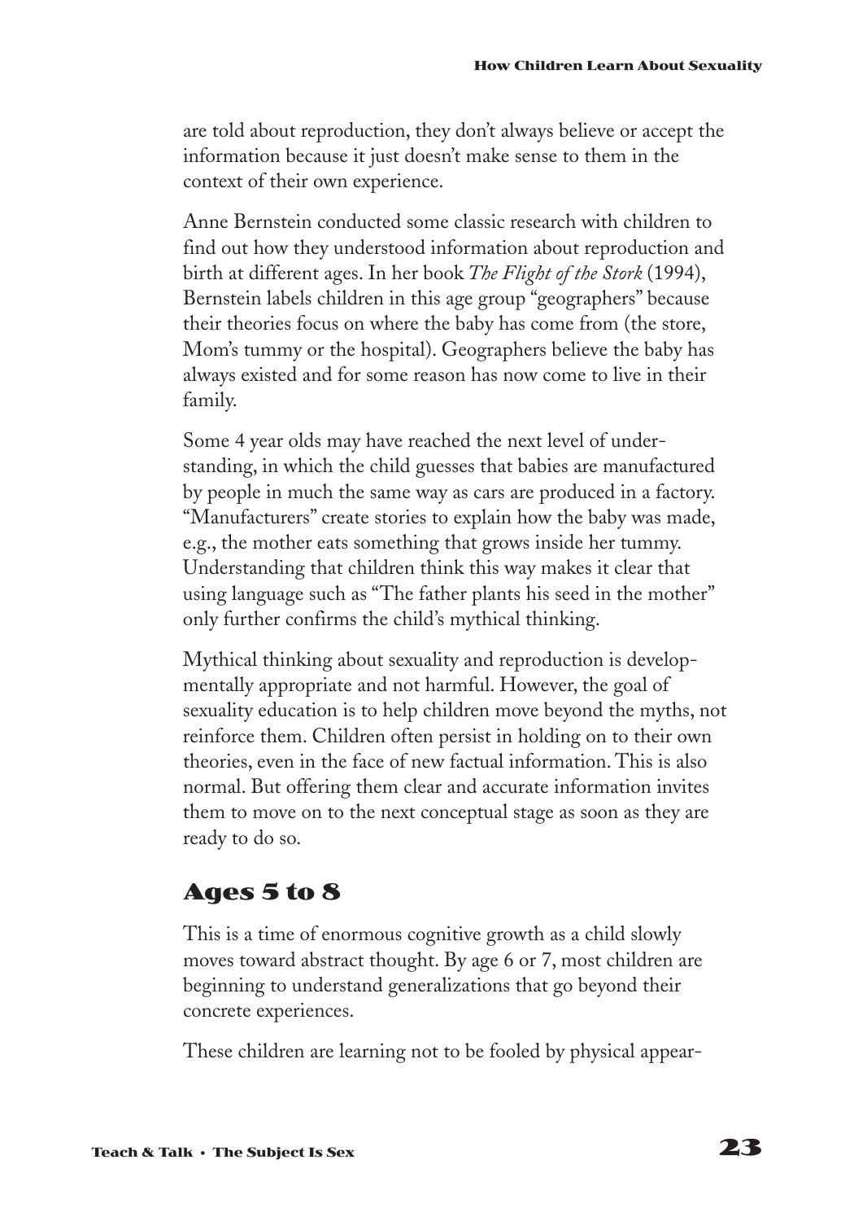are told about reproduction, they don't always believe or accept the information because it just doesn't make sense to them in the context of their own experience.

Anne Bernstein conducted some classic research with children to find out how they understood information about reproduction and birth at different ages. In her book *The Flight of the Stork* (1994), Bernstein labels children in this age group "geographers" because their theories focus on where the baby has come from (the store, Mom's tummy or the hospital). Geographers believe the baby has always existed and for some reason has now come to live in their family.

Some 4 year olds may have reached the next level of understanding, in which the child guesses that babies are manufactured by people in much the same way as cars are produced in a factory. "Manufacturers" create stories to explain how the baby was made, e.g., the mother eats something that grows inside her tummy. Understanding that children think this way makes it clear that using language such as "The father plants his seed in the mother" only further confirms the child's mythical thinking.

Mythical thinking about sexuality and reproduction is developmentally appropriate and not harmful. However, the goal of sexuality education is to help children move beyond the myths, not reinforce them. Children often persist in holding on to their own theories, even in the face of new factual information. This is also normal. But offering them clear and accurate information invites them to move on to the next conceptual stage as soon as they are ready to do so.

## Ages 5 to 8

This is a time of enormous cognitive growth as a child slowly moves toward abstract thought. By age 6 or 7, most children are beginning to understand generalizations that go beyond their concrete experiences.

These children are learning not to be fooled by physical appear-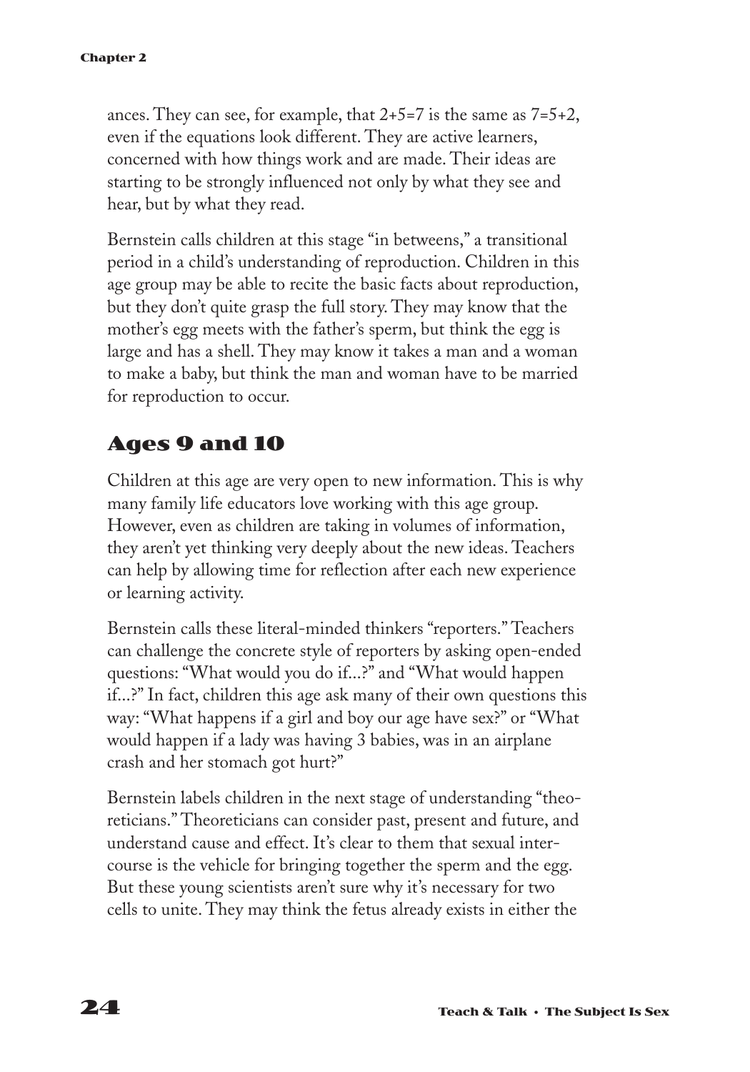ances. They can see, for example, that 2+5=7 is the same as 7=5+2, even if the equations look different. They are active learners, concerned with how things work and are made. Their ideas are starting to be strongly influenced not only by what they see and hear, but by what they read.

Bernstein calls children at this stage "in betweens," a transitional period in a child's understanding of reproduction. Children in this age group may be able to recite the basic facts about reproduction, but they don't quite grasp the full story. They may know that the mother's egg meets with the father's sperm, but think the egg is large and has a shell. They may know it takes a man and a woman to make a baby, but think the man and woman have to be married for reproduction to occur.

## Ages 9 and 10

Children at this age are very open to new information. This is why many family life educators love working with this age group. However, even as children are taking in volumes of information, they aren't yet thinking very deeply about the new ideas. Teachers can help by allowing time for reflection after each new experience or learning activity.

Bernstein calls these literal-minded thinkers "reporters." Teachers can challenge the concrete style of reporters by asking open-ended questions: "What would you do if...?" and "What would happen if...?" In fact, children this age ask many of their own questions this way: "What happens if a girl and boy our age have sex?" or "What would happen if a lady was having 3 babies, was in an airplane crash and her stomach got hurt?"

Bernstein labels children in the next stage of understanding "theoreticians." Theoreticians can consider past, present and future, and understand cause and effect. It's clear to them that sexual intercourse is the vehicle for bringing together the sperm and the egg. But these young scientists aren't sure why it's necessary for two cells to unite. They may think the fetus already exists in either the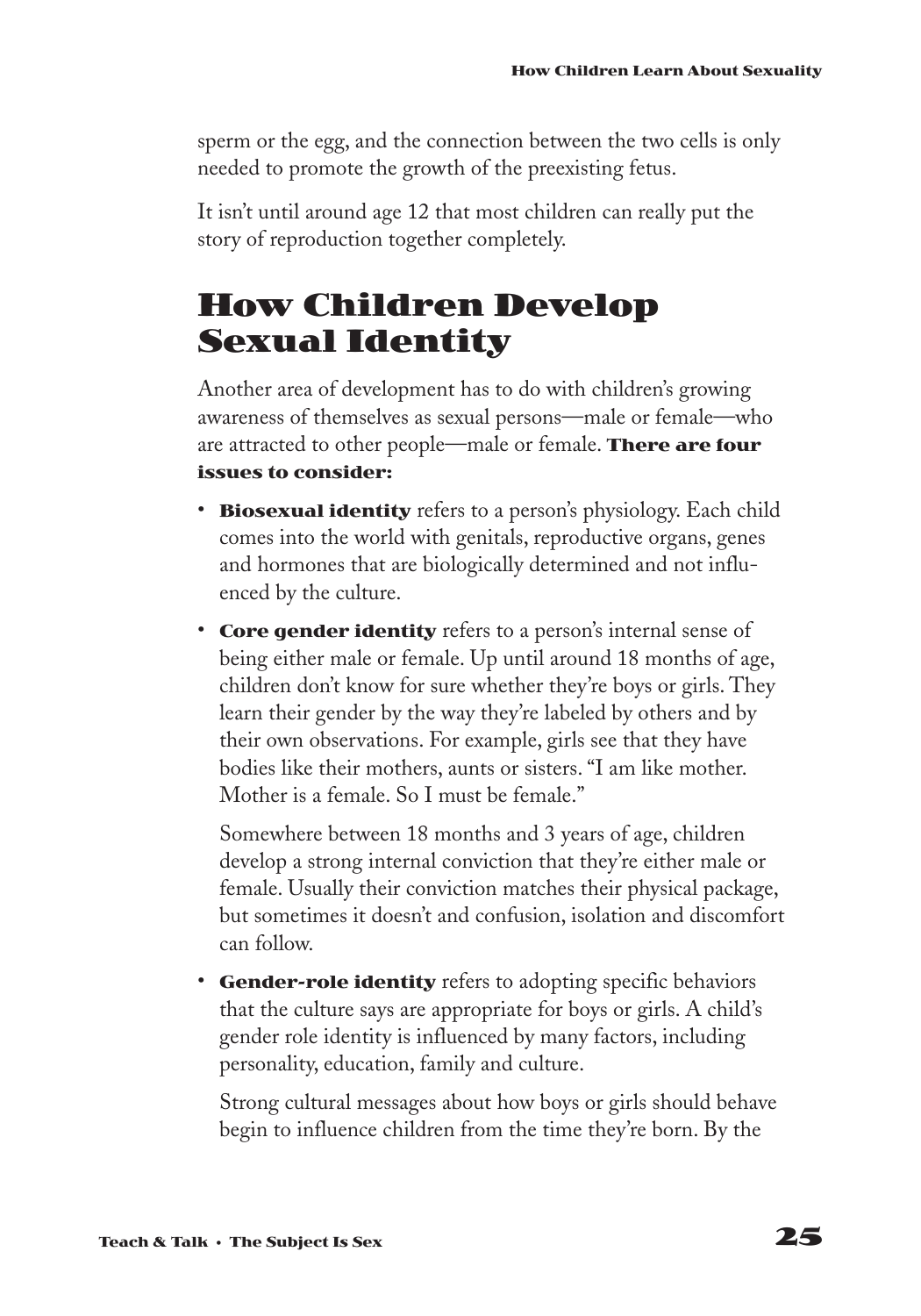sperm or the egg, and the connection between the two cells is only needed to promote the growth of the preexisting fetus.

It isn't until around age 12 that most children can really put the story of reproduction together completely.

## How Children Develop Sexual Identity

Another area of development has to do with children's growing awareness of themselves as sexual persons—male or female—who are attracted to other people—male or female. **There are four issues to consider:**

- **Biosexual identity** refers to a person's physiology. Each child comes into the world with genitals, reproductive organs, genes and hormones that are biologically determined and not influenced by the culture.
- **Core gender identity** refers to a person's internal sense of being either male or female. Up until around 18 months of age, children don't know for sure whether they're boys or girls. They learn their gender by the way they're labeled by others and by their own observations. For example, girls see that they have bodies like their mothers, aunts or sisters. "I am like mother. Mother is a female. So I must be female."

  Somewhere between 18 months and 3 years of age, children develop a strong internal conviction that they're either male or female. Usually their conviction matches their physical package, but sometimes it doesn't and confusion, isolation and discomfort can follow.
- **Gender-role identity** refers to adopting specific behaviors that the culture says are appropriate for boys or girls. A child's gender role identity is influenced by many factors, including personality, education, family and culture.

  Strong cultural messages about how boys or girls should behave begin to influence children from the time they're born. By the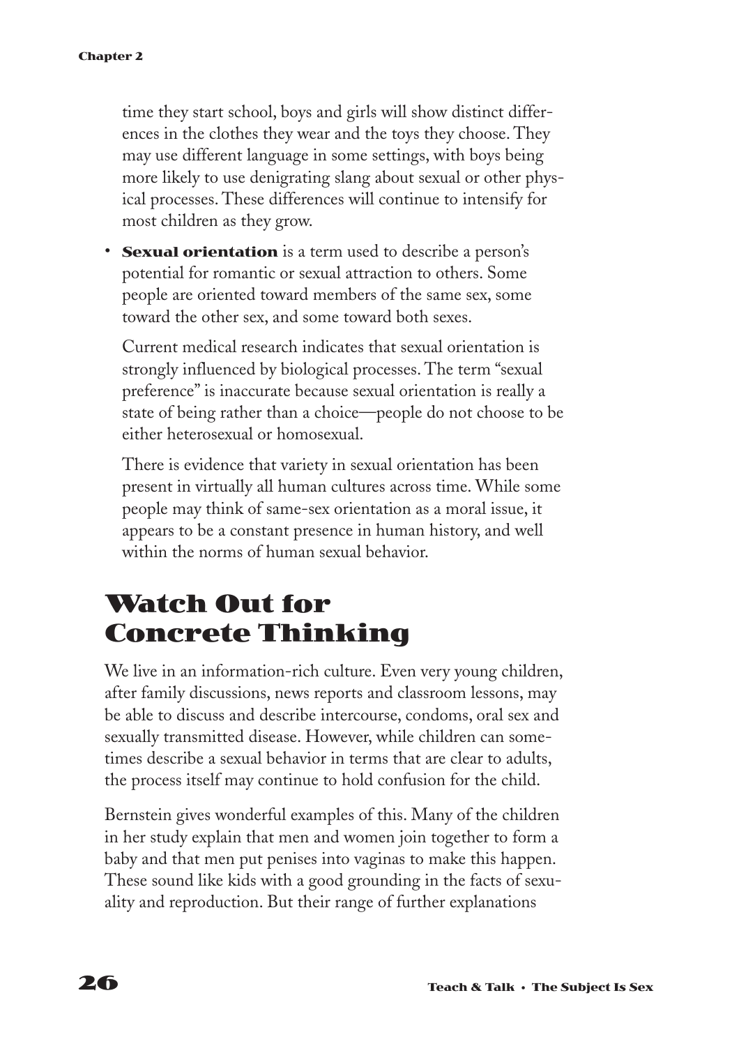time they start school, boys and girls will show distinct differences in the clothes they wear and the toys they choose. They may use different language in some settings, with boys being more likely to use denigrating slang about sexual or other physical processes. These differences will continue to intensify for most children as they grow.

- **Sexual orientation** is a term used to describe a person's potential for romantic or sexual attraction to others. Some people are oriented toward members of the same sex, some toward the other sex, and some toward both sexes.

  Current medical research indicates that sexual orientation is strongly influenced by biological processes. The term "sexual preference" is inaccurate because sexual orientation is really a state of being rather than a choice—people do not choose to be either heterosexual or homosexual.

  There is evidence that variety in sexual orientation has been present in virtually all human cultures across time. While some people may think of same-sex orientation as a moral issue, it appears to be a constant presence in human history, and well within the norms of human sexual behavior.

## Watch Out for Concrete Thinking

We live in an information-rich culture. Even very young children, after family discussions, news reports and classroom lessons, may be able to discuss and describe intercourse, condoms, oral sex and sexually transmitted disease. However, while children can sometimes describe a sexual behavior in terms that are clear to adults, the process itself may continue to hold confusion for the child.

Bernstein gives wonderful examples of this. Many of the children in her study explain that men and women join together to form a baby and that men put penises into vaginas to make this happen. These sound like kids with a good grounding in the facts of sexuality and reproduction. But their range of further explanations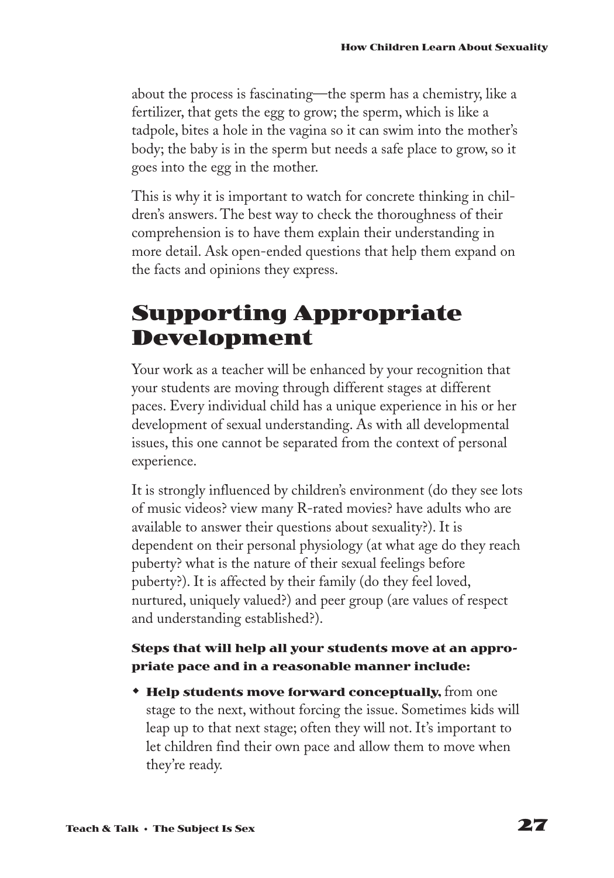about the process is fascinating—the sperm has a chemistry, like a fertilizer, that gets the egg to grow; the sperm, which is like a tadpole, bites a hole in the vagina so it can swim into the mother's body; the baby is in the sperm but needs a safe place to grow, so it goes into the egg in the mother.

This is why it is important to watch for concrete thinking in children's answers. The best way to check the thoroughness of their comprehension is to have them explain their understanding in more detail. Ask open-ended questions that help them expand on the facts and opinions they express.

## Supporting Appropriate Development

Your work as a teacher will be enhanced by your recognition that your students are moving through different stages at different paces. Every individual child has a unique experience in his or her development of sexual understanding. As with all developmental issues, this one cannot be separated from the context of personal experience.

It is strongly influenced by children's environment (do they see lots of music videos? view many R-rated movies? have adults who are available to answer their questions about sexuality?). It is dependent on their personal physiology (at what age do they reach puberty? what is the nature of their sexual feelings before puberty?). It is affected by their family (do they feel loved, nurtured, uniquely valued?) and peer group (are values of respect and understanding established?).

**Steps that will help all your students move at an appropriate pace and in a reasonable manner include:**

- **Help students move forward conceptually,** from one stage to the next, without forcing the issue. Sometimes kids will leap up to that next stage; often they will not. It's important to let children find their own pace and allow them to move when they're ready.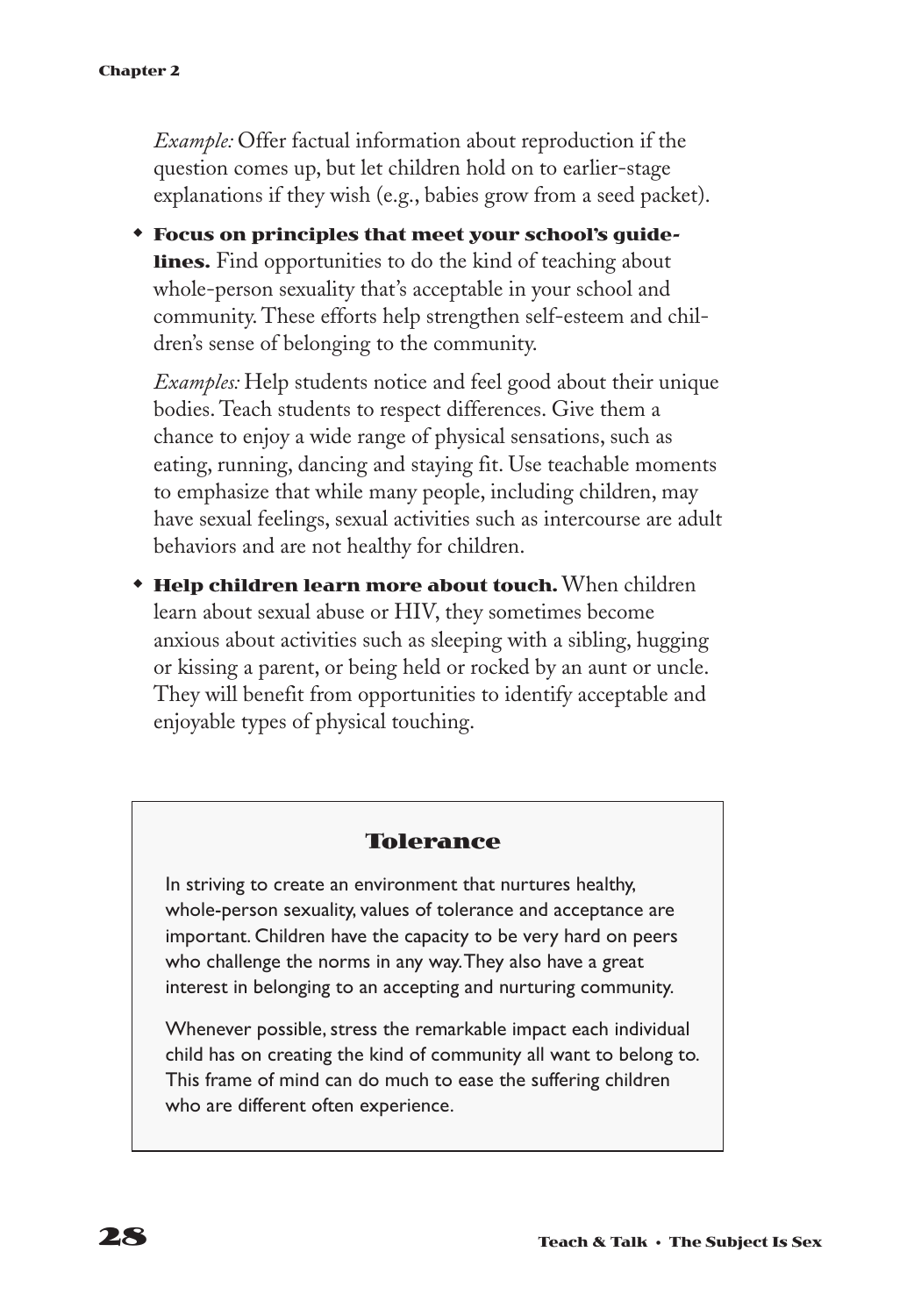*Example:* Offer factual information about reproduction if the question comes up, but let children hold on to earlier-stage explanations if they wish (e.g., babies grow from a seed packet).

- **Focus on principles that meet your school's guidelines.** Find opportunities to do the kind of teaching about whole-person sexuality that's acceptable in your school and community. These efforts help strengthen self-esteem and children's sense of belonging to the community.

  *Examples:* Help students notice and feel good about their unique bodies. Teach students to respect differences. Give them a chance to enjoy a wide range of physical sensations, such as eating, running, dancing and staying fit. Use teachable moments to emphasize that while many people, including children, may have sexual feelings, sexual activities such as intercourse are adult behaviors and are not healthy for children.

- **Help children learn more about touch.** When children learn about sexual abuse or HIV, they sometimes become anxious about activities such as sleeping with a sibling, hugging or kissing a parent, or being held or rocked by an aunt or uncle. They will benefit from opportunities to identify acceptable and enjoyable types of physical touching.

### Tolerance

In striving to create an environment that nurtures healthy, whole-person sexuality, values of tolerance and acceptance are important. Children have the capacity to be very hard on peers who challenge the norms in any way. They also have a great interest in belonging to an accepting and nurturing community.

Whenever possible, stress the remarkable impact each individual child has on creating the kind of community all want to belong to. This frame of mind can do much to ease the suffering children who are different often experience.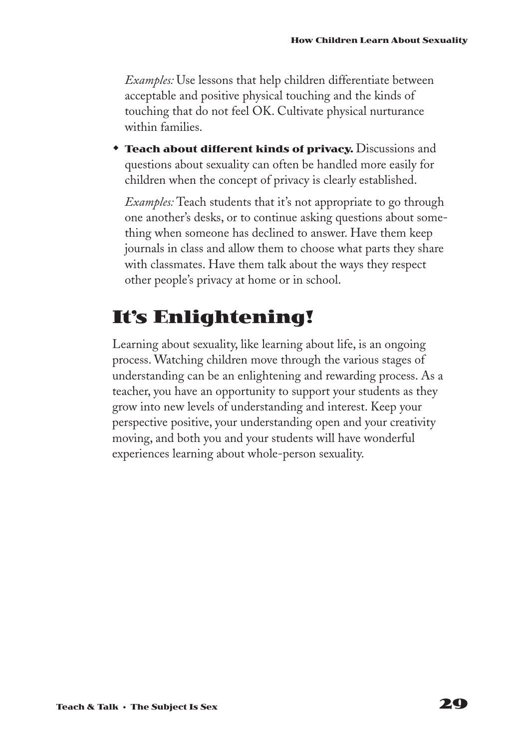*Examples:* Use lessons that help children differentiate between acceptable and positive physical touching and the kinds of touching that do not feel OK. Cultivate physical nurturance within families.

- **Teach about different kinds of privacy.** Discussions and questions about sexuality can often be handled more easily for children when the concept of privacy is clearly established.

  *Examples:* Teach students that it's not appropriate to go through one another's desks, or to continue asking questions about something when someone has declined to answer. Have them keep journals in class and allow them to choose what parts they share with classmates. Have them talk about the ways they respect other people's privacy at home or in school.

## It's Enlightening!

Learning about sexuality, like learning about life, is an ongoing process. Watching children move through the various stages of understanding can be an enlightening and rewarding process. As a teacher, you have an opportunity to support your students as they grow into new levels of understanding and interest. Keep your perspective positive, your understanding open and your creativity moving, and both you and your students will have wonderful experiences learning about whole-person sexuality.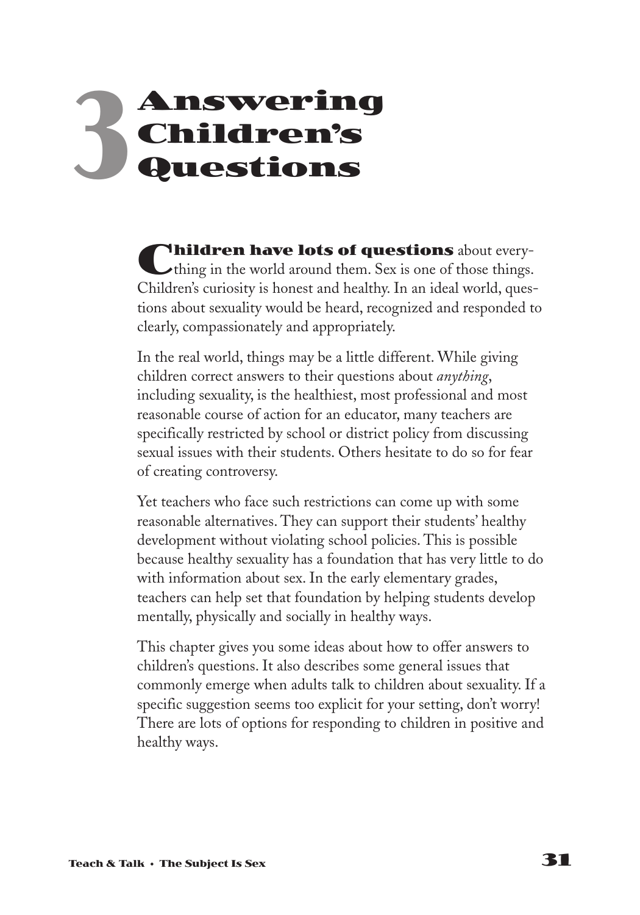# 3 Answering Children's Questions

**Children have lots of questions** about everything in the world around them. Sex is one of those things. Children's curiosity is honest and healthy. In an ideal world, questions about sexuality would be heard, recognized and responded to clearly, compassionately and appropriately.

In the real world, things may be a little different. While giving children correct answers to their questions about *anything*, including sexuality, is the healthiest, most professional and most reasonable course of action for an educator, many teachers are specifically restricted by school or district policy from discussing sexual issues with their students. Others hesitate to do so for fear of creating controversy.

Yet teachers who face such restrictions can come up with some reasonable alternatives. They can support their students' healthy development without violating school policies. This is possible because healthy sexuality has a foundation that has very little to do with information about sex. In the early elementary grades, teachers can help set that foundation by helping students develop mentally, physically and socially in healthy ways.

This chapter gives you some ideas about how to offer answers to children's questions. It also describes some general issues that commonly emerge when adults talk to children about sexuality. If a specific suggestion seems too explicit for your setting, don't worry! There are lots of options for responding to children in positive and healthy ways.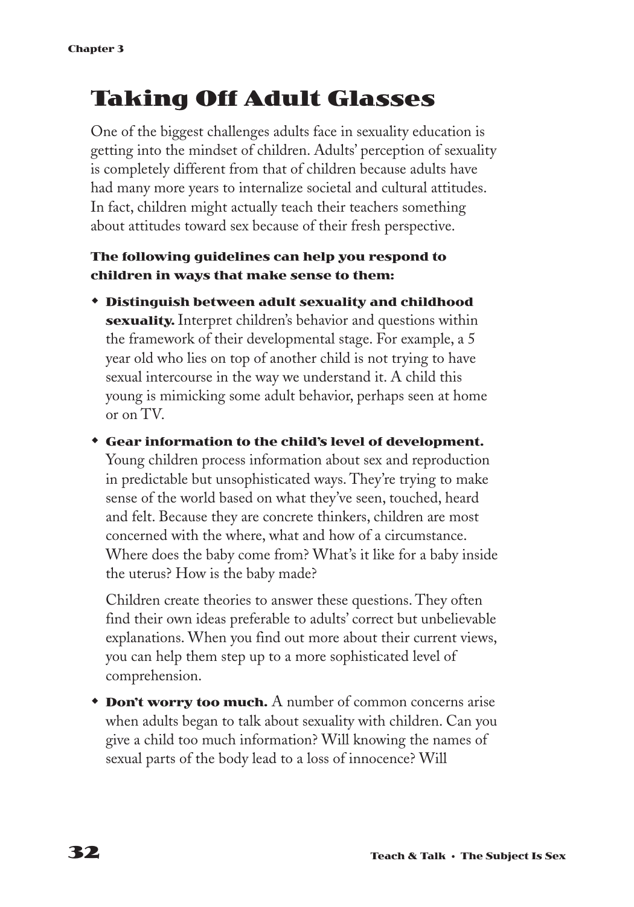# Taking Off Adult Glasses

One of the biggest challenges adults face in sexuality education is getting into the mindset of children. Adults' perception of sexuality is completely different from that of children because adults have had many more years to internalize societal and cultural attitudes. In fact, children might actually teach their teachers something about attitudes toward sex because of their fresh perspective.

**The following guidelines can help you respond to children in ways that make sense to them:**

- **Distinguish between adult sexuality and childhood sexuality.** Interpret children's behavior and questions within the framework of their developmental stage. For example, a 5 year old who lies on top of another child is not trying to have sexual intercourse in the way we understand it. A child this young is mimicking some adult behavior, perhaps seen at home or on TV.

- **Gear information to the child's level of development.** Young children process information about sex and reproduction in predictable but unsophisticated ways. They're trying to make sense of the world based on what they've seen, touched, heard and felt. Because they are concrete thinkers, children are most concerned with the where, what and how of a circumstance. Where does the baby come from? What's it like for a baby inside the uterus? How is the baby made?

  Children create theories to answer these questions. They often find their own ideas preferable to adults' correct but unbelievable explanations. When you find out more about their current views, you can help them step up to a more sophisticated level of comprehension.

- **Don't worry too much.** A number of common concerns arise when adults began to talk about sexuality with children. Can you give a child too much information? Will knowing the names of sexual parts of the body lead to a loss of innocence? Will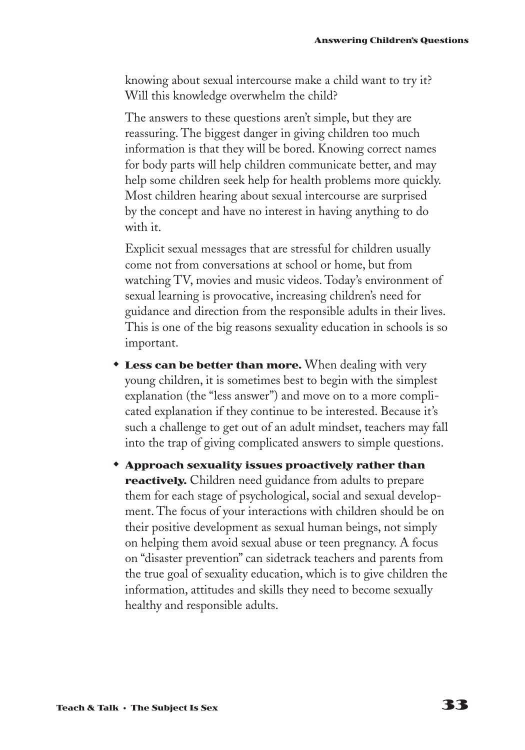knowing about sexual intercourse make a child want to try it? Will this knowledge overwhelm the child?

The answers to these questions aren't simple, but they are reassuring. The biggest danger in giving children too much information is that they will be bored. Knowing correct names for body parts will help children communicate better, and may help some children seek help for health problems more quickly. Most children hearing about sexual intercourse are surprised by the concept and have no interest in having anything to do with it.

Explicit sexual messages that are stressful for children usually come not from conversations at school or home, but from watching TV, movies and music videos. Today's environment of sexual learning is provocative, increasing children's need for guidance and direction from the responsible adults in their lives. This is one of the big reasons sexuality education in schools is so important.

- **Less can be better than more.** When dealing with very young children, it is sometimes best to begin with the simplest explanation (the "less answer") and move on to a more complicated explanation if they continue to be interested. Because it's such a challenge to get out of an adult mindset, teachers may fall into the trap of giving complicated answers to simple questions.
- **Approach sexuality issues proactively rather than reactively.** Children need guidance from adults to prepare them for each stage of psychological, social and sexual development. The focus of your interactions with children should be on their positive development as sexual human beings, not simply on helping them avoid sexual abuse or teen pregnancy. A focus on "disaster prevention" can sidetrack teachers and parents from the true goal of sexuality education, which is to give children the information, attitudes and skills they need to become sexually healthy and responsible adults.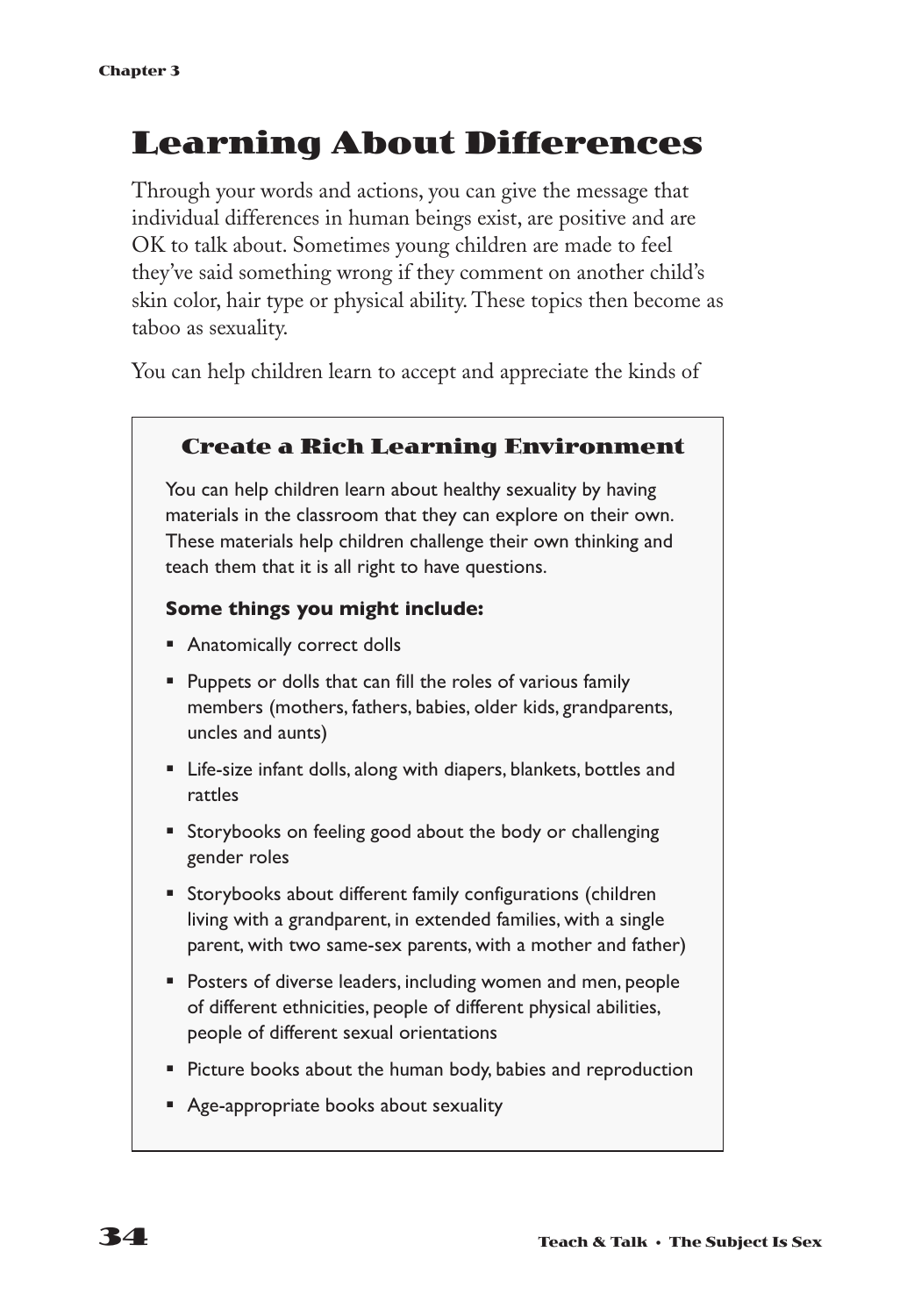# Learning About Differences

Through your words and actions, you can give the message that individual differences in human beings exist, are positive and are OK to talk about. Sometimes young children are made to feel they've said something wrong if they comment on another child's skin color, hair type or physical ability. These topics then become as taboo as sexuality.

You can help children learn to accept and appreciate the kinds of

### Create a Rich Learning Environment

You can help children learn about healthy sexuality by having materials in the classroom that they can explore on their own. These materials help children challenge their own thinking and teach them that it is all right to have questions.

**Some things you might include:**

- Anatomically correct dolls
- Puppets or dolls that can fill the roles of various family members (mothers, fathers, babies, older kids, grandparents, uncles and aunts)
- Life-size infant dolls, along with diapers, blankets, bottles and rattles
- Storybooks on feeling good about the body or challenging gender roles
- Storybooks about different family configurations (children living with a grandparent, in extended families, with a single parent, with two same-sex parents, with a mother and father)
- Posters of diverse leaders, including women and men, people of different ethnicities, people of different physical abilities, people of different sexual orientations
- Picture books about the human body, babies and reproduction
- Age-appropriate books about sexuality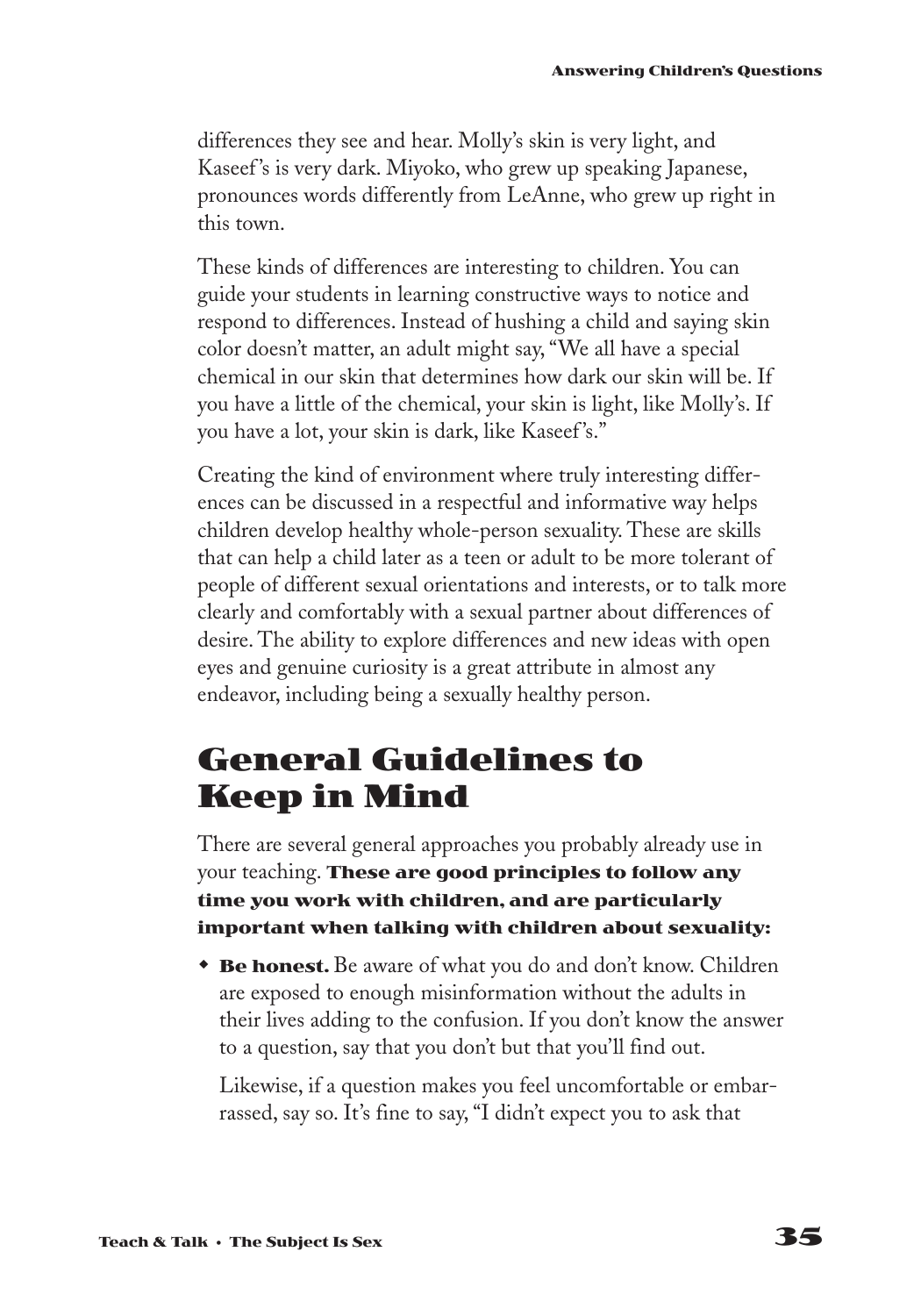differences they see and hear. Molly's skin is very light, and Kaseef's is very dark. Miyoko, who grew up speaking Japanese, pronounces words differently from LeAnne, who grew up right in this town.

These kinds of differences are interesting to children. You can guide your students in learning constructive ways to notice and respond to differences. Instead of hushing a child and saying skin color doesn't matter, an adult might say, "We all have a special chemical in our skin that determines how dark our skin will be. If you have a little of the chemical, your skin is light, like Molly's. If you have a lot, your skin is dark, like Kaseef's."

Creating the kind of environment where truly interesting differences can be discussed in a respectful and informative way helps children develop healthy whole-person sexuality. These are skills that can help a child later as a teen or adult to be more tolerant of people of different sexual orientations and interests, or to talk more clearly and comfortably with a sexual partner about differences of desire. The ability to explore differences and new ideas with open eyes and genuine curiosity is a great attribute in almost any endeavor, including being a sexually healthy person.

## General Guidelines to Keep in Mind

There are several general approaches you probably already use in your teaching. **These are good principles to follow any time you work with children, and are particularly important when talking with children about sexuality:**

- **Be honest.** Be aware of what you do and don't know. Children are exposed to enough misinformation without the adults in their lives adding to the confusion. If you don't know the answer to a question, say that you don't but that you'll find out.

  Likewise, if a question makes you feel uncomfortable or embarrassed, say so. It's fine to say, "I didn't expect you to ask that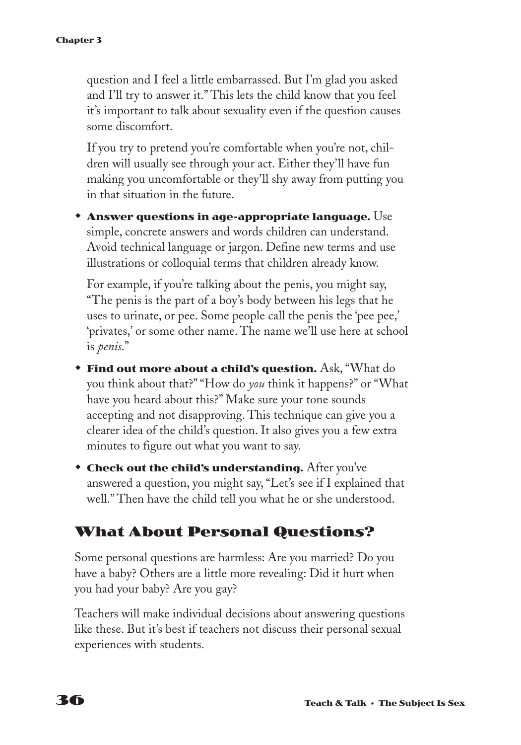question and I feel a little embarrassed. But I'm glad you asked and I'll try to answer it." This lets the child know that you feel it's important to talk about sexuality even if the question causes some discomfort.

If you try to pretend you're comfortable when you're not, children will usually see through your act. Either they'll have fun making you uncomfortable or they'll shy away from putting you in that situation in the future.

- **Answer questions in age-appropriate language.** Use simple, concrete answers and words children can understand. Avoid technical language or jargon. Define new terms and use illustrations or colloquial terms that children already know.

  For example, if you're talking about the penis, you might say, "The penis is the part of a boy's body between his legs that he uses to urinate, or pee. Some people call the penis the 'pee pee,' 'privates,' or some other name. The name we'll use here at school is *penis*."

- **Find out more about a child's question.** Ask, "What do you think about that?" "How do *you* think it happens?" or "What have you heard about this?" Make sure your tone sounds accepting and not disapproving. This technique can give you a clearer idea of the child's question. It also gives you a few extra minutes to figure out what you want to say.

- **Check out the child's understanding.** After you've answered a question, you might say, "Let's see if I explained that well." Then have the child tell you what he or she understood.

## What About Personal Questions?

Some personal questions are harmless: Are you married? Do you have a baby? Others are a little more revealing: Did it hurt when you had your baby? Are you gay?

Teachers will make individual decisions about answering questions like these. But it's best if teachers not discuss their personal sexual experiences with students.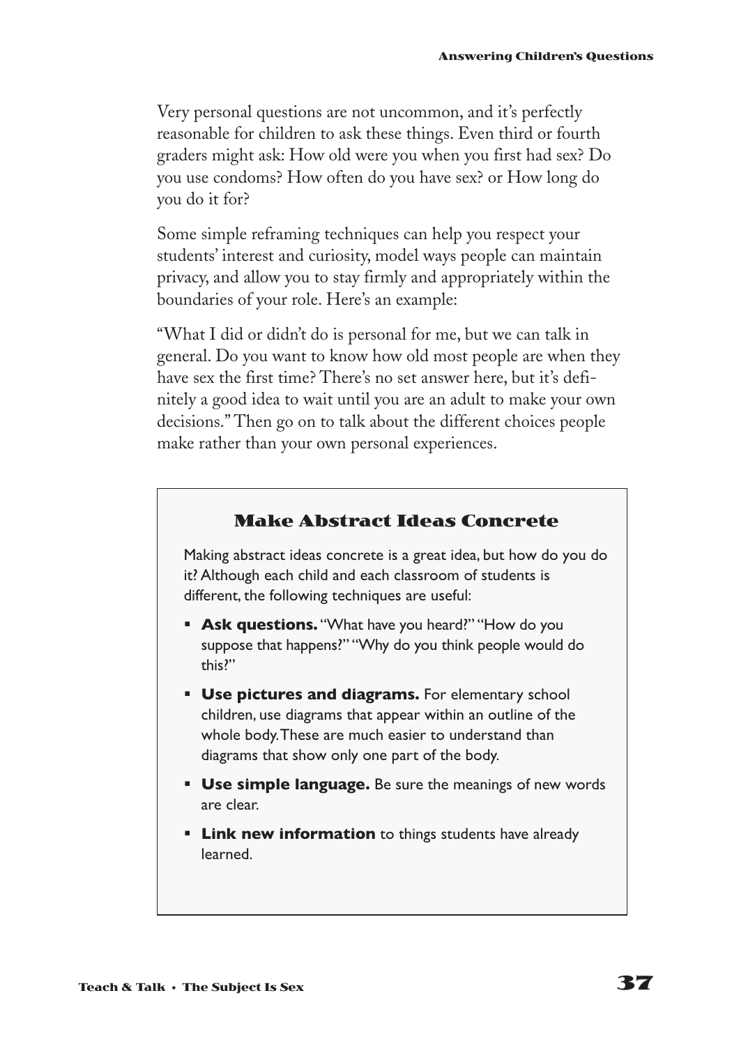Very personal questions are not uncommon, and it's perfectly reasonable for children to ask these things. Even third or fourth graders might ask: How old were you when you first had sex? Do you use condoms? How often do you have sex? or How long do you do it for?

Some simple reframing techniques can help you respect your students' interest and curiosity, model ways people can maintain privacy, and allow you to stay firmly and appropriately within the boundaries of your role. Here's an example:

"What I did or didn't do is personal for me, but we can talk in general. Do you want to know how old most people are when they have sex the first time? There's no set answer here, but it's definitely a good idea to wait until you are an adult to make your own decisions." Then go on to talk about the different choices people make rather than your own personal experiences.

### Make Abstract Ideas Concrete

Making abstract ideas concrete is a great idea, but how do you do it? Although each child and each classroom of students is different, the following techniques are useful:

- **Ask questions.** "What have you heard?" "How do you suppose that happens?" "Why do you think people would do this?"
- **Use pictures and diagrams.** For elementary school children, use diagrams that appear within an outline of the whole body. These are much easier to understand than diagrams that show only one part of the body.
- **Use simple language.** Be sure the meanings of new words are clear.
- **Link new information** to things students have already learned.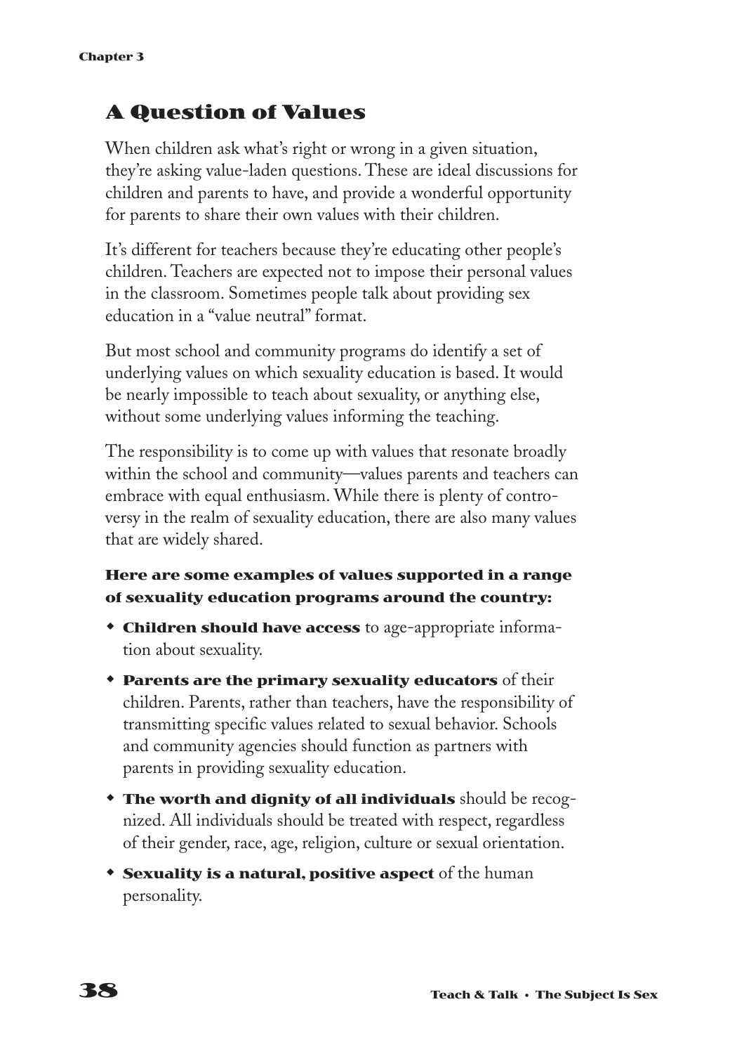## A Question of Values

When children ask what's right or wrong in a given situation, they're asking value-laden questions. These are ideal discussions for children and parents to have, and provide a wonderful opportunity for parents to share their own values with their children.

It's different for teachers because they're educating other people's children. Teachers are expected not to impose their personal values in the classroom. Sometimes people talk about providing sex education in a "value neutral" format.

But most school and community programs do identify a set of underlying values on which sexuality education is based. It would be nearly impossible to teach about sexuality, or anything else, without some underlying values informing the teaching.

The responsibility is to come up with values that resonate broadly within the school and community—values parents and teachers can embrace with equal enthusiasm. While there is plenty of controversy in the realm of sexuality education, there are also many values that are widely shared.

**Here are some examples of values supported in a range of sexuality education programs around the country:**

- **Children should have access** to age-appropriate information about sexuality.
- **Parents are the primary sexuality educators** of their children. Parents, rather than teachers, have the responsibility of transmitting specific values related to sexual behavior. Schools and community agencies should function as partners with parents in providing sexuality education.
- **The worth and dignity of all individuals** should be recognized. All individuals should be treated with respect, regardless of their gender, race, age, religion, culture or sexual orientation.
- **Sexuality is a natural, positive aspect** of the human personality.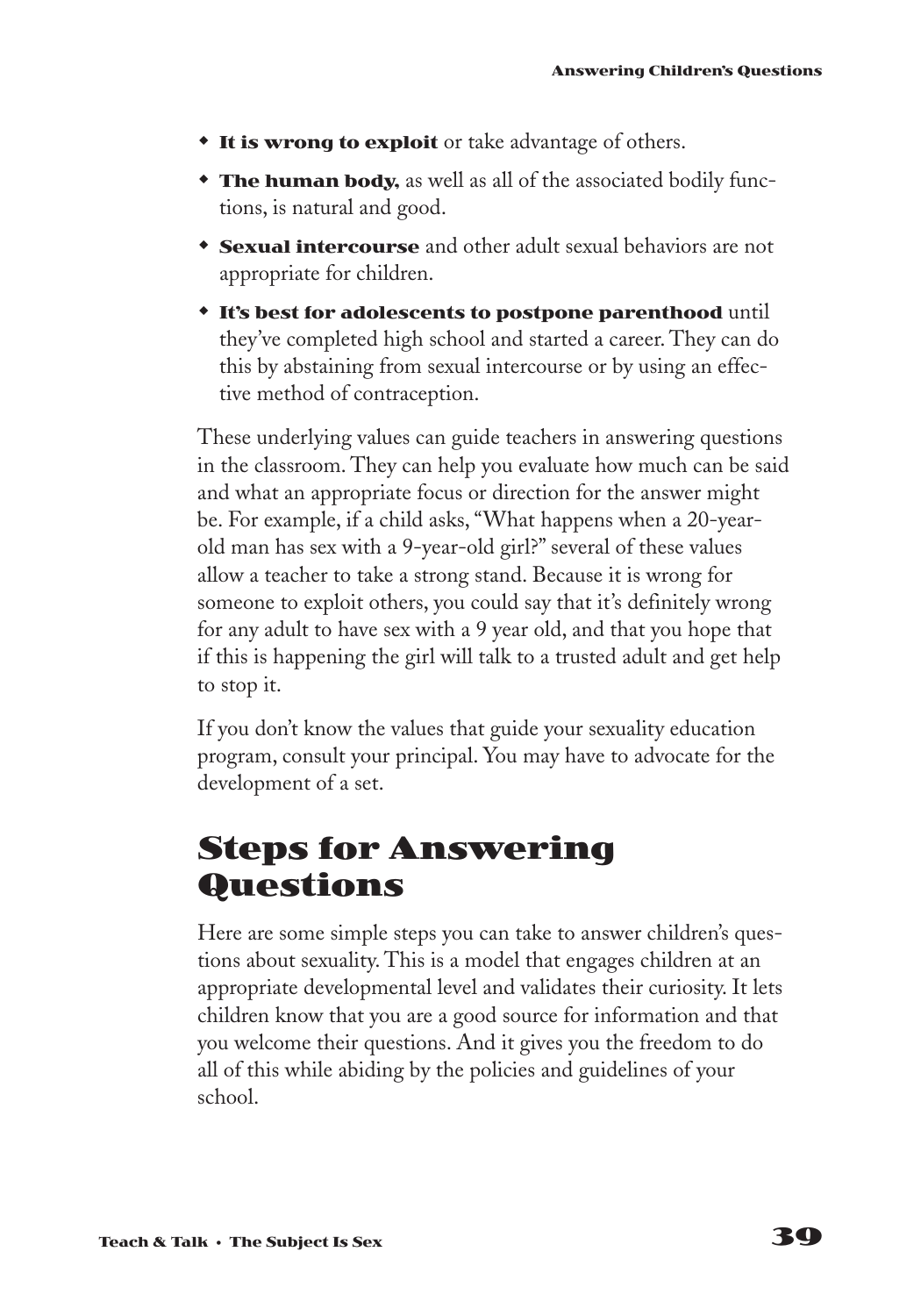- **It is wrong to exploit** or take advantage of others.
- **The human body,** as well as all of the associated bodily functions, is natural and good.
- **Sexual intercourse** and other adult sexual behaviors are not appropriate for children.
- **It's best for adolescents to postpone parenthood** until they've completed high school and started a career. They can do this by abstaining from sexual intercourse or by using an effective method of contraception.

These underlying values can guide teachers in answering questions in the classroom. They can help you evaluate how much can be said and what an appropriate focus or direction for the answer might be. For example, if a child asks, "What happens when a 20-year-old man has sex with a 9-year-old girl?" several of these values allow a teacher to take a strong stand. Because it is wrong for someone to exploit others, you could say that it's definitely wrong for any adult to have sex with a 9 year old, and that you hope that if this is happening the girl will talk to a trusted adult and get help to stop it.

If you don't know the values that guide your sexuality education program, consult your principal. You may have to advocate for the development of a set.

## Steps for Answering Questions

Here are some simple steps you can take to answer children's questions about sexuality. This is a model that engages children at an appropriate developmental level and validates their curiosity. It lets children know that you are a good source for information and that you welcome their questions. And it gives you the freedom to do all of this while abiding by the policies and guidelines of your school.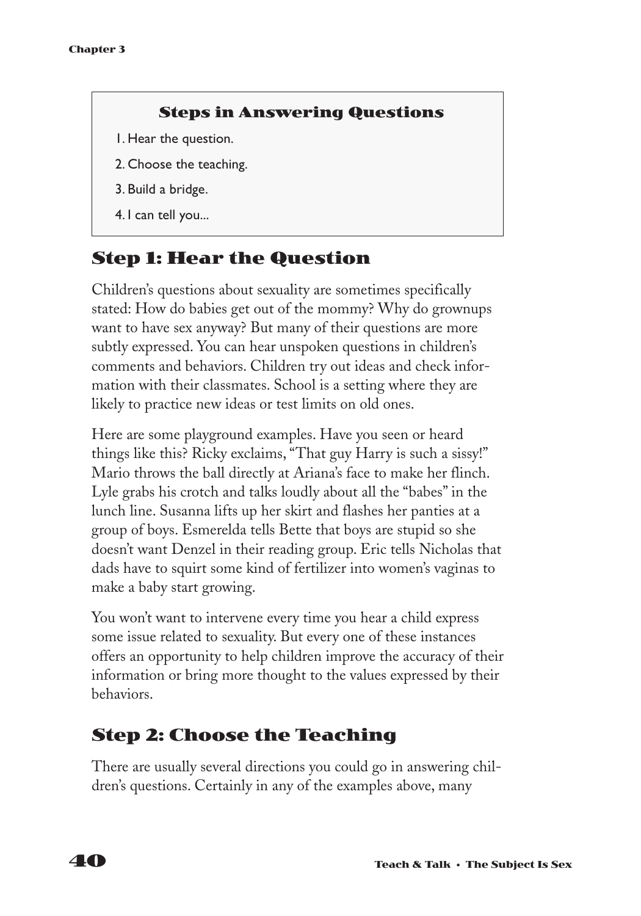### Steps in Answering Questions

1. Hear the question.
2. Choose the teaching.
3. Build a bridge.
4. I can tell you...

## Step 1: Hear the Question

Children's questions about sexuality are sometimes specifically stated: How do babies get out of the mommy? Why do grownups want to have sex anyway? But many of their questions are more subtly expressed. You can hear unspoken questions in children's comments and behaviors. Children try out ideas and check information with their classmates. School is a setting where they are likely to practice new ideas or test limits on old ones.

Here are some playground examples. Have you seen or heard things like this? Ricky exclaims, "That guy Harry is such a sissy!" Mario throws the ball directly at Ariana's face to make her flinch. Lyle grabs his crotch and talks loudly about all the "babes" in the lunch line. Susanna lifts up her skirt and flashes her panties at a group of boys. Esmerelda tells Bette that boys are stupid so she doesn't want Denzel in their reading group. Eric tells Nicholas that dads have to squirt some kind of fertilizer into women's vaginas to make a baby start growing.

You won't want to intervene every time you hear a child express some issue related to sexuality. But every one of these instances offers an opportunity to help children improve the accuracy of their information or bring more thought to the values expressed by their behaviors.

## Step 2: Choose the Teaching

There are usually several directions you could go in answering children's questions. Certainly in any of the examples above, many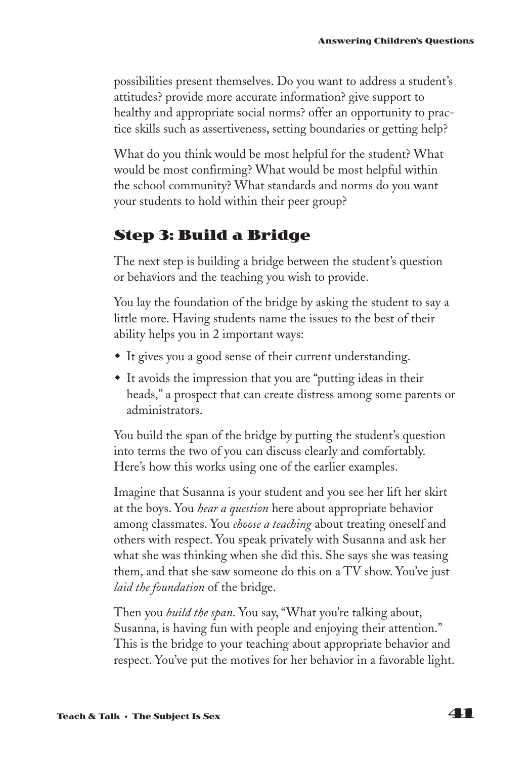possibilities present themselves. Do you want to address a student's attitudes? provide more accurate information? give support to healthy and appropriate social norms? offer an opportunity to practice skills such as assertiveness, setting boundaries or getting help?

What do you think would be most helpful for the student? What would be most confirming? What would be most helpful within the school community? What standards and norms do you want your students to hold within their peer group?

## Step 3: Build a Bridge

The next step is building a bridge between the student's question or behaviors and the teaching you wish to provide.

You lay the foundation of the bridge by asking the student to say a little more. Having students name the issues to the best of their ability helps you in 2 important ways:

- It gives you a good sense of their current understanding.
- It avoids the impression that you are "putting ideas in their heads," a prospect that can create distress among some parents or administrators.

You build the span of the bridge by putting the student's question into terms the two of you can discuss clearly and comfortably. Here's how this works using one of the earlier examples.

Imagine that Susanna is your student and you see her lift her skirt at the boys. You *hear a question* here about appropriate behavior among classmates. You *choose a teaching* about treating oneself and others with respect. You speak privately with Susanna and ask her what she was thinking when she did this. She says she was teasing them, and that she saw someone do this on a TV show. You've just *laid the foundation* of the bridge.

Then you *build the span*. You say, "What you're talking about, Susanna, is having fun with people and enjoying their attention." This is the bridge to your teaching about appropriate behavior and respect. You've put the motives for her behavior in a favorable light.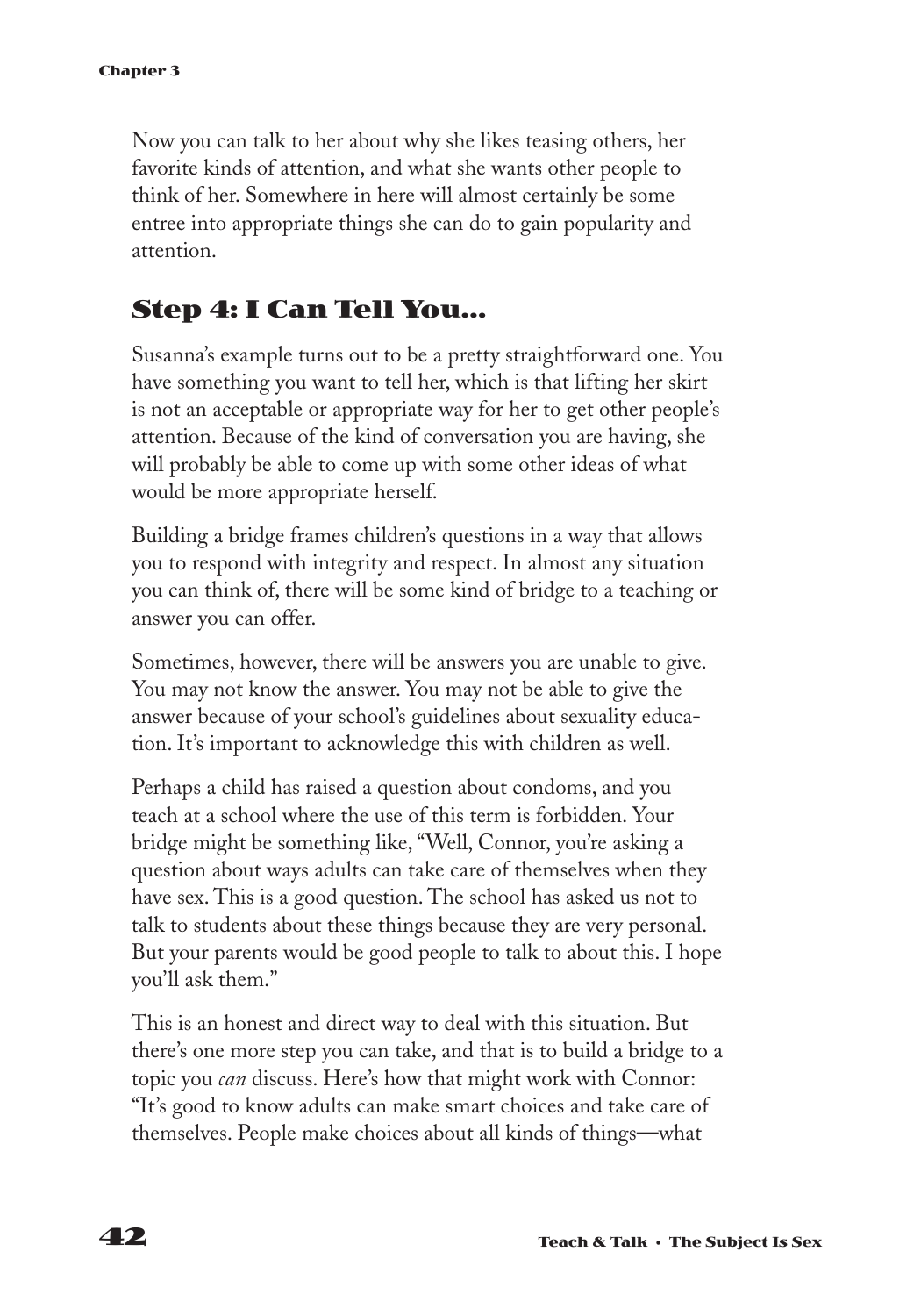Now you can talk to her about why she likes teasing others, her favorite kinds of attention, and what she wants other people to think of her. Somewhere in here will almost certainly be some entree into appropriate things she can do to gain popularity and attention.

## Step 4: I Can Tell You...

Susanna's example turns out to be a pretty straightforward one. You have something you want to tell her, which is that lifting her skirt is not an acceptable or appropriate way for her to get other people's attention. Because of the kind of conversation you are having, she will probably be able to come up with some other ideas of what would be more appropriate herself.

Building a bridge frames children's questions in a way that allows you to respond with integrity and respect. In almost any situation you can think of, there will be some kind of bridge to a teaching or answer you can offer.

Sometimes, however, there will be answers you are unable to give. You may not know the answer. You may not be able to give the answer because of your school's guidelines about sexuality education. It's important to acknowledge this with children as well.

Perhaps a child has raised a question about condoms, and you teach at a school where the use of this term is forbidden. Your bridge might be something like, "Well, Connor, you're asking a question about ways adults can take care of themselves when they have sex. This is a good question. The school has asked us not to talk to students about these things because they are very personal. But your parents would be good people to talk to about this. I hope you'll ask them."

This is an honest and direct way to deal with this situation. But there's one more step you can take, and that is to build a bridge to a topic you *can* discuss. Here's how that might work with Connor: "It's good to know adults can make smart choices and take care of themselves. People make choices about all kinds of things—what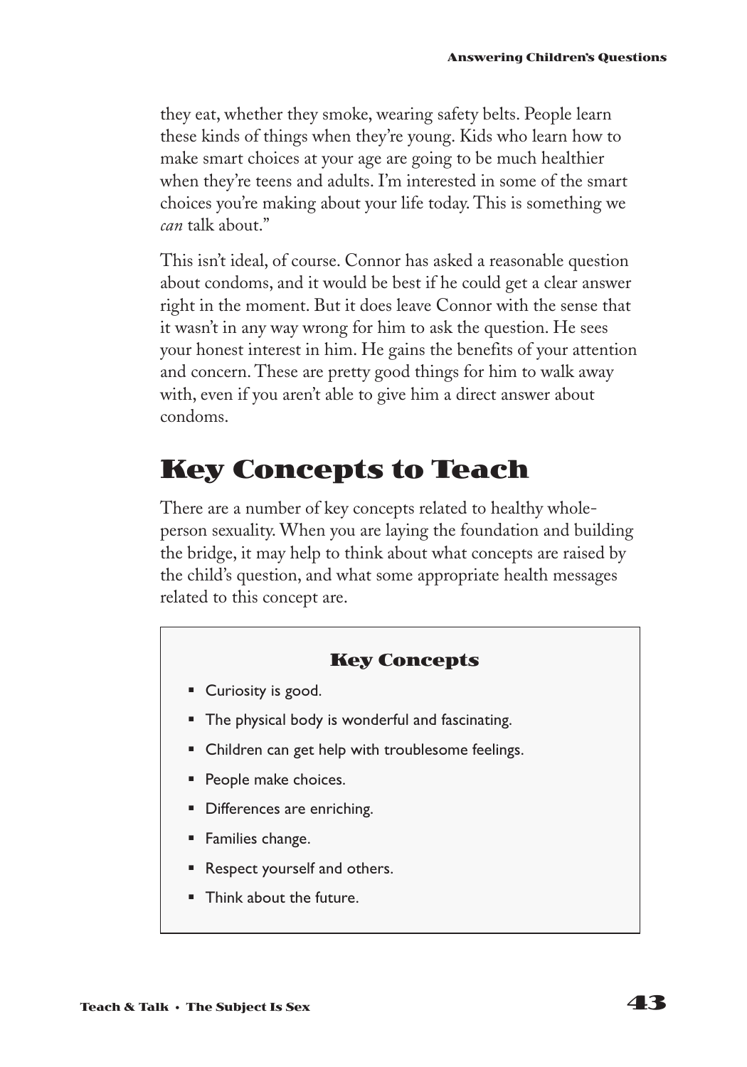they eat, whether they smoke, wearing safety belts. People learn these kinds of things when they're young. Kids who learn how to make smart choices at your age are going to be much healthier when they're teens and adults. I'm interested in some of the smart choices you're making about your life today. This is something we *can* talk about."

This isn't ideal, of course. Connor has asked a reasonable question about condoms, and it would be best if he could get a clear answer right in the moment. But it does leave Connor with the sense that it wasn't in any way wrong for him to ask the question. He sees your honest interest in him. He gains the benefits of your attention and concern. These are pretty good things for him to walk away with, even if you aren't able to give him a direct answer about condoms.

## Key Concepts to Teach

There are a number of key concepts related to healthy whole-person sexuality. When you are laying the foundation and building the bridge, it may help to think about what concepts are raised by the child's question, and what some appropriate health messages related to this concept are.

### Key Concepts

- Curiosity is good.
- The physical body is wonderful and fascinating.
- Children can get help with troublesome feelings.
- People make choices.
- Differences are enriching.
- Families change.
- Respect yourself and others.
- Think about the future.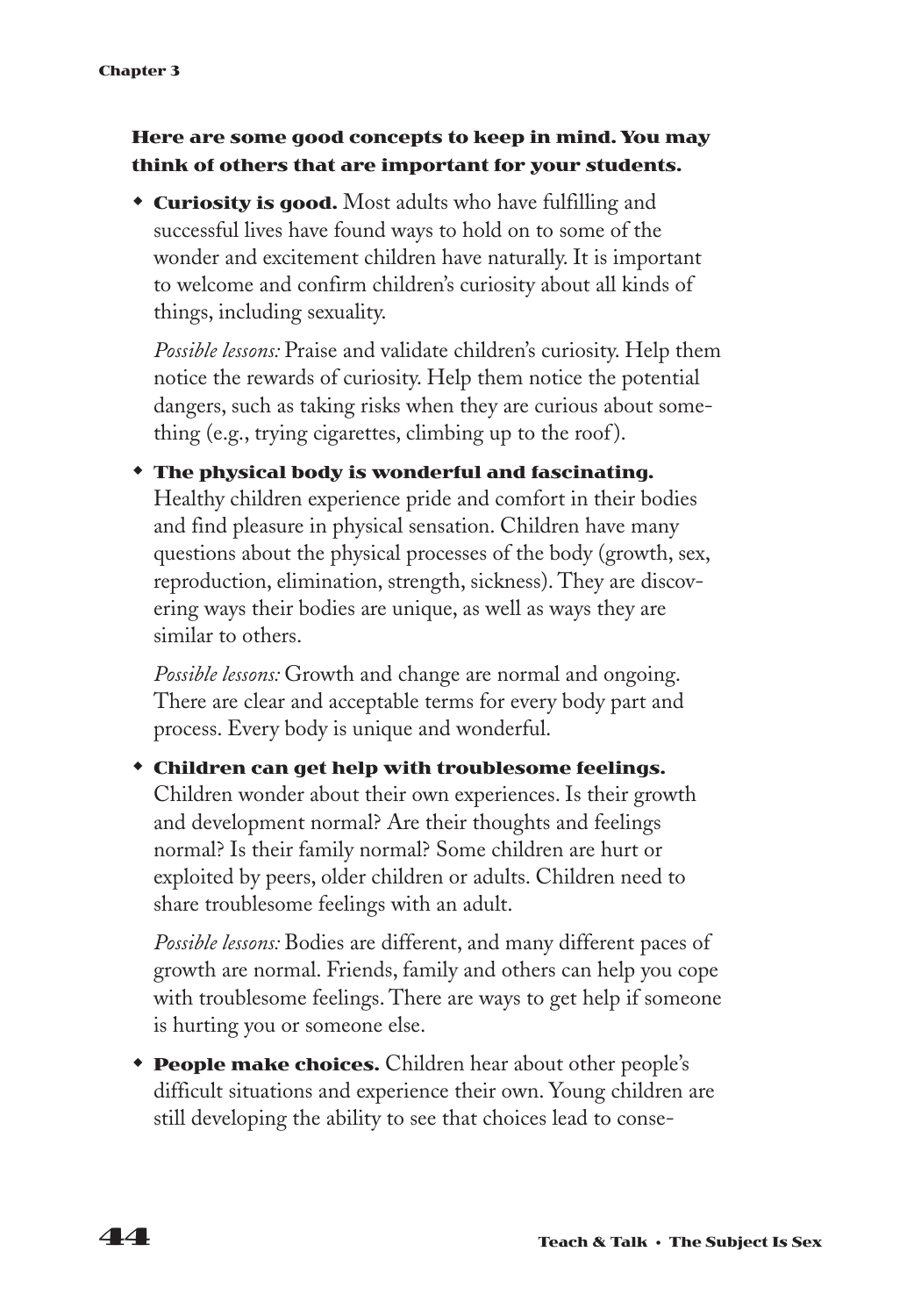**Here are some good concepts to keep in mind. You may think of others that are important for your students.**

- **Curiosity is good.** Most adults who have fulfilling and successful lives have found ways to hold on to some of the wonder and excitement children have naturally. It is important to welcome and confirm children's curiosity about all kinds of things, including sexuality.

  *Possible lessons:* Praise and validate children's curiosity. Help them notice the rewards of curiosity. Help them notice the potential dangers, such as taking risks when they are curious about something (e.g., trying cigarettes, climbing up to the roof).

- **The physical body is wonderful and fascinating.** Healthy children experience pride and comfort in their bodies and find pleasure in physical sensation. Children have many questions about the physical processes of the body (growth, sex, reproduction, elimination, strength, sickness). They are discovering ways their bodies are unique, as well as ways they are similar to others.

  *Possible lessons:* Growth and change are normal and ongoing. There are clear and acceptable terms for every body part and process. Every body is unique and wonderful.

- **Children can get help with troublesome feelings.** Children wonder about their own experiences. Is their growth and development normal? Are their thoughts and feelings normal? Is their family normal? Some children are hurt or exploited by peers, older children or adults. Children need to share troublesome feelings with an adult.

  *Possible lessons:* Bodies are different, and many different paces of growth are normal. Friends, family and others can help you cope with troublesome feelings. There are ways to get help if someone is hurting you or someone else.

- **People make choices.** Children hear about other people's difficult situations and experience their own. Young children are still developing the ability to see that choices lead to conse-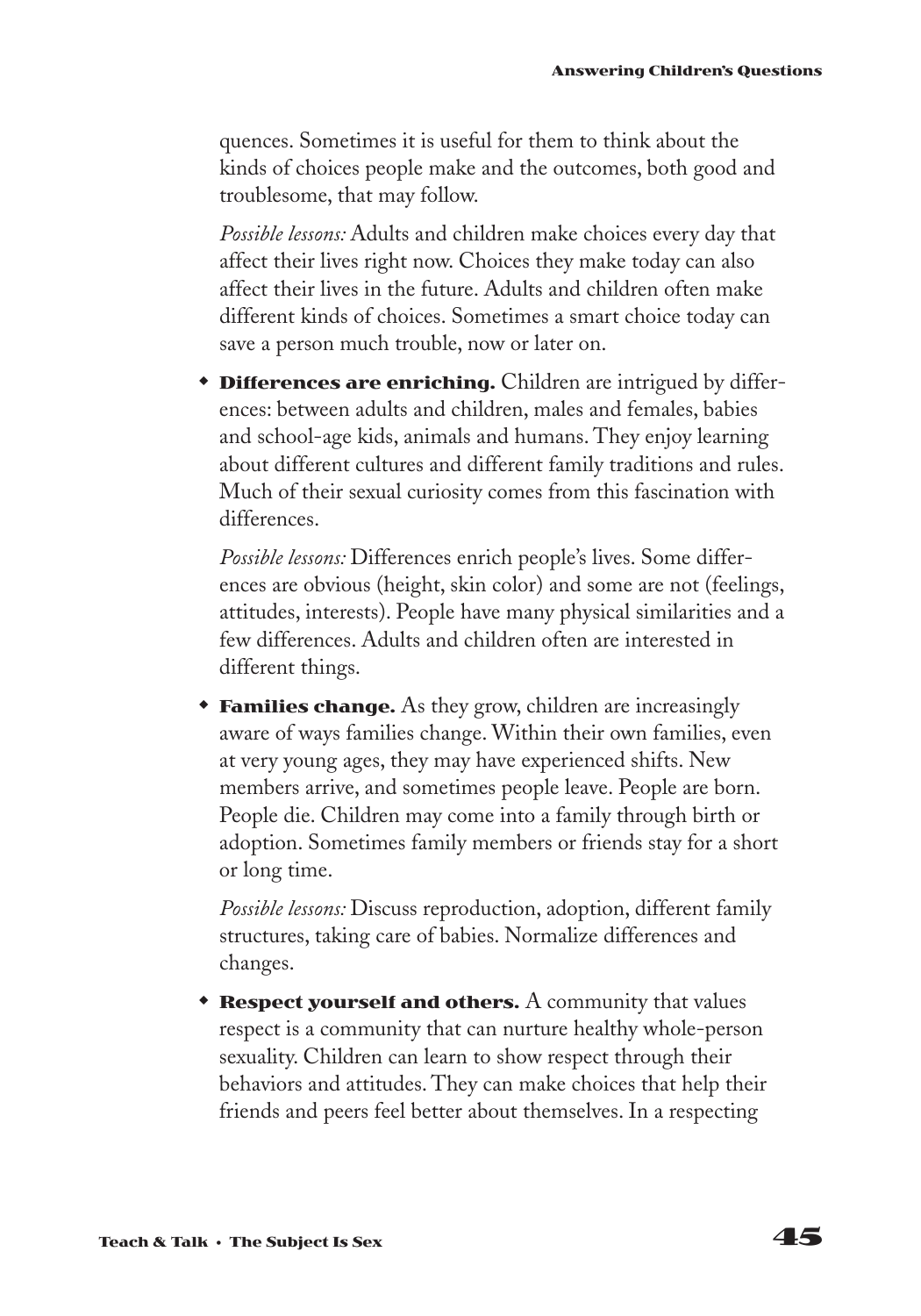quences. Sometimes it is useful for them to think about the kinds of choices people make and the outcomes, both good and troublesome, that may follow.

*Possible lessons:* Adults and children make choices every day that affect their lives right now. Choices they make today can also affect their lives in the future. Adults and children often make different kinds of choices. Sometimes a smart choice today can save a person much trouble, now or later on.

- **Differences are enriching.** Children are intrigued by differences: between adults and children, males and females, babies and school-age kids, animals and humans. They enjoy learning about different cultures and different family traditions and rules. Much of their sexual curiosity comes from this fascination with differences.

  *Possible lessons:* Differences enrich people's lives. Some differences are obvious (height, skin color) and some are not (feelings, attitudes, interests). People have many physical similarities and a few differences. Adults and children often are interested in different things.

- **Families change.** As they grow, children are increasingly aware of ways families change. Within their own families, even at very young ages, they may have experienced shifts. New members arrive, and sometimes people leave. People are born. People die. Children may come into a family through birth or adoption. Sometimes family members or friends stay for a short or long time.

  *Possible lessons:* Discuss reproduction, adoption, different family structures, taking care of babies. Normalize differences and changes.

- **Respect yourself and others.** A community that values respect is a community that can nurture healthy whole-person sexuality. Children can learn to show respect through their behaviors and attitudes. They can make choices that help their friends and peers feel better about themselves. In a respecting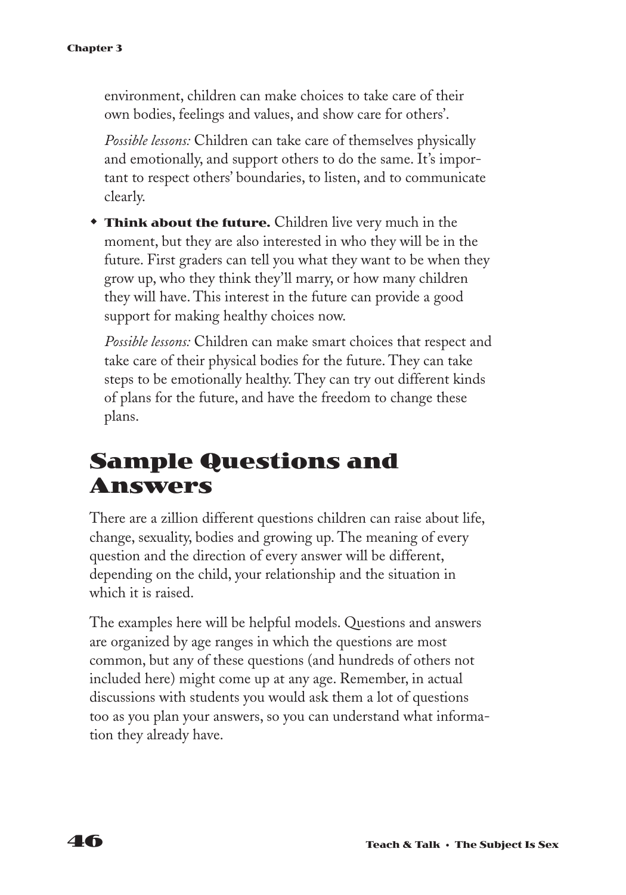environment, children can make choices to take care of their own bodies, feelings and values, and show care for others'.

*Possible lessons:* Children can take care of themselves physically and emotionally, and support others to do the same. It's important to respect others' boundaries, to listen, and to communicate clearly.

- **Think about the future.** Children live very much in the moment, but they are also interested in who they will be in the future. First graders can tell you what they want to be when they grow up, who they think they'll marry, or how many children they will have. This interest in the future can provide a good support for making healthy choices now.

  *Possible lessons:* Children can make smart choices that respect and take care of their physical bodies for the future. They can take steps to be emotionally healthy. They can try out different kinds of plans for the future, and have the freedom to change these plans.

## Sample Questions and Answers

There are a zillion different questions children can raise about life, change, sexuality, bodies and growing up. The meaning of every question and the direction of every answer will be different, depending on the child, your relationship and the situation in which it is raised.

The examples here will be helpful models. Questions and answers are organized by age ranges in which the questions are most common, but any of these questions (and hundreds of others not included here) might come up at any age. Remember, in actual discussions with students you would ask them a lot of questions too as you plan your answers, so you can understand what information they already have.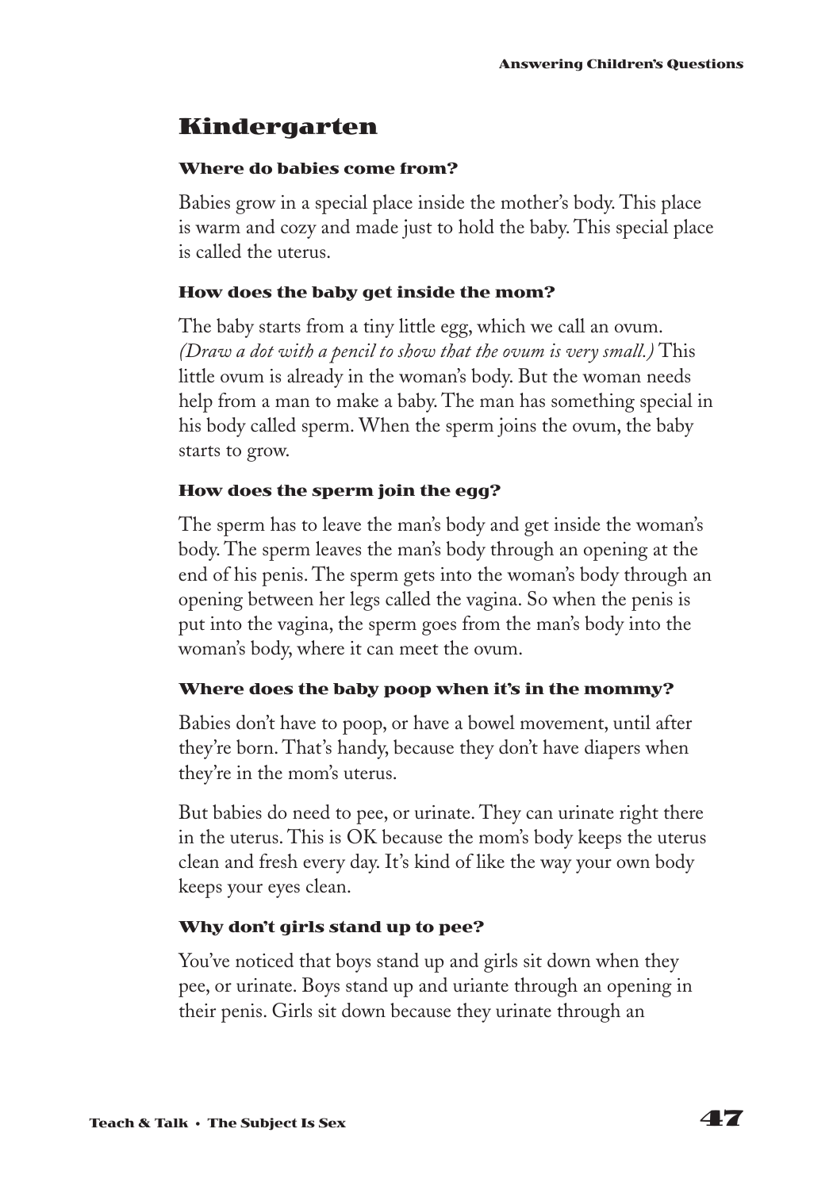## Kindergarten

#### Where do babies come from?

Babies grow in a special place inside the mother's body. This place is warm and cozy and made just to hold the baby. This special place is called the uterus.

#### How does the baby get inside the mom?

The baby starts from a tiny little egg, which we call an ovum. *(Draw a dot with a pencil to show that the ovum is very small.)* This little ovum is already in the woman's body. But the woman needs help from a man to make a baby. The man has something special in his body called sperm. When the sperm joins the ovum, the baby starts to grow.

#### How does the sperm join the egg?

The sperm has to leave the man's body and get inside the woman's body. The sperm leaves the man's body through an opening at the end of his penis. The sperm gets into the woman's body through an opening between her legs called the vagina. So when the penis is put into the vagina, the sperm goes from the man's body into the woman's body, where it can meet the ovum.

#### Where does the baby poop when it's in the mommy?

Babies don't have to poop, or have a bowel movement, until after they're born. That's handy, because they don't have diapers when they're in the mom's uterus.

But babies do need to pee, or urinate. They can urinate right there in the uterus. This is OK because the mom's body keeps the uterus clean and fresh every day. It's kind of like the way your own body keeps your eyes clean.

#### Why don't girls stand up to pee?

You've noticed that boys stand up and girls sit down when they pee, or urinate. Boys stand up and uriante through an opening in their penis. Girls sit down because they urinate through an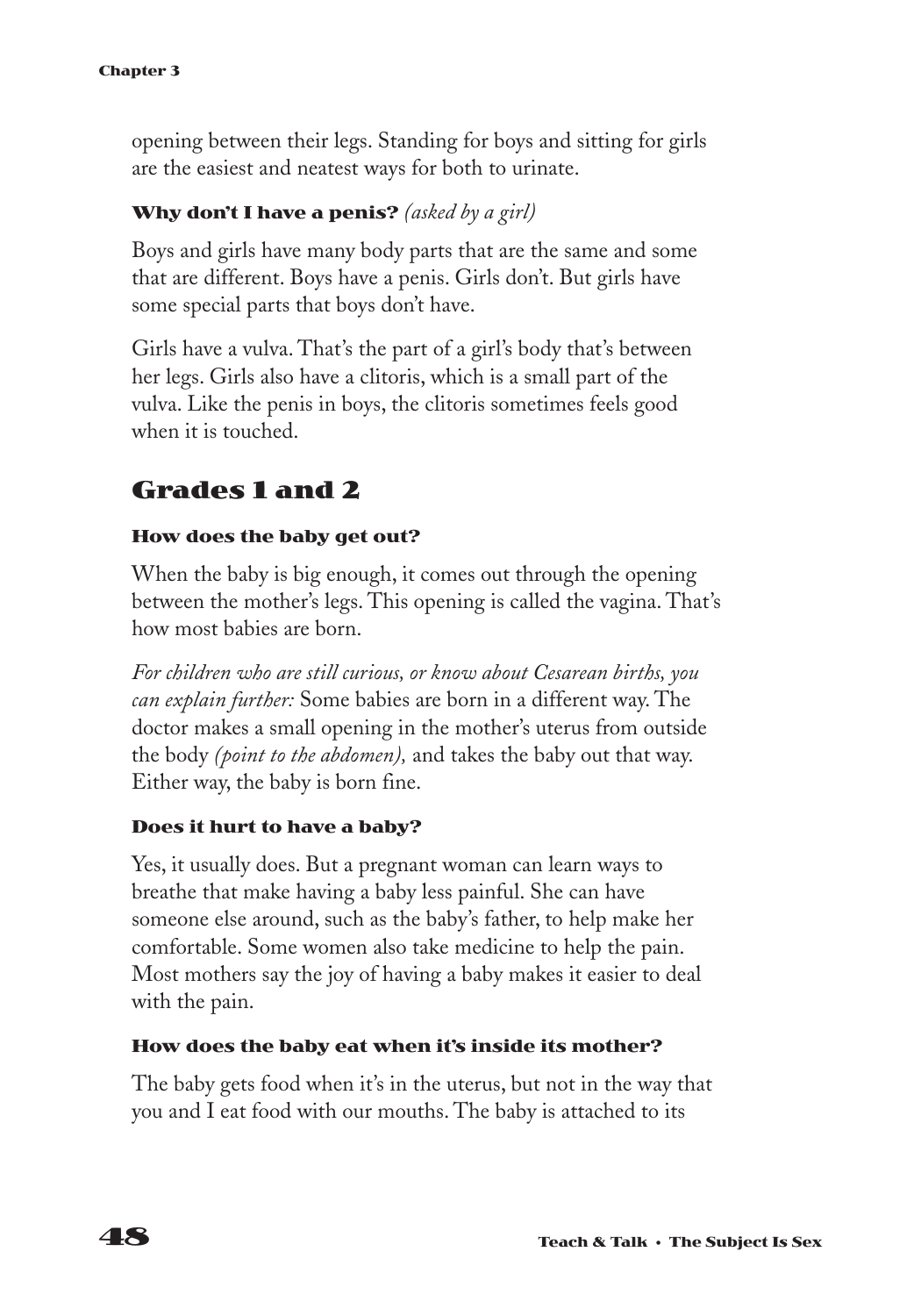opening between their legs. Standing for boys and sitting for girls are the easiest and neatest ways for both to urinate.

**Why don't I have a penis?** *(asked by a girl)*

Boys and girls have many body parts that are the same and some that are different. Boys have a penis. Girls don't. But girls have some special parts that boys don't have.

Girls have a vulva. That's the part of a girl's body that's between her legs. Girls also have a clitoris, which is a small part of the vulva. Like the penis in boys, the clitoris sometimes feels good when it is touched.

## Grades 1 and 2

**How does the baby get out?**

When the baby is big enough, it comes out through the opening between the mother's legs. This opening is called the vagina. That's how most babies are born.

*For children who are still curious, or know about Cesarean births, you can explain further:* Some babies are born in a different way. The doctor makes a small opening in the mother's uterus from outside the body *(point to the abdomen),* and takes the baby out that way. Either way, the baby is born fine.

**Does it hurt to have a baby?**

Yes, it usually does. But a pregnant woman can learn ways to breathe that make having a baby less painful. She can have someone else around, such as the baby's father, to help make her comfortable. Some women also take medicine to help the pain. Most mothers say the joy of having a baby makes it easier to deal with the pain.

**How does the baby eat when it's inside its mother?**

The baby gets food when it's in the uterus, but not in the way that you and I eat food with our mouths. The baby is attached to its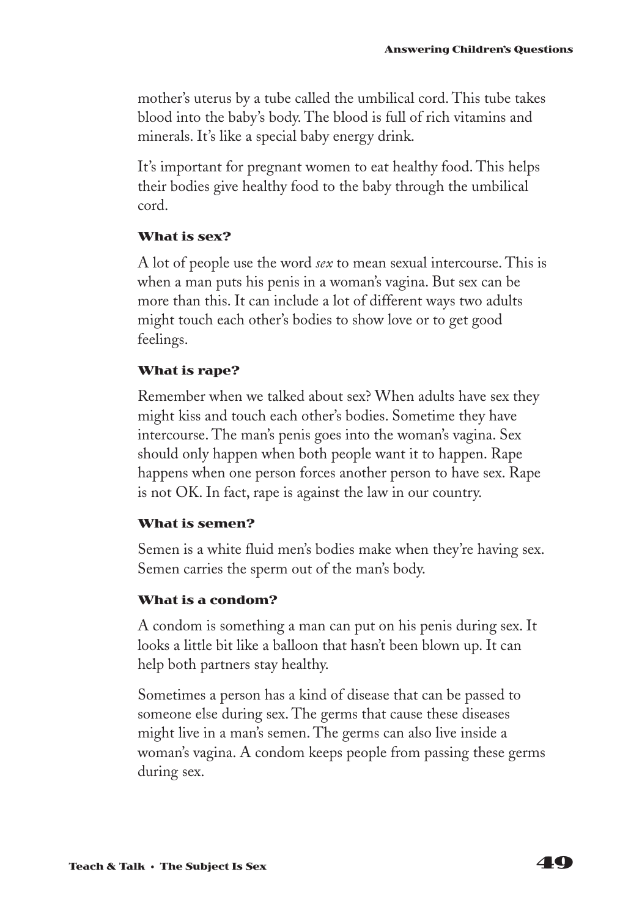mother's uterus by a tube called the umbilical cord. This tube takes blood into the baby's body. The blood is full of rich vitamins and minerals. It's like a special baby energy drink.

It's important for pregnant women to eat healthy food. This helps their bodies give healthy food to the baby through the umbilical cord.

### What is sex?

A lot of people use the word *sex* to mean sexual intercourse. This is when a man puts his penis in a woman's vagina. But sex can be more than this. It can include a lot of different ways two adults might touch each other's bodies to show love or to get good feelings.

### What is rape?

Remember when we talked about sex? When adults have sex they might kiss and touch each other's bodies. Sometime they have intercourse. The man's penis goes into the woman's vagina. Sex should only happen when both people want it to happen. Rape happens when one person forces another person to have sex. Rape is not OK. In fact, rape is against the law in our country.

### What is semen?

Semen is a white fluid men's bodies make when they're having sex. Semen carries the sperm out of the man's body.

### What is a condom?

A condom is something a man can put on his penis during sex. It looks a little bit like a balloon that hasn't been blown up. It can help both partners stay healthy.

Sometimes a person has a kind of disease that can be passed to someone else during sex. The germs that cause these diseases might live in a man's semen. The germs can also live inside a woman's vagina. A condom keeps people from passing these germs during sex.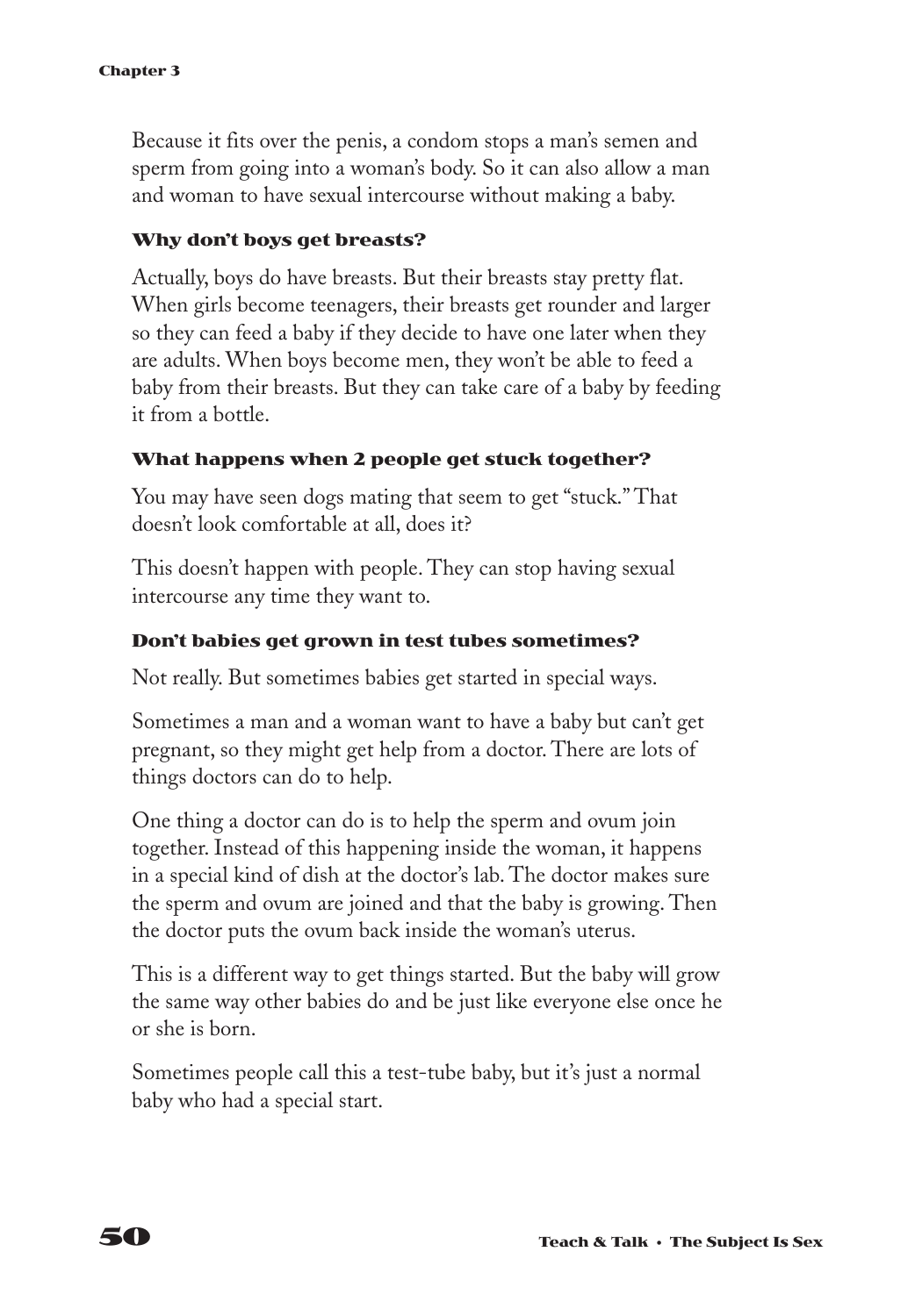Because it fits over the penis, a condom stops a man's semen and sperm from going into a woman's body. So it can also allow a man and woman to have sexual intercourse without making a baby.

### Why don't boys get breasts?

Actually, boys do have breasts. But their breasts stay pretty flat. When girls become teenagers, their breasts get rounder and larger so they can feed a baby if they decide to have one later when they are adults. When boys become men, they won't be able to feed a baby from their breasts. But they can take care of a baby by feeding it from a bottle.

### What happens when 2 people get stuck together?

You may have seen dogs mating that seem to get "stuck." That doesn't look comfortable at all, does it?

This doesn't happen with people. They can stop having sexual intercourse any time they want to.

### Don't babies get grown in test tubes sometimes?

Not really. But sometimes babies get started in special ways.

Sometimes a man and a woman want to have a baby but can't get pregnant, so they might get help from a doctor. There are lots of things doctors can do to help.

One thing a doctor can do is to help the sperm and ovum join together. Instead of this happening inside the woman, it happens in a special kind of dish at the doctor's lab. The doctor makes sure the sperm and ovum are joined and that the baby is growing. Then the doctor puts the ovum back inside the woman's uterus.

This is a different way to get things started. But the baby will grow the same way other babies do and be just like everyone else once he or she is born.

Sometimes people call this a test-tube baby, but it's just a normal baby who had a special start.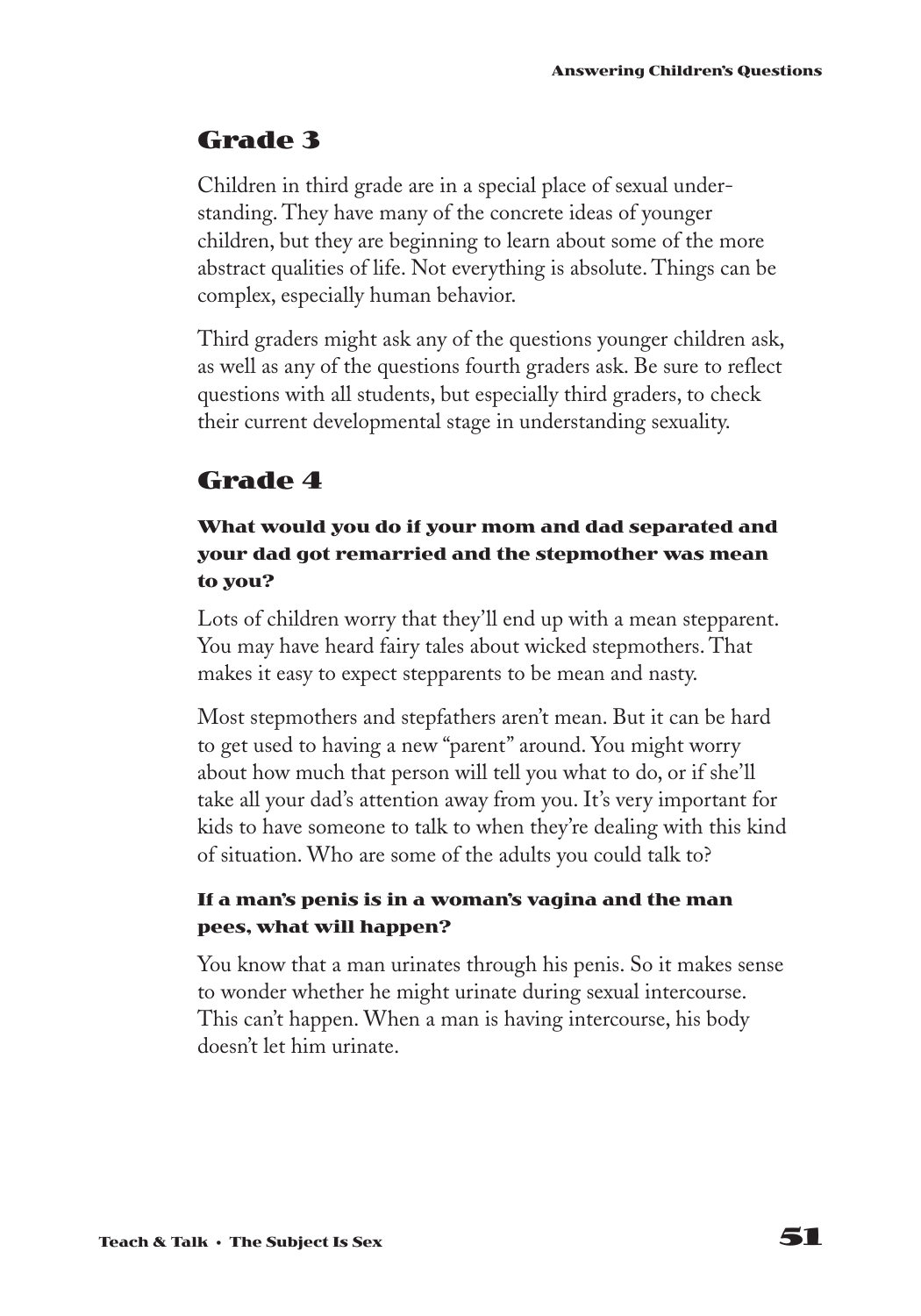## Grade 3

Children in third grade are in a special place of sexual understanding. They have many of the concrete ideas of younger children, but they are beginning to learn about some of the more abstract qualities of life. Not everything is absolute. Things can be complex, especially human behavior.

Third graders might ask any of the questions younger children ask, as well as any of the questions fourth graders ask. Be sure to reflect questions with all students, but especially third graders, to check their current developmental stage in understanding sexuality.

## Grade 4

### What would you do if your mom and dad separated and your dad got remarried and the stepmother was mean to you?

Lots of children worry that they'll end up with a mean stepparent. You may have heard fairy tales about wicked stepmothers. That makes it easy to expect stepparents to be mean and nasty.

Most stepmothers and stepfathers aren't mean. But it can be hard to get used to having a new "parent" around. You might worry about how much that person will tell you what to do, or if she'll take all your dad's attention away from you. It's very important for kids to have someone to talk to when they're dealing with this kind of situation. Who are some of the adults you could talk to?

### If a man's penis is in a woman's vagina and the man pees, what will happen?

You know that a man urinates through his penis. So it makes sense to wonder whether he might urinate during sexual intercourse. This can't happen. When a man is having intercourse, his body doesn't let him urinate.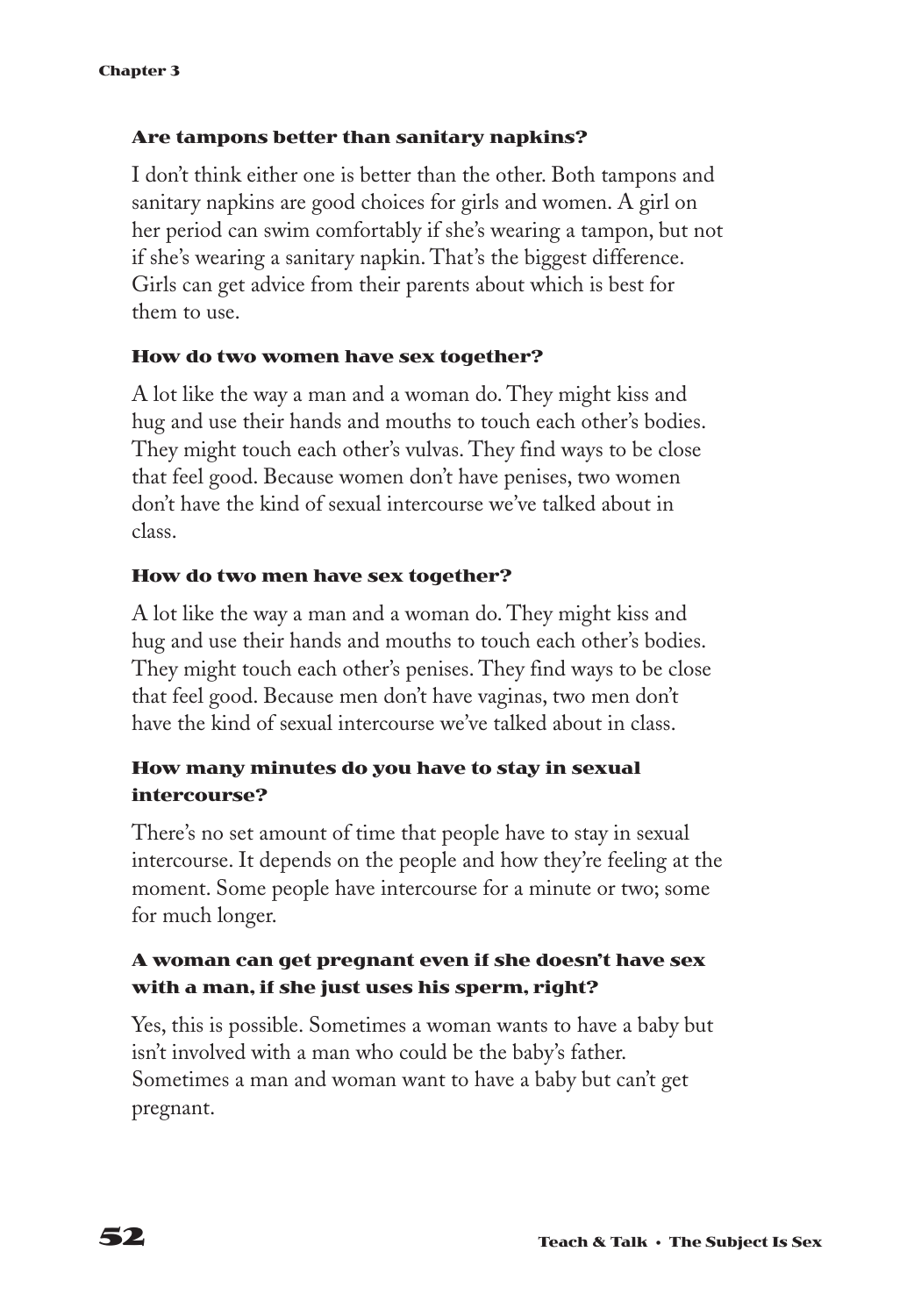### Are tampons better than sanitary napkins?

I don't think either one is better than the other. Both tampons and sanitary napkins are good choices for girls and women. A girl on her period can swim comfortably if she's wearing a tampon, but not if she's wearing a sanitary napkin. That's the biggest difference. Girls can get advice from their parents about which is best for them to use.

### How do two women have sex together?

A lot like the way a man and a woman do. They might kiss and hug and use their hands and mouths to touch each other's bodies. They might touch each other's vulvas. They find ways to be close that feel good. Because women don't have penises, two women don't have the kind of sexual intercourse we've talked about in class.

### How do two men have sex together?

A lot like the way a man and a woman do. They might kiss and hug and use their hands and mouths to touch each other's bodies. They might touch each other's penises. They find ways to be close that feel good. Because men don't have vaginas, two men don't have the kind of sexual intercourse we've talked about in class.

### How many minutes do you have to stay in sexual intercourse?

There's no set amount of time that people have to stay in sexual intercourse. It depends on the people and how they're feeling at the moment. Some people have intercourse for a minute or two; some for much longer.

### A woman can get pregnant even if she doesn't have sex with a man, if she just uses his sperm, right?

Yes, this is possible. Sometimes a woman wants to have a baby but isn't involved with a man who could be the baby's father. Sometimes a man and woman want to have a baby but can't get pregnant.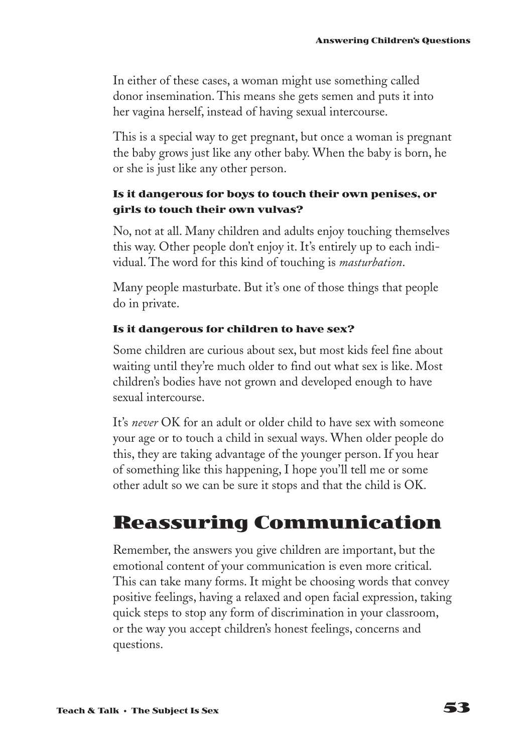In either of these cases, a woman might use something called donor insemination. This means she gets semen and puts it into her vagina herself, instead of having sexual intercourse.

This is a special way to get pregnant, but once a woman is pregnant the baby grows just like any other baby. When the baby is born, he or she is just like any other person.

#### Is it dangerous for boys to touch their own penises, or girls to touch their own vulvas?

No, not at all. Many children and adults enjoy touching themselves this way. Other people don't enjoy it. It's entirely up to each individual. The word for this kind of touching is *masturbation*.

Many people masturbate. But it's one of those things that people do in private.

#### Is it dangerous for children to have sex?

Some children are curious about sex, but most kids feel fine about waiting until they're much older to find out what sex is like. Most children's bodies have not grown and developed enough to have sexual intercourse.

It's *never* OK for an adult or older child to have sex with someone your age or to touch a child in sexual ways. When older people do this, they are taking advantage of the younger person. If you hear of something like this happening, I hope you'll tell me or some other adult so we can be sure it stops and that the child is OK.

## Reassuring Communication

Remember, the answers you give children are important, but the emotional content of your communication is even more critical. This can take many forms. It might be choosing words that convey positive feelings, having a relaxed and open facial expression, taking quick steps to stop any form of discrimination in your classroom, or the way you accept children's honest feelings, concerns and questions.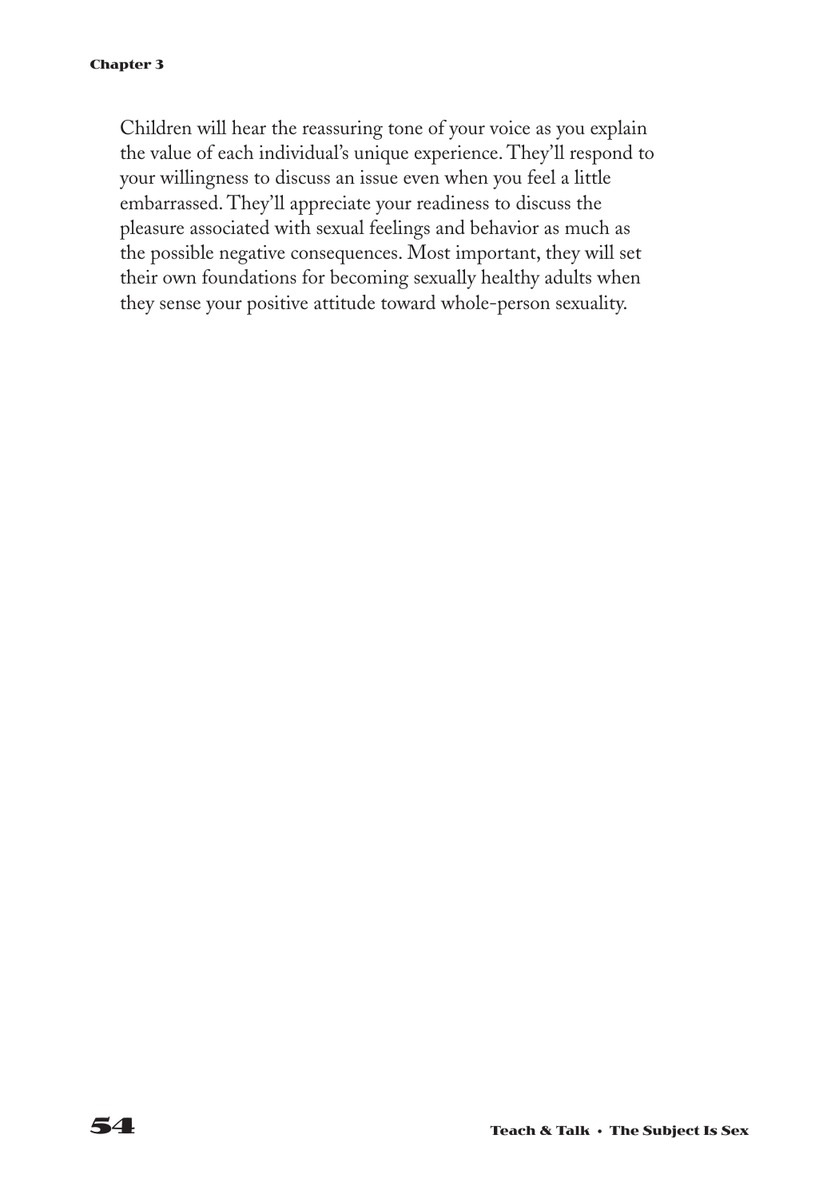Children will hear the reassuring tone of your voice as you explain the value of each individual's unique experience. They'll respond to your willingness to discuss an issue even when you feel a little embarrassed. They'll appreciate your readiness to discuss the pleasure associated with sexual feelings and behavior as much as the possible negative consequences. Most important, they will set their own foundations for becoming sexually healthy adults when they sense your positive attitude toward whole-person sexuality.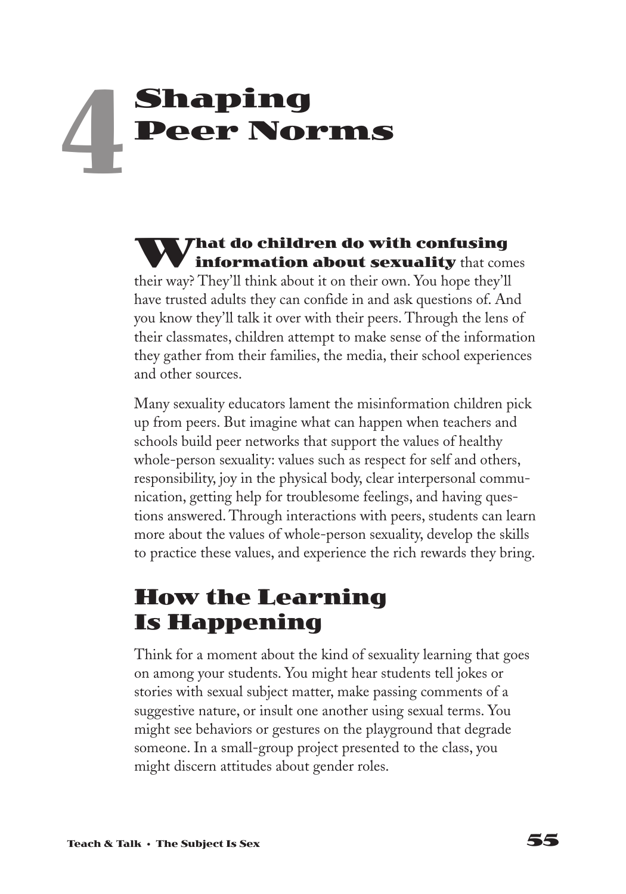# 4 Shaping Peer Norms

**What do children do with confusing information about sexuality** that comes their way? They'll think about it on their own. You hope they'll have trusted adults they can confide in and ask questions of. And you know they'll talk it over with their peers. Through the lens of their classmates, children attempt to make sense of the information they gather from their families, the media, their school experiences and other sources.

Many sexuality educators lament the misinformation children pick up from peers. But imagine what can happen when teachers and schools build peer networks that support the values of healthy whole-person sexuality: values such as respect for self and others, responsibility, joy in the physical body, clear interpersonal communication, getting help for troublesome feelings, and having questions answered. Through interactions with peers, students can learn more about the values of whole-person sexuality, develop the skills to practice these values, and experience the rich rewards they bring.

## How the Learning Is Happening

Think for a moment about the kind of sexuality learning that goes on among your students. You might hear students tell jokes or stories with sexual subject matter, make passing comments of a suggestive nature, or insult one another using sexual terms. You might see behaviors or gestures on the playground that degrade someone. In a small-group project presented to the class, you might discern attitudes about gender roles.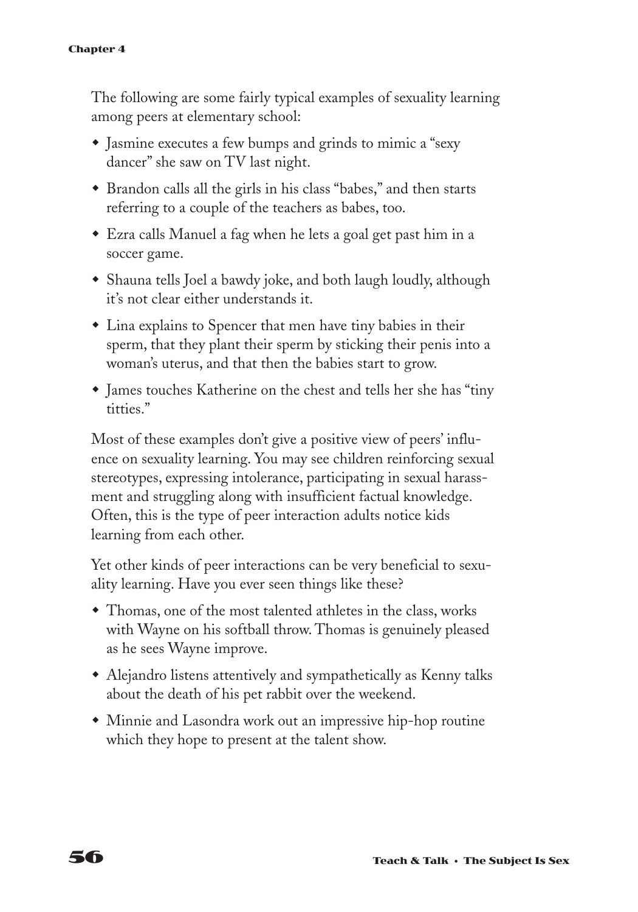The following are some fairly typical examples of sexuality learning among peers at elementary school:

- Jasmine executes a few bumps and grinds to mimic a "sexy dancer" she saw on TV last night.
- Brandon calls all the girls in his class "babes," and then starts referring to a couple of the teachers as babes, too.
- Ezra calls Manuel a fag when he lets a goal get past him in a soccer game.
- Shauna tells Joel a bawdy joke, and both laugh loudly, although it's not clear either understands it.
- Lina explains to Spencer that men have tiny babies in their sperm, that they plant their sperm by sticking their penis into a woman's uterus, and that then the babies start to grow.
- James touches Katherine on the chest and tells her she has "tiny titties."

Most of these examples don't give a positive view of peers' influence on sexuality learning. You may see children reinforcing sexual stereotypes, expressing intolerance, participating in sexual harassment and struggling along with insufficient factual knowledge. Often, this is the type of peer interaction adults notice kids learning from each other.

Yet other kinds of peer interactions can be very beneficial to sexuality learning. Have you ever seen things like these?

- Thomas, one of the most talented athletes in the class, works with Wayne on his softball throw. Thomas is genuinely pleased as he sees Wayne improve.
- Alejandro listens attentively and sympathetically as Kenny talks about the death of his pet rabbit over the weekend.
- Minnie and Lasondra work out an impressive hip-hop routine which they hope to present at the talent show.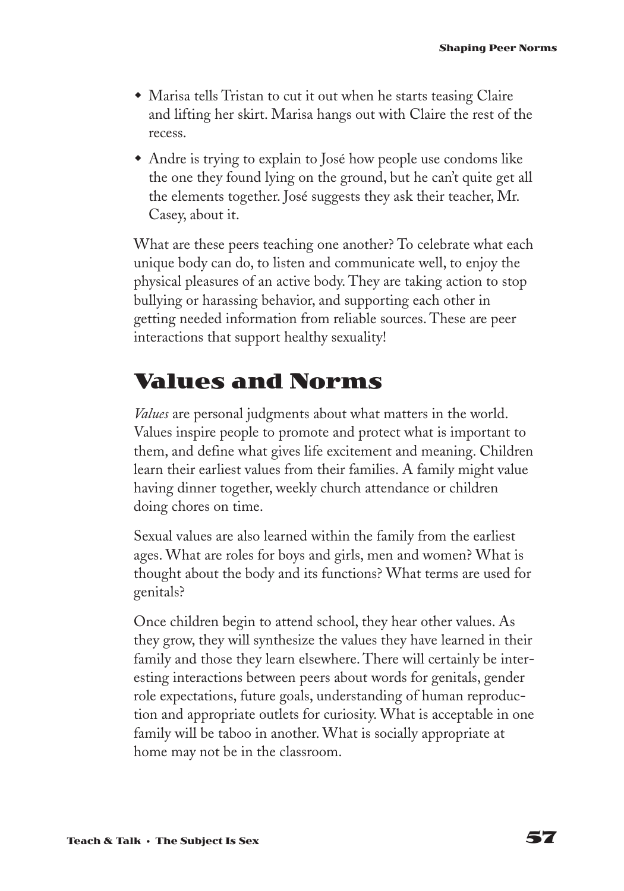- Marisa tells Tristan to cut it out when he starts teasing Claire and lifting her skirt. Marisa hangs out with Claire the rest of the recess.
- Andre is trying to explain to José how people use condoms like the one they found lying on the ground, but he can't quite get all the elements together. José suggests they ask their teacher, Mr. Casey, about it.

What are these peers teaching one another? To celebrate what each unique body can do, to listen and communicate well, to enjoy the physical pleasures of an active body. They are taking action to stop bullying or harassing behavior, and supporting each other in getting needed information from reliable sources. These are peer interactions that support healthy sexuality!

## Values and Norms

*Values* are personal judgments about what matters in the world. Values inspire people to promote and protect what is important to them, and define what gives life excitement and meaning. Children learn their earliest values from their families. A family might value having dinner together, weekly church attendance or children doing chores on time.

Sexual values are also learned within the family from the earliest ages. What are roles for boys and girls, men and women? What is thought about the body and its functions? What terms are used for genitals?

Once children begin to attend school, they hear other values. As they grow, they will synthesize the values they have learned in their family and those they learn elsewhere. There will certainly be interesting interactions between peers about words for genitals, gender role expectations, future goals, understanding of human reproduction and appropriate outlets for curiosity. What is acceptable in one family will be taboo in another. What is socially appropriate at home may not be in the classroom.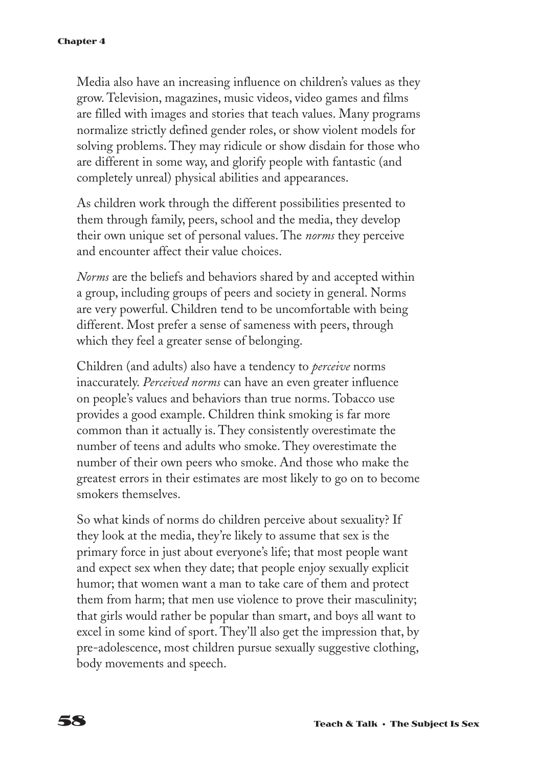Media also have an increasing influence on children's values as they grow. Television, magazines, music videos, video games and films are filled with images and stories that teach values. Many programs normalize strictly defined gender roles, or show violent models for solving problems. They may ridicule or show disdain for those who are different in some way, and glorify people with fantastic (and completely unreal) physical abilities and appearances.

As children work through the different possibilities presented to them through family, peers, school and the media, they develop their own unique set of personal values. The *norms* they perceive and encounter affect their value choices.

*Norms* are the beliefs and behaviors shared by and accepted within a group, including groups of peers and society in general. Norms are very powerful. Children tend to be uncomfortable with being different. Most prefer a sense of sameness with peers, through which they feel a greater sense of belonging.

Children (and adults) also have a tendency to *perceive* norms inaccurately. *Perceived norms* can have an even greater influence on people's values and behaviors than true norms. Tobacco use provides a good example. Children think smoking is far more common than it actually is. They consistently overestimate the number of teens and adults who smoke. They overestimate the number of their own peers who smoke. And those who make the greatest errors in their estimates are most likely to go on to become smokers themselves.

So what kinds of norms do children perceive about sexuality? If they look at the media, they're likely to assume that sex is the primary force in just about everyone's life; that most people want and expect sex when they date; that people enjoy sexually explicit humor; that women want a man to take care of them and protect them from harm; that men use violence to prove their masculinity; that girls would rather be popular than smart, and boys all want to excel in some kind of sport. They'll also get the impression that, by pre-adolescence, most children pursue sexually suggestive clothing, body movements and speech.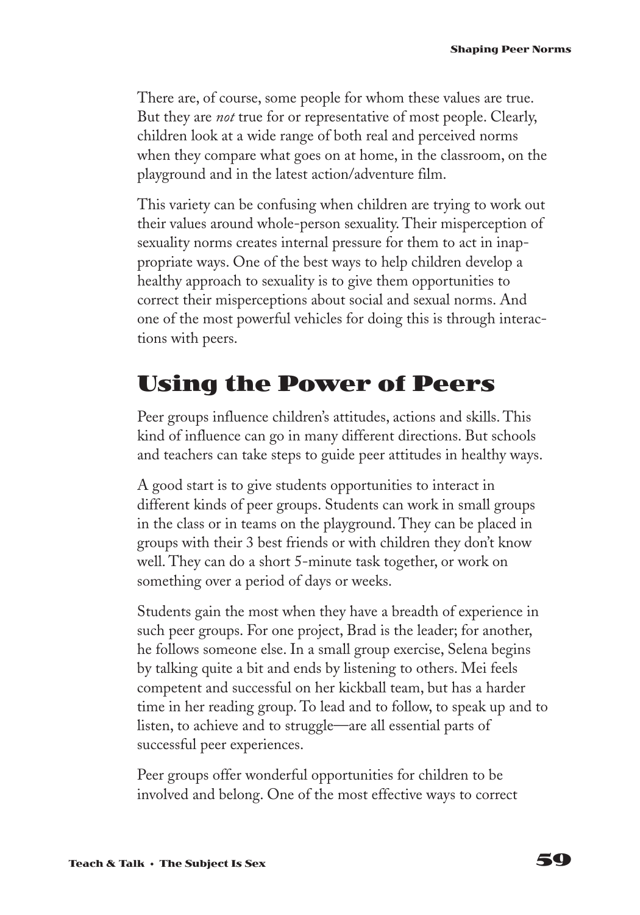There are, of course, some people for whom these values are true. But they are *not* true for or representative of most people. Clearly, children look at a wide range of both real and perceived norms when they compare what goes on at home, in the classroom, on the playground and in the latest action/adventure film.

This variety can be confusing when children are trying to work out their values around whole-person sexuality. Their misperception of sexuality norms creates internal pressure for them to act in inappropriate ways. One of the best ways to help children develop a healthy approach to sexuality is to give them opportunities to correct their misperceptions about social and sexual norms. And one of the most powerful vehicles for doing this is through interactions with peers.

## Using the Power of Peers

Peer groups influence children's attitudes, actions and skills. This kind of influence can go in many different directions. But schools and teachers can take steps to guide peer attitudes in healthy ways.

A good start is to give students opportunities to interact in different kinds of peer groups. Students can work in small groups in the class or in teams on the playground. They can be placed in groups with their 3 best friends or with children they don't know well. They can do a short 5-minute task together, or work on something over a period of days or weeks.

Students gain the most when they have a breadth of experience in such peer groups. For one project, Brad is the leader; for another, he follows someone else. In a small group exercise, Selena begins by talking quite a bit and ends by listening to others. Mei feels competent and successful on her kickball team, but has a harder time in her reading group. To lead and to follow, to speak up and to listen, to achieve and to struggle—are all essential parts of successful peer experiences.

Peer groups offer wonderful opportunities for children to be involved and belong. One of the most effective ways to correct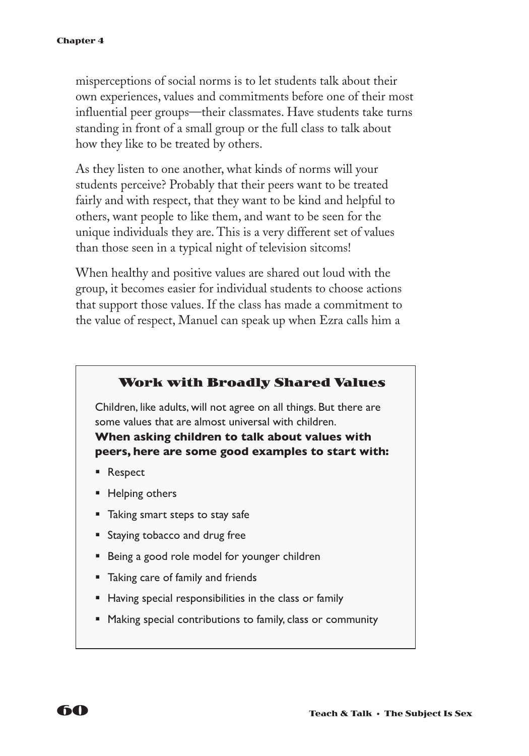misperceptions of social norms is to let students talk about their own experiences, values and commitments before one of their most influential peer groups—their classmates. Have students take turns standing in front of a small group or the full class to talk about how they like to be treated by others.

As they listen to one another, what kinds of norms will your students perceive? Probably that their peers want to be treated fairly and with respect, that they want to be kind and helpful to others, want people to like them, and want to be seen for the unique individuals they are. This is a very different set of values than those seen in a typical night of television sitcoms!

When healthy and positive values are shared out loud with the group, it becomes easier for individual students to choose actions that support those values. If the class has made a commitment to the value of respect, Manuel can speak up when Ezra calls him a

### Work with Broadly Shared Values

Children, like adults, will not agree on all things. But there are some values that are almost universal with children.

**When asking children to talk about values with peers, here are some good examples to start with:**

- Respect
- Helping others
- Taking smart steps to stay safe
- Staying tobacco and drug free
- Being a good role model for younger children
- Taking care of family and friends
- Having special responsibilities in the class or family
- Making special contributions to family, class or community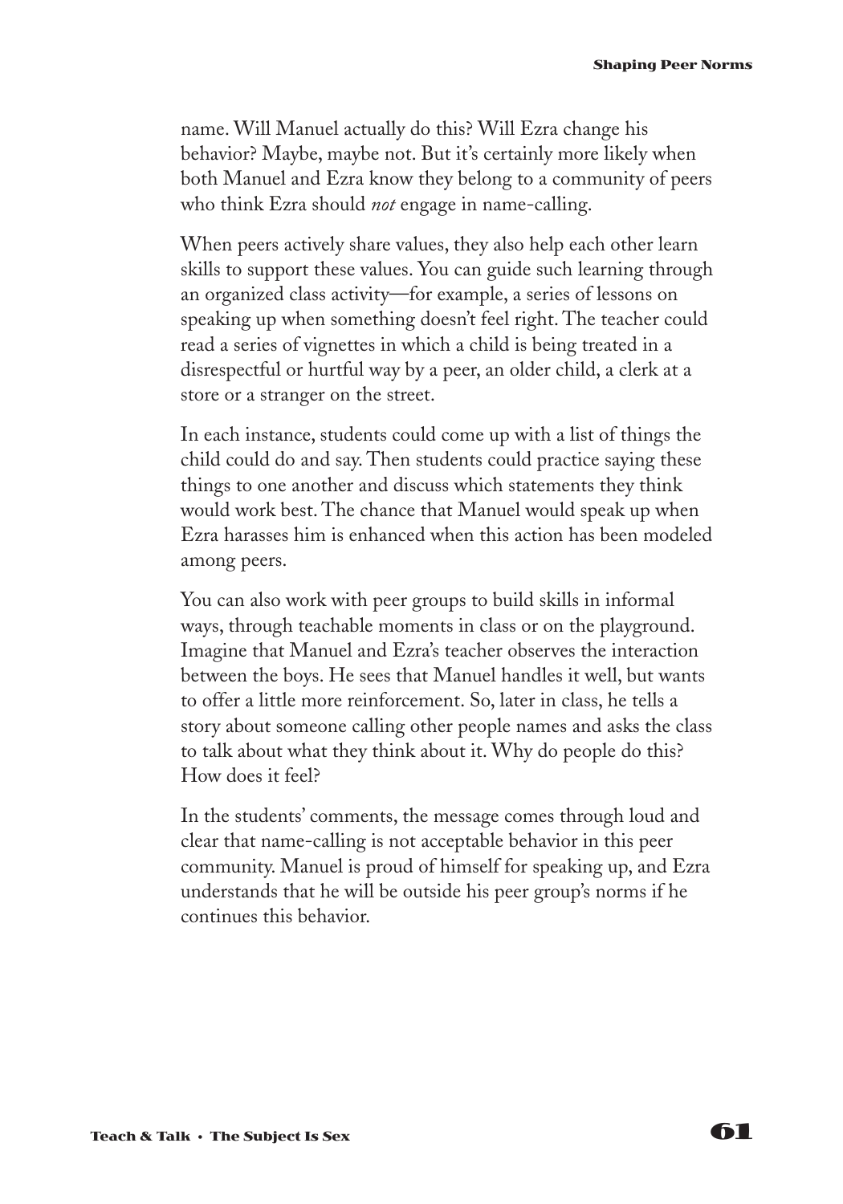name. Will Manuel actually do this? Will Ezra change his behavior? Maybe, maybe not. But it's certainly more likely when both Manuel and Ezra know they belong to a community of peers who think Ezra should *not* engage in name-calling.

When peers actively share values, they also help each other learn skills to support these values. You can guide such learning through an organized class activity—for example, a series of lessons on speaking up when something doesn't feel right. The teacher could read a series of vignettes in which a child is being treated in a disrespectful or hurtful way by a peer, an older child, a clerk at a store or a stranger on the street.

In each instance, students could come up with a list of things the child could do and say. Then students could practice saying these things to one another and discuss which statements they think would work best. The chance that Manuel would speak up when Ezra harasses him is enhanced when this action has been modeled among peers.

You can also work with peer groups to build skills in informal ways, through teachable moments in class or on the playground. Imagine that Manuel and Ezra's teacher observes the interaction between the boys. He sees that Manuel handles it well, but wants to offer a little more reinforcement. So, later in class, he tells a story about someone calling other people names and asks the class to talk about what they think about it. Why do people do this? How does it feel?

In the students' comments, the message comes through loud and clear that name-calling is not acceptable behavior in this peer community. Manuel is proud of himself for speaking up, and Ezra understands that he will be outside his peer group's norms if he continues this behavior.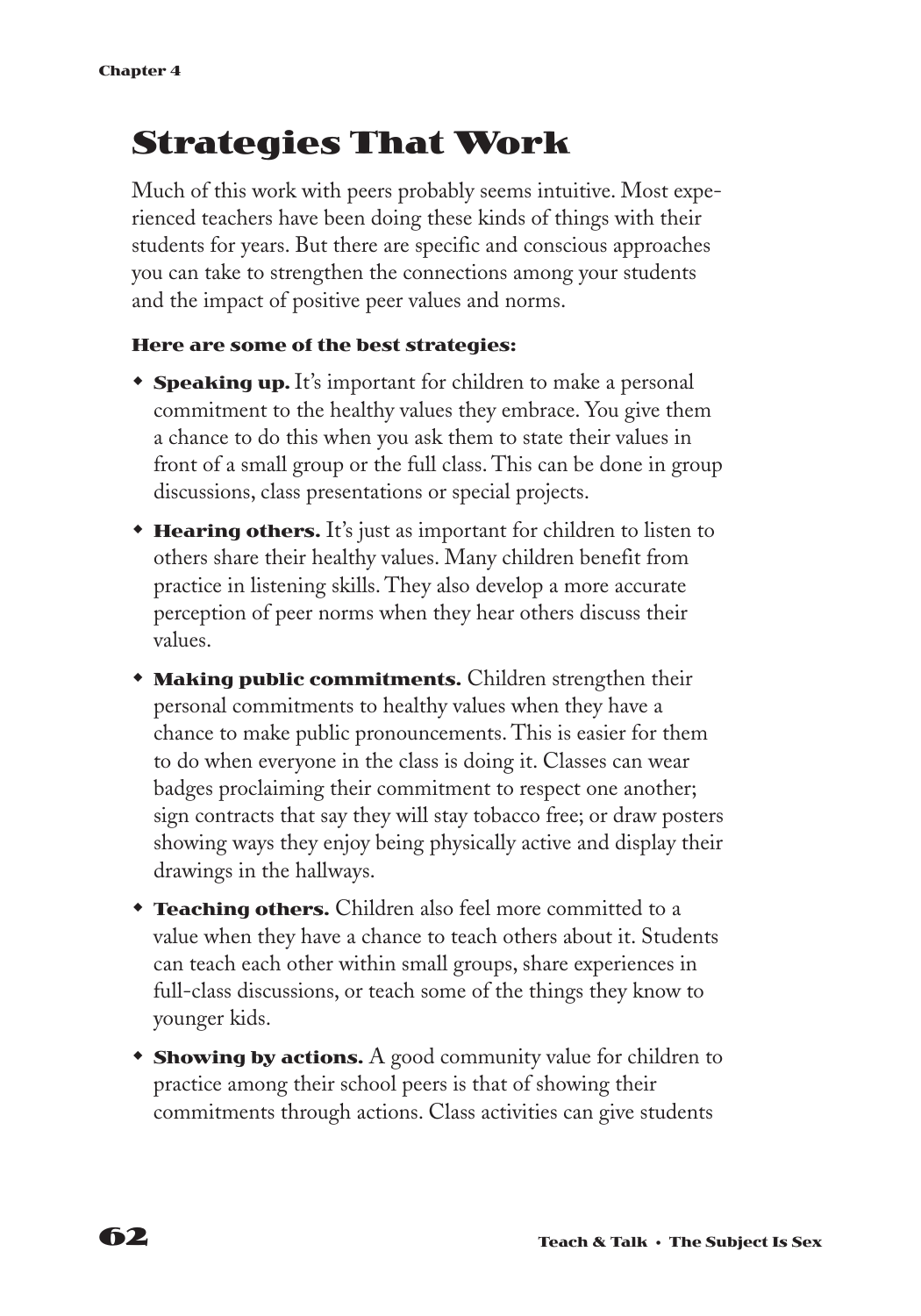# Strategies That Work

Much of this work with peers probably seems intuitive. Most experienced teachers have been doing these kinds of things with their students for years. But there are specific and conscious approaches you can take to strengthen the connections among your students and the impact of positive peer values and norms.

**Here are some of the best strategies:**

- **Speaking up.** It's important for children to make a personal commitment to the healthy values they embrace. You give them a chance to do this when you ask them to state their values in front of a small group or the full class. This can be done in group discussions, class presentations or special projects.
- **Hearing others.** It's just as important for children to listen to others share their healthy values. Many children benefit from practice in listening skills. They also develop a more accurate perception of peer norms when they hear others discuss their values.
- **Making public commitments.** Children strengthen their personal commitments to healthy values when they have a chance to make public pronouncements. This is easier for them to do when everyone in the class is doing it. Classes can wear badges proclaiming their commitment to respect one another; sign contracts that say they will stay tobacco free; or draw posters showing ways they enjoy being physically active and display their drawings in the hallways.
- **Teaching others.** Children also feel more committed to a value when they have a chance to teach others about it. Students can teach each other within small groups, share experiences in full-class discussions, or teach some of the things they know to younger kids.
- **Showing by actions.** A good community value for children to practice among their school peers is that of showing their commitments through actions. Class activities can give students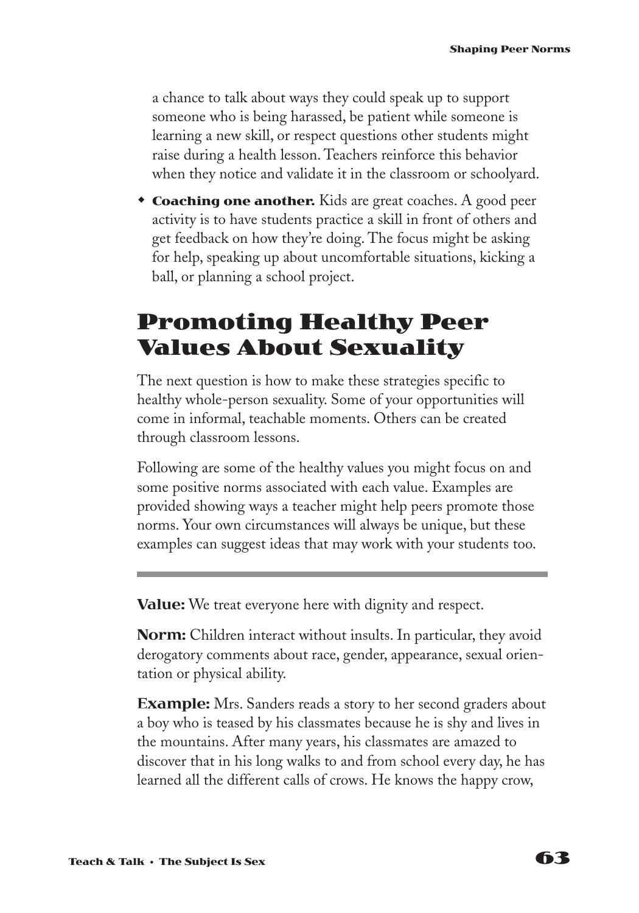a chance to talk about ways they could speak up to support someone who is being harassed, be patient while someone is learning a new skill, or respect questions other students might raise during a health lesson. Teachers reinforce this behavior when they notice and validate it in the classroom or schoolyard.

- **Coaching one another.** Kids are great coaches. A good peer activity is to have students practice a skill in front of others and get feedback on how they're doing. The focus might be asking for help, speaking up about uncomfortable situations, kicking a ball, or planning a school project.

## Promoting Healthy Peer Values About Sexuality

The next question is how to make these strategies specific to healthy whole-person sexuality. Some of your opportunities will come in informal, teachable moments. Others can be created through classroom lessons.

Following are some of the healthy values you might focus on and some positive norms associated with each value. Examples are provided showing ways a teacher might help peers promote those norms. Your own circumstances will always be unique, but these examples can suggest ideas that may work with your students too.

---

**Value:** We treat everyone here with dignity and respect.

**Norm:** Children interact without insults. In particular, they avoid derogatory comments about race, gender, appearance, sexual orientation or physical ability.

**Example:** Mrs. Sanders reads a story to her second graders about a boy who is teased by his classmates because he is shy and lives in the mountains. After many years, his classmates are amazed to discover that in his long walks to and from school every day, he has learned all the different calls of crows. He knows the happy crow,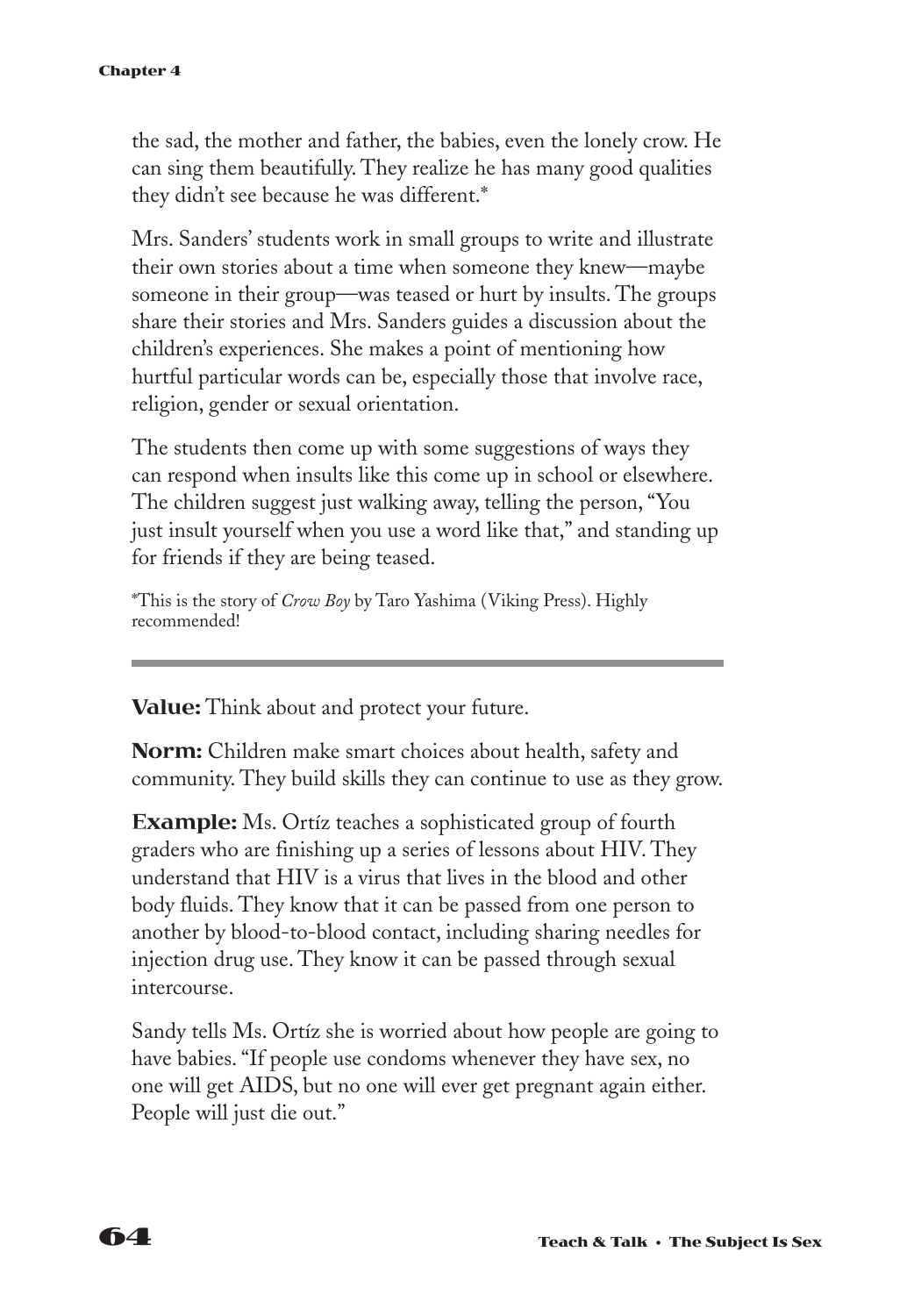the sad, the mother and father, the babies, even the lonely crow. He can sing them beautifully. They realize he has many good qualities they didn't see because he was different.*

Mrs. Sanders' students work in small groups to write and illustrate their own stories about a time when someone they knew—maybe someone in their group—was teased or hurt by insults. The groups share their stories and Mrs. Sanders guides a discussion about the children's experiences. She makes a point of mentioning how hurtful particular words can be, especially those that involve race, religion, gender or sexual orientation.

The students then come up with some suggestions of ways they can respond when insults like this come up in school or elsewhere. The children suggest just walking away, telling the person, "You just insult yourself when you use a word like that," and standing up for friends if they are being teased.

*This is the story of *Crow Boy* by Taro Yashima (Viking Press). Highly recommended!

---

**Value:** Think about and protect your future.

**Norm:** Children make smart choices about health, safety and community. They build skills they can continue to use as they grow.

**Example:** Ms. Ortíz teaches a sophisticated group of fourth graders who are finishing up a series of lessons about HIV. They understand that HIV is a virus that lives in the blood and other body fluids. They know that it can be passed from one person to another by blood-to-blood contact, including sharing needles for injection drug use. They know it can be passed through sexual intercourse.

Sandy tells Ms. Ortíz she is worried about how people are going to have babies. "If people use condoms whenever they have sex, no one will get AIDS, but no one will ever get pregnant again either. People will just die out."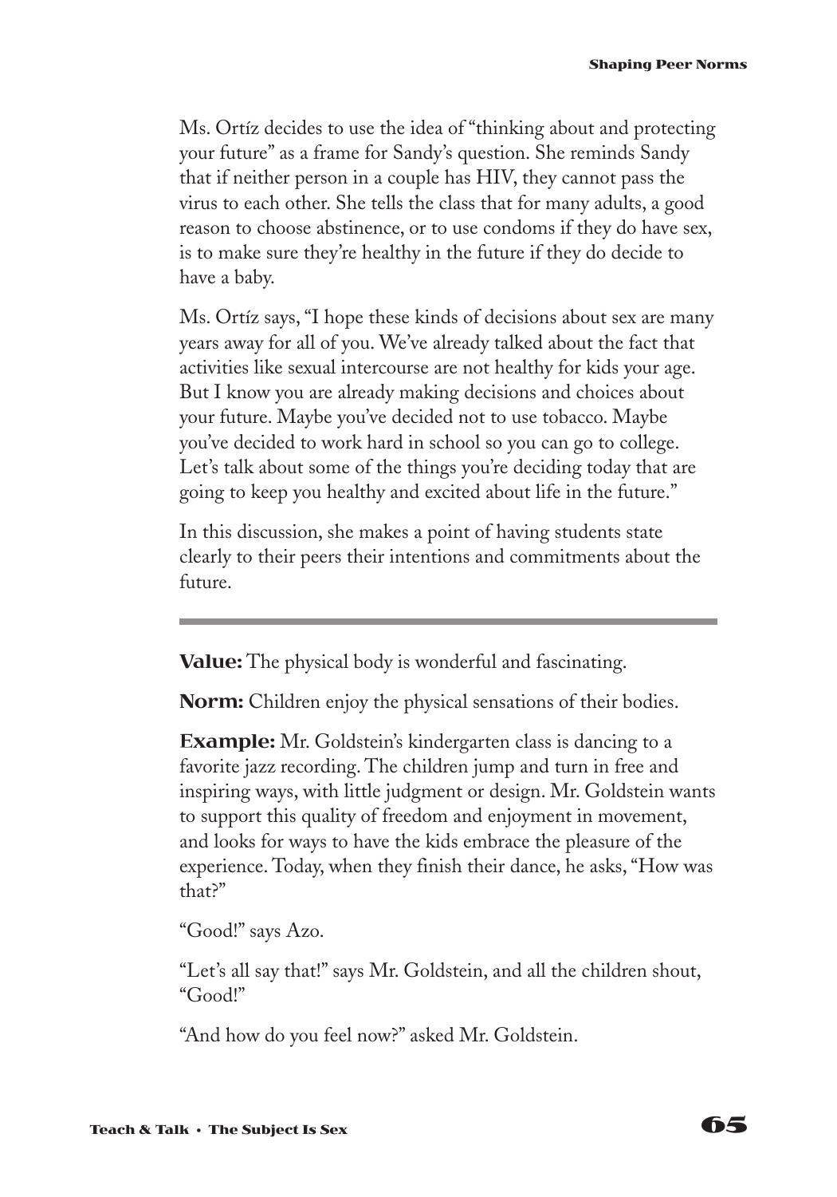Ms. Ortíz decides to use the idea of "thinking about and protecting your future" as a frame for Sandy's question. She reminds Sandy that if neither person in a couple has HIV, they cannot pass the virus to each other. She tells the class that for many adults, a good reason to choose abstinence, or to use condoms if they do have sex, is to make sure they're healthy in the future if they do decide to have a baby.

Ms. Ortíz says, "I hope these kinds of decisions about sex are many years away for all of you. We've already talked about the fact that activities like sexual intercourse are not healthy for kids your age. But I know you are already making decisions and choices about your future. Maybe you've decided not to use tobacco. Maybe you've decided to work hard in school so you can go to college. Let's talk about some of the things you're deciding today that are going to keep you healthy and excited about life in the future."

In this discussion, she makes a point of having students state clearly to their peers their intentions and commitments about the future.

---

**Value:** The physical body is wonderful and fascinating.

**Norm:** Children enjoy the physical sensations of their bodies.

**Example:** Mr. Goldstein's kindergarten class is dancing to a favorite jazz recording. The children jump and turn in free and inspiring ways, with little judgment or design. Mr. Goldstein wants to support this quality of freedom and enjoyment in movement, and looks for ways to have the kids embrace the pleasure of the experience. Today, when they finish their dance, he asks, "How was that?"

"Good!" says Azo.

"Let's all say that!" says Mr. Goldstein, and all the children shout, "Good!"

"And how do you feel now?" asked Mr. Goldstein.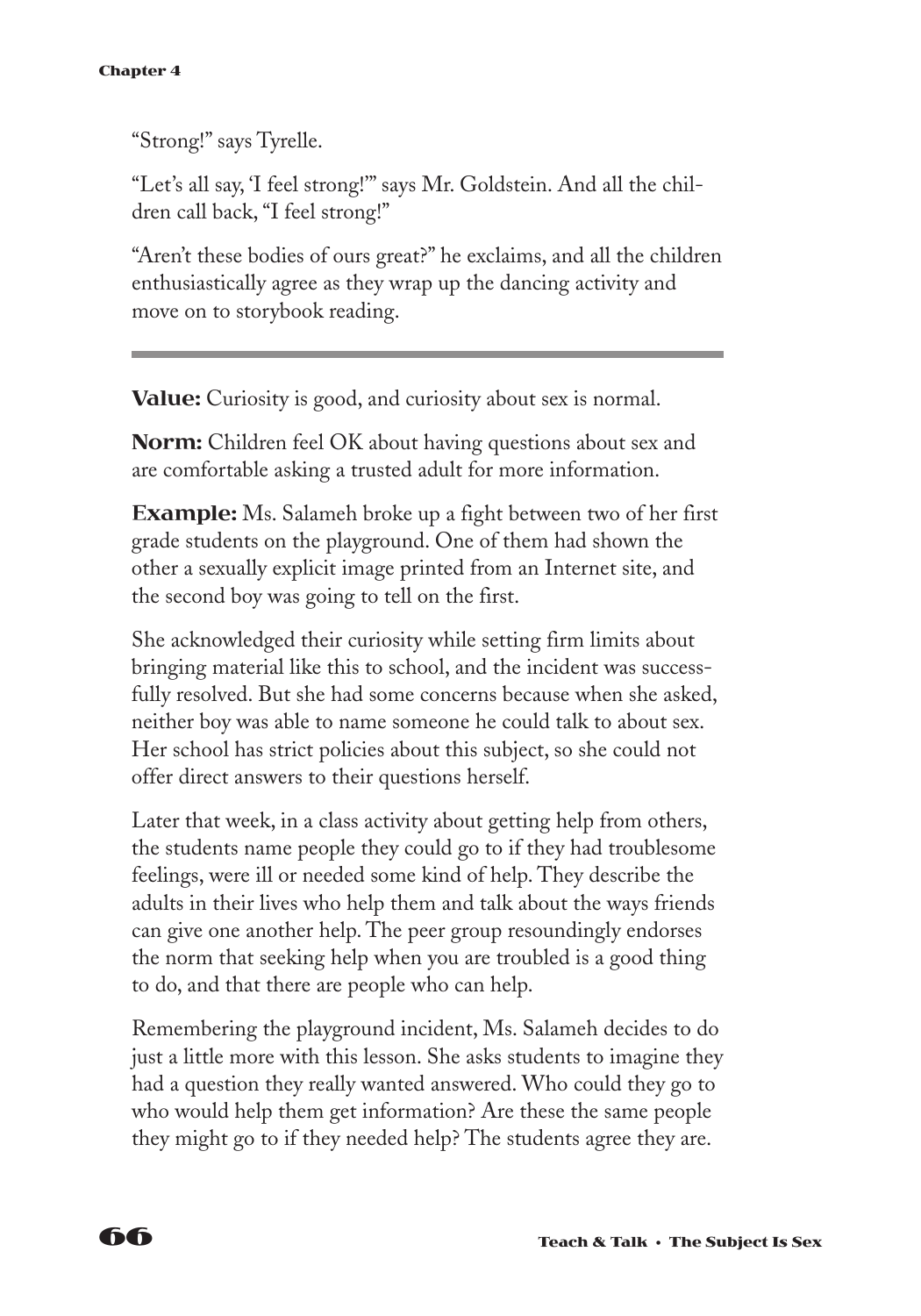"Strong!" says Tyrelle.

"Let's all say, 'I feel strong!'" says Mr. Goldstein. And all the children call back, "I feel strong!"

"Aren't these bodies of ours great?" he exclaims, and all the children enthusiastically agree as they wrap up the dancing activity and move on to storybook reading.

---

**Value:** Curiosity is good, and curiosity about sex is normal.

**Norm:** Children feel OK about having questions about sex and are comfortable asking a trusted adult for more information.

**Example:** Ms. Salameh broke up a fight between two of her first grade students on the playground. One of them had shown the other a sexually explicit image printed from an Internet site, and the second boy was going to tell on the first.

She acknowledged their curiosity while setting firm limits about bringing material like this to school, and the incident was successfully resolved. But she had some concerns because when she asked, neither boy was able to name someone he could talk to about sex. Her school has strict policies about this subject, so she could not offer direct answers to their questions herself.

Later that week, in a class activity about getting help from others, the students name people they could go to if they had troublesome feelings, were ill or needed some kind of help. They describe the adults in their lives who help them and talk about the ways friends can give one another help. The peer group resoundingly endorses the norm that seeking help when you are troubled is a good thing to do, and that there are people who can help.

Remembering the playground incident, Ms. Salameh decides to do just a little more with this lesson. She asks students to imagine they had a question they really wanted answered. Who could they go to who would help them get information? Are these the same people they might go to if they needed help? The students agree they are.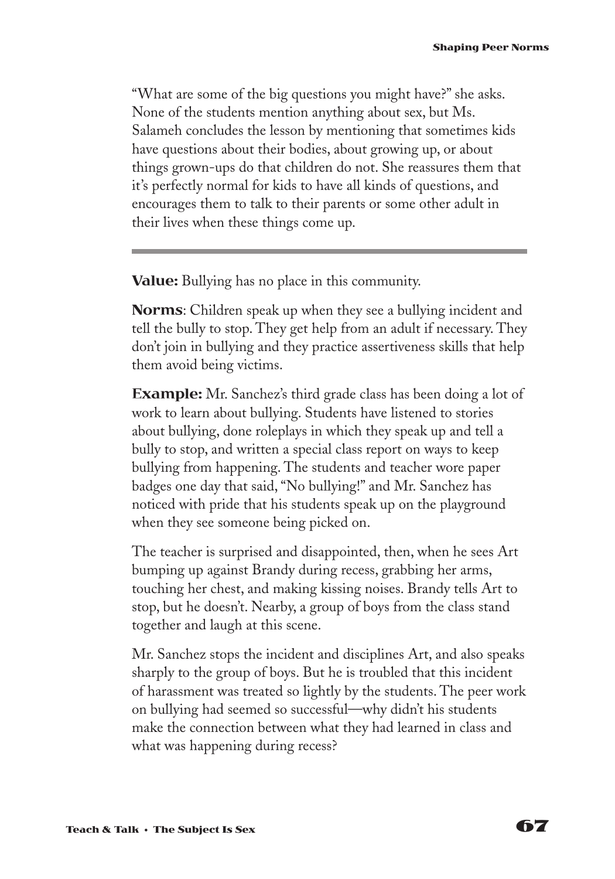"What are some of the big questions you might have?" she asks. None of the students mention anything about sex, but Ms. Salameh concludes the lesson by mentioning that sometimes kids have questions about their bodies, about growing up, or about things grown-ups do that children do not. She reassures them that it's perfectly normal for kids to have all kinds of questions, and encourages them to talk to their parents or some other adult in their lives when these things come up.

---

**Value:** Bullying has no place in this community.

**Norms**: Children speak up when they see a bullying incident and tell the bully to stop. They get help from an adult if necessary. They don't join in bullying and they practice assertiveness skills that help them avoid being victims.

**Example:** Mr. Sanchez's third grade class has been doing a lot of work to learn about bullying. Students have listened to stories about bullying, done roleplays in which they speak up and tell a bully to stop, and written a special class report on ways to keep bullying from happening. The students and teacher wore paper badges one day that said, "No bullying!" and Mr. Sanchez has noticed with pride that his students speak up on the playground when they see someone being picked on.

The teacher is surprised and disappointed, then, when he sees Art bumping up against Brandy during recess, grabbing her arms, touching her chest, and making kissing noises. Brandy tells Art to stop, but he doesn't. Nearby, a group of boys from the class stand together and laugh at this scene.

Mr. Sanchez stops the incident and disciplines Art, and also speaks sharply to the group of boys. But he is troubled that this incident of harassment was treated so lightly by the students. The peer work on bullying had seemed so successful—why didn't his students make the connection between what they had learned in class and what was happening during recess?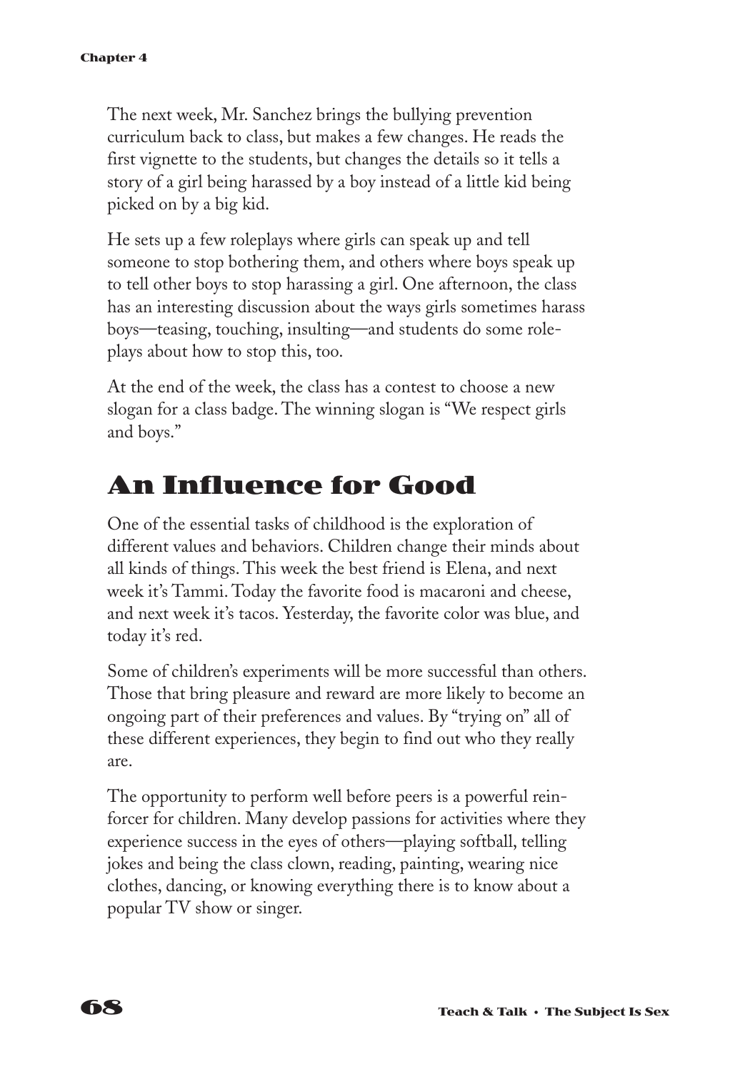The next week, Mr. Sanchez brings the bullying prevention curriculum back to class, but makes a few changes. He reads the first vignette to the students, but changes the details so it tells a story of a girl being harassed by a boy instead of a little kid being picked on by a big kid.

He sets up a few roleplays where girls can speak up and tell someone to stop bothering them, and others where boys speak up to tell other boys to stop harassing a girl. One afternoon, the class has an interesting discussion about the ways girls sometimes harass boys—teasing, touching, insulting—and students do some role-plays about how to stop this, too.

At the end of the week, the class has a contest to choose a new slogan for a class badge. The winning slogan is "We respect girls and boys."

## An Influence for Good

One of the essential tasks of childhood is the exploration of different values and behaviors. Children change their minds about all kinds of things. This week the best friend is Elena, and next week it's Tammi. Today the favorite food is macaroni and cheese, and next week it's tacos. Yesterday, the favorite color was blue, and today it's red.

Some of children's experiments will be more successful than others. Those that bring pleasure and reward are more likely to become an ongoing part of their preferences and values. By "trying on" all of these different experiences, they begin to find out who they really are.

The opportunity to perform well before peers is a powerful reinforcer for children. Many develop passions for activities where they experience success in the eyes of others—playing softball, telling jokes and being the class clown, reading, painting, wearing nice clothes, dancing, or knowing everything there is to know about a popular TV show or singer.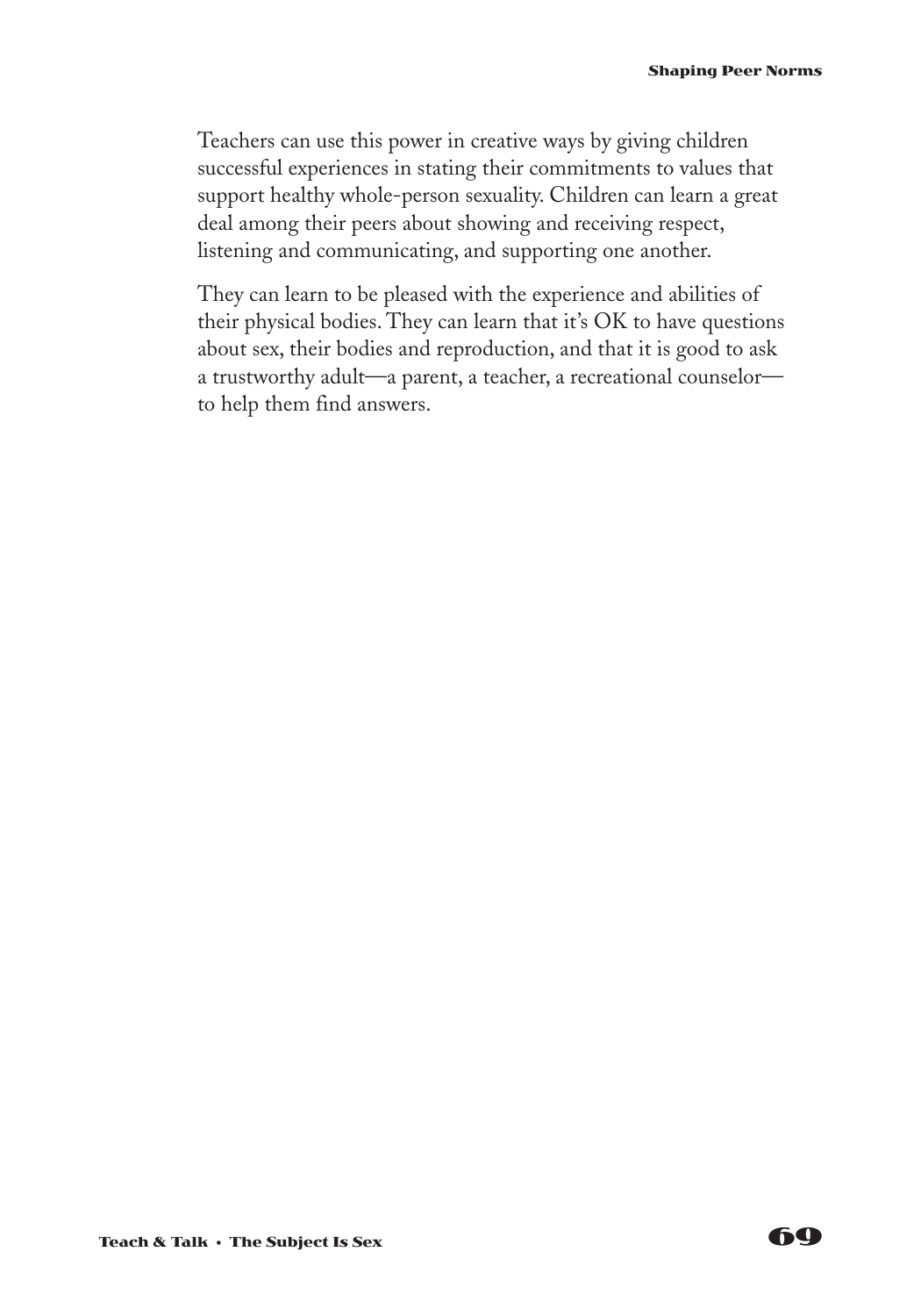Teachers can use this power in creative ways by giving children successful experiences in stating their commitments to values that support healthy whole-person sexuality. Children can learn a great deal among their peers about showing and receiving respect, listening and communicating, and supporting one another.

They can learn to be pleased with the experience and abilities of their physical bodies. They can learn that it's OK to have questions about sex, their bodies and reproduction, and that it is good to ask a trustworthy adult—a parent, a teacher, a recreational counselor—to help them find answers.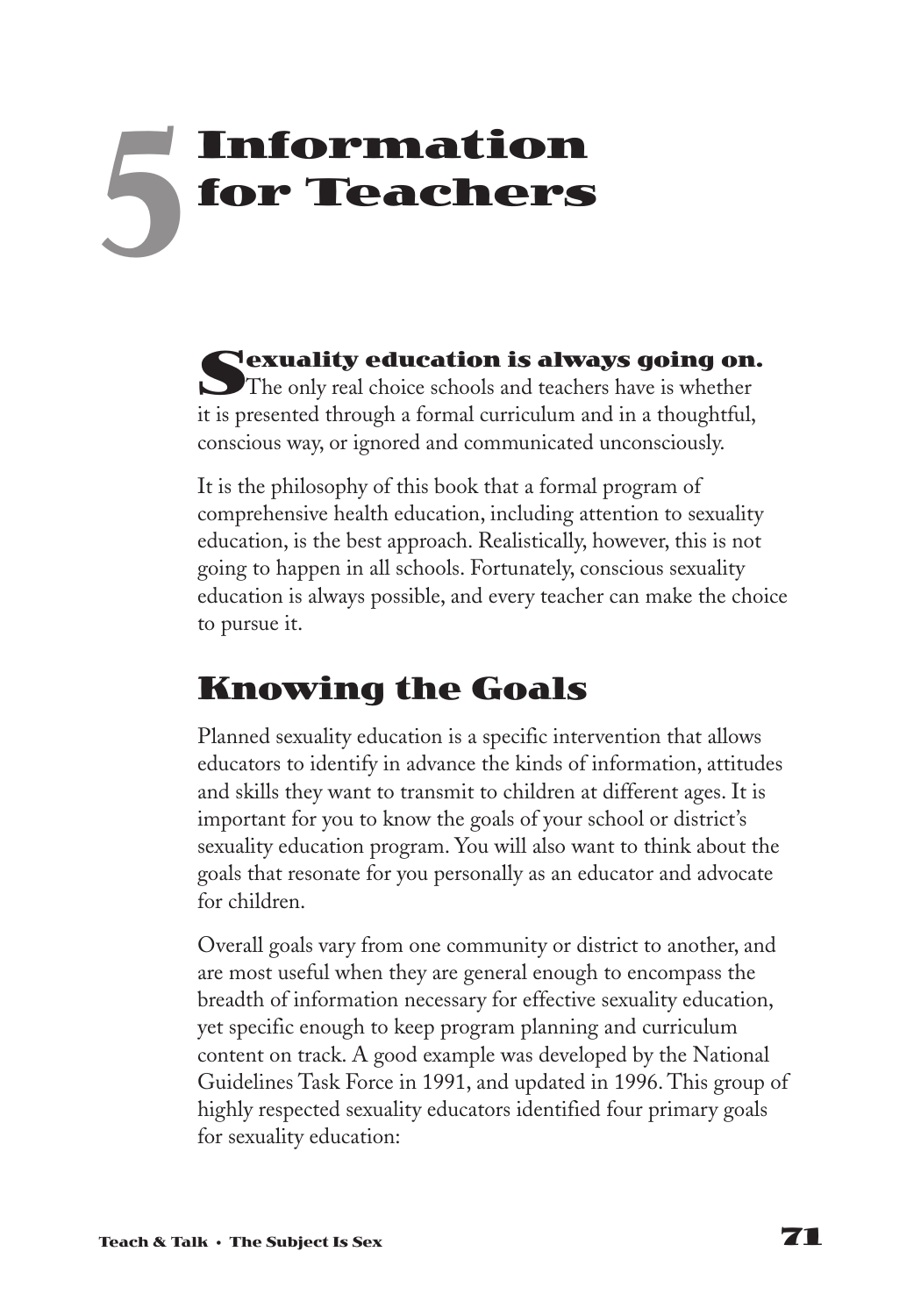# 5 Information for Teachers

**Sexuality education is always going on.** The only real choice schools and teachers have is whether it is presented through a formal curriculum and in a thoughtful, conscious way, or ignored and communicated unconsciously.

It is the philosophy of this book that a formal program of comprehensive health education, including attention to sexuality education, is the best approach. Realistically, however, this is not going to happen in all schools. Fortunately, conscious sexuality education is always possible, and every teacher can make the choice to pursue it.

## Knowing the Goals

Planned sexuality education is a specific intervention that allows educators to identify in advance the kinds of information, attitudes and skills they want to transmit to children at different ages. It is important for you to know the goals of your school or district's sexuality education program. You will also want to think about the goals that resonate for you personally as an educator and advocate for children.

Overall goals vary from one community or district to another, and are most useful when they are general enough to encompass the breadth of information necessary for effective sexuality education, yet specific enough to keep program planning and curriculum content on track. A good example was developed by the National Guidelines Task Force in 1991, and updated in 1996. This group of highly respected sexuality educators identified four primary goals for sexuality education: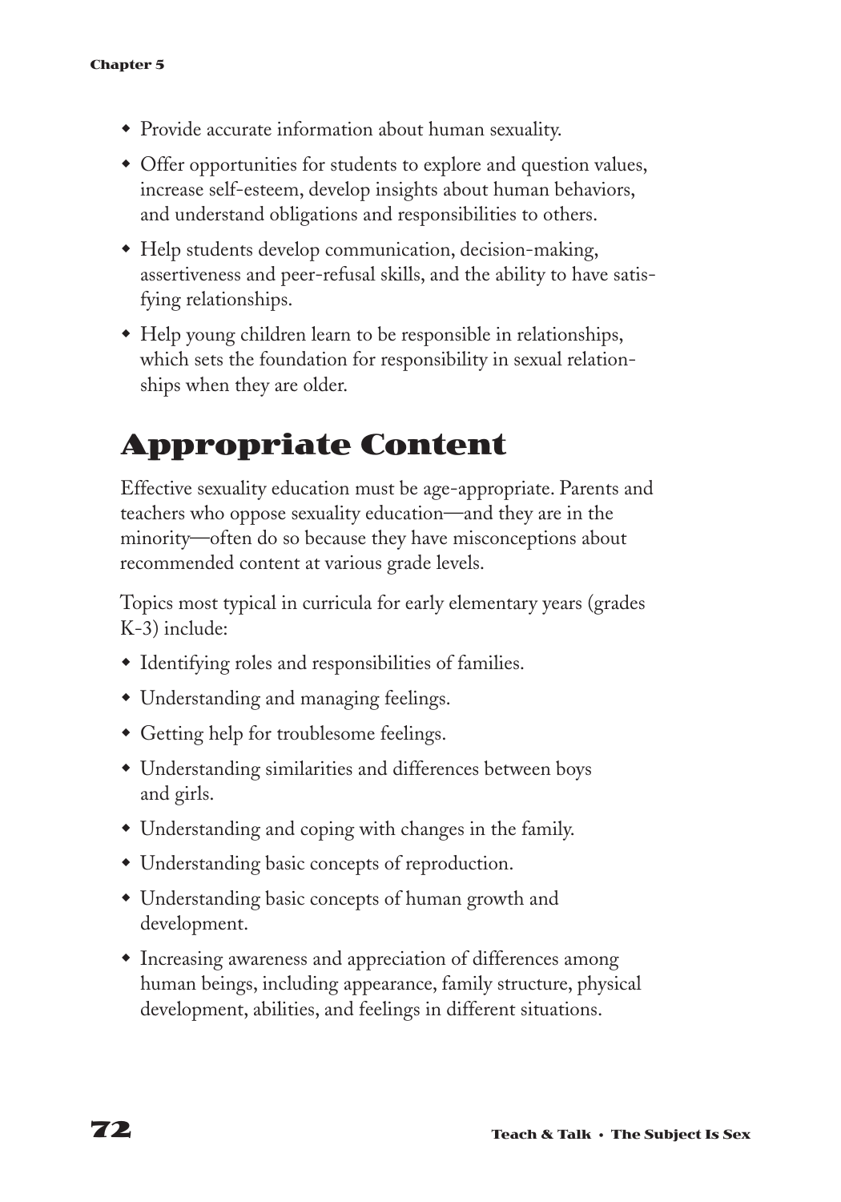- Provide accurate information about human sexuality.
- Offer opportunities for students to explore and question values, increase self-esteem, develop insights about human behaviors, and understand obligations and responsibilities to others.
- Help students develop communication, decision-making, assertiveness and peer-refusal skills, and the ability to have satisfying relationships.
- Help young children learn to be responsible in relationships, which sets the foundation for responsibility in sexual relationships when they are older.

## Appropriate Content

Effective sexuality education must be age-appropriate. Parents and teachers who oppose sexuality education—and they are in the minority—often do so because they have misconceptions about recommended content at various grade levels.

Topics most typical in curricula for early elementary years (grades K-3) include:

- Identifying roles and responsibilities of families.
- Understanding and managing feelings.
- Getting help for troublesome feelings.
- Understanding similarities and differences between boys and girls.
- Understanding and coping with changes in the family.
- Understanding basic concepts of reproduction.
- Understanding basic concepts of human growth and development.
- Increasing awareness and appreciation of differences among human beings, including appearance, family structure, physical development, abilities, and feelings in different situations.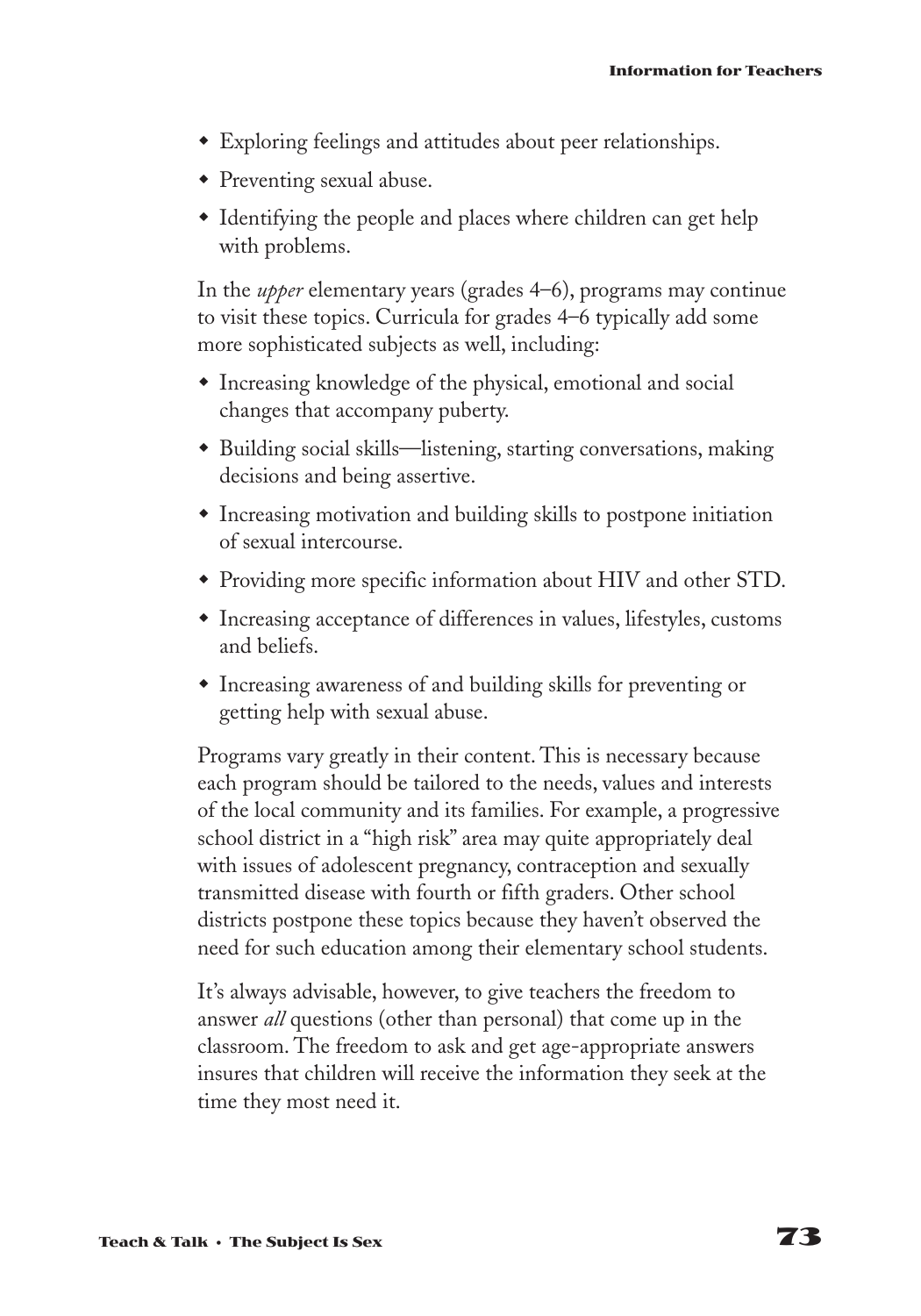- Exploring feelings and attitudes about peer relationships.
- Preventing sexual abuse.
- Identifying the people and places where children can get help with problems.

In the *upper* elementary years (grades 4–6), programs may continue to visit these topics. Curricula for grades 4–6 typically add some more sophisticated subjects as well, including:

- Increasing knowledge of the physical, emotional and social changes that accompany puberty.
- Building social skills—listening, starting conversations, making decisions and being assertive.
- Increasing motivation and building skills to postpone initiation of sexual intercourse.
- Providing more specific information about HIV and other STD.
- Increasing acceptance of differences in values, lifestyles, customs and beliefs.
- Increasing awareness of and building skills for preventing or getting help with sexual abuse.

Programs vary greatly in their content. This is necessary because each program should be tailored to the needs, values and interests of the local community and its families. For example, a progressive school district in a "high risk" area may quite appropriately deal with issues of adolescent pregnancy, contraception and sexually transmitted disease with fourth or fifth graders. Other school districts postpone these topics because they haven't observed the need for such education among their elementary school students.

It's always advisable, however, to give teachers the freedom to answer *all* questions (other than personal) that come up in the classroom. The freedom to ask and get age-appropriate answers insures that children will receive the information they seek at the time they most need it.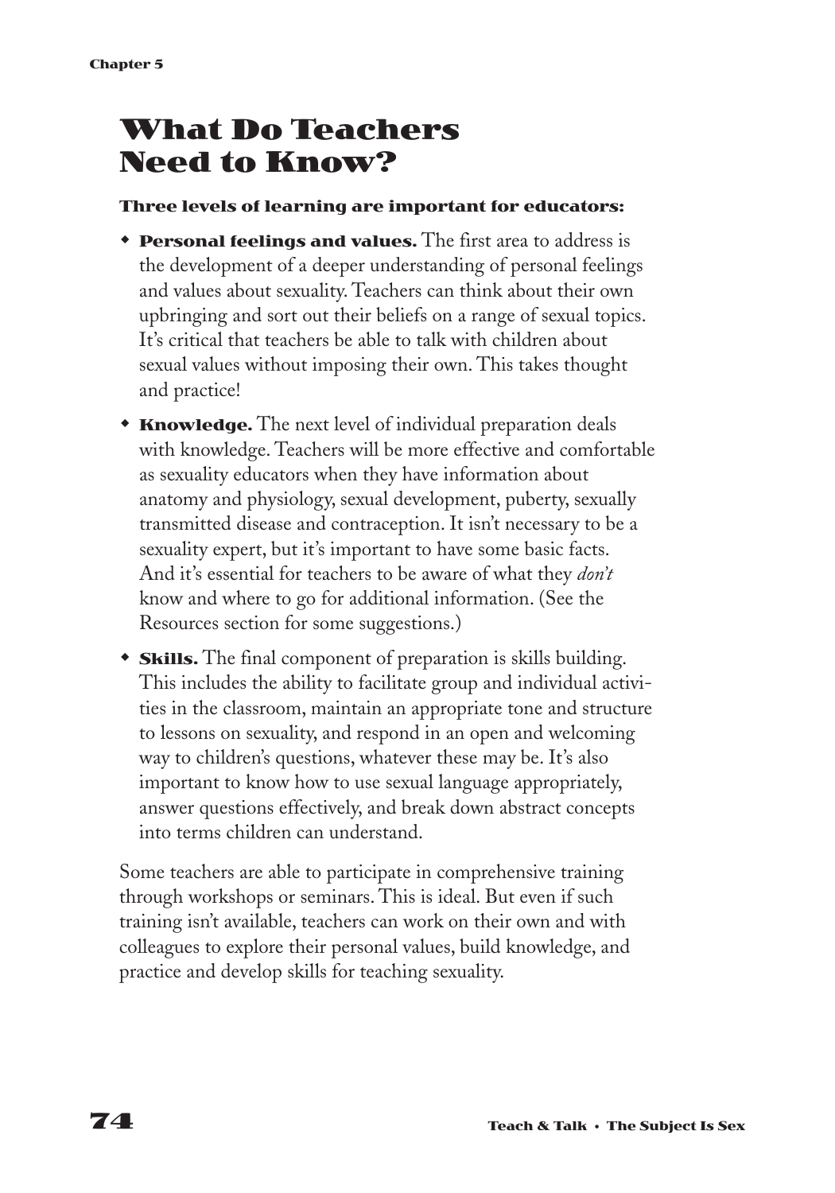# What Do Teachers Need to Know?

**Three levels of learning are important for educators:**

- **Personal feelings and values.** The first area to address is the development of a deeper understanding of personal feelings and values about sexuality. Teachers can think about their own upbringing and sort out their beliefs on a range of sexual topics. It's critical that teachers be able to talk with children about sexual values without imposing their own. This takes thought and practice!
- **Knowledge.** The next level of individual preparation deals with knowledge. Teachers will be more effective and comfortable as sexuality educators when they have information about anatomy and physiology, sexual development, puberty, sexually transmitted disease and contraception. It isn't necessary to be a sexuality expert, but it's important to have some basic facts. And it's essential for teachers to be aware of what they *don't* know and where to go for additional information. (See the Resources section for some suggestions.)
- **Skills.** The final component of preparation is skills building. This includes the ability to facilitate group and individual activities in the classroom, maintain an appropriate tone and structure to lessons on sexuality, and respond in an open and welcoming way to children's questions, whatever these may be. It's also important to know how to use sexual language appropriately, answer questions effectively, and break down abstract concepts into terms children can understand.

Some teachers are able to participate in comprehensive training through workshops or seminars. This is ideal. But even if such training isn't available, teachers can work on their own and with colleagues to explore their personal values, build knowledge, and practice and develop skills for teaching sexuality.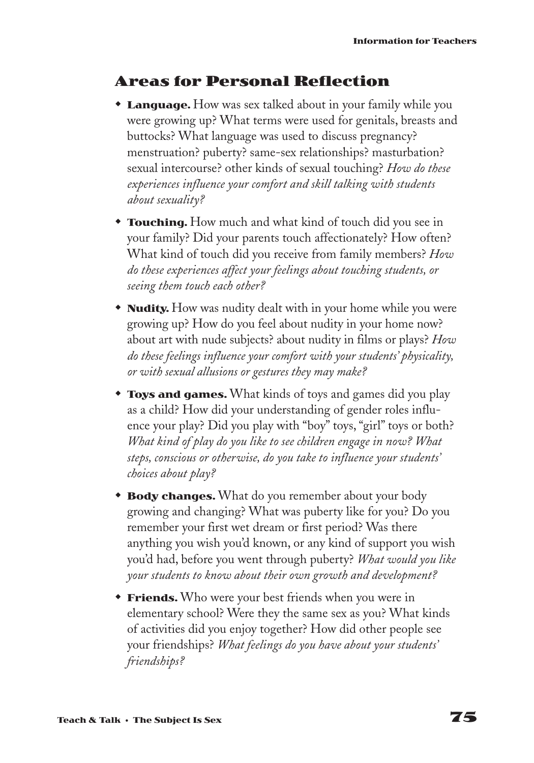## Areas for Personal Reflection

- **Language.** How was sex talked about in your family while you were growing up? What terms were used for genitals, breasts and buttocks? What language was used to discuss pregnancy? menstruation? puberty? same-sex relationships? masturbation? sexual intercourse? other kinds of sexual touching? *How do these experiences influence your comfort and skill talking with students about sexuality?*

- **Touching.** How much and what kind of touch did you see in your family? Did your parents touch affectionately? How often? What kind of touch did you receive from family members? *How do these experiences affect your feelings about touching students, or seeing them touch each other?*

- **Nudity.** How was nudity dealt with in your home while you were growing up? How do you feel about nudity in your home now? about art with nude subjects? about nudity in films or plays? *How do these feelings influence your comfort with your students' physicality, or with sexual allusions or gestures they may make?*

- **Toys and games.** What kinds of toys and games did you play as a child? How did your understanding of gender roles influence your play? Did you play with "boy" toys, "girl" toys or both? *What kind of play do you like to see children engage in now? What steps, conscious or otherwise, do you take to influence your students' choices about play?*

- **Body changes.** What do you remember about your body growing and changing? What was puberty like for you? Do you remember your first wet dream or first period? Was there anything you wish you'd known, or any kind of support you wish you'd had, before you went through puberty? *What would you like your students to know about their own growth and development?*

- **Friends.** Who were your best friends when you were in elementary school? Were they the same sex as you? What kinds of activities did you enjoy together? How did other people see your friendships? *What feelings do you have about your students' friendships?*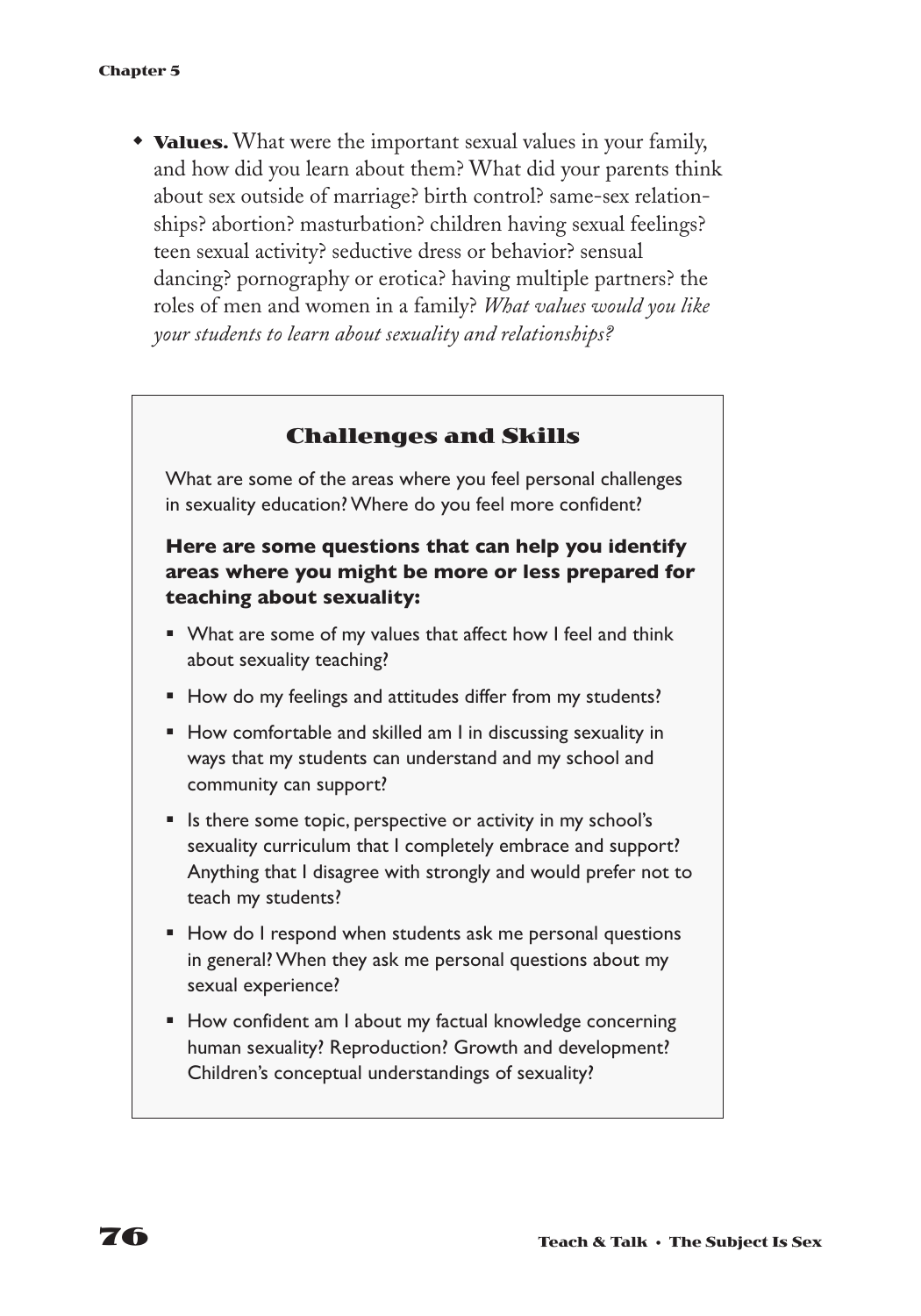- **Values.** What were the important sexual values in your family, and how did you learn about them? What did your parents think about sex outside of marriage? birth control? same-sex relationships? abortion? masturbation? children having sexual feelings? teen sexual activity? seductive dress or behavior? sensual dancing? pornography or erotica? having multiple partners? the roles of men and women in a family? *What values would you like your students to learn about sexuality and relationships?*

## Challenges and Skills

What are some of the areas where you feel personal challenges in sexuality education? Where do you feel more confident?

**Here are some questions that can help you identify areas where you might be more or less prepared for teaching about sexuality:**

- What are some of my values that affect how I feel and think about sexuality teaching?
- How do my feelings and attitudes differ from my students?
- How comfortable and skilled am I in discussing sexuality in ways that my students can understand and my school and community can support?
- Is there some topic, perspective or activity in my school's sexuality curriculum that I completely embrace and support? Anything that I disagree with strongly and would prefer not to teach my students?
- How do I respond when students ask me personal questions in general? When they ask me personal questions about my sexual experience?
- How confident am I about my factual knowledge concerning human sexuality? Reproduction? Growth and development? Children's conceptual understandings of sexuality?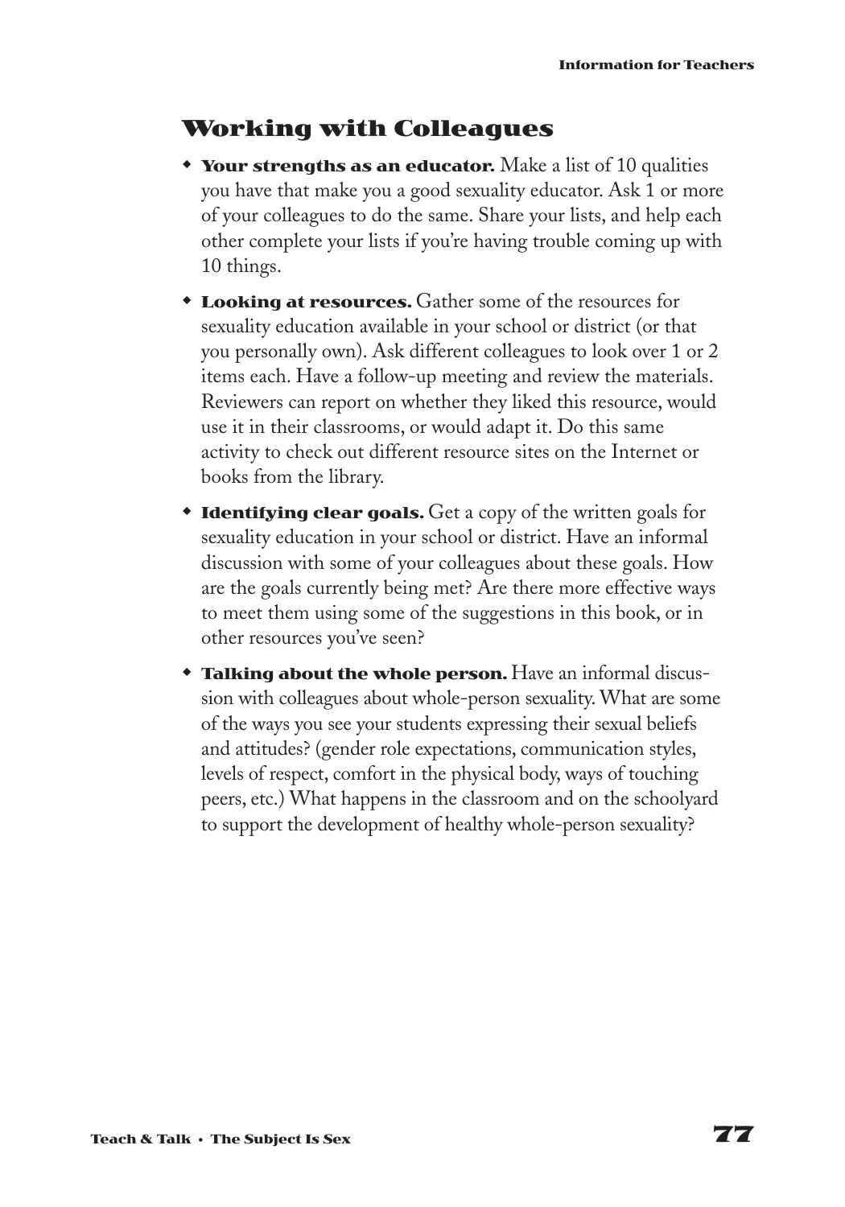## Working with Colleagues

- **Your strengths as an educator.** Make a list of 10 qualities you have that make you a good sexuality educator. Ask 1 or more of your colleagues to do the same. Share your lists, and help each other complete your lists if you're having trouble coming up with 10 things.
- **Looking at resources.** Gather some of the resources for sexuality education available in your school or district (or that you personally own). Ask different colleagues to look over 1 or 2 items each. Have a follow-up meeting and review the materials. Reviewers can report on whether they liked this resource, would use it in their classrooms, or would adapt it. Do this same activity to check out different resource sites on the Internet or books from the library.
- **Identifying clear goals.** Get a copy of the written goals for sexuality education in your school or district. Have an informal discussion with some of your colleagues about these goals. How are the goals currently being met? Are there more effective ways to meet them using some of the suggestions in this book, or in other resources you've seen?
- **Talking about the whole person.** Have an informal discussion with colleagues about whole-person sexuality. What are some of the ways you see your students expressing their sexual beliefs and attitudes? (gender role expectations, communication styles, levels of respect, comfort in the physical body, ways of touching peers, etc.) What happens in the classroom and on the schoolyard to support the development of healthy whole-person sexuality?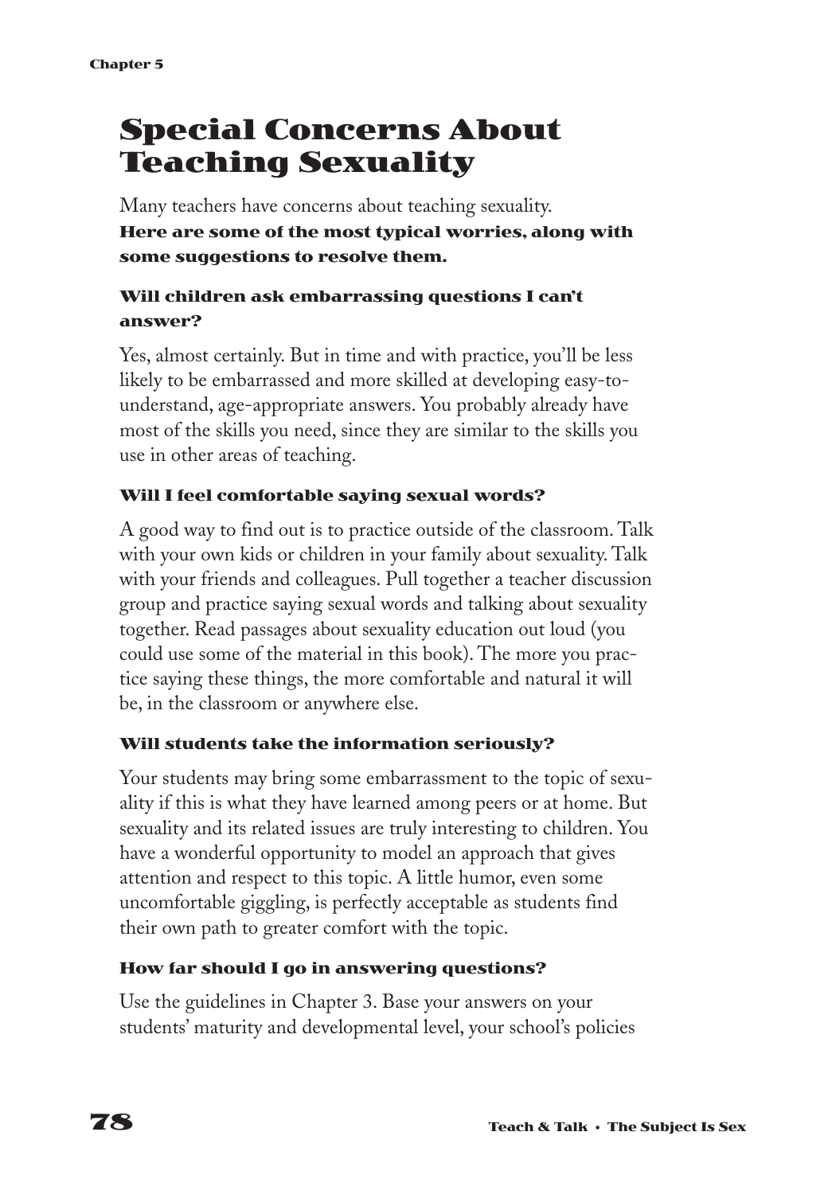# Special Concerns About Teaching Sexuality

Many teachers have concerns about teaching sexuality. **Here are some of the most typical worries, along with some suggestions to resolve them.**

### Will children ask embarrassing questions I can't answer?

Yes, almost certainly. But in time and with practice, you'll be less likely to be embarrassed and more skilled at developing easy-to-understand, age-appropriate answers. You probably already have most of the skills you need, since they are similar to the skills you use in other areas of teaching.

### Will I feel comfortable saying sexual words?

A good way to find out is to practice outside of the classroom. Talk with your own kids or children in your family about sexuality. Talk with your friends and colleagues. Pull together a teacher discussion group and practice saying sexual words and talking about sexuality together. Read passages about sexuality education out loud (you could use some of the material in this book). The more you practice saying these things, the more comfortable and natural it will be, in the classroom or anywhere else.

### Will students take the information seriously?

Your students may bring some embarrassment to the topic of sexuality if this is what they have learned among peers or at home. But sexuality and its related issues are truly interesting to children. You have a wonderful opportunity to model an approach that gives attention and respect to this topic. A little humor, even some uncomfortable giggling, is perfectly acceptable as students find their own path to greater comfort with the topic.

### How far should I go in answering questions?

Use the guidelines in Chapter 3. Base your answers on your students' maturity and developmental level, your school's policies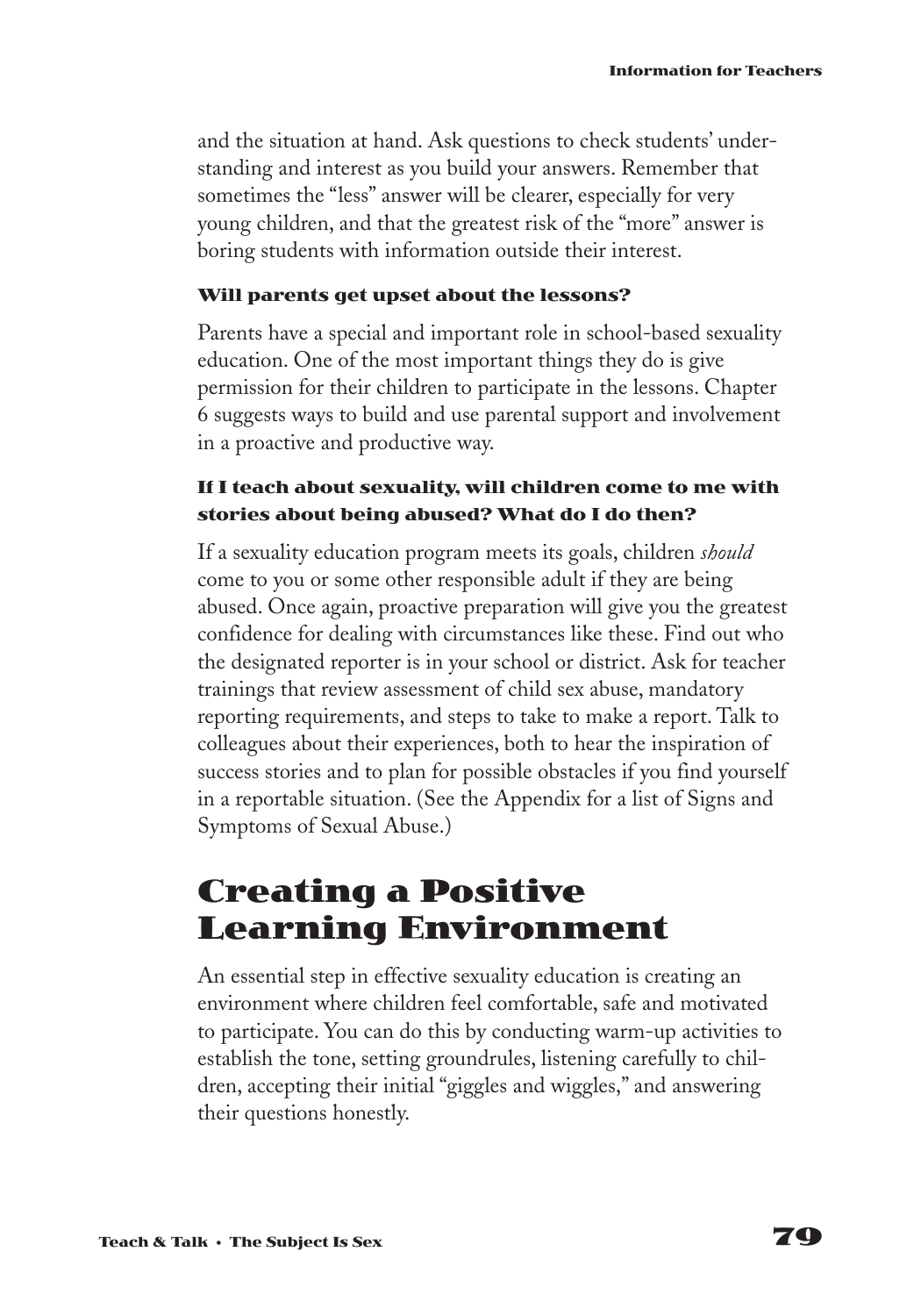and the situation at hand. Ask questions to check students' understanding and interest as you build your answers. Remember that sometimes the "less" answer will be clearer, especially for very young children, and that the greatest risk of the "more" answer is boring students with information outside their interest.

#### Will parents get upset about the lessons?

Parents have a special and important role in school-based sexuality education. One of the most important things they do is give permission for their children to participate in the lessons. Chapter 6 suggests ways to build and use parental support and involvement in a proactive and productive way.

#### If I teach about sexuality, will children come to me with stories about being abused? What do I do then?

If a sexuality education program meets its goals, children *should* come to you or some other responsible adult if they are being abused. Once again, proactive preparation will give you the greatest confidence for dealing with circumstances like these. Find out who the designated reporter is in your school or district. Ask for teacher trainings that review assessment of child sex abuse, mandatory reporting requirements, and steps to take to make a report. Talk to colleagues about their experiences, both to hear the inspiration of success stories and to plan for possible obstacles if you find yourself in a reportable situation. (See the Appendix for a list of Signs and Symptoms of Sexual Abuse.)

## Creating a Positive Learning Environment

An essential step in effective sexuality education is creating an environment where children feel comfortable, safe and motivated to participate. You can do this by conducting warm-up activities to establish the tone, setting groundrules, listening carefully to children, accepting their initial "giggles and wiggles," and answering their questions honestly.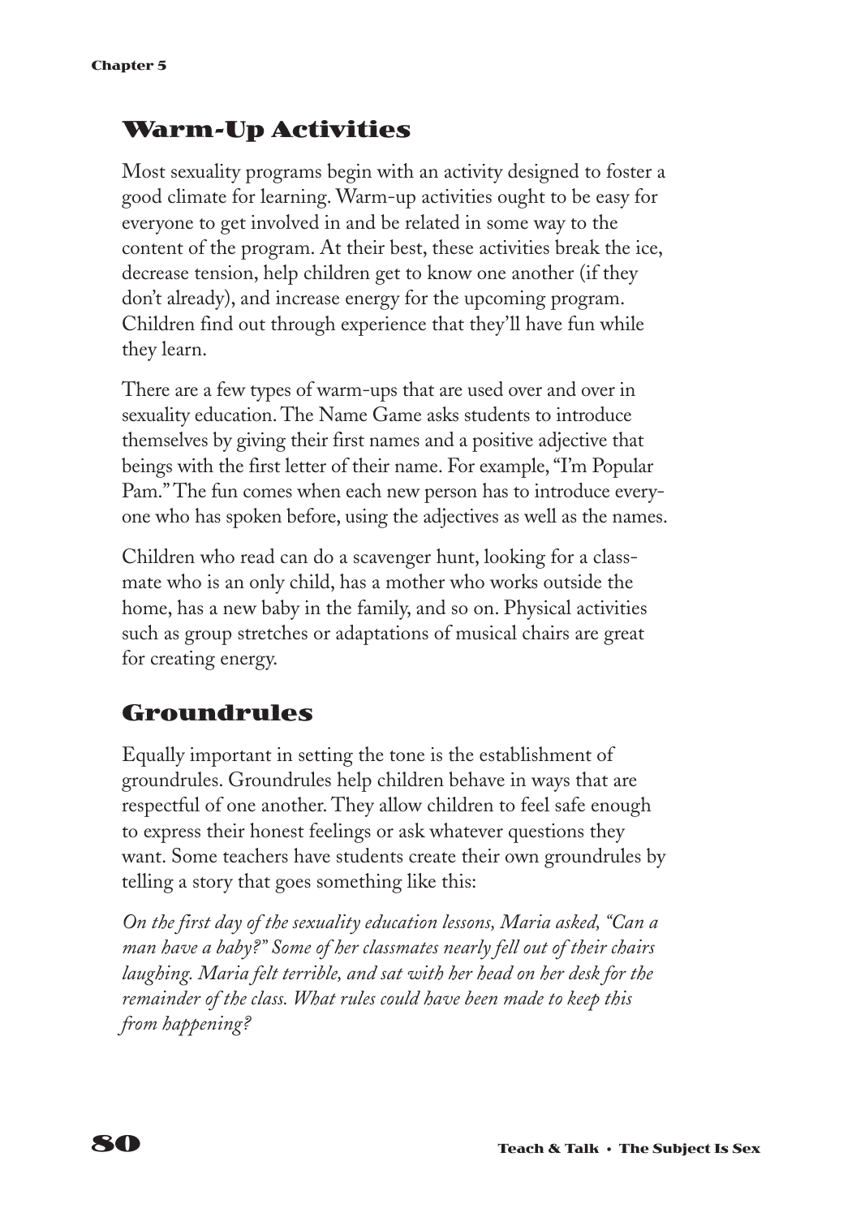## Warm-Up Activities

Most sexuality programs begin with an activity designed to foster a good climate for learning. Warm-up activities ought to be easy for everyone to get involved in and be related in some way to the content of the program. At their best, these activities break the ice, decrease tension, help children get to know one another (if they don't already), and increase energy for the upcoming program. Children find out through experience that they'll have fun while they learn.

There are a few types of warm-ups that are used over and over in sexuality education. The Name Game asks students to introduce themselves by giving their first names and a positive adjective that beings with the first letter of their name. For example, "I'm Popular Pam." The fun comes when each new person has to introduce everyone who has spoken before, using the adjectives as well as the names.

Children who read can do a scavenger hunt, looking for a classmate who is an only child, has a mother who works outside the home, has a new baby in the family, and so on. Physical activities such as group stretches or adaptations of musical chairs are great for creating energy.

## Groundrules

Equally important in setting the tone is the establishment of groundrules. Groundrules help children behave in ways that are respectful of one another. They allow children to feel safe enough to express their honest feelings or ask whatever questions they want. Some teachers have students create their own groundrules by telling a story that goes something like this:

*On the first day of the sexuality education lessons, Maria asked, "Can a man have a baby?" Some of her classmates nearly fell out of their chairs laughing. Maria felt terrible, and sat with her head on her desk for the remainder of the class. What rules could have been made to keep this from happening?*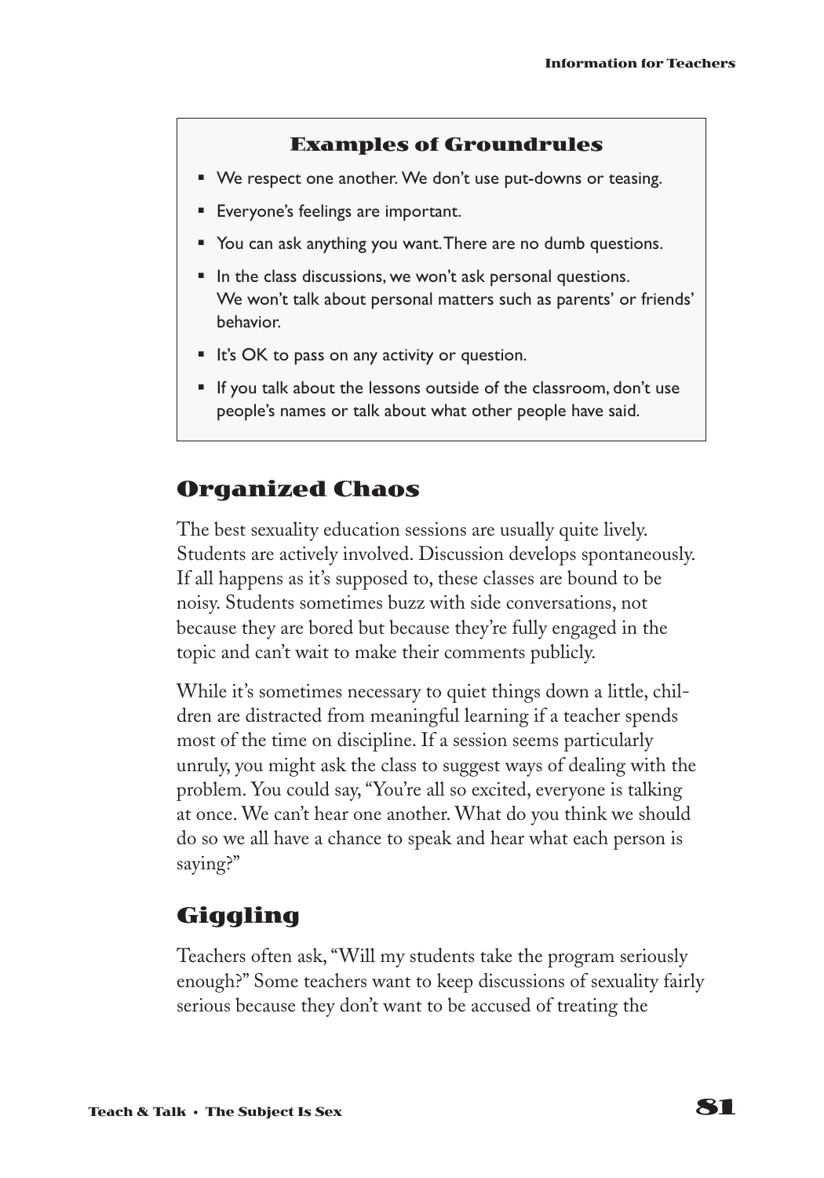### Examples of Groundrules

- We respect one another. We don't use put-downs or teasing.
- Everyone's feelings are important.
- You can ask anything you want. There are no dumb questions.
- In the class discussions, we won't ask personal questions. We won't talk about personal matters such as parents' or friends' behavior.
- It's OK to pass on any activity or question.
- If you talk about the lessons outside of the classroom, don't use people's names or talk about what other people have said.

## Organized Chaos

The best sexuality education sessions are usually quite lively. Students are actively involved. Discussion develops spontaneously. If all happens as it's supposed to, these classes are bound to be noisy. Students sometimes buzz with side conversations, not because they are bored but because they're fully engaged in the topic and can't wait to make their comments publicly.

While it's sometimes necessary to quiet things down a little, children are distracted from meaningful learning if a teacher spends most of the time on discipline. If a session seems particularly unruly, you might ask the class to suggest ways of dealing with the problem. You could say, "You're all so excited, everyone is talking at once. We can't hear one another. What do you think we should do so we all have a chance to speak and hear what each person is saying?"

## Giggling

Teachers often ask, "Will my students take the program seriously enough?" Some teachers want to keep discussions of sexuality fairly serious because they don't want to be accused of treating the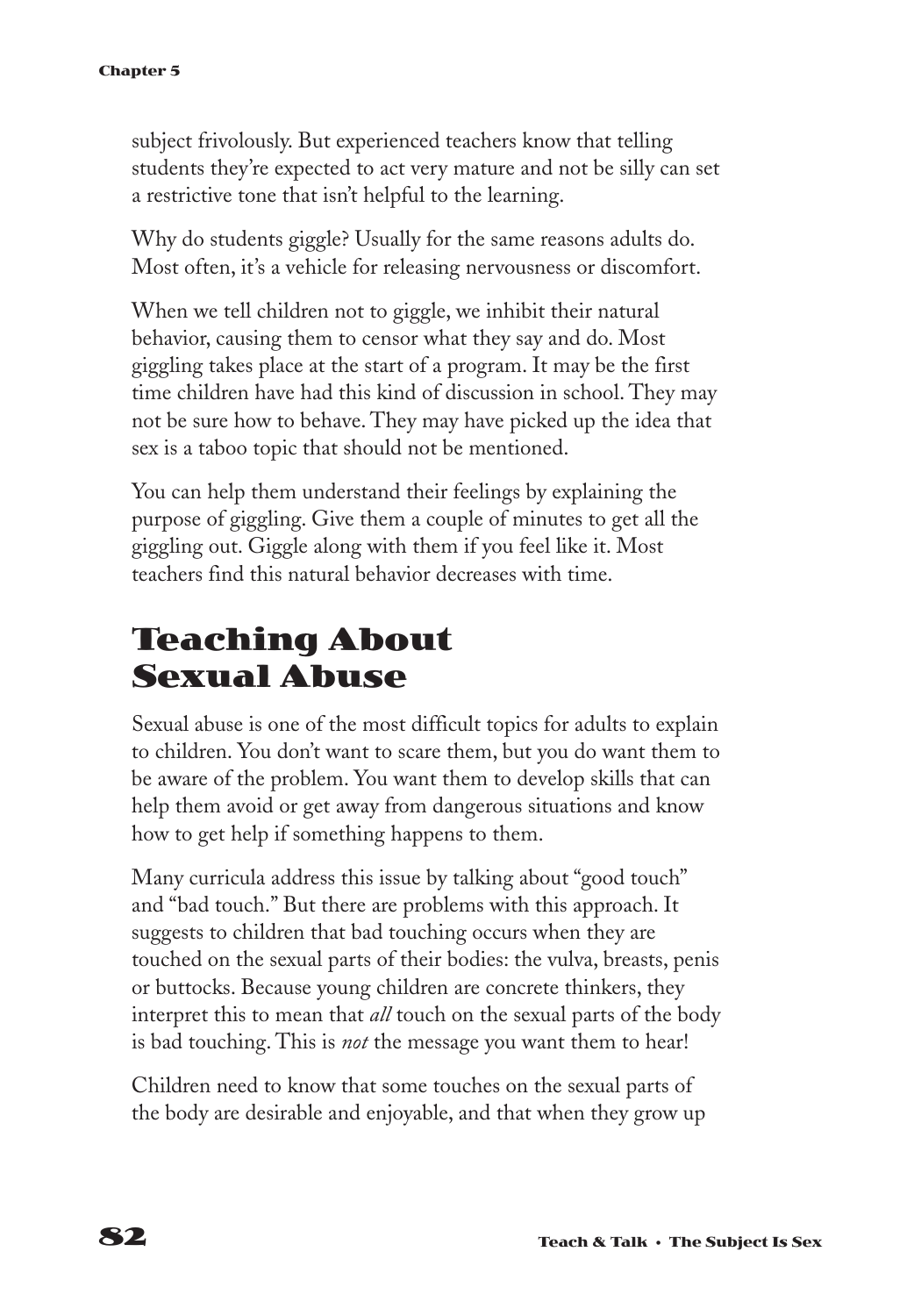subject frivolously. But experienced teachers know that telling students they're expected to act very mature and not be silly can set a restrictive tone that isn't helpful to the learning.

Why do students giggle? Usually for the same reasons adults do. Most often, it's a vehicle for releasing nervousness or discomfort.

When we tell children not to giggle, we inhibit their natural behavior, causing them to censor what they say and do. Most giggling takes place at the start of a program. It may be the first time children have had this kind of discussion in school. They may not be sure how to behave. They may have picked up the idea that sex is a taboo topic that should not be mentioned.

You can help them understand their feelings by explaining the purpose of giggling. Give them a couple of minutes to get all the giggling out. Giggle along with them if you feel like it. Most teachers find this natural behavior decreases with time.

## Teaching About Sexual Abuse

Sexual abuse is one of the most difficult topics for adults to explain to children. You don't want to scare them, but you do want them to be aware of the problem. You want them to develop skills that can help them avoid or get away from dangerous situations and know how to get help if something happens to them.

Many curricula address this issue by talking about "good touch" and "bad touch." But there are problems with this approach. It suggests to children that bad touching occurs when they are touched on the sexual parts of their bodies: the vulva, breasts, penis or buttocks. Because young children are concrete thinkers, they interpret this to mean that *all* touch on the sexual parts of the body is bad touching. This is *not* the message you want them to hear!

Children need to know that some touches on the sexual parts of the body are desirable and enjoyable, and that when they grow up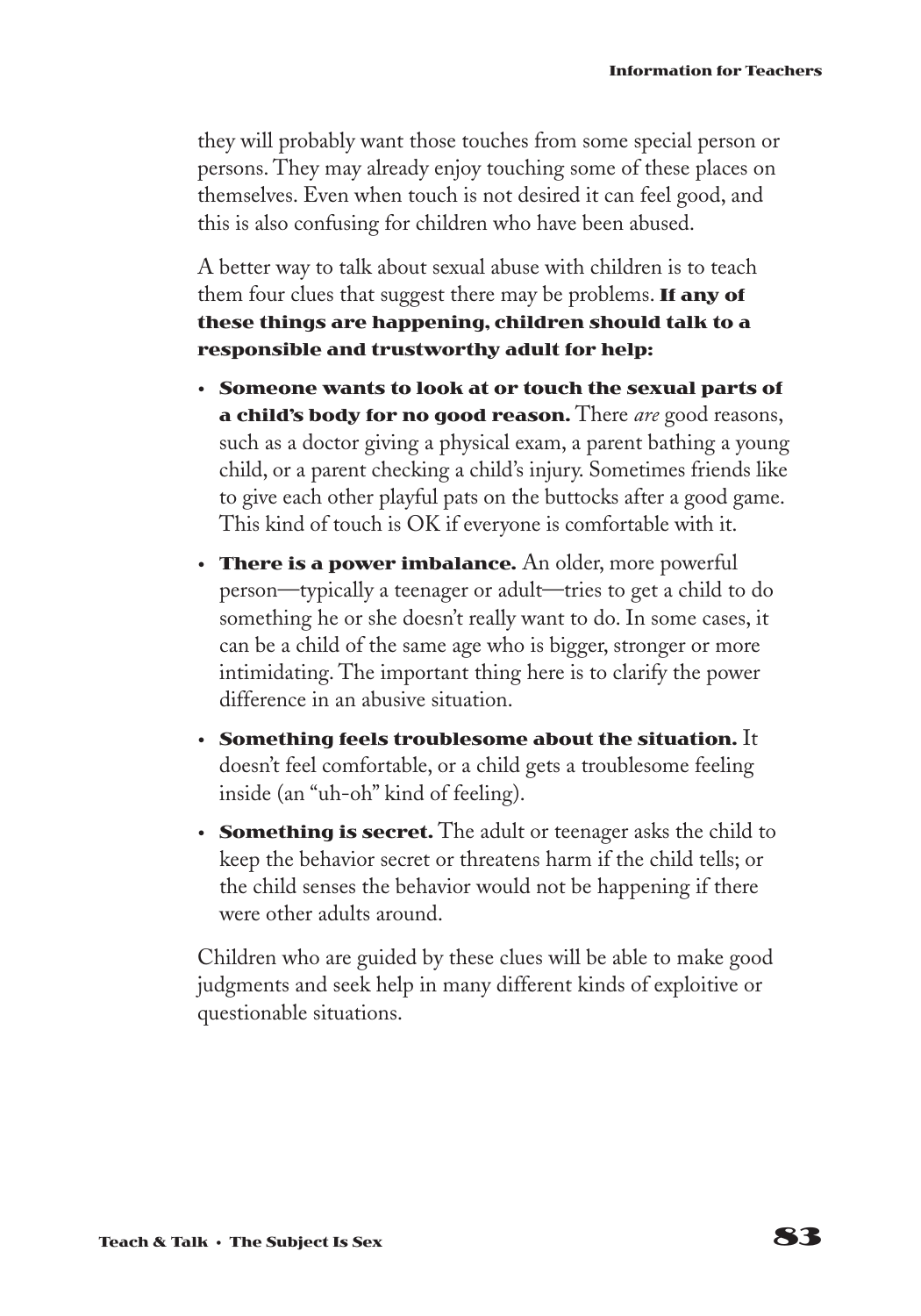they will probably want those touches from some special person or persons. They may already enjoy touching some of these places on themselves. Even when touch is not desired it can feel good, and this is also confusing for children who have been abused.

A better way to talk about sexual abuse with children is to teach them four clues that suggest there may be problems. **If any of these things are happening, children should talk to a responsible and trustworthy adult for help:**

- **Someone wants to look at or touch the sexual parts of a child's body for no good reason.** There *are* good reasons, such as a doctor giving a physical exam, a parent bathing a young child, or a parent checking a child's injury. Sometimes friends like to give each other playful pats on the buttocks after a good game. This kind of touch is OK if everyone is comfortable with it.
- **There is a power imbalance.** An older, more powerful person—typically a teenager or adult—tries to get a child to do something he or she doesn't really want to do. In some cases, it can be a child of the same age who is bigger, stronger or more intimidating. The important thing here is to clarify the power difference in an abusive situation.
- **Something feels troublesome about the situation.** It doesn't feel comfortable, or a child gets a troublesome feeling inside (an "uh-oh" kind of feeling).
- **Something is secret.** The adult or teenager asks the child to keep the behavior secret or threatens harm if the child tells; or the child senses the behavior would not be happening if there were other adults around.

Children who are guided by these clues will be able to make good judgments and seek help in many different kinds of exploitive or questionable situations.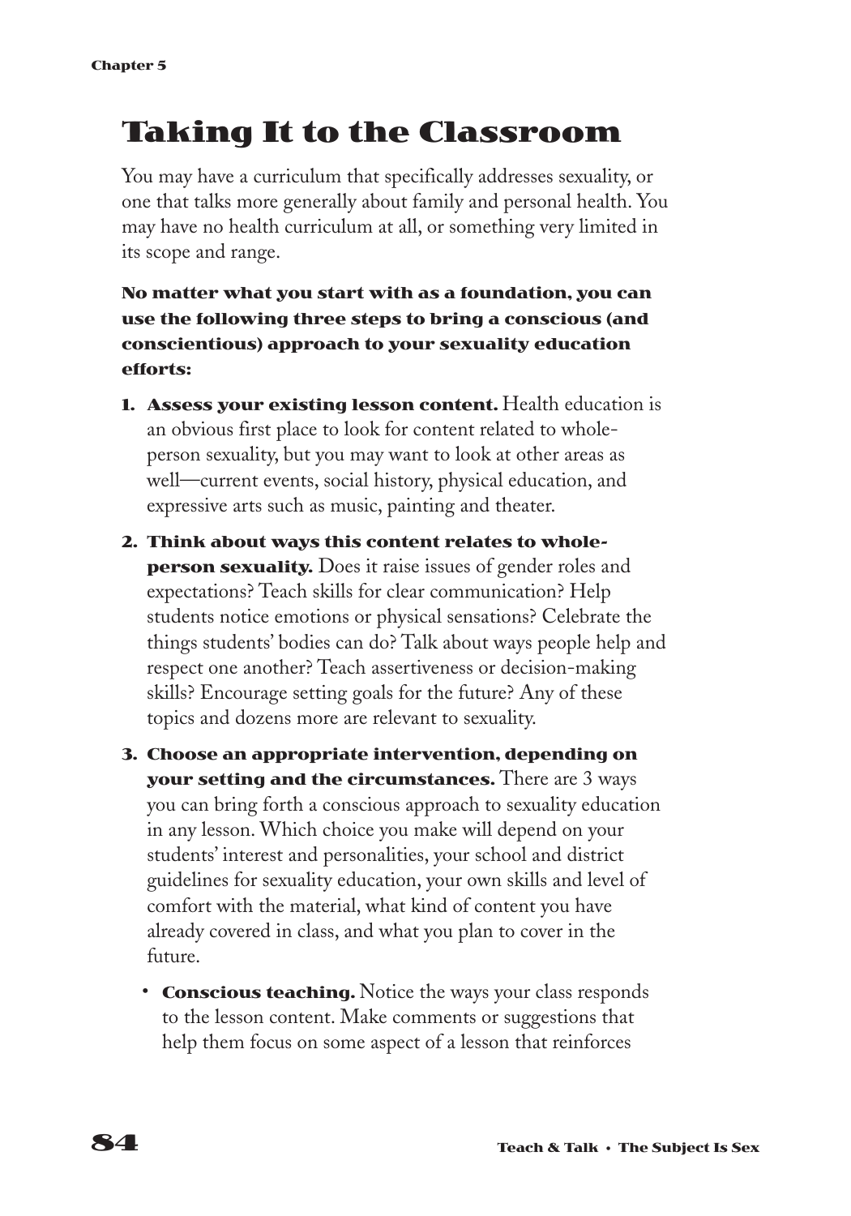# Taking It to the Classroom

You may have a curriculum that specifically addresses sexuality, or one that talks more generally about family and personal health. You may have no health curriculum at all, or something very limited in its scope and range.

**No matter what you start with as a foundation, you can use the following three steps to bring a conscious (and conscientious) approach to your sexuality education efforts:**

1. **Assess your existing lesson content.** Health education is an obvious first place to look for content related to whole-person sexuality, but you may want to look at other areas as well—current events, social history, physical education, and expressive arts such as music, painting and theater.
2. **Think about ways this content relates to whole-person sexuality.** Does it raise issues of gender roles and expectations? Teach skills for clear communication? Help students notice emotions or physical sensations? Celebrate the things students' bodies can do? Talk about ways people help and respect one another? Teach assertiveness or decision-making skills? Encourage setting goals for the future? Any of these topics and dozens more are relevant to sexuality.
3. **Choose an appropriate intervention, depending on your setting and the circumstances.** There are 3 ways you can bring forth a conscious approach to sexuality education in any lesson. Which choice you make will depend on your students' interest and personalities, your school and district guidelines for sexuality education, your own skills and level of comfort with the material, what kind of content you have already covered in class, and what you plan to cover in the future.
   - **Conscious teaching.** Notice the ways your class responds to the lesson content. Make comments or suggestions that help them focus on some aspect of a lesson that reinforces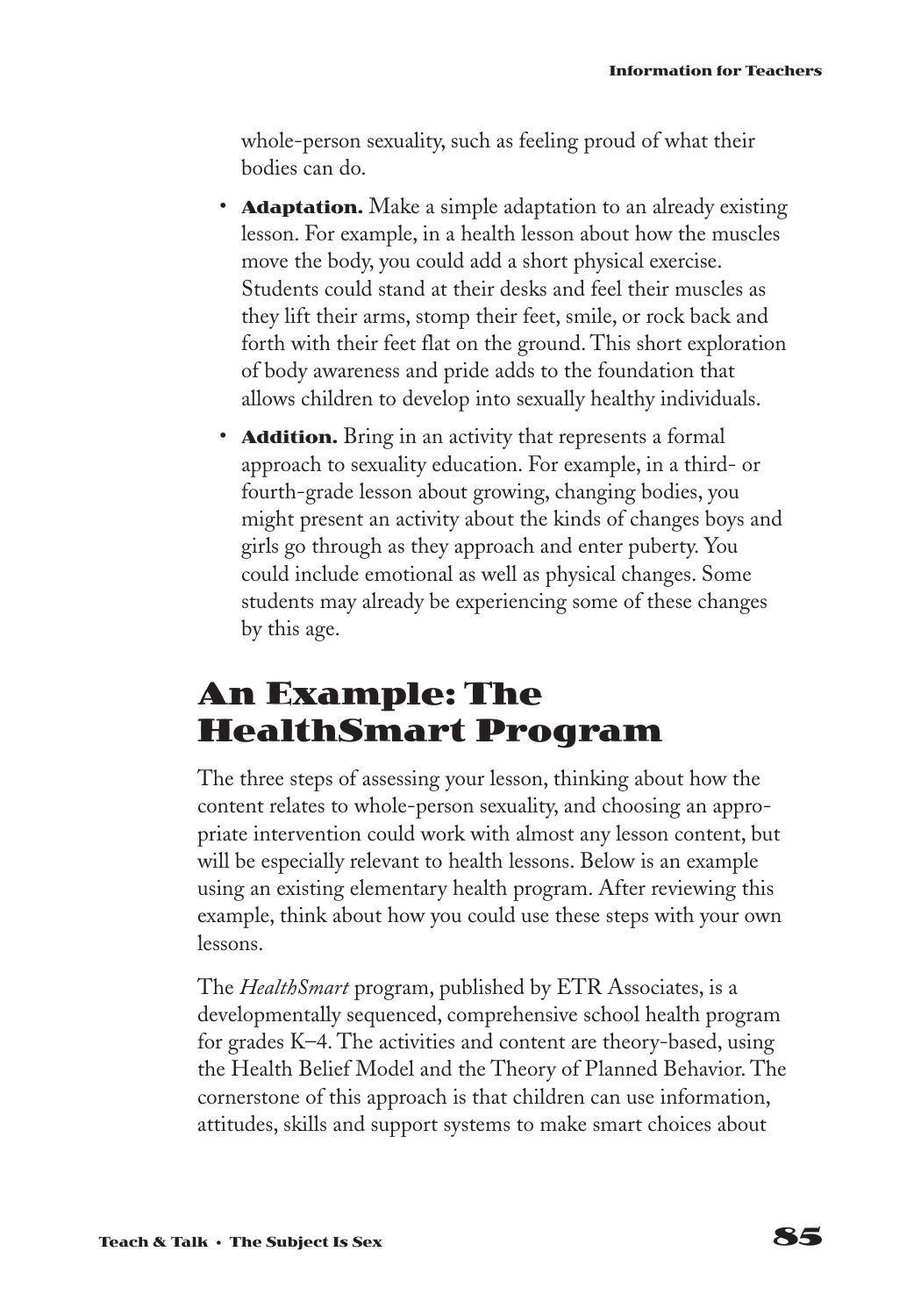whole-person sexuality, such as feeling proud of what their bodies can do.

- **Adaptation.** Make a simple adaptation to an already existing lesson. For example, in a health lesson about how the muscles move the body, you could add a short physical exercise. Students could stand at their desks and feel their muscles as they lift their arms, stomp their feet, smile, or rock back and forth with their feet flat on the ground. This short exploration of body awareness and pride adds to the foundation that allows children to develop into sexually healthy individuals.
- **Addition.** Bring in an activity that represents a formal approach to sexuality education. For example, in a third- or fourth-grade lesson about growing, changing bodies, you might present an activity about the kinds of changes boys and girls go through as they approach and enter puberty. You could include emotional as well as physical changes. Some students may already be experiencing some of these changes by this age.

## An Example: The HealthSmart Program

The three steps of assessing your lesson, thinking about how the content relates to whole-person sexuality, and choosing an appropriate intervention could work with almost any lesson content, but will be especially relevant to health lessons. Below is an example using an existing elementary health program. After reviewing this example, think about how you could use these steps with your own lessons.

The *HealthSmart* program, published by ETR Associates, is a developmentally sequenced, comprehensive school health program for grades K–4. The activities and content are theory-based, using the Health Belief Model and the Theory of Planned Behavior. The cornerstone of this approach is that children can use information, attitudes, skills and support systems to make smart choices about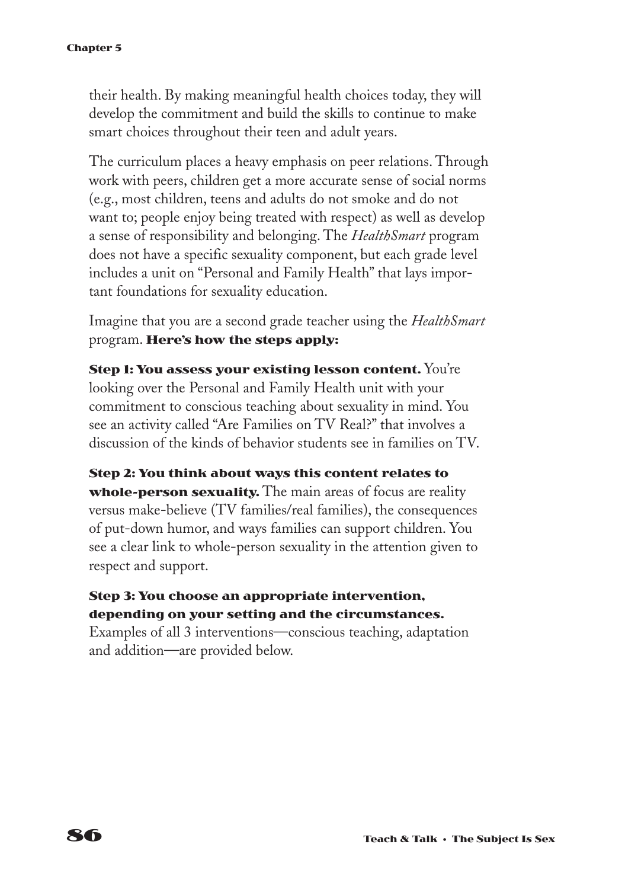their health. By making meaningful health choices today, they will develop the commitment and build the skills to continue to make smart choices throughout their teen and adult years.

The curriculum places a heavy emphasis on peer relations. Through work with peers, children get a more accurate sense of social norms (e.g., most children, teens and adults do not smoke and do not want to; people enjoy being treated with respect) as well as develop a sense of responsibility and belonging. The *HealthSmart* program does not have a specific sexuality component, but each grade level includes a unit on "Personal and Family Health" that lays important foundations for sexuality education.

Imagine that you are a second grade teacher using the *HealthSmart* program. **Here's how the steps apply:**

**Step 1: You assess your existing lesson content.** You're looking over the Personal and Family Health unit with your commitment to conscious teaching about sexuality in mind. You see an activity called "Are Families on TV Real?" that involves a discussion of the kinds of behavior students see in families on TV.

**Step 2: You think about ways this content relates to whole-person sexuality.** The main areas of focus are reality versus make-believe (TV families/real families), the consequences of put-down humor, and ways families can support children. You see a clear link to whole-person sexuality in the attention given to respect and support.

**Step 3: You choose an appropriate intervention, depending on your setting and the circumstances.** Examples of all 3 interventions—conscious teaching, adaptation and addition—are provided below.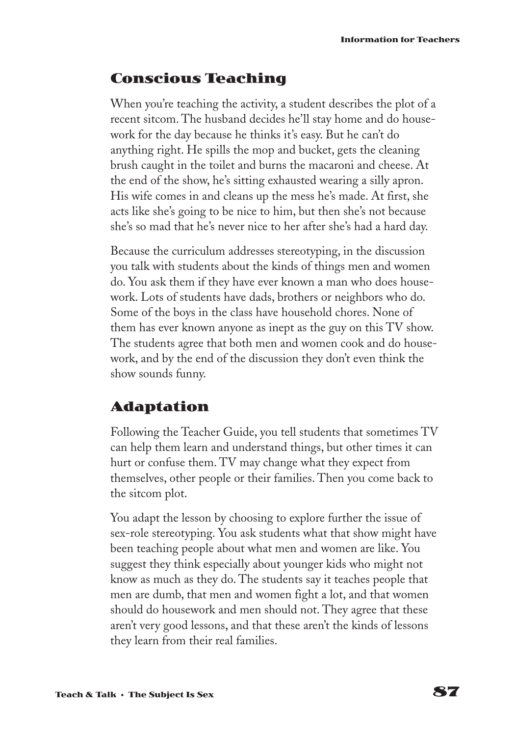## Conscious Teaching

When you're teaching the activity, a student describes the plot of a recent sitcom. The husband decides he'll stay home and do housework for the day because he thinks it's easy. But he can't do anything right. He spills the mop and bucket, gets the cleaning brush caught in the toilet and burns the macaroni and cheese. At the end of the show, he's sitting exhausted wearing a silly apron. His wife comes in and cleans up the mess he's made. At first, she acts like she's going to be nice to him, but then she's not because she's so mad that he's never nice to her after she's had a hard day.

Because the curriculum addresses stereotyping, in the discussion you talk with students about the kinds of things men and women do. You ask them if they have ever known a man who does housework. Lots of students have dads, brothers or neighbors who do. Some of the boys in the class have household chores. None of them has ever known anyone as inept as the guy on this TV show. The students agree that both men and women cook and do housework, and by the end of the discussion they don't even think the show sounds funny.

## Adaptation

Following the Teacher Guide, you tell students that sometimes TV can help them learn and understand things, but other times it can hurt or confuse them. TV may change what they expect from themselves, other people or their families. Then you come back to the sitcom plot.

You adapt the lesson by choosing to explore further the issue of sex-role stereotyping. You ask students what that show might have been teaching people about what men and women are like. You suggest they think especially about younger kids who might not know as much as they do. The students say it teaches people that men are dumb, that men and women fight a lot, and that women should do housework and men should not. They agree that these aren't very good lessons, and that these aren't the kinds of lessons they learn from their real families.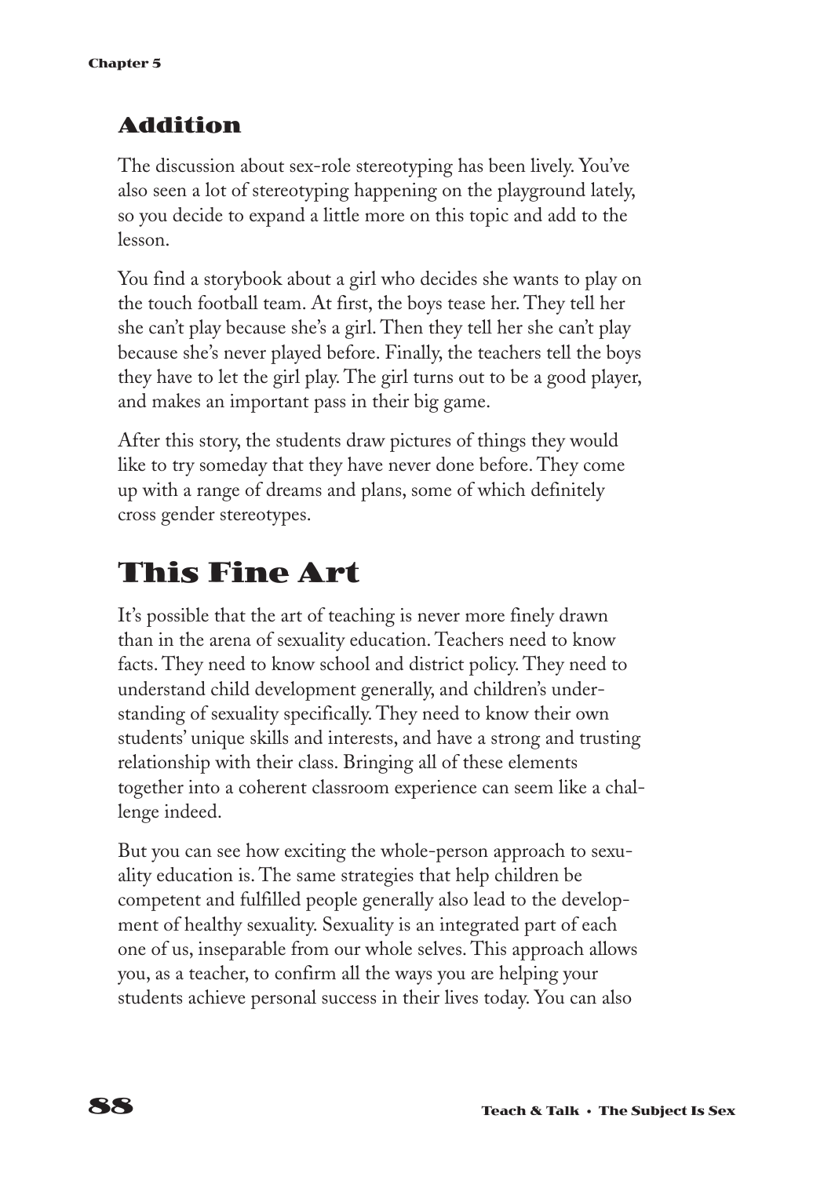### Addition

The discussion about sex-role stereotyping has been lively. You've also seen a lot of stereotyping happening on the playground lately, so you decide to expand a little more on this topic and add to the lesson.

You find a storybook about a girl who decides she wants to play on the touch football team. At first, the boys tease her. They tell her she can't play because she's a girl. Then they tell her she can't play because she's never played before. Finally, the teachers tell the boys they have to let the girl play. The girl turns out to be a good player, and makes an important pass in their big game.

After this story, the students draw pictures of things they would like to try someday that they have never done before. They come up with a range of dreams and plans, some of which definitely cross gender stereotypes.

## This Fine Art

It's possible that the art of teaching is never more finely drawn than in the arena of sexuality education. Teachers need to know facts. They need to know school and district policy. They need to understand child development generally, and children's understanding of sexuality specifically. They need to know their own students' unique skills and interests, and have a strong and trusting relationship with their class. Bringing all of these elements together into a coherent classroom experience can seem like a challenge indeed.

But you can see how exciting the whole-person approach to sexuality education is. The same strategies that help children be competent and fulfilled people generally also lead to the development of healthy sexuality. Sexuality is an integrated part of each one of us, inseparable from our whole selves. This approach allows you, as a teacher, to confirm all the ways you are helping your students achieve personal success in their lives today. You can also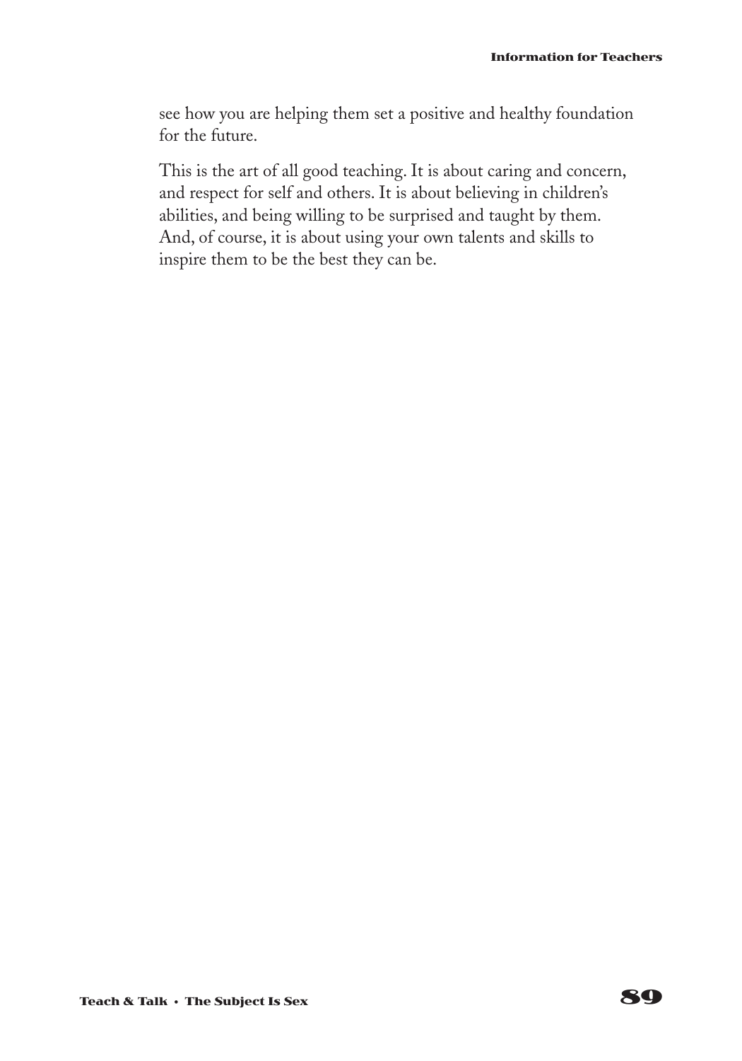see how you are helping them set a positive and healthy foundation for the future.

This is the art of all good teaching. It is about caring and concern, and respect for self and others. It is about believing in children's abilities, and being willing to be surprised and taught by them. And, of course, it is about using your own talents and skills to inspire them to be the best they can be.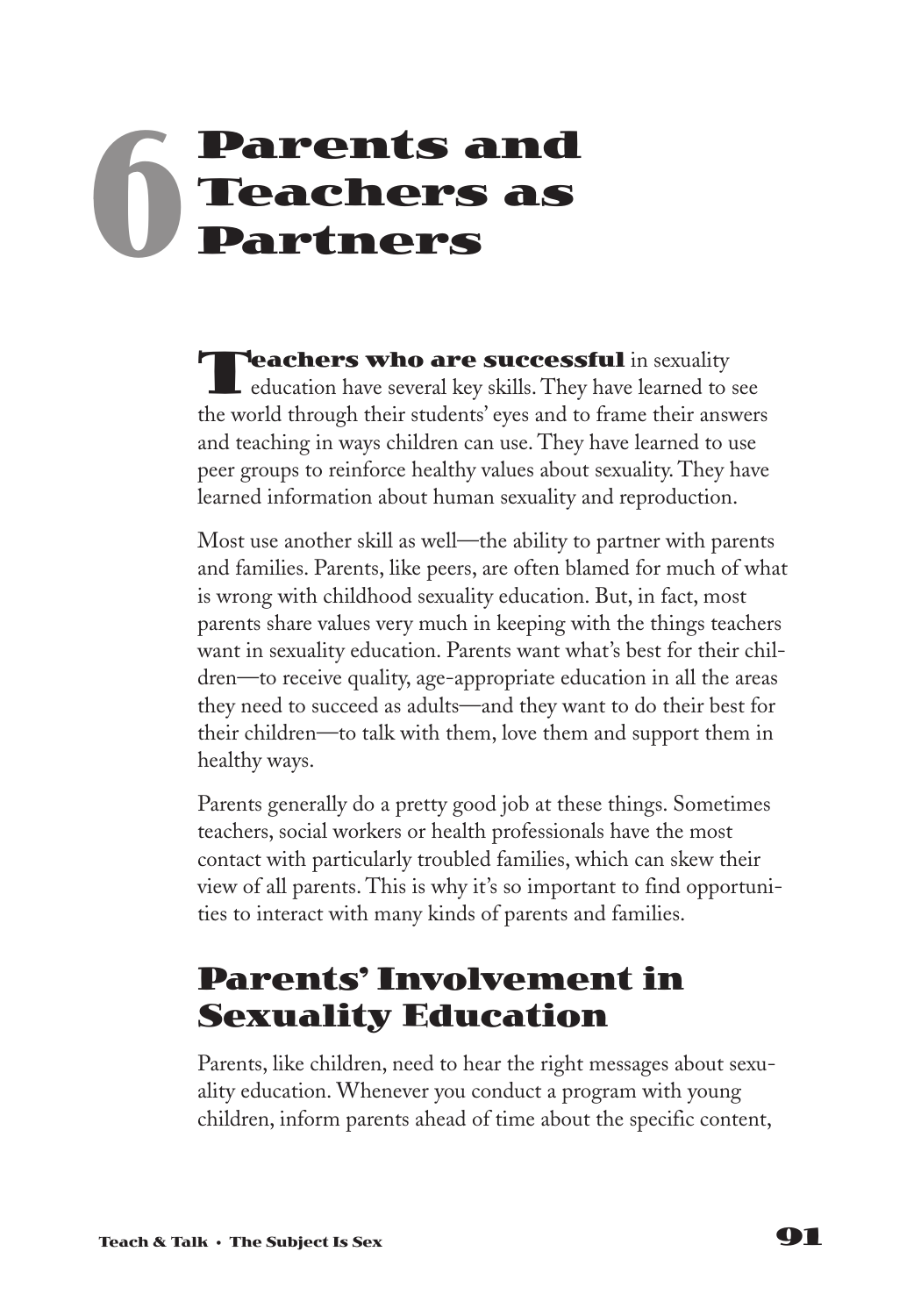# 6 Parents and Teachers as Partners

**Teachers who are successful** in sexuality education have several key skills. They have learned to see the world through their students' eyes and to frame their answers and teaching in ways children can use. They have learned to use peer groups to reinforce healthy values about sexuality. They have learned information about human sexuality and reproduction.

Most use another skill as well—the ability to partner with parents and families. Parents, like peers, are often blamed for much of what is wrong with childhood sexuality education. But, in fact, most parents share values very much in keeping with the things teachers want in sexuality education. Parents want what's best for their children—to receive quality, age-appropriate education in all the areas they need to succeed as adults—and they want to do their best for their children—to talk with them, love them and support them in healthy ways.

Parents generally do a pretty good job at these things. Sometimes teachers, social workers or health professionals have the most contact with particularly troubled families, which can skew their view of all parents. This is why it's so important to find opportunities to interact with many kinds of parents and families.

## Parents' Involvement in Sexuality Education

Parents, like children, need to hear the right messages about sexuality education. Whenever you conduct a program with young children, inform parents ahead of time about the specific content,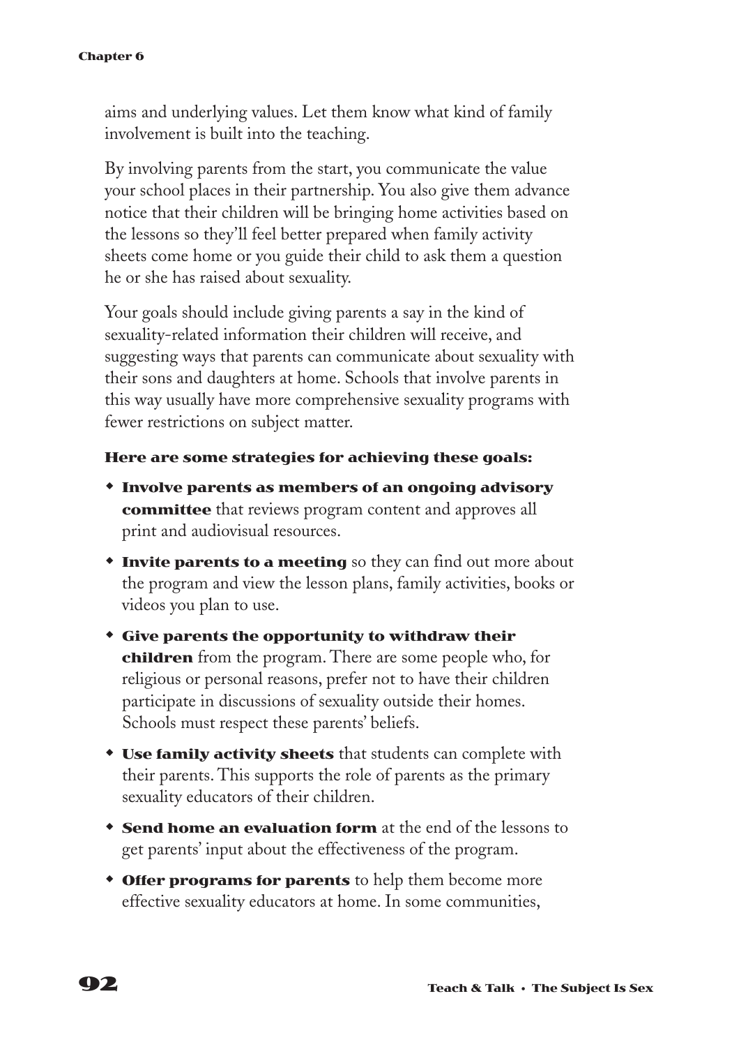aims and underlying values. Let them know what kind of family involvement is built into the teaching.

By involving parents from the start, you communicate the value your school places in their partnership. You also give them advance notice that their children will be bringing home activities based on the lessons so they'll feel better prepared when family activity sheets come home or you guide their child to ask them a question he or she has raised about sexuality.

Your goals should include giving parents a say in the kind of sexuality-related information their children will receive, and suggesting ways that parents can communicate about sexuality with their sons and daughters at home. Schools that involve parents in this way usually have more comprehensive sexuality programs with fewer restrictions on subject matter.

**Here are some strategies for achieving these goals:**

- **Involve parents as members of an ongoing advisory committee** that reviews program content and approves all print and audiovisual resources.
- **Invite parents to a meeting** so they can find out more about the program and view the lesson plans, family activities, books or videos you plan to use.
- **Give parents the opportunity to withdraw their children** from the program. There are some people who, for religious or personal reasons, prefer not to have their children participate in discussions of sexuality outside their homes. Schools must respect these parents' beliefs.
- **Use family activity sheets** that students can complete with their parents. This supports the role of parents as the primary sexuality educators of their children.
- **Send home an evaluation form** at the end of the lessons to get parents' input about the effectiveness of the program.
- **Offer programs for parents** to help them become more effective sexuality educators at home. In some communities,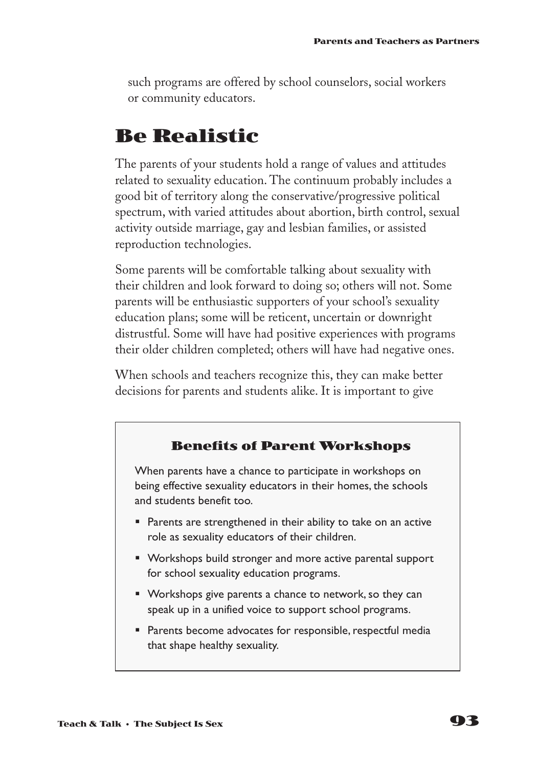such programs are offered by school counselors, social workers or community educators.

## Be Realistic

The parents of your students hold a range of values and attitudes related to sexuality education. The continuum probably includes a good bit of territory along the conservative/progressive political spectrum, with varied attitudes about abortion, birth control, sexual activity outside marriage, gay and lesbian families, or assisted reproduction technologies.

Some parents will be comfortable talking about sexuality with their children and look forward to doing so; others will not. Some parents will be enthusiastic supporters of your school's sexuality education plans; some will be reticent, uncertain or downright distrustful. Some will have had positive experiences with programs their older children completed; others will have had negative ones.

When schools and teachers recognize this, they can make better decisions for parents and students alike. It is important to give

### Benefits of Parent Workshops

When parents have a chance to participate in workshops on being effective sexuality educators in their homes, the schools and students benefit too.

- Parents are strengthened in their ability to take on an active role as sexuality educators of their children.
- Workshops build stronger and more active parental support for school sexuality education programs.
- Workshops give parents a chance to network, so they can speak up in a unified voice to support school programs.
- Parents become advocates for responsible, respectful media that shape healthy sexuality.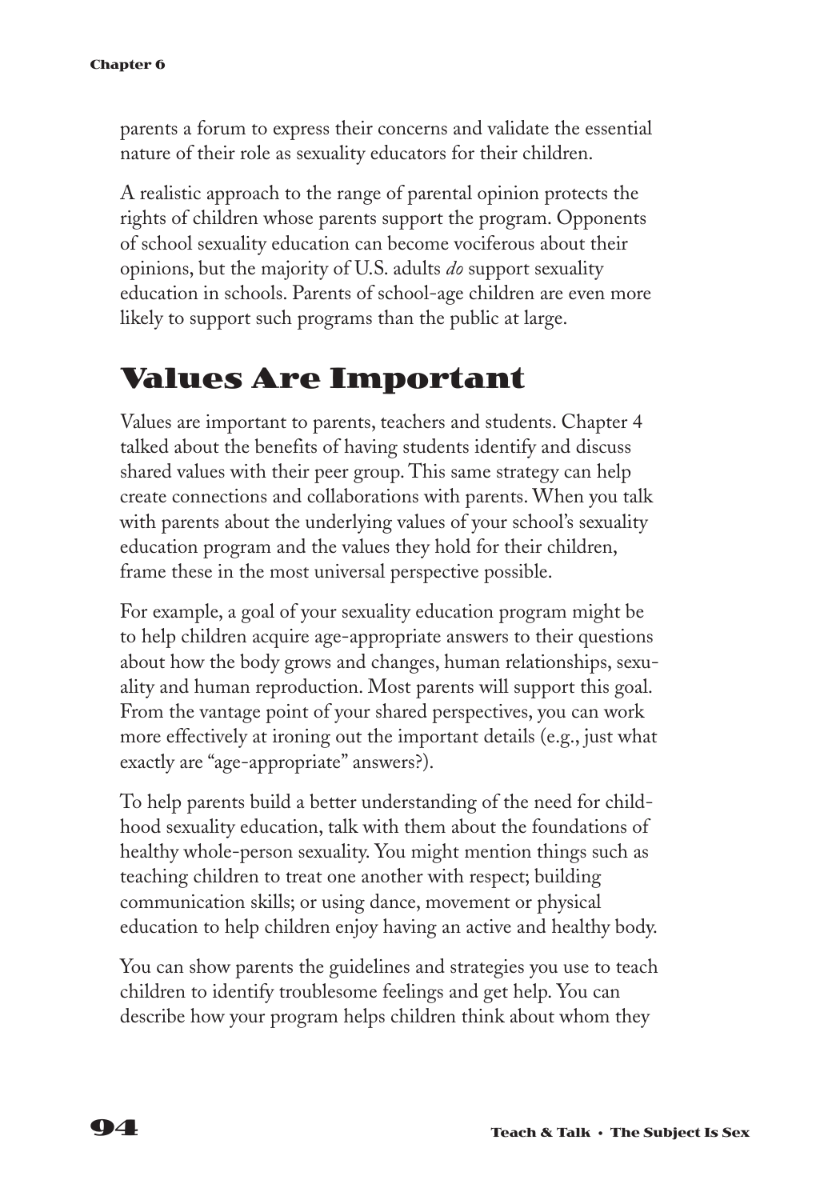parents a forum to express their concerns and validate the essential nature of their role as sexuality educators for their children.

A realistic approach to the range of parental opinion protects the rights of children whose parents support the program. Opponents of school sexuality education can become vociferous about their opinions, but the majority of U.S. adults *do* support sexuality education in schools. Parents of school-age children are even more likely to support such programs than the public at large.

## Values Are Important

Values are important to parents, teachers and students. Chapter 4 talked about the benefits of having students identify and discuss shared values with their peer group. This same strategy can help create connections and collaborations with parents. When you talk with parents about the underlying values of your school's sexuality education program and the values they hold for their children, frame these in the most universal perspective possible.

For example, a goal of your sexuality education program might be to help children acquire age-appropriate answers to their questions about how the body grows and changes, human relationships, sexuality and human reproduction. Most parents will support this goal. From the vantage point of your shared perspectives, you can work more effectively at ironing out the important details (e.g., just what exactly are "age-appropriate" answers?).

To help parents build a better understanding of the need for childhood sexuality education, talk with them about the foundations of healthy whole-person sexuality. You might mention things such as teaching children to treat one another with respect; building communication skills; or using dance, movement or physical education to help children enjoy having an active and healthy body.

You can show parents the guidelines and strategies you use to teach children to identify troublesome feelings and get help. You can describe how your program helps children think about whom they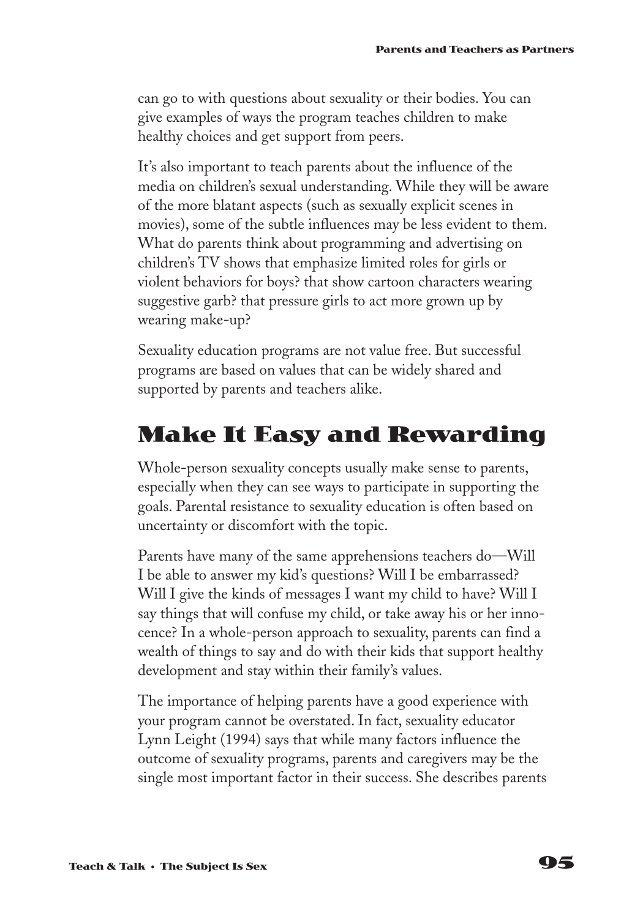can go to with questions about sexuality or their bodies. You can give examples of ways the program teaches children to make healthy choices and get support from peers.

It's also important to teach parents about the influence of the media on children's sexual understanding. While they will be aware of the more blatant aspects (such as sexually explicit scenes in movies), some of the subtle influences may be less evident to them. What do parents think about programming and advertising on children's TV shows that emphasize limited roles for girls or violent behaviors for boys? that show cartoon characters wearing suggestive garb? that pressure girls to act more grown up by wearing make-up?

Sexuality education programs are not value free. But successful programs are based on values that can be widely shared and supported by parents and teachers alike.

## Make It Easy and Rewarding

Whole-person sexuality concepts usually make sense to parents, especially when they can see ways to participate in supporting the goals. Parental resistance to sexuality education is often based on uncertainty or discomfort with the topic.

Parents have many of the same apprehensions teachers do—Will I be able to answer my kid's questions? Will I be embarrassed? Will I give the kinds of messages I want my child to have? Will I say things that will confuse my child, or take away his or her innocence? In a whole-person approach to sexuality, parents can find a wealth of things to say and do with their kids that support healthy development and stay within their family's values.

The importance of helping parents have a good experience with your program cannot be overstated. In fact, sexuality educator Lynn Leight (1994) says that while many factors influence the outcome of sexuality programs, parents and caregivers may be the single most important factor in their success. She describes parents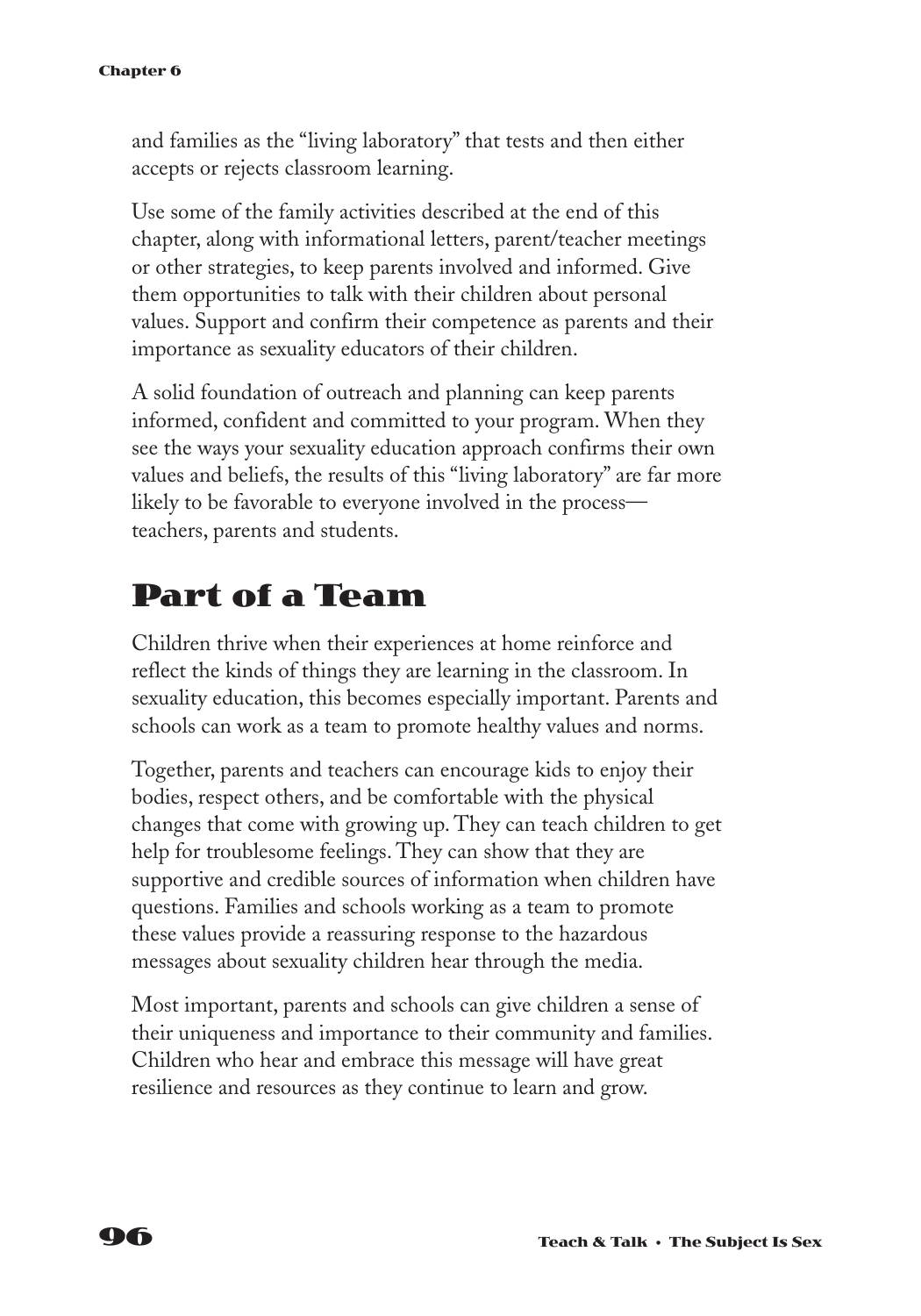and families as the "living laboratory" that tests and then either accepts or rejects classroom learning.

Use some of the family activities described at the end of this chapter, along with informational letters, parent/teacher meetings or other strategies, to keep parents involved and informed. Give them opportunities to talk with their children about personal values. Support and confirm their competence as parents and their importance as sexuality educators of their children.

A solid foundation of outreach and planning can keep parents informed, confident and committed to your program. When they see the ways your sexuality education approach confirms their own values and beliefs, the results of this "living laboratory" are far more likely to be favorable to everyone involved in the process—teachers, parents and students.

## Part of a Team

Children thrive when their experiences at home reinforce and reflect the kinds of things they are learning in the classroom. In sexuality education, this becomes especially important. Parents and schools can work as a team to promote healthy values and norms.

Together, parents and teachers can encourage kids to enjoy their bodies, respect others, and be comfortable with the physical changes that come with growing up. They can teach children to get help for troublesome feelings. They can show that they are supportive and credible sources of information when children have questions. Families and schools working as a team to promote these values provide a reassuring response to the hazardous messages about sexuality children hear through the media.

Most important, parents and schools can give children a sense of their uniqueness and importance to their community and families. Children who hear and embrace this message will have great resilience and resources as they continue to learn and grow.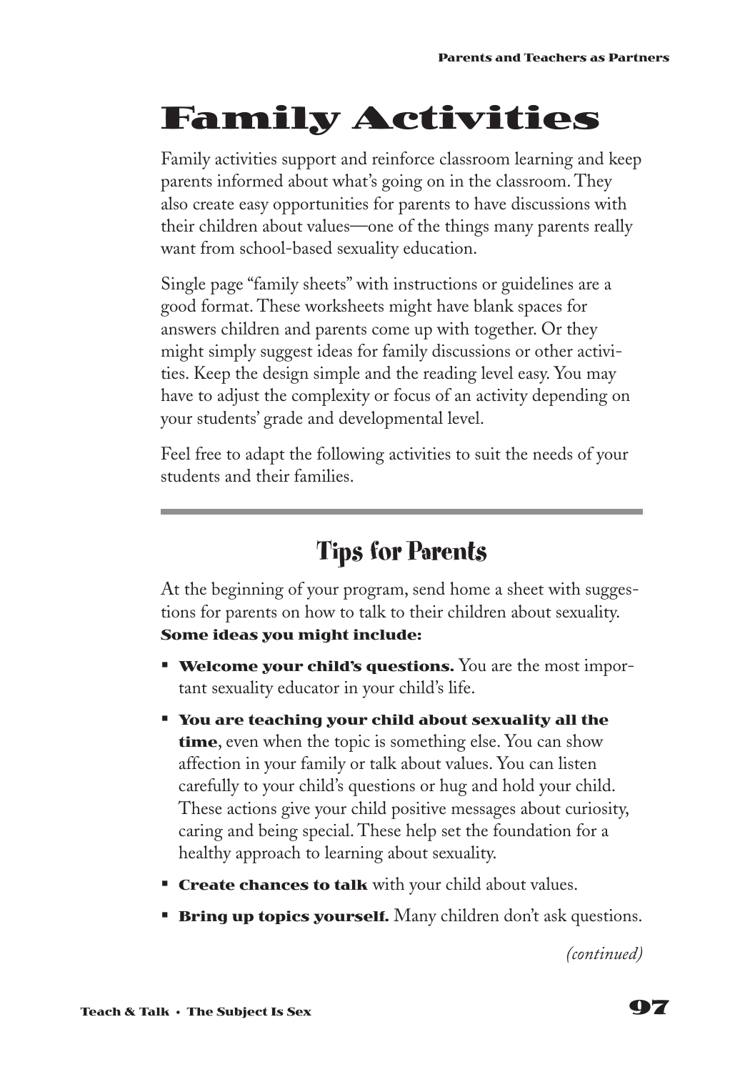# Family Activities

Family activities support and reinforce classroom learning and keep parents informed about what's going on in the classroom. They also create easy opportunities for parents to have discussions with their children about values—one of the things many parents really want from school-based sexuality education.

Single page "family sheets" with instructions or guidelines are a good format. These worksheets might have blank spaces for answers children and parents come up with together. Or they might simply suggest ideas for family discussions or other activities. Keep the design simple and the reading level easy. You may have to adjust the complexity or focus of an activity depending on your students' grade and developmental level.

Feel free to adapt the following activities to suit the needs of your students and their families.

---

## Tips for Parents

At the beginning of your program, send home a sheet with suggestions for parents on how to talk to their children about sexuality.

**Some ideas you might include:**

- **Welcome your child's questions.** You are the most important sexuality educator in your child's life.
- **You are teaching your child about sexuality all the time**, even when the topic is something else. You can show affection in your family or talk about values. You can listen carefully to your child's questions or hug and hold your child. These actions give your child positive messages about curiosity, caring and being special. These help set the foundation for a healthy approach to learning about sexuality.
- **Create chances to talk** with your child about values.
- **Bring up topics yourself.** Many children don't ask questions.

*(continued)*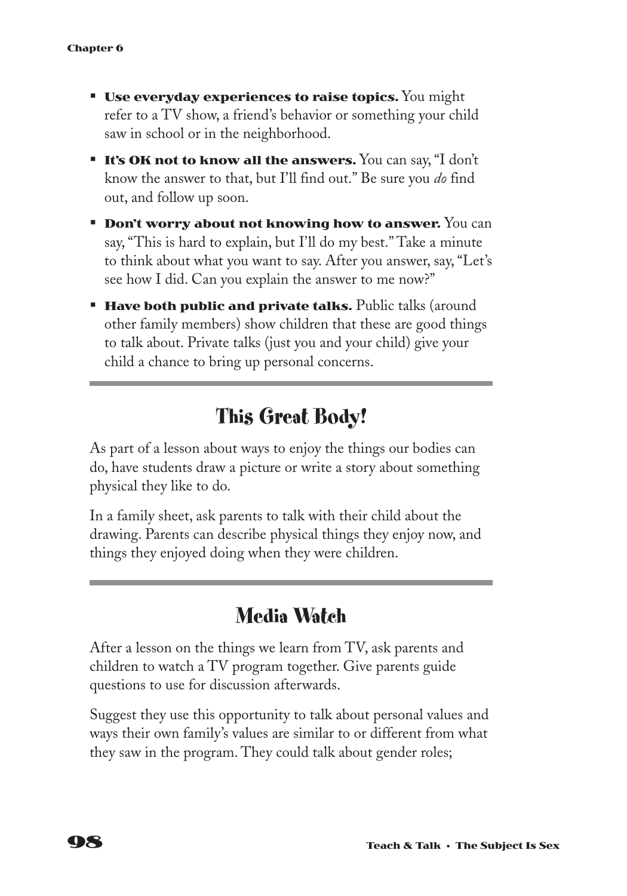- **Use everyday experiences to raise topics.** You might refer to a TV show, a friend's behavior or something your child saw in school or in the neighborhood.
- **It's OK not to know all the answers.** You can say, "I don't know the answer to that, but I'll find out." Be sure you *do* find out, and follow up soon.
- **Don't worry about not knowing how to answer.** You can say, "This is hard to explain, but I'll do my best." Take a minute to think about what you want to say. After you answer, say, "Let's see how I did. Can you explain the answer to me now?"
- **Have both public and private talks.** Public talks (around other family members) show children that these are good things to talk about. Private talks (just you and your child) give your child a chance to bring up personal concerns.

## This Great Body!

As part of a lesson about ways to enjoy the things our bodies can do, have students draw a picture or write a story about something physical they like to do.

In a family sheet, ask parents to talk with their child about the drawing. Parents can describe physical things they enjoy now, and things they enjoyed doing when they were children.

## Media Watch

After a lesson on the things we learn from TV, ask parents and children to watch a TV program together. Give parents guide questions to use for discussion afterwards.

Suggest they use this opportunity to talk about personal values and ways their own family's values are similar to or different from what they saw in the program. They could talk about gender roles;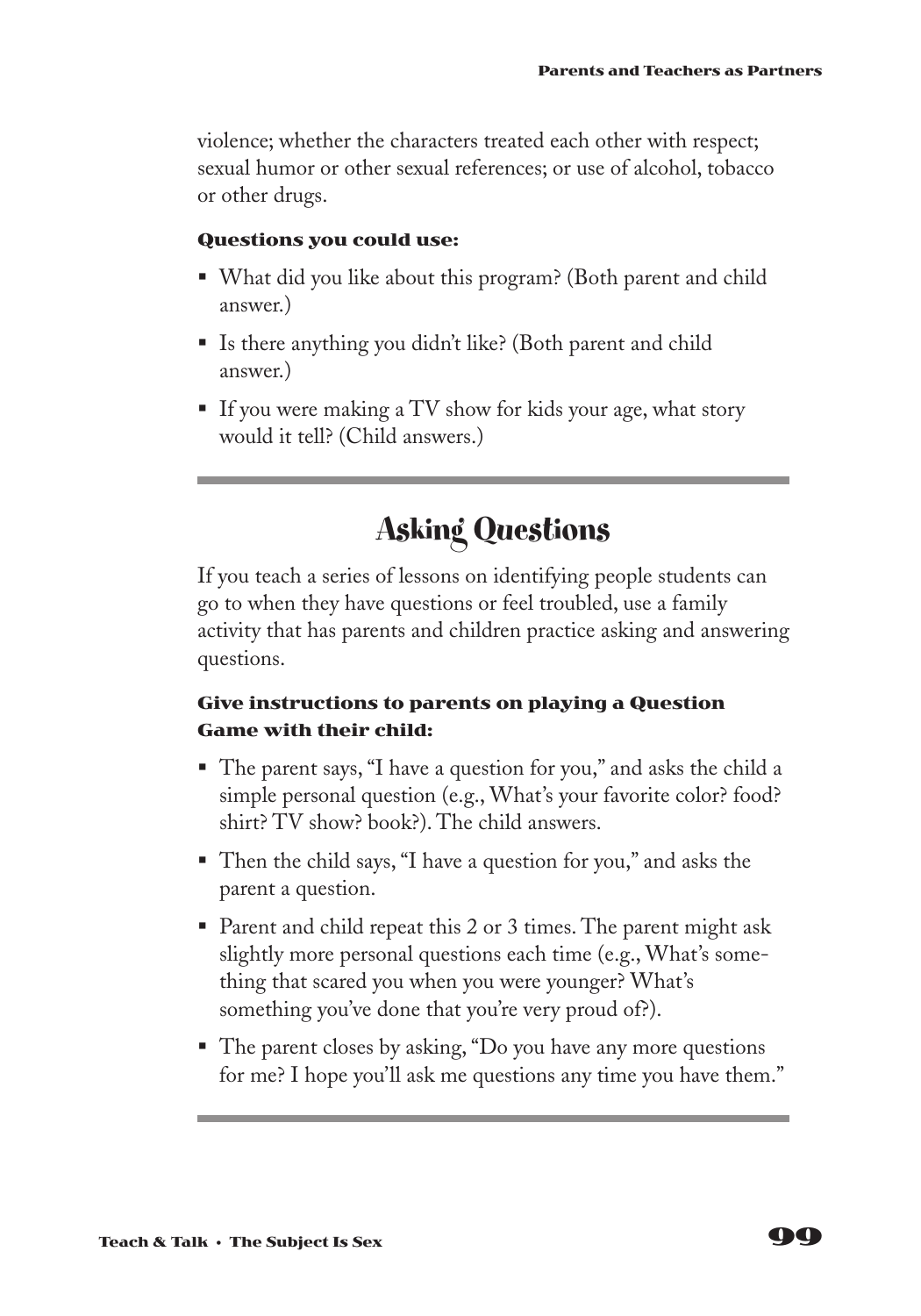violence; whether the characters treated each other with respect; sexual humor or other sexual references; or use of alcohol, tobacco or other drugs.

**Questions you could use:**

- What did you like about this program? (Both parent and child answer.)
- Is there anything you didn't like? (Both parent and child answer.)
- If you were making a TV show for kids your age, what story would it tell? (Child answers.)

---

## Asking Questions

If you teach a series of lessons on identifying people students can go to when they have questions or feel troubled, use a family activity that has parents and children practice asking and answering questions.

**Give instructions to parents on playing a Question Game with their child:**

- The parent says, "I have a question for you," and asks the child a simple personal question (e.g., What's your favorite color? food? shirt? TV show? book?). The child answers.
- Then the child says, "I have a question for you," and asks the parent a question.
- Parent and child repeat this 2 or 3 times. The parent might ask slightly more personal questions each time (e.g., What's something that scared you when you were younger? What's something you've done that you're very proud of?).
- The parent closes by asking, "Do you have any more questions for me? I hope you'll ask me questions any time you have them."

---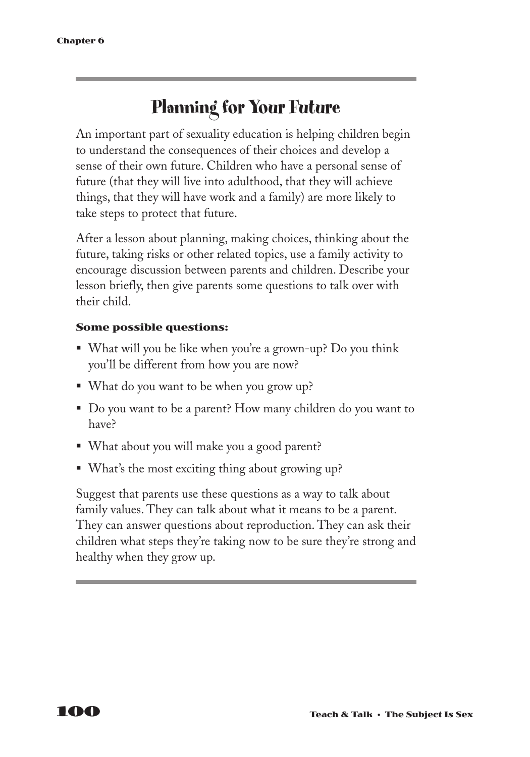## Planning for Your Future

An important part of sexuality education is helping children begin to understand the consequences of their choices and develop a sense of their own future. Children who have a personal sense of future (that they will live into adulthood, that they will achieve things, that they will have work and a family) are more likely to take steps to protect that future.

After a lesson about planning, making choices, thinking about the future, taking risks or other related topics, use a family activity to encourage discussion between parents and children. Describe your lesson briefly, then give parents some questions to talk over with their child.

**Some possible questions:**

- What will you be like when you're a grown-up? Do you think you'll be different from how you are now?
- What do you want to be when you grow up?
- Do you want to be a parent? How many children do you want to have?
- What about you will make you a good parent?
- What's the most exciting thing about growing up?

Suggest that parents use these questions as a way to talk about family values. They can talk about what it means to be a parent. They can answer questions about reproduction. They can ask their children what steps they're taking now to be sure they're strong and healthy when they grow up.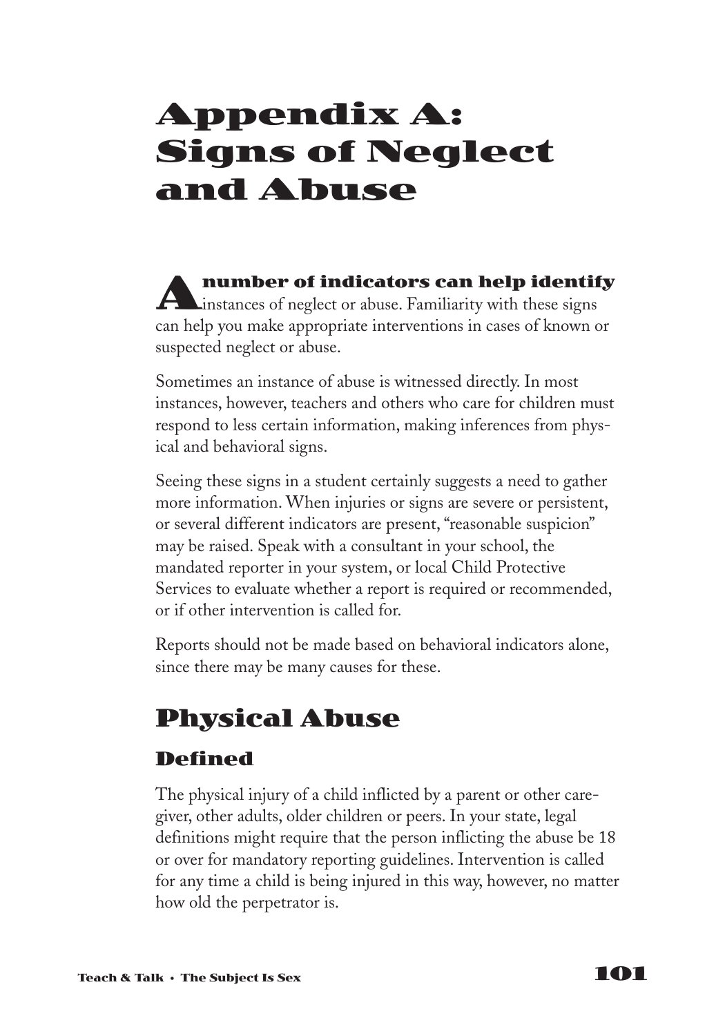# Appendix A: Signs of Neglect and Abuse

**A number of indicators can help identify** instances of neglect or abuse. Familiarity with these signs can help you make appropriate interventions in cases of known or suspected neglect or abuse.

Sometimes an instance of abuse is witnessed directly. In most instances, however, teachers and others who care for children must respond to less certain information, making inferences from physical and behavioral signs.

Seeing these signs in a student certainly suggests a need to gather more information. When injuries or signs are severe or persistent, or several different indicators are present, "reasonable suspicion" may be raised. Speak with a consultant in your school, the mandated reporter in your system, or local Child Protective Services to evaluate whether a report is required or recommended, or if other intervention is called for.

Reports should not be made based on behavioral indicators alone, since there may be many causes for these.

## Physical Abuse

### Defined

The physical injury of a child inflicted by a parent or other caregiver, other adults, older children or peers. In your state, legal definitions might require that the person inflicting the abuse be 18 or over for mandatory reporting guidelines. Intervention is called for any time a child is being injured in this way, however, no matter how old the perpetrator is.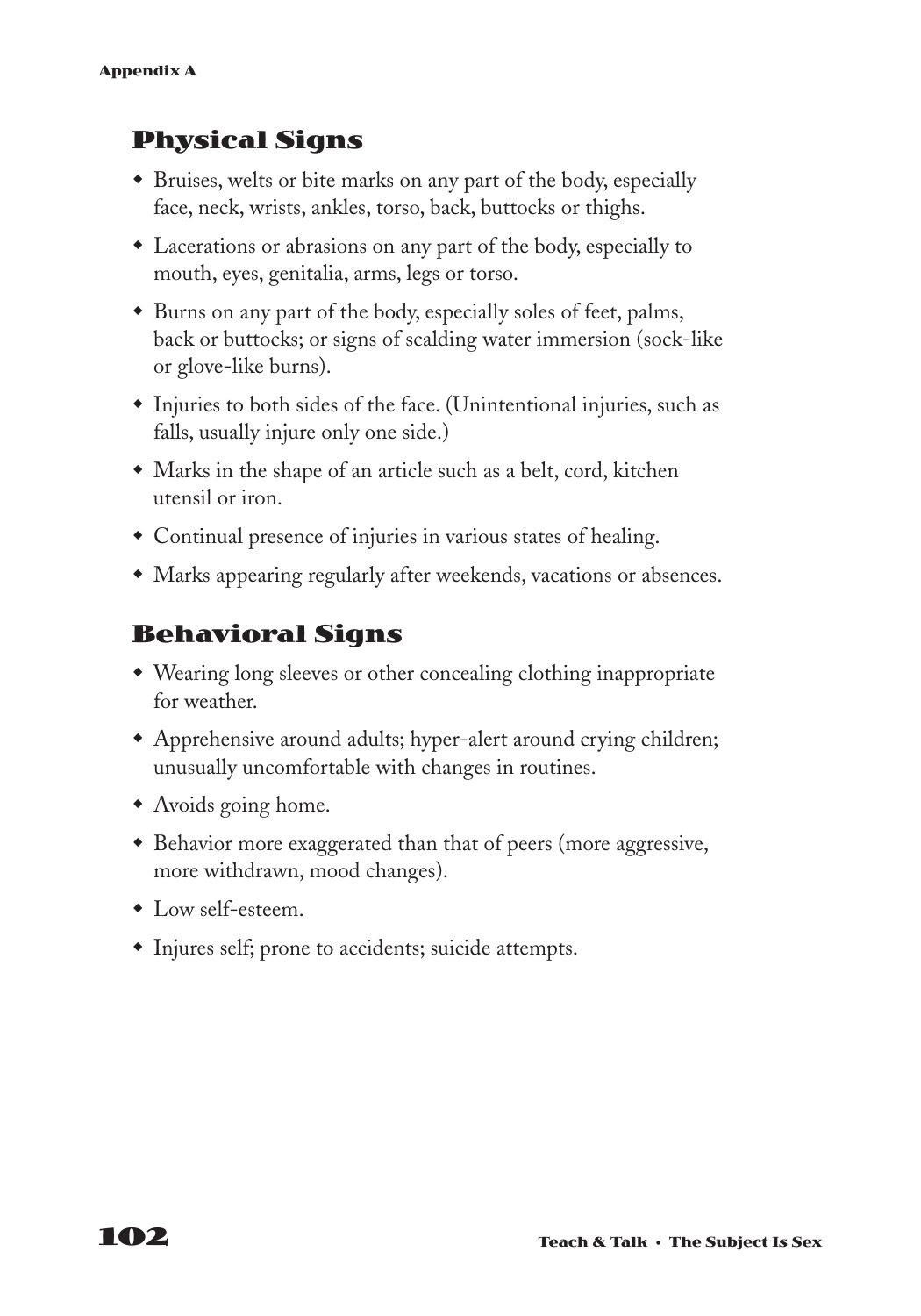## Physical Signs

- Bruises, welts or bite marks on any part of the body, especially face, neck, wrists, ankles, torso, back, buttocks or thighs.
- Lacerations or abrasions on any part of the body, especially to mouth, eyes, genitalia, arms, legs or torso.
- Burns on any part of the body, especially soles of feet, palms, back or buttocks; or signs of scalding water immersion (sock-like or glove-like burns).
- Injuries to both sides of the face. (Unintentional injuries, such as falls, usually injure only one side.)
- Marks in the shape of an article such as a belt, cord, kitchen utensil or iron.
- Continual presence of injuries in various states of healing.
- Marks appearing regularly after weekends, vacations or absences.

## Behavioral Signs

- Wearing long sleeves or other concealing clothing inappropriate for weather.
- Apprehensive around adults; hyper-alert around crying children; unusually uncomfortable with changes in routines.
- Avoids going home.
- Behavior more exaggerated than that of peers (more aggressive, more withdrawn, mood changes).
- Low self-esteem.
- Injures self; prone to accidents; suicide attempts.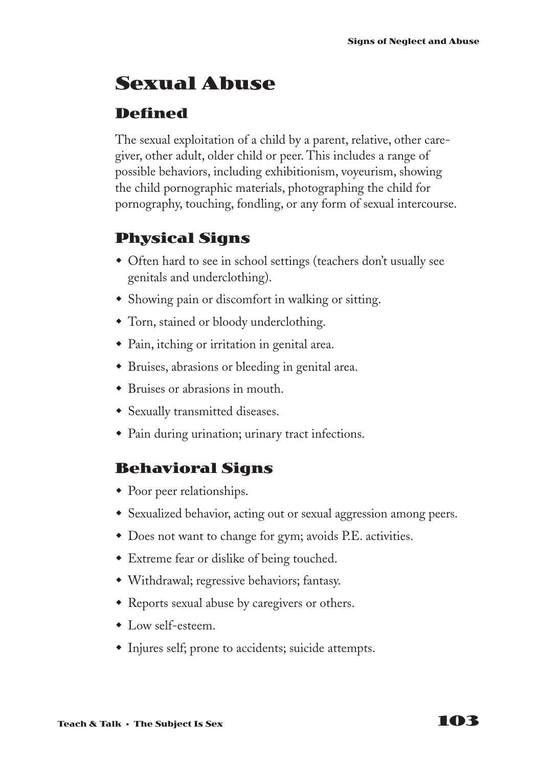# Sexual Abuse

## Defined

The sexual exploitation of a child by a parent, relative, other caregiver, other adult, older child or peer. This includes a range of possible behaviors, including exhibitionism, voyeurism, showing the child pornographic materials, photographing the child for pornography, touching, fondling, or any form of sexual intercourse.

## Physical Signs

- Often hard to see in school settings (teachers don't usually see genitals and underclothing).
- Showing pain or discomfort in walking or sitting.
- Torn, stained or bloody underclothing.
- Pain, itching or irritation in genital area.
- Bruises, abrasions or bleeding in genital area.
- Bruises or abrasions in mouth.
- Sexually transmitted diseases.
- Pain during urination; urinary tract infections.

## Behavioral Signs

- Poor peer relationships.
- Sexualized behavior, acting out or sexual aggression among peers.
- Does not want to change for gym; avoids P.E. activities.
- Extreme fear or dislike of being touched.
- Withdrawal; regressive behaviors; fantasy.
- Reports sexual abuse by caregivers or others.
- Low self-esteem.
- Injures self; prone to accidents; suicide attempts.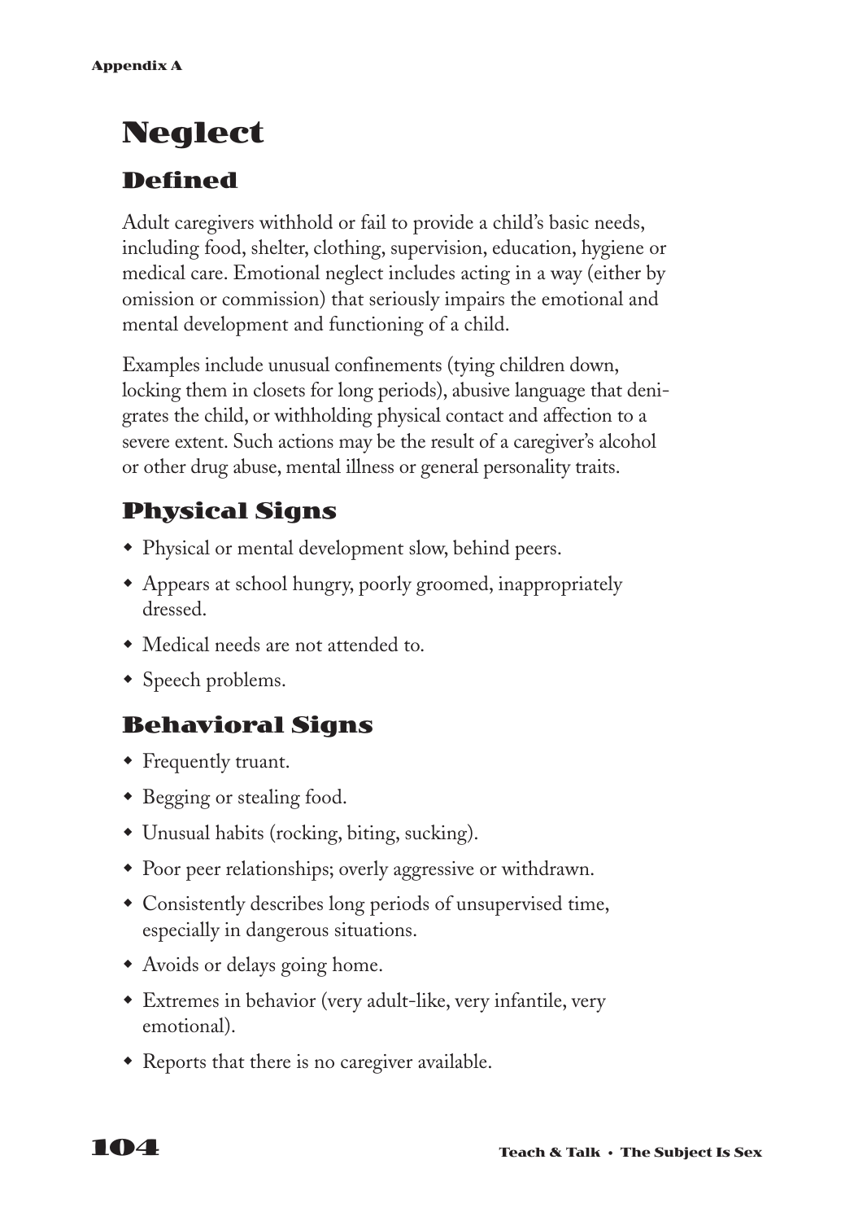# Neglect

## Defined

Adult caregivers withhold or fail to provide a child's basic needs, including food, shelter, clothing, supervision, education, hygiene or medical care. Emotional neglect includes acting in a way (either by omission or commission) that seriously impairs the emotional and mental development and functioning of a child.

Examples include unusual confinements (tying children down, locking them in closets for long periods), abusive language that denigrates the child, or withholding physical contact and affection to a severe extent. Such actions may be the result of a caregiver's alcohol or other drug abuse, mental illness or general personality traits.

## Physical Signs

- Physical or mental development slow, behind peers.
- Appears at school hungry, poorly groomed, inappropriately dressed.
- Medical needs are not attended to.
- Speech problems.

## Behavioral Signs

- Frequently truant.
- Begging or stealing food.
- Unusual habits (rocking, biting, sucking).
- Poor peer relationships; overly aggressive or withdrawn.
- Consistently describes long periods of unsupervised time, especially in dangerous situations.
- Avoids or delays going home.
- Extremes in behavior (very adult-like, very infantile, very emotional).
- Reports that there is no caregiver available.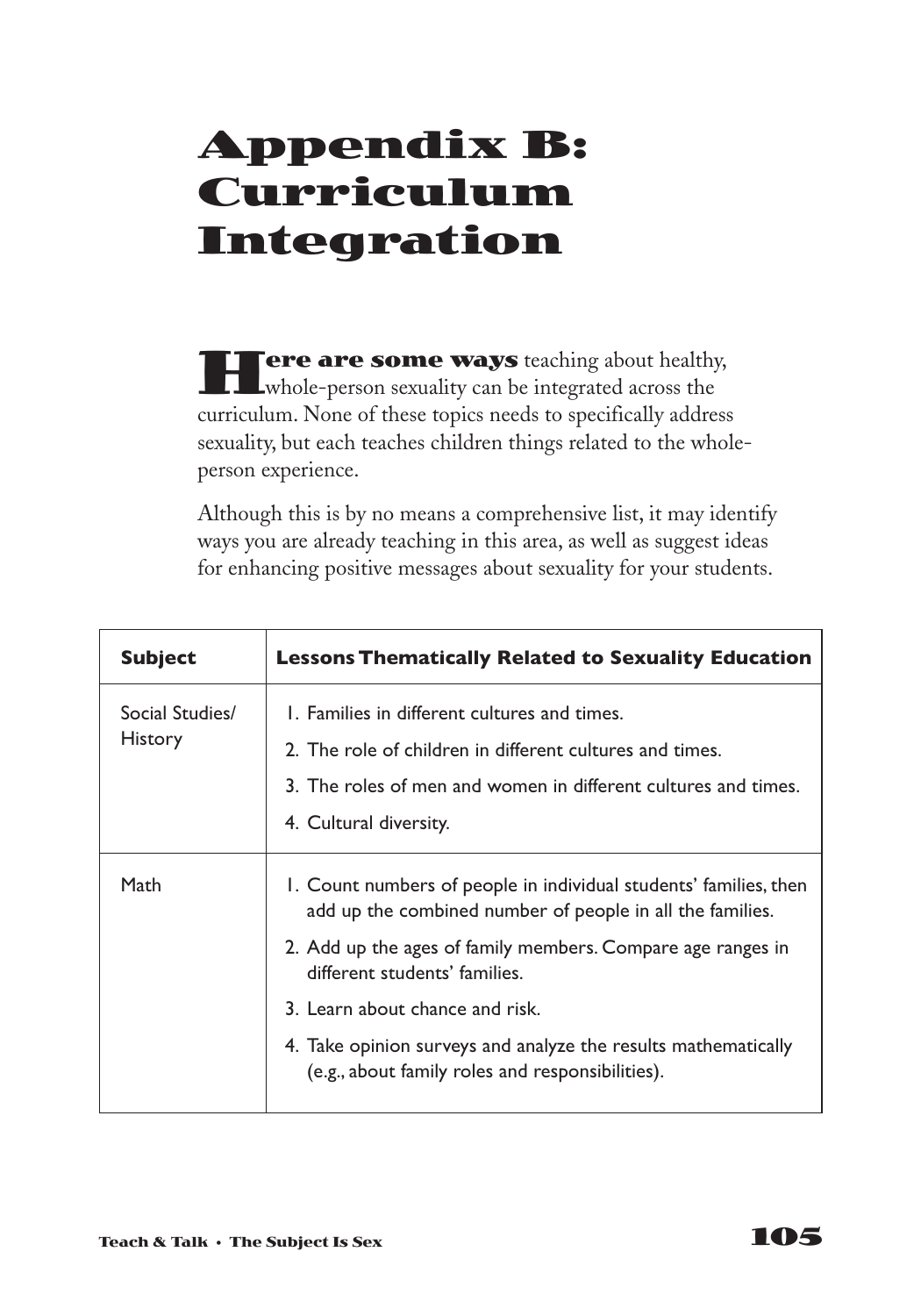# Appendix B: Curriculum Integration

**Here are some ways** teaching about healthy, whole-person sexuality can be integrated across the curriculum. None of these topics needs to specifically address sexuality, but each teaches children things related to the whole-person experience.

Although this is by no means a comprehensive list, it may identify ways you are already teaching in this area, as well as suggest ideas for enhancing positive messages about sexuality for your students.

| Subject | Lessons Thematically Related to Sexuality Education |
|---|---|
| Social Studies/ History | 1. Families in different cultures and times.<br>2. The role of children in different cultures and times.<br>3. The roles of men and women in different cultures and times.<br>4. Cultural diversity. |
| Math | 1. Count numbers of people in individual students' families, then add up the combined number of people in all the families.<br>2. Add up the ages of family members. Compare age ranges in different students' families.<br>3. Learn about chance and risk.<br>4. Take opinion surveys and analyze the results mathematically (e.g., about family roles and responsibilities). |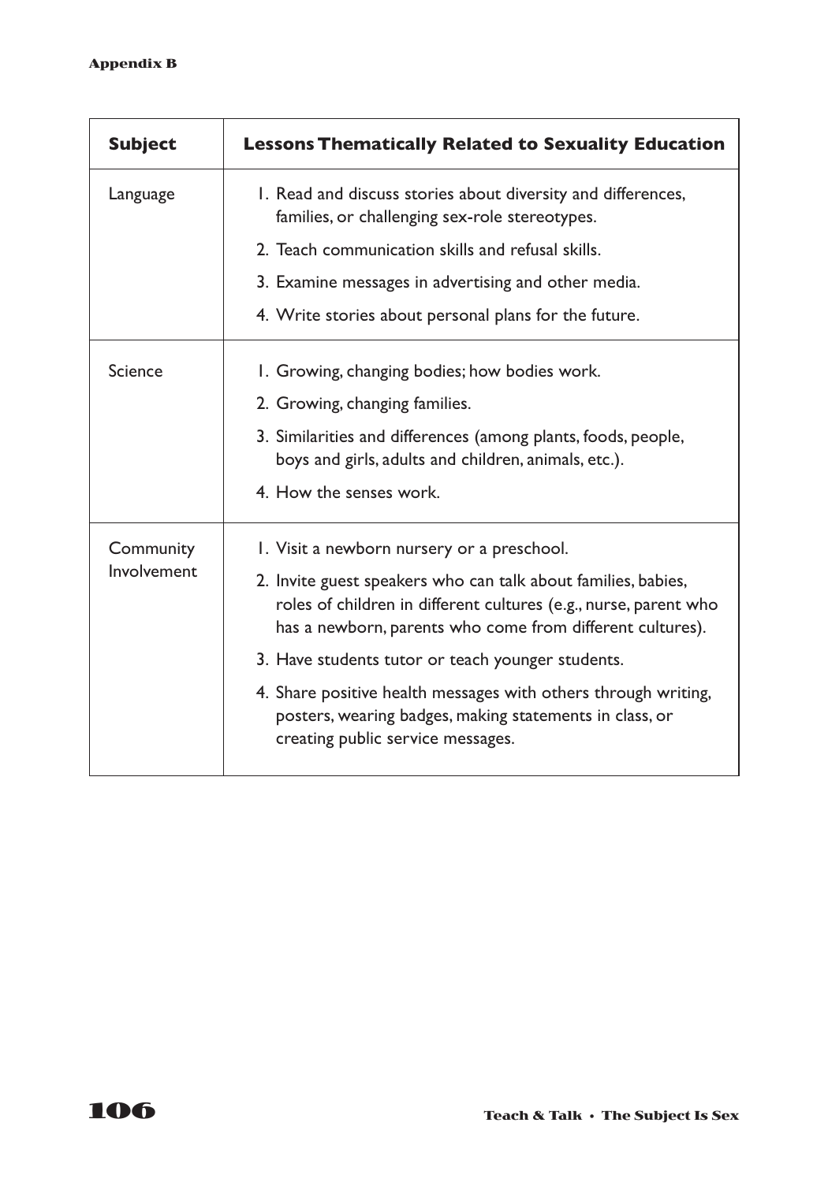| Subject | Lessons Thematically Related to Sexuality Education |
|---|---|
| Language | 1. Read and discuss stories about diversity and differences, families, or challenging sex-role stereotypes.<br>2. Teach communication skills and refusal skills.<br>3. Examine messages in advertising and other media.<br>4. Write stories about personal plans for the future. |
| Science | 1. Growing, changing bodies; how bodies work.<br>2. Growing, changing families.<br>3. Similarities and differences (among plants, foods, people, boys and girls, adults and children, animals, etc.).<br>4. How the senses work. |
| Community Involvement | 1. Visit a newborn nursery or a preschool.<br>2. Invite guest speakers who can talk about families, babies, roles of children in different cultures (e.g., nurse, parent who has a newborn, parents who come from different cultures).<br>3. Have students tutor or teach younger students.<br>4. Share positive health messages with others through writing, posters, wearing badges, making statements in class, or creating public service messages. |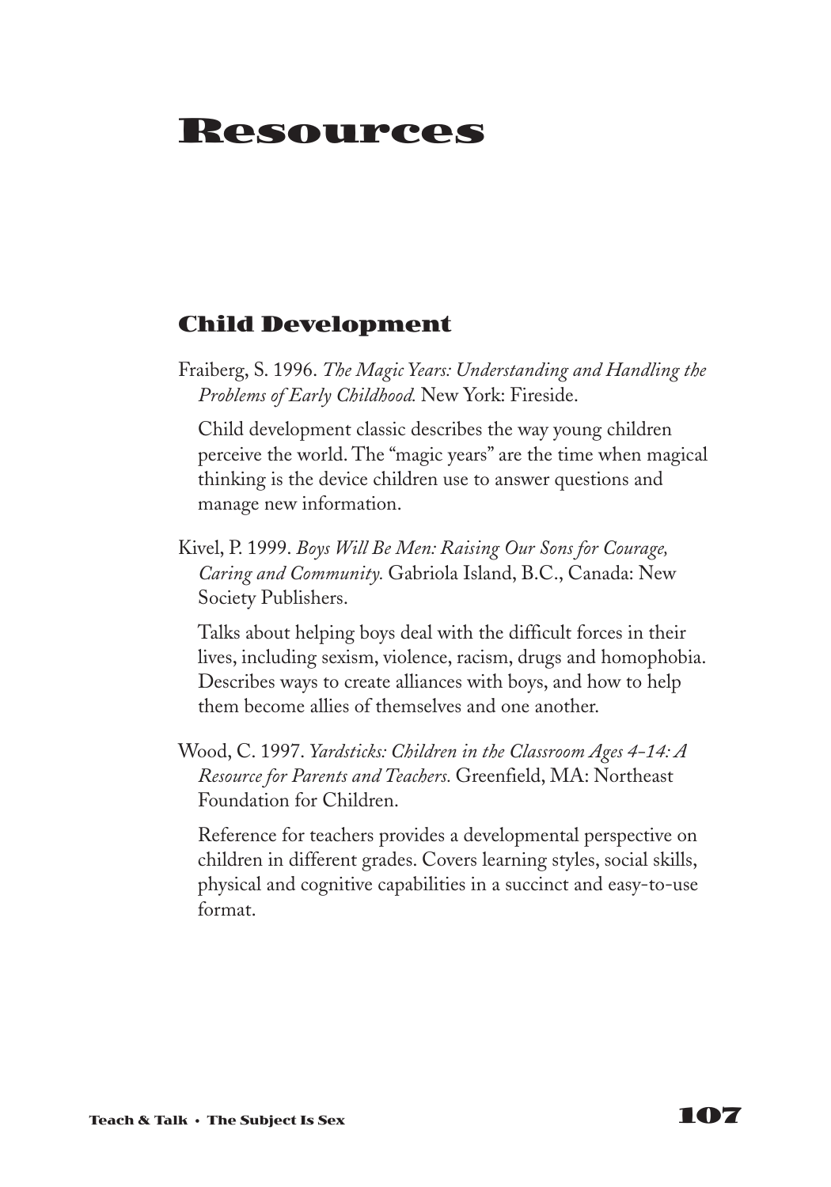# Resources

## Child Development

Fraiberg, S. 1996. *The Magic Years: Understanding and Handling the Problems of Early Childhood.* New York: Fireside.

Child development classic describes the way young children perceive the world. The "magic years" are the time when magical thinking is the device children use to answer questions and manage new information.

Kivel, P. 1999. *Boys Will Be Men: Raising Our Sons for Courage, Caring and Community.* Gabriola Island, B.C., Canada: New Society Publishers.

Talks about helping boys deal with the difficult forces in their lives, including sexism, violence, racism, drugs and homophobia. Describes ways to create alliances with boys, and how to help them become allies of themselves and one another.

Wood, C. 1997. *Yardsticks: Children in the Classroom Ages 4-14: A Resource for Parents and Teachers.* Greenfield, MA: Northeast Foundation for Children.

Reference for teachers provides a developmental perspective on children in different grades. Covers learning styles, social skills, physical and cognitive capabilities in a succinct and easy-to-use format.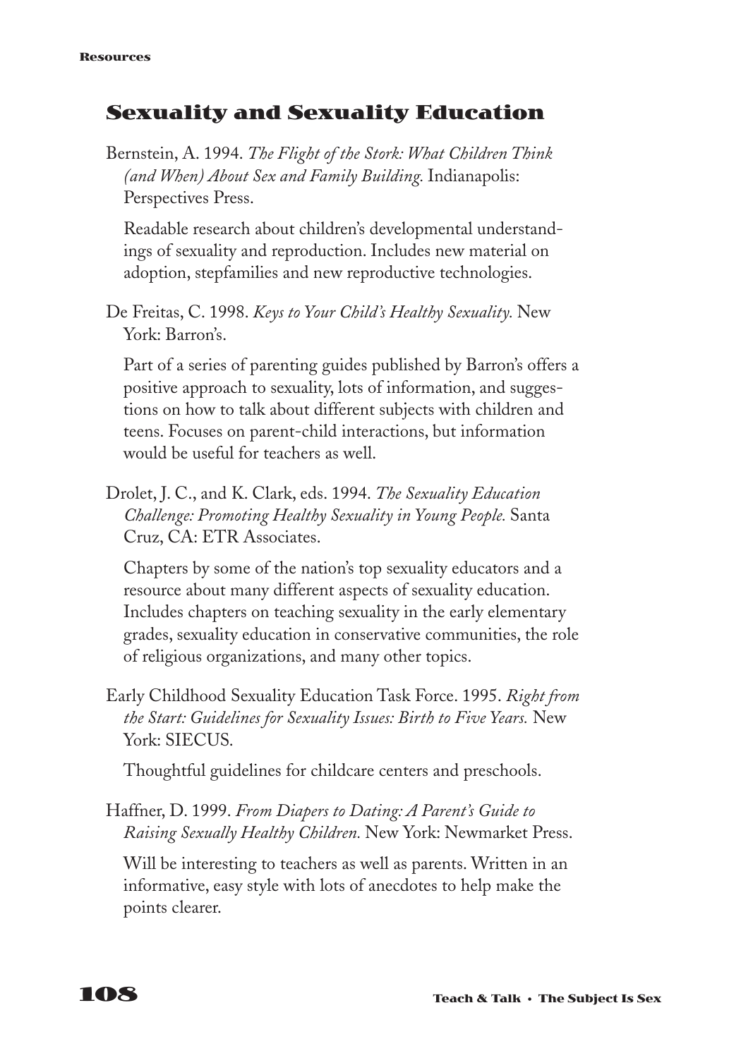## Sexuality and Sexuality Education

Bernstein, A. 1994. *The Flight of the Stork: What Children Think (and When) About Sex and Family Building.* Indianapolis: Perspectives Press.

Readable research about children's developmental understandings of sexuality and reproduction. Includes new material on adoption, stepfamilies and new reproductive technologies.

De Freitas, C. 1998. *Keys to Your Child's Healthy Sexuality.* New York: Barron's.

Part of a series of parenting guides published by Barron's offers a positive approach to sexuality, lots of information, and suggestions on how to talk about different subjects with children and teens. Focuses on parent-child interactions, but information would be useful for teachers as well.

Drolet, J. C., and K. Clark, eds. 1994. *The Sexuality Education Challenge: Promoting Healthy Sexuality in Young People.* Santa Cruz, CA: ETR Associates.

Chapters by some of the nation's top sexuality educators and a resource about many different aspects of sexuality education. Includes chapters on teaching sexuality in the early elementary grades, sexuality education in conservative communities, the role of religious organizations, and many other topics.

Early Childhood Sexuality Education Task Force. 1995. *Right from the Start: Guidelines for Sexuality Issues: Birth to Five Years.* New York: SIECUS.

Thoughtful guidelines for childcare centers and preschools.

Haffner, D. 1999. *From Diapers to Dating: A Parent's Guide to Raising Sexually Healthy Children.* New York: Newmarket Press.

Will be interesting to teachers as well as parents. Written in an informative, easy style with lots of anecdotes to help make the points clearer.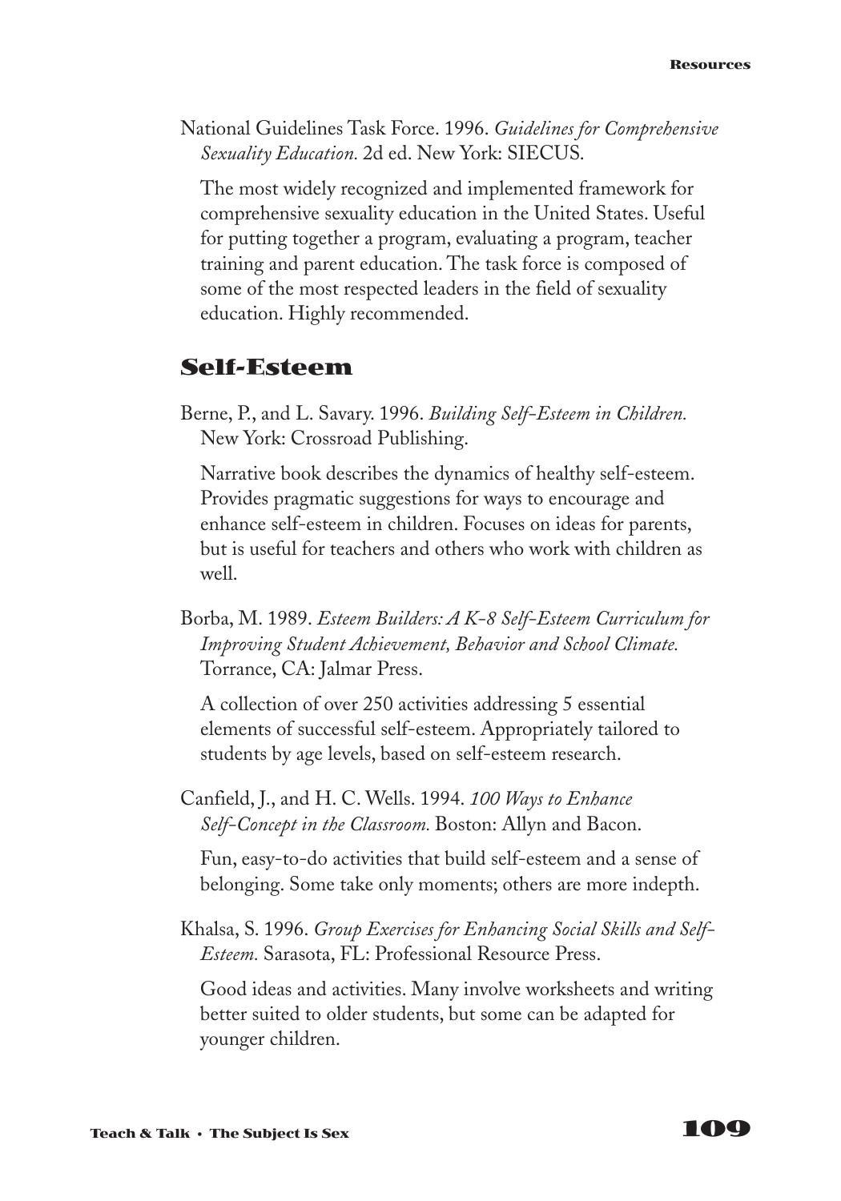National Guidelines Task Force. 1996. *Guidelines for Comprehensive Sexuality Education.* 2d ed. New York: SIECUS.

The most widely recognized and implemented framework for comprehensive sexuality education in the United States. Useful for putting together a program, evaluating a program, teacher training and parent education. The task force is composed of some of the most respected leaders in the field of sexuality education. Highly recommended.

## Self-Esteem

Berne, P., and L. Savary. 1996. *Building Self-Esteem in Children.* New York: Crossroad Publishing.

Narrative book describes the dynamics of healthy self-esteem. Provides pragmatic suggestions for ways to encourage and enhance self-esteem in children. Focuses on ideas for parents, but is useful for teachers and others who work with children as well.

Borba, M. 1989. *Esteem Builders: A K-8 Self-Esteem Curriculum for Improving Student Achievement, Behavior and School Climate.* Torrance, CA: Jalmar Press.

A collection of over 250 activities addressing 5 essential elements of successful self-esteem. Appropriately tailored to students by age levels, based on self-esteem research.

Canfield, J., and H. C. Wells. 1994. *100 Ways to Enhance Self-Concept in the Classroom.* Boston: Allyn and Bacon.

Fun, easy-to-do activities that build self-esteem and a sense of belonging. Some take only moments; others are more indepth.

Khalsa, S. 1996. *Group Exercises for Enhancing Social Skills and Self-Esteem.* Sarasota, FL: Professional Resource Press.

Good ideas and activities. Many involve worksheets and writing better suited to older students, but some can be adapted for younger children.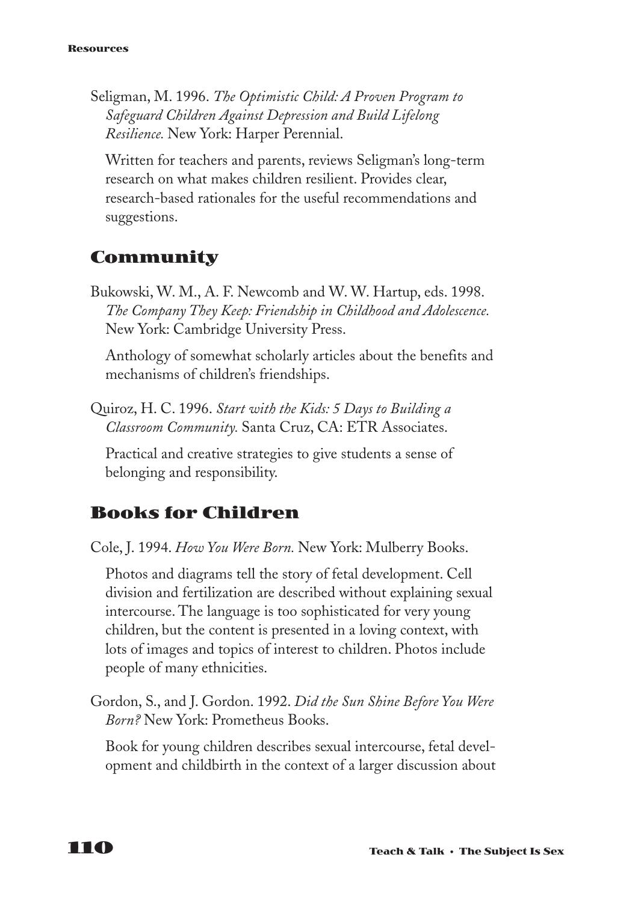Seligman, M. 1996. *The Optimistic Child: A Proven Program to Safeguard Children Against Depression and Build Lifelong Resilience.* New York: Harper Perennial.

Written for teachers and parents, reviews Seligman's long-term research on what makes children resilient. Provides clear, research-based rationales for the useful recommendations and suggestions.

## Community

Bukowski, W. M., A. F. Newcomb and W. W. Hartup, eds. 1998. *The Company They Keep: Friendship in Childhood and Adolescence.* New York: Cambridge University Press.

Anthology of somewhat scholarly articles about the benefits and mechanisms of children's friendships.

Quiroz, H. C. 1996. *Start with the Kids: 5 Days to Building a Classroom Community.* Santa Cruz, CA: ETR Associates.

Practical and creative strategies to give students a sense of belonging and responsibility.

## Books for Children

Cole, J. 1994. *How You Were Born.* New York: Mulberry Books.

Photos and diagrams tell the story of fetal development. Cell division and fertilization are described without explaining sexual intercourse. The language is too sophisticated for very young children, but the content is presented in a loving context, with lots of images and topics of interest to children. Photos include people of many ethnicities.

Gordon, S., and J. Gordon. 1992. *Did the Sun Shine Before You Were Born?* New York: Prometheus Books.

Book for young children describes sexual intercourse, fetal development and childbirth in the context of a larger discussion about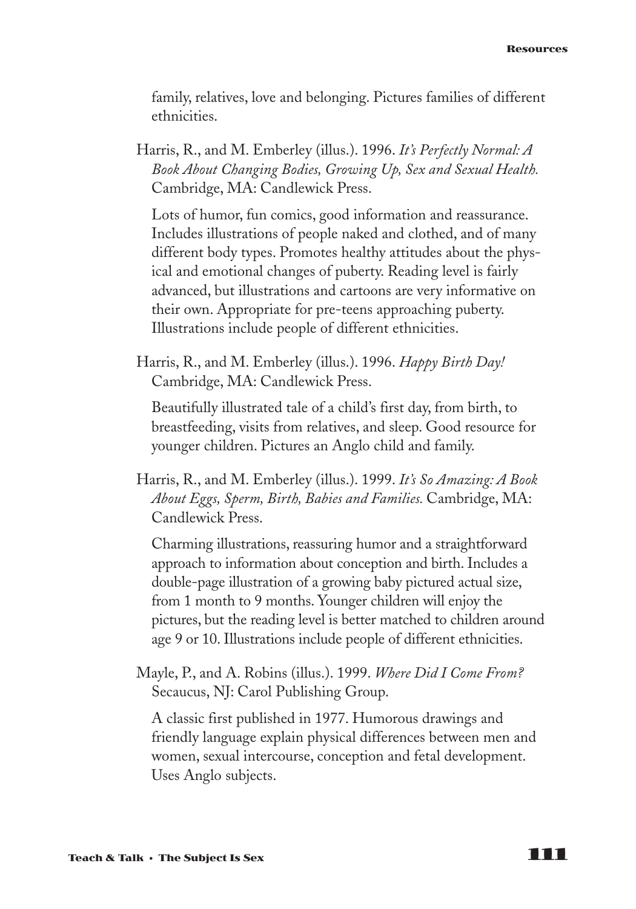family, relatives, love and belonging. Pictures families of different ethnicities.

Harris, R., and M. Emberley (illus.). 1996. *It's Perfectly Normal: A Book About Changing Bodies, Growing Up, Sex and Sexual Health.* Cambridge, MA: Candlewick Press.

Lots of humor, fun comics, good information and reassurance. Includes illustrations of people naked and clothed, and of many different body types. Promotes healthy attitudes about the physical and emotional changes of puberty. Reading level is fairly advanced, but illustrations and cartoons are very informative on their own. Appropriate for pre-teens approaching puberty. Illustrations include people of different ethnicities.

Harris, R., and M. Emberley (illus.). 1996. *Happy Birth Day!* Cambridge, MA: Candlewick Press.

Beautifully illustrated tale of a child's first day, from birth, to breastfeeding, visits from relatives, and sleep. Good resource for younger children. Pictures an Anglo child and family.

Harris, R., and M. Emberley (illus.). 1999. *It's So Amazing: A Book About Eggs, Sperm, Birth, Babies and Families.* Cambridge, MA: Candlewick Press.

Charming illustrations, reassuring humor and a straightforward approach to information about conception and birth. Includes a double-page illustration of a growing baby pictured actual size, from 1 month to 9 months. Younger children will enjoy the pictures, but the reading level is better matched to children around age 9 or 10. Illustrations include people of different ethnicities.

Mayle, P., and A. Robins (illus.). 1999. *Where Did I Come From?* Secaucus, NJ: Carol Publishing Group.

A classic first published in 1977. Humorous drawings and friendly language explain physical differences between men and women, sexual intercourse, conception and fetal development. Uses Anglo subjects.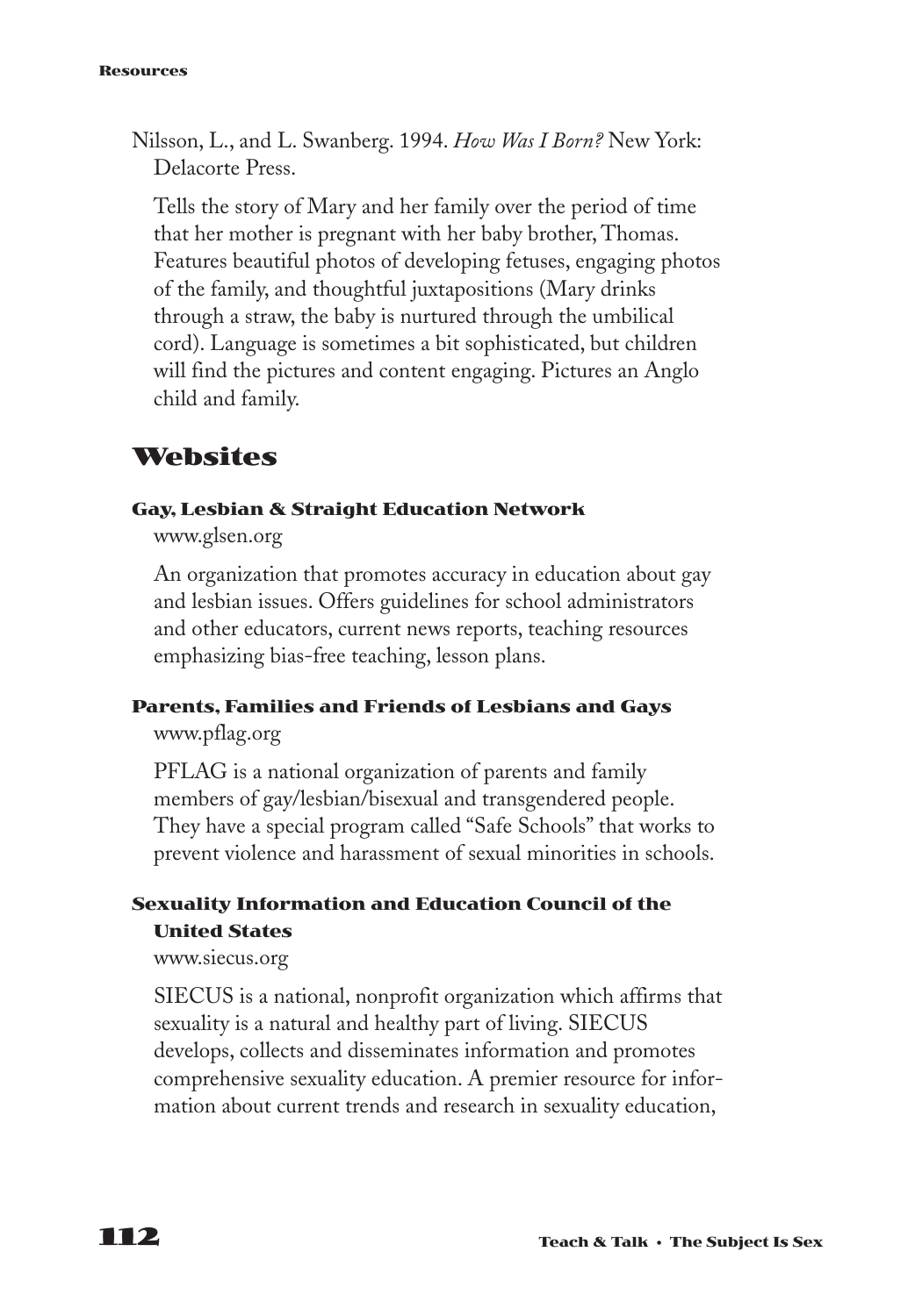Nilsson, L., and L. Swanberg. 1994. *How Was I Born?* New York: Delacorte Press.

Tells the story of Mary and her family over the period of time that her mother is pregnant with her baby brother, Thomas. Features beautiful photos of developing fetuses, engaging photos of the family, and thoughtful juxtapositions (Mary drinks through a straw, the baby is nurtured through the umbilical cord). Language is sometimes a bit sophisticated, but children will find the pictures and content engaging. Pictures an Anglo child and family.

## Websites

#### Gay, Lesbian & Straight Education Network

www.glsen.org

An organization that promotes accuracy in education about gay and lesbian issues. Offers guidelines for school administrators and other educators, current news reports, teaching resources emphasizing bias-free teaching, lesson plans.

#### Parents, Families and Friends of Lesbians and Gays

www.pflag.org

PFLAG is a national organization of parents and family members of gay/lesbian/bisexual and transgendered people. They have a special program called "Safe Schools" that works to prevent violence and harassment of sexual minorities in schools.

#### Sexuality Information and Education Council of the United States

www.siecus.org

SIECUS is a national, nonprofit organization which affirms that sexuality is a natural and healthy part of living. SIECUS develops, collects and disseminates information and promotes comprehensive sexuality education. A premier resource for information about current trends and research in sexuality education,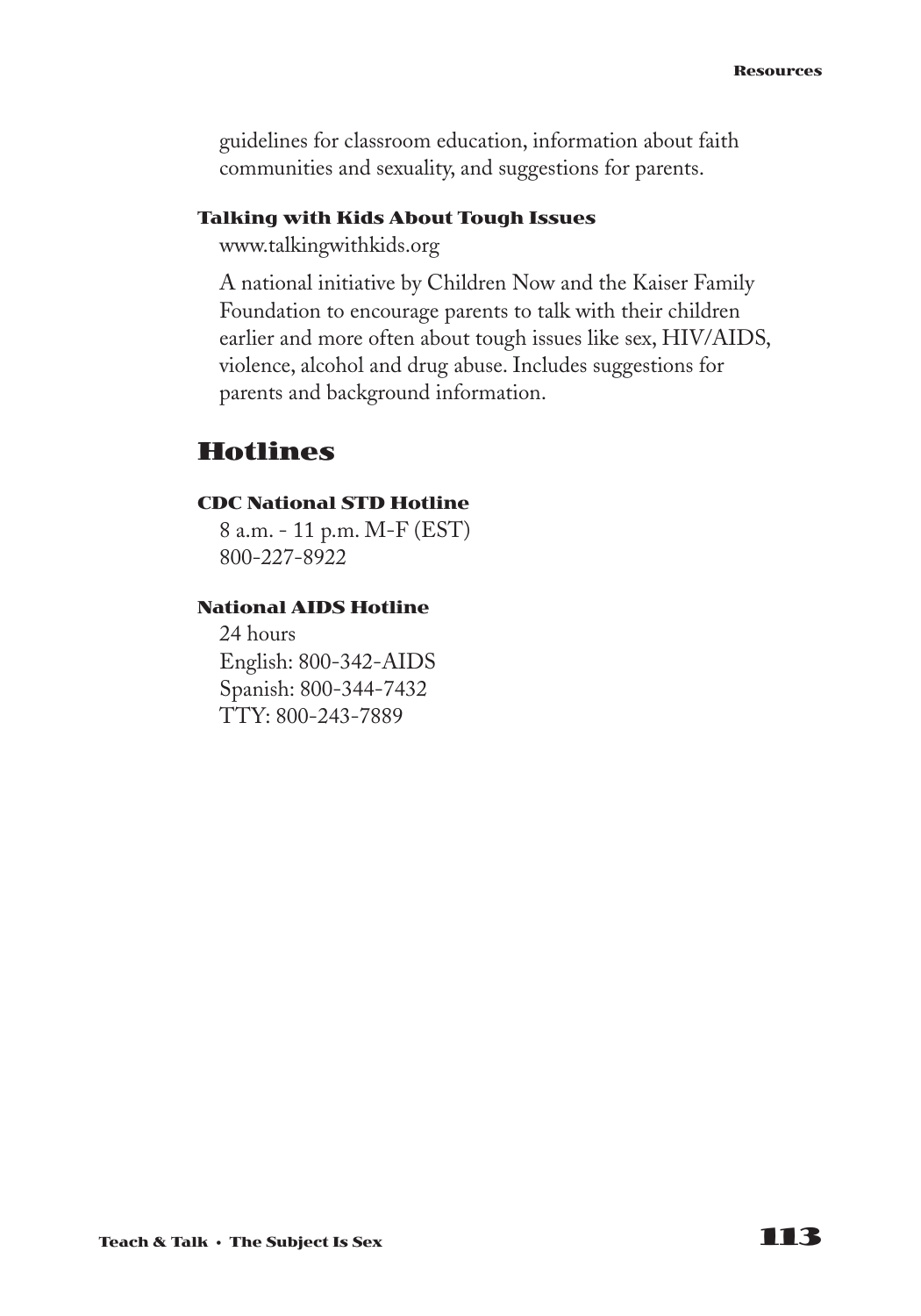guidelines for classroom education, information about faith communities and sexuality, and suggestions for parents.

### Talking with Kids About Tough Issues

www.talkingwithkids.org

A national initiative by Children Now and the Kaiser Family Foundation to encourage parents to talk with their children earlier and more often about tough issues like sex, HIV/AIDS, violence, alcohol and drug abuse. Includes suggestions for parents and background information.

## Hotlines

### CDC National STD Hotline

8 a.m. - 11 p.m. M-F (EST)
800-227-8922

### National AIDS Hotline

24 hours
English: 800-342-AIDS
Spanish: 800-344-7432
TTY: 800-243-7889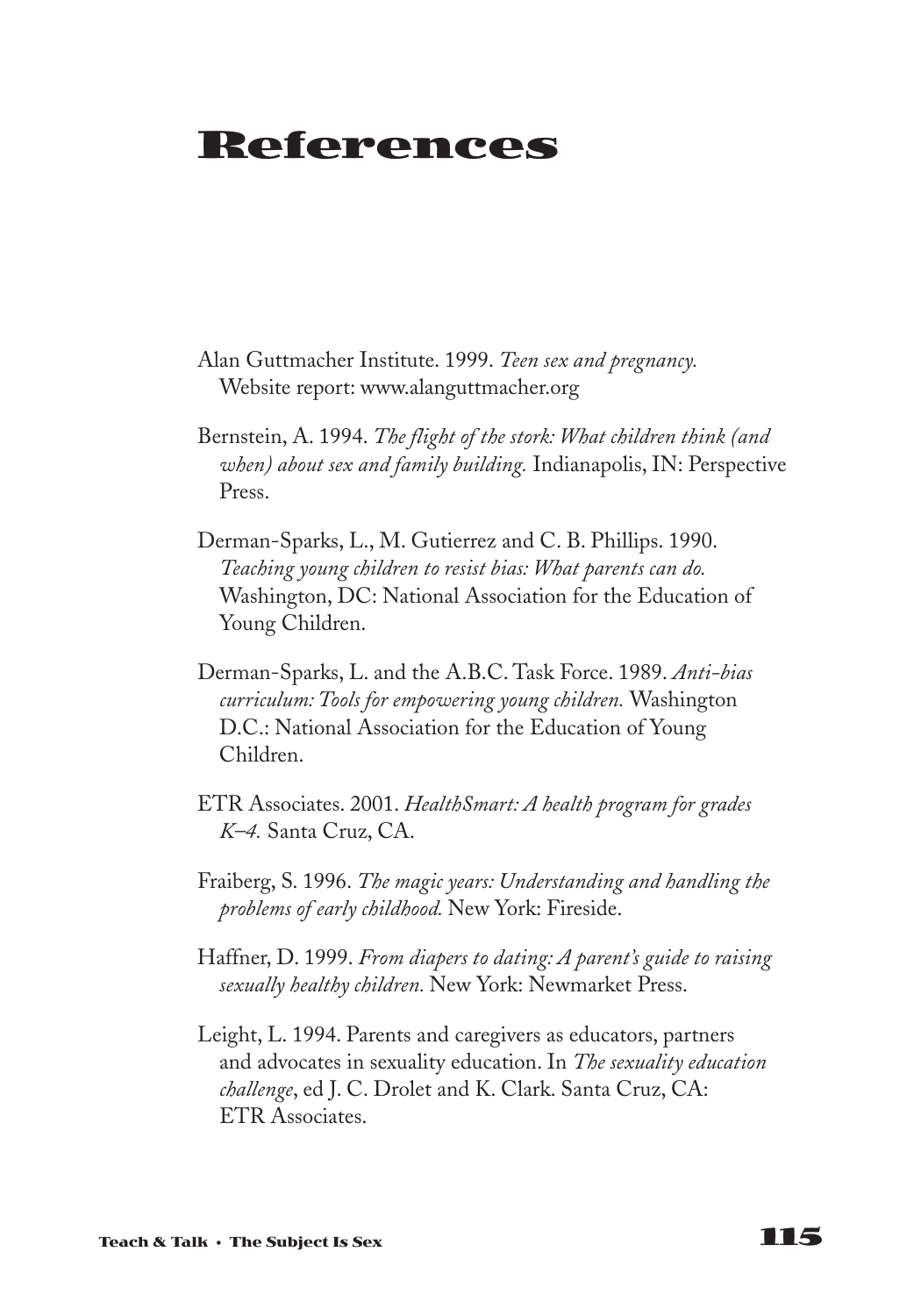# References

Alan Guttmacher Institute. 1999. *Teen sex and pregnancy.* Website report: www.alanguttmacher.org

Bernstein, A. 1994. *The flight of the stork: What children think (and when) about sex and family building.* Indianapolis, IN: Perspective Press.

Derman-Sparks, L., M. Gutierrez and C. B. Phillips. 1990. *Teaching young children to resist bias: What parents can do.* Washington, DC: National Association for the Education of Young Children.

Derman-Sparks, L. and the A.B.C. Task Force. 1989. *Anti-bias curriculum: Tools for empowering young children.* Washington D.C.: National Association for the Education of Young Children.

ETR Associates. 2001. *HealthSmart: A health program for grades K–4.* Santa Cruz, CA.

Fraiberg, S. 1996. *The magic years: Understanding and handling the problems of early childhood.* New York: Fireside.

Haffner, D. 1999. *From diapers to dating: A parent's guide to raising sexually healthy children.* New York: Newmarket Press.

Leight, L. 1994. Parents and caregivers as educators, partners and advocates in sexuality education. In *The sexuality education challenge*, ed J. C. Drolet and K. Clark. Santa Cruz, CA: ETR Associates.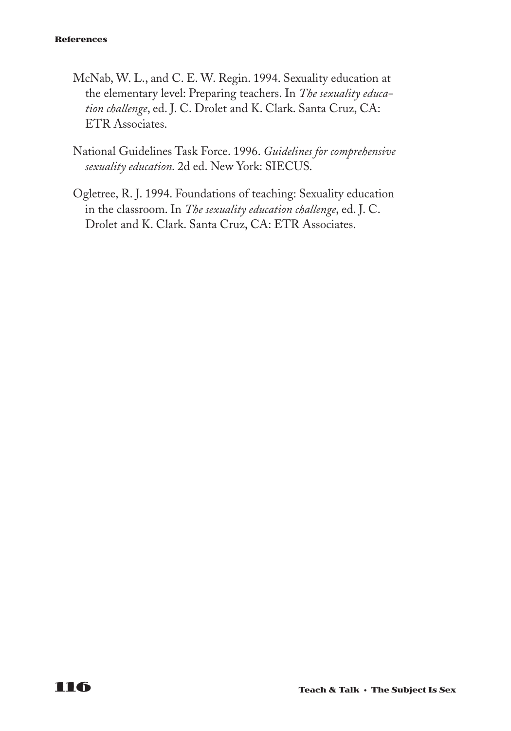McNab, W. L., and C. E. W. Regin. 1994. Sexuality education at the elementary level: Preparing teachers. In *The sexuality education challenge*, ed. J. C. Drolet and K. Clark. Santa Cruz, CA: ETR Associates.

National Guidelines Task Force. 1996. *Guidelines for comprehensive sexuality education.* 2d ed. New York: SIECUS.

Ogletree, R. J. 1994. Foundations of teaching: Sexuality education in the classroom. In *The sexuality education challenge*, ed. J. C. Drolet and K. Clark. Santa Cruz, CA: ETR Associates.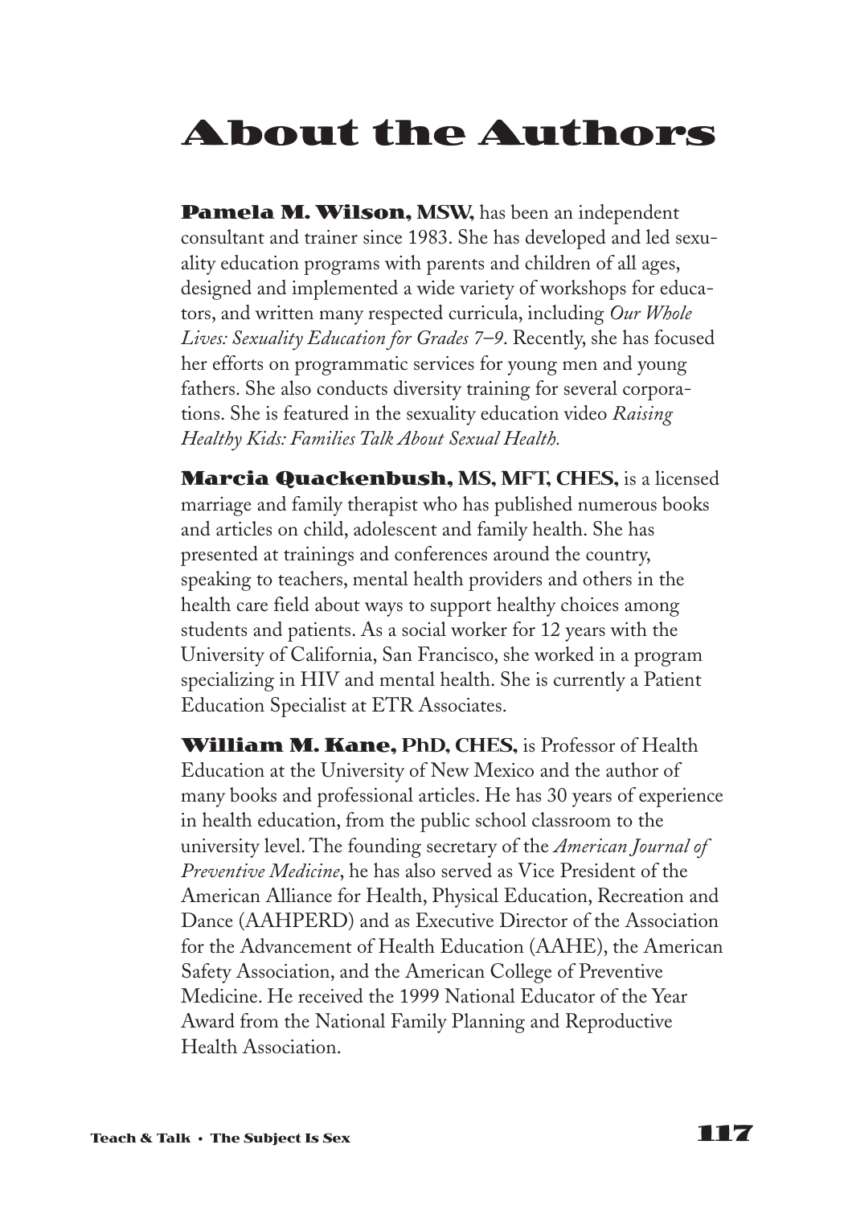# About the Authors

**Pamela M. Wilson, MSW,** has been an independent consultant and trainer since 1983. She has developed and led sexuality education programs with parents and children of all ages, designed and implemented a wide variety of workshops for educators, and written many respected curricula, including *Our Whole Lives: Sexuality Education for Grades 7–9*. Recently, she has focused her efforts on programmatic services for young men and young fathers. She also conducts diversity training for several corporations. She is featured in the sexuality education video *Raising Healthy Kids: Families Talk About Sexual Health.*

**Marcia Quackenbush, MS, MFT, CHES,** is a licensed marriage and family therapist who has published numerous books and articles on child, adolescent and family health. She has presented at trainings and conferences around the country, speaking to teachers, mental health providers and others in the health care field about ways to support healthy choices among students and patients. As a social worker for 12 years with the University of California, San Francisco, she worked in a program specializing in HIV and mental health. She is currently a Patient Education Specialist at ETR Associates.

**William M. Kane, PhD, CHES,** is Professor of Health Education at the University of New Mexico and the author of many books and professional articles. He has 30 years of experience in health education, from the public school classroom to the university level. The founding secretary of the *American Journal of Preventive Medicine*, he has also served as Vice President of the American Alliance for Health, Physical Education, Recreation and Dance (AAHPERD) and as Executive Director of the Association for the Advancement of Health Education (AAHE), the American Safety Association, and the American College of Preventive Medicine. He received the 1999 National Educator of the Year Award from the National Family Planning and Reproductive Health Association.